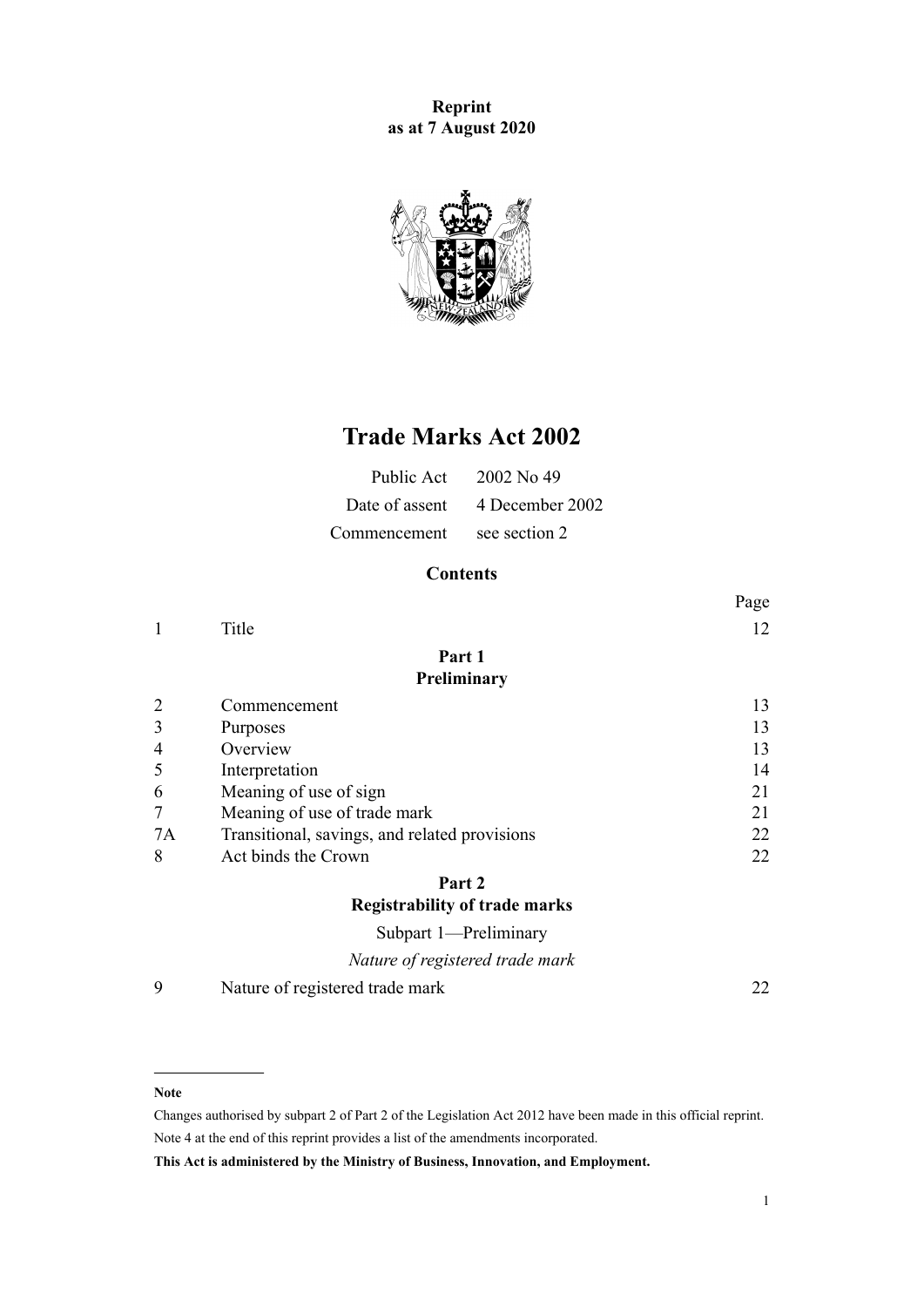**Reprint**
**as at 7 August 2020**

# Trade Marks Act 2002

| | |
|---|---|
| Public Act | 2002 No 49 |
| Date of assent | 4 December 2002 |
| Commencement | see section 2 |

## Contents

| | | Page |
|---|---|---|
| 1 | Title | 12 |
| | **Part 1** **Preliminary** | |
| 2 | Commencement | 13 |
| 3 | Purposes | 13 |
| 4 | Overview | 13 |
| 5 | Interpretation | 14 |
| 6 | Meaning of use of sign | 21 |
| 7 | Meaning of use of trade mark | 21 |
| 7A | Transitional, savings, and related provisions | 22 |
| 8 | Act binds the Crown | 22 |
| | **Part 2** **Registrability of trade marks** | |
| | Subpart 1—Preliminary | |
| | *Nature of registered trade mark* | |
| 9 | Nature of registered trade mark | 22 |

**Note**

Changes authorised by subpart 2 of Part 2 of the Legislation Act 2012 have been made in this official reprint.

Note 4 at the end of this reprint provides a list of the amendments incorporated.

**This Act is administered by the Ministry of Business, Innovation, and Employment.**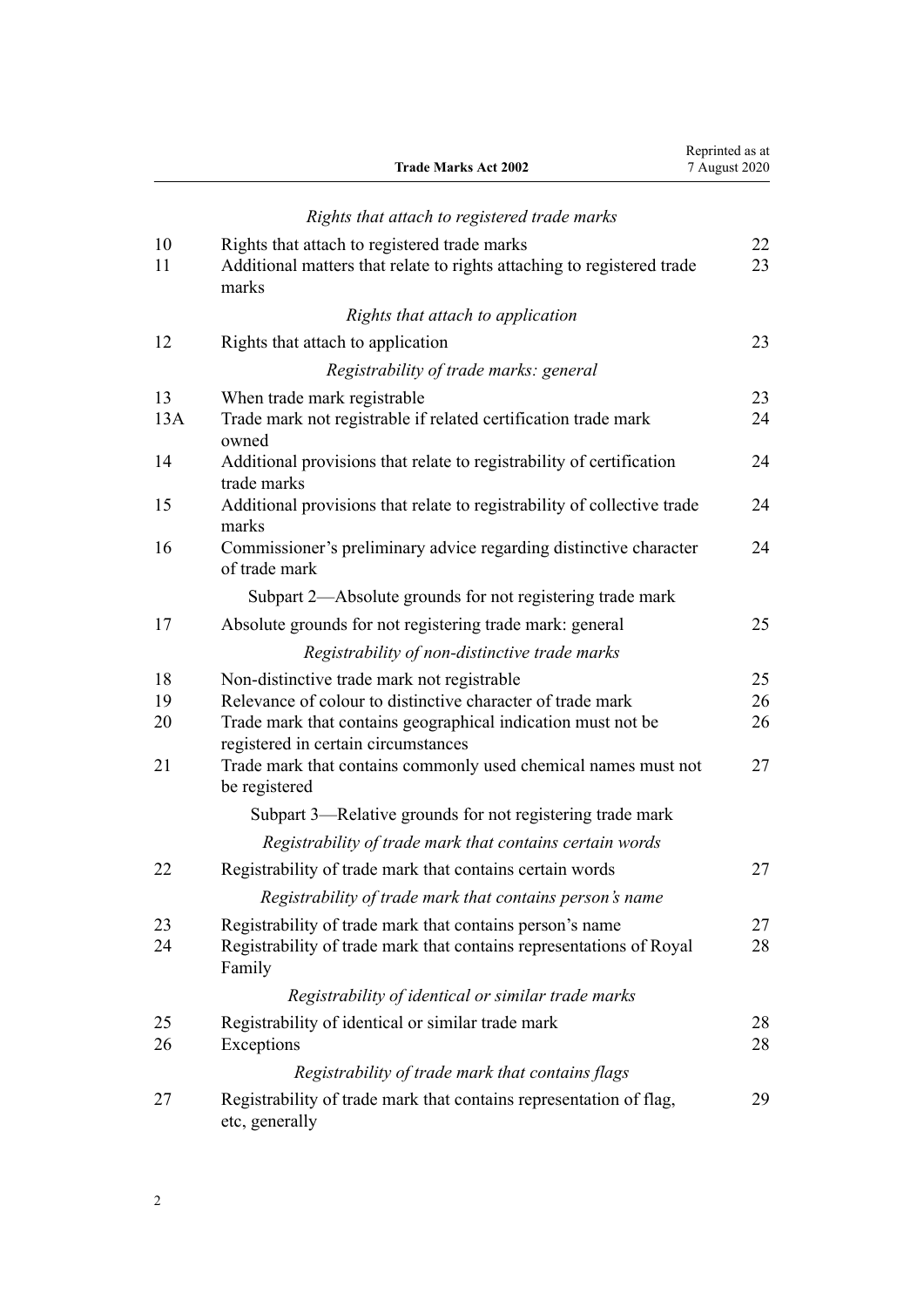*Rights that attach to registered trade marks*

| | | |
|---|---|---|
| 10 | Rights that attach to registered trade marks | 22 |
| 11 | Additional matters that relate to rights attaching to registered trade marks | 23 |

*Rights that attach to application*

| | | |
|---|---|---|
| 12 | Rights that attach to application | 23 |

*Registrability of trade marks: general*

| | | |
|---|---|---|
| 13 | When trade mark registrable | 23 |
| 13A | Trade mark not registrable if related certification trade mark owned | 24 |
| 14 | Additional provisions that relate to registrability of certification trade marks | 24 |
| 15 | Additional provisions that relate to registrability of collective trade marks | 24 |
| 16 | Commissioner's preliminary advice regarding distinctive character of trade mark | 24 |

Subpart 2—Absolute grounds for not registering trade mark

| | | |
|---|---|---|
| 17 | Absolute grounds for not registering trade mark: general | 25 |

*Registrability of non-distinctive trade marks*

| | | |
|---|---|---|
| 18 | Non-distinctive trade mark not registrable | 25 |
| 19 | Relevance of colour to distinctive character of trade mark | 26 |
| 20 | Trade mark that contains geographical indication must not be registered in certain circumstances | 26 |
| 21 | Trade mark that contains commonly used chemical names must not be registered | 27 |

Subpart 3—Relative grounds for not registering trade mark

*Registrability of trade mark that contains certain words*

| | | |
|---|---|---|
| 22 | Registrability of trade mark that contains certain words | 27 |

*Registrability of trade mark that contains person's name*

| | | |
|---|---|---|
| 23 | Registrability of trade mark that contains person's name | 27 |
| 24 | Registrability of trade mark that contains representations of Royal Family | 28 |

*Registrability of identical or similar trade marks*

| | | |
|---|---|---|
| 25 | Registrability of identical or similar trade mark | 28 |
| 26 | Exceptions | 28 |

*Registrability of trade mark that contains flags*

| | | |
|---|---|---|
| 27 | Registrability of trade mark that contains representation of flag, etc, generally | 29 |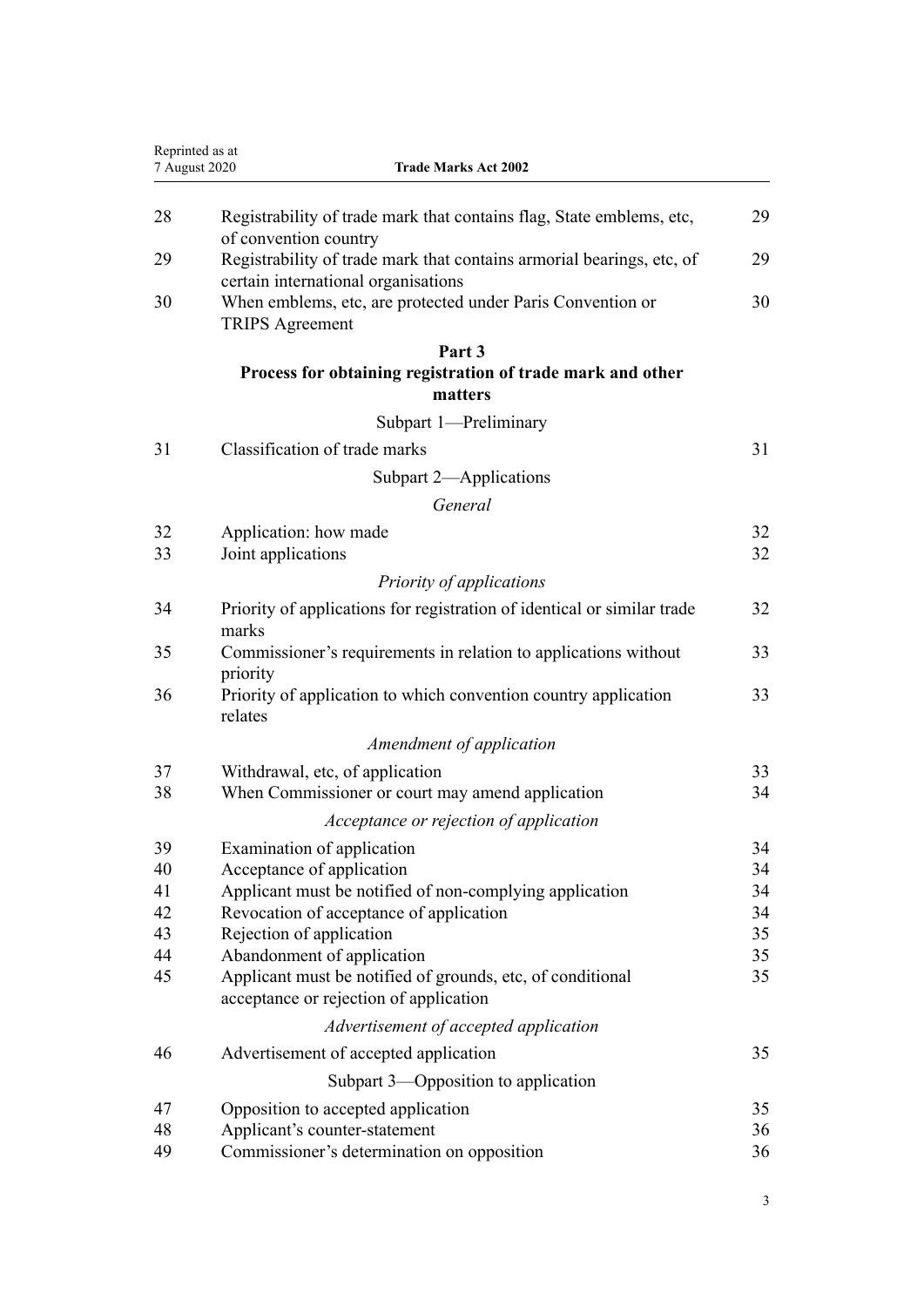| | | |
|---|---|---|
| 28 | Registrability of trade mark that contains flag, State emblems, etc, of convention country | 29 |
| 29 | Registrability of trade mark that contains armorial bearings, etc, of certain international organisations | 29 |
| 30 | When emblems, etc, are protected under Paris Convention or TRIPS Agreement | 30 |

## Part 3
## Process for obtaining registration of trade mark and other matters

### Subpart 1—Preliminary

| | | |
|---|---|---|
| 31 | Classification of trade marks | 31 |

### Subpart 2—Applications

*General*

| | | |
|---|---|---|
| 32 | Application: how made | 32 |
| 33 | Joint applications | 32 |

*Priority of applications*

| | | |
|---|---|---|
| 34 | Priority of applications for registration of identical or similar trade marks | 32 |
| 35 | Commissioner's requirements in relation to applications without priority | 33 |
| 36 | Priority of application to which convention country application relates | 33 |

*Amendment of application*

| | | |
|---|---|---|
| 37 | Withdrawal, etc, of application | 33 |
| 38 | When Commissioner or court may amend application | 34 |

*Acceptance or rejection of application*

| | | |
|---|---|---|
| 39 | Examination of application | 34 |
| 40 | Acceptance of application | 34 |
| 41 | Applicant must be notified of non-complying application | 34 |
| 42 | Revocation of acceptance of application | 34 |
| 43 | Rejection of application | 35 |
| 44 | Abandonment of application | 35 |
| 45 | Applicant must be notified of grounds, etc, of conditional acceptance or rejection of application | 35 |

*Advertisement of accepted application*

| | | |
|---|---|---|
| 46 | Advertisement of accepted application | 35 |

### Subpart 3—Opposition to application

| | | |
|---|---|---|
| 47 | Opposition to accepted application | 35 |
| 48 | Applicant's counter-statement | 36 |
| 49 | Commissioner's determination on opposition | 36 |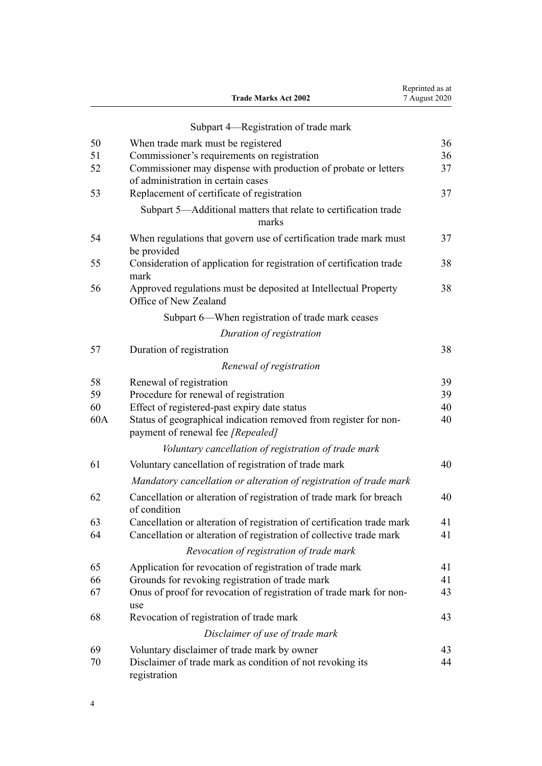Subpart 4—Registration of trade mark

| | | |
|---|---|---|
| 50 | When trade mark must be registered | 36 |
| 51 | Commissioner's requirements on registration | 36 |
| 52 | Commissioner may dispense with production of probate or letters of administration in certain cases | 37 |
| 53 | Replacement of certificate of registration | 37 |

Subpart 5—Additional matters that relate to certification trade marks

| | | |
|---|---|---|
| 54 | When regulations that govern use of certification trade mark must be provided | 37 |
| 55 | Consideration of application for registration of certification trade mark | 38 |
| 56 | Approved regulations must be deposited at Intellectual Property Office of New Zealand | 38 |

Subpart 6—When registration of trade mark ceases

*Duration of registration*

| | | |
|---|---|---|
| 57 | Duration of registration | 38 |

*Renewal of registration*

| | | |
|---|---|---|
| 58 | Renewal of registration | 39 |
| 59 | Procedure for renewal of registration | 39 |
| 60 | Effect of registered-past expiry date status | 40 |
| 60A | Status of geographical indication removed from register for non-payment of renewal fee *[Repealed]* | 40 |

*Voluntary cancellation of registration of trade mark*

| | | |
|---|---|---|
| 61 | Voluntary cancellation of registration of trade mark | 40 |

*Mandatory cancellation or alteration of registration of trade mark*

| | | |
|---|---|---|
| 62 | Cancellation or alteration of registration of trade mark for breach of condition | 40 |
| 63 | Cancellation or alteration of registration of certification trade mark | 41 |
| 64 | Cancellation or alteration of registration of collective trade mark | 41 |

*Revocation of registration of trade mark*

| | | |
|---|---|---|
| 65 | Application for revocation of registration of trade mark | 41 |
| 66 | Grounds for revoking registration of trade mark | 41 |
| 67 | Onus of proof for revocation of registration of trade mark for non-use | 43 |
| 68 | Revocation of registration of trade mark | 43 |

*Disclaimer of use of trade mark*

| | | |
|---|---|---|
| 69 | Voluntary disclaimer of trade mark by owner | 43 |
| 70 | Disclaimer of trade mark as condition of not revoking its registration | 44 |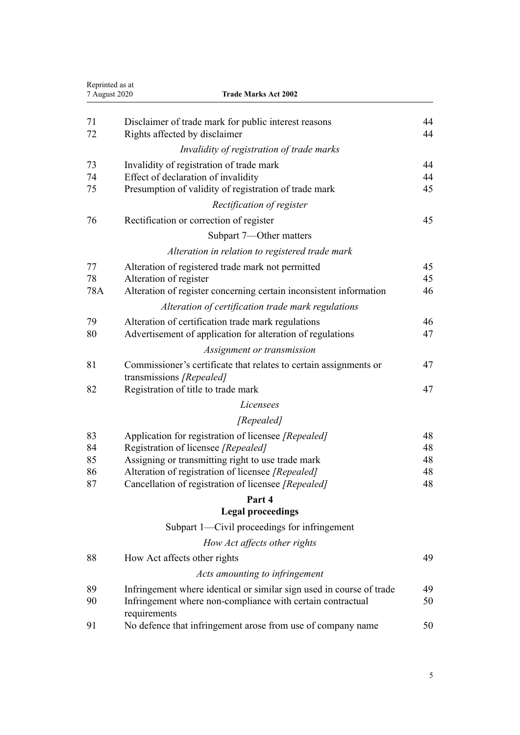| | | |
|---|---|---|
| 71 | Disclaimer of trade mark for public interest reasons | 44 |
| 72 | Rights affected by disclaimer | 44 |
| | *Invalidity of registration of trade marks* | |
| 73 | Invalidity of registration of trade mark | 44 |
| 74 | Effect of declaration of invalidity | 44 |
| 75 | Presumption of validity of registration of trade mark | 45 |
| | *Rectification of register* | |
| 76 | Rectification or correction of register | 45 |
| | Subpart 7—Other matters | |
| | *Alteration in relation to registered trade mark* | |
| 77 | Alteration of registered trade mark not permitted | 45 |
| 78 | Alteration of register | 45 |
| 78A | Alteration of register concerning certain inconsistent information | 46 |
| | *Alteration of certification trade mark regulations* | |
| 79 | Alteration of certification trade mark regulations | 46 |
| 80 | Advertisement of application for alteration of regulations | 47 |
| | *Assignment or transmission* | |
| 81 | Commissioner's certificate that relates to certain assignments or transmissions *[Repealed]* | 47 |
| 82 | Registration of title to trade mark | 47 |
| | *Licensees* | |
| | *[Repealed]* | |
| 83 | Application for registration of licensee *[Repealed]* | 48 |
| 84 | Registration of licensee *[Repealed]* | 48 |
| 85 | Assigning or transmitting right to use trade mark | 48 |
| 86 | Alteration of registration of licensee *[Repealed]* | 48 |
| 87 | Cancellation of registration of licensee *[Repealed]* | 48 |
| | **Part 4** **Legal proceedings** | |
| | Subpart 1—Civil proceedings for infringement | |
| | *How Act affects other rights* | |
| 88 | How Act affects other rights | 49 |
| | *Acts amounting to infringement* | |
| 89 | Infringement where identical or similar sign used in course of trade | 49 |
| 90 | Infringement where non-compliance with certain contractual requirements | 50 |
| 91 | No defence that infringement arose from use of company name | 50 |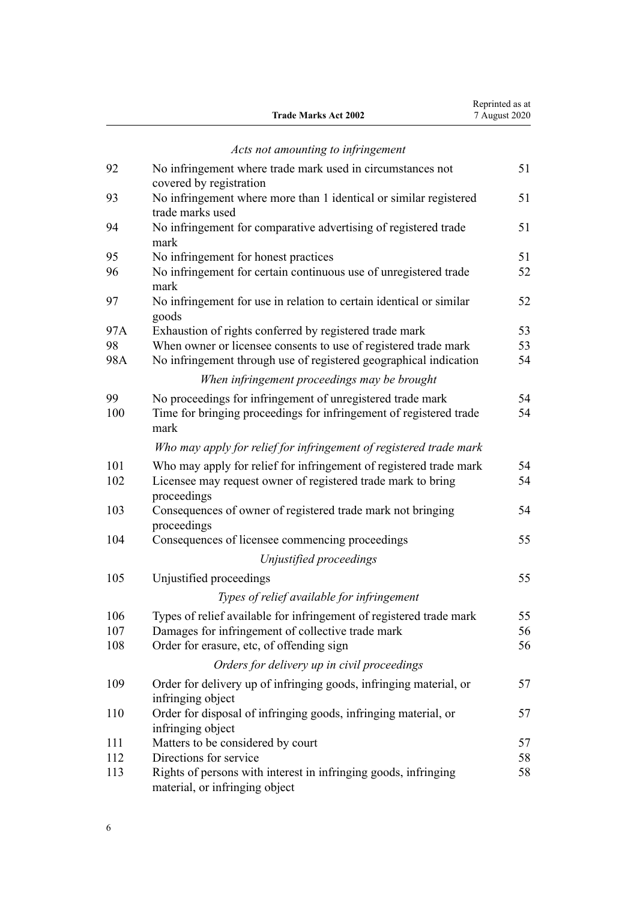*Acts not amounting to infringement*

| | | |
|---|---|---|
| 92 | No infringement where trade mark used in circumstances not covered by registration | 51 |
| 93 | No infringement where more than 1 identical or similar registered trade marks used | 51 |
| 94 | No infringement for comparative advertising of registered trade mark | 51 |
| 95 | No infringement for honest practices | 51 |
| 96 | No infringement for certain continuous use of unregistered trade mark | 52 |
| 97 | No infringement for use in relation to certain identical or similar goods | 52 |
| 97A | Exhaustion of rights conferred by registered trade mark | 53 |
| 98 | When owner or licensee consents to use of registered trade mark | 53 |
| 98A | No infringement through use of registered geographical indication | 54 |

*When infringement proceedings may be brought*

| | | |
|---|---|---|
| 99 | No proceedings for infringement of unregistered trade mark | 54 |
| 100 | Time for bringing proceedings for infringement of registered trade mark | 54 |

*Who may apply for relief for infringement of registered trade mark*

| | | |
|---|---|---|
| 101 | Who may apply for relief for infringement of registered trade mark | 54 |
| 102 | Licensee may request owner of registered trade mark to bring proceedings | 54 |
| 103 | Consequences of owner of registered trade mark not bringing proceedings | 54 |
| 104 | Consequences of licensee commencing proceedings | 55 |

*Unjustified proceedings*

| | | |
|---|---|---|
| 105 | Unjustified proceedings | 55 |

*Types of relief available for infringement*

| | | |
|---|---|---|
| 106 | Types of relief available for infringement of registered trade mark | 55 |
| 107 | Damages for infringement of collective trade mark | 56 |
| 108 | Order for erasure, etc, of offending sign | 56 |

*Orders for delivery up in civil proceedings*

| | | |
|---|---|---|
| 109 | Order for delivery up of infringing goods, infringing material, or infringing object | 57 |
| 110 | Order for disposal of infringing goods, infringing material, or infringing object | 57 |
| 111 | Matters to be considered by court | 57 |
| 112 | Directions for service | 58 |
| 113 | Rights of persons with interest in infringing goods, infringing material, or infringing object | 58 |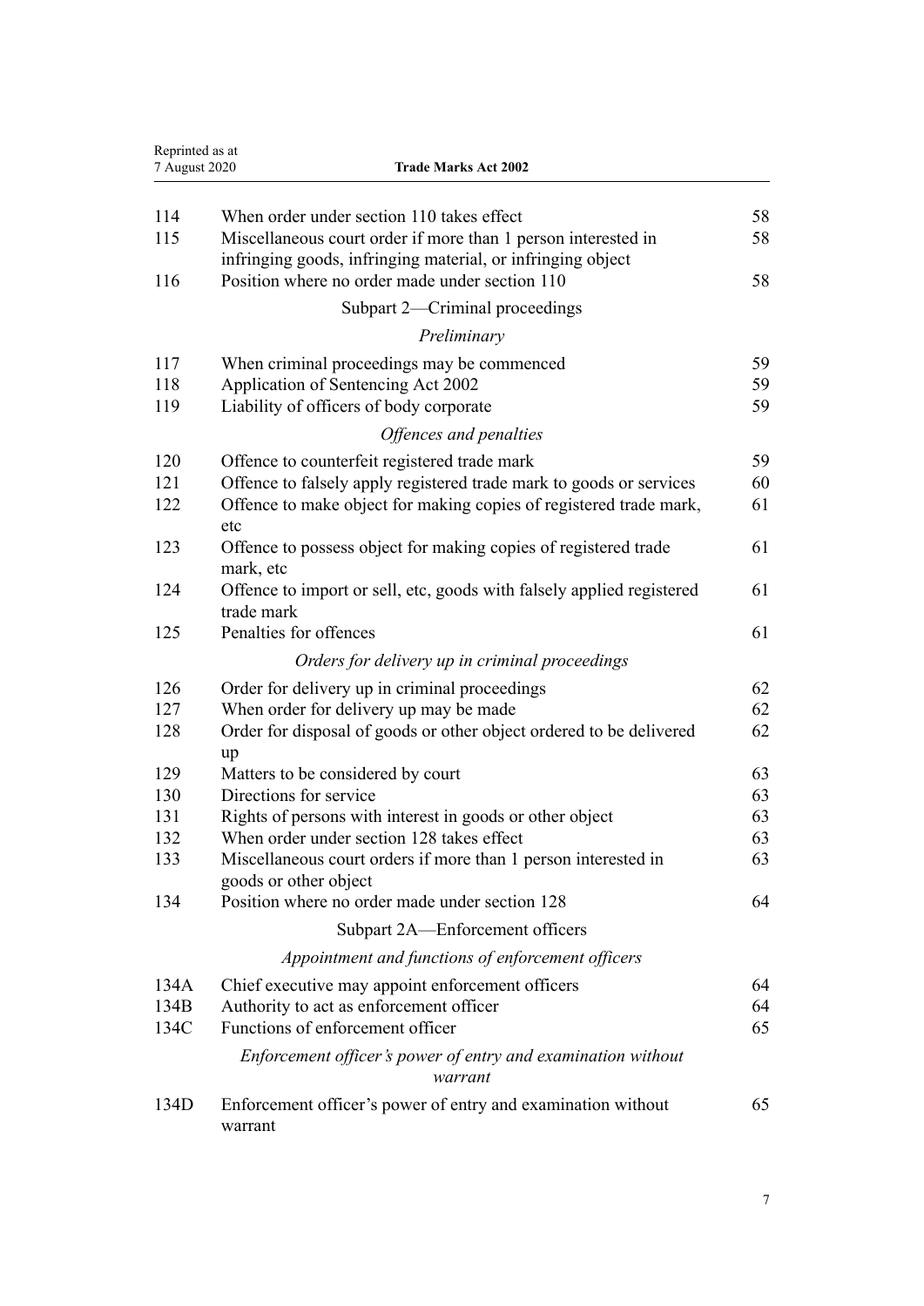| | | |
|---|---|---|
| 114 | When order under section 110 takes effect | 58 |
| 115 | Miscellaneous court order if more than 1 person interested in infringing goods, infringing material, or infringing object | 58 |
| 116 | Position where no order made under section 110 | 58 |
| | Subpart 2—Criminal proceedings | |
| | *Preliminary* | |
| 117 | When criminal proceedings may be commenced | 59 |
| 118 | Application of Sentencing Act 2002 | 59 |
| 119 | Liability of officers of body corporate | 59 |
| | *Offences and penalties* | |
| 120 | Offence to counterfeit registered trade mark | 59 |
| 121 | Offence to falsely apply registered trade mark to goods or services | 60 |
| 122 | Offence to make object for making copies of registered trade mark, etc | 61 |
| 123 | Offence to possess object for making copies of registered trade mark, etc | 61 |
| 124 | Offence to import or sell, etc, goods with falsely applied registered trade mark | 61 |
| 125 | Penalties for offences | 61 |
| | *Orders for delivery up in criminal proceedings* | |
| 126 | Order for delivery up in criminal proceedings | 62 |
| 127 | When order for delivery up may be made | 62 |
| 128 | Order for disposal of goods or other object ordered to be delivered up | 62 |
| 129 | Matters to be considered by court | 63 |
| 130 | Directions for service | 63 |
| 131 | Rights of persons with interest in goods or other object | 63 |
| 132 | When order under section 128 takes effect | 63 |
| 133 | Miscellaneous court orders if more than 1 person interested in goods or other object | 63 |
| 134 | Position where no order made under section 128 | 64 |
| | Subpart 2A—Enforcement officers | |
| | *Appointment and functions of enforcement officers* | |
| 134A | Chief executive may appoint enforcement officers | 64 |
| 134B | Authority to act as enforcement officer | 64 |
| 134C | Functions of enforcement officer | 65 |
| | *Enforcement officer's power of entry and examination without warrant* | |
| 134D | Enforcement officer's power of entry and examination without warrant | 65 |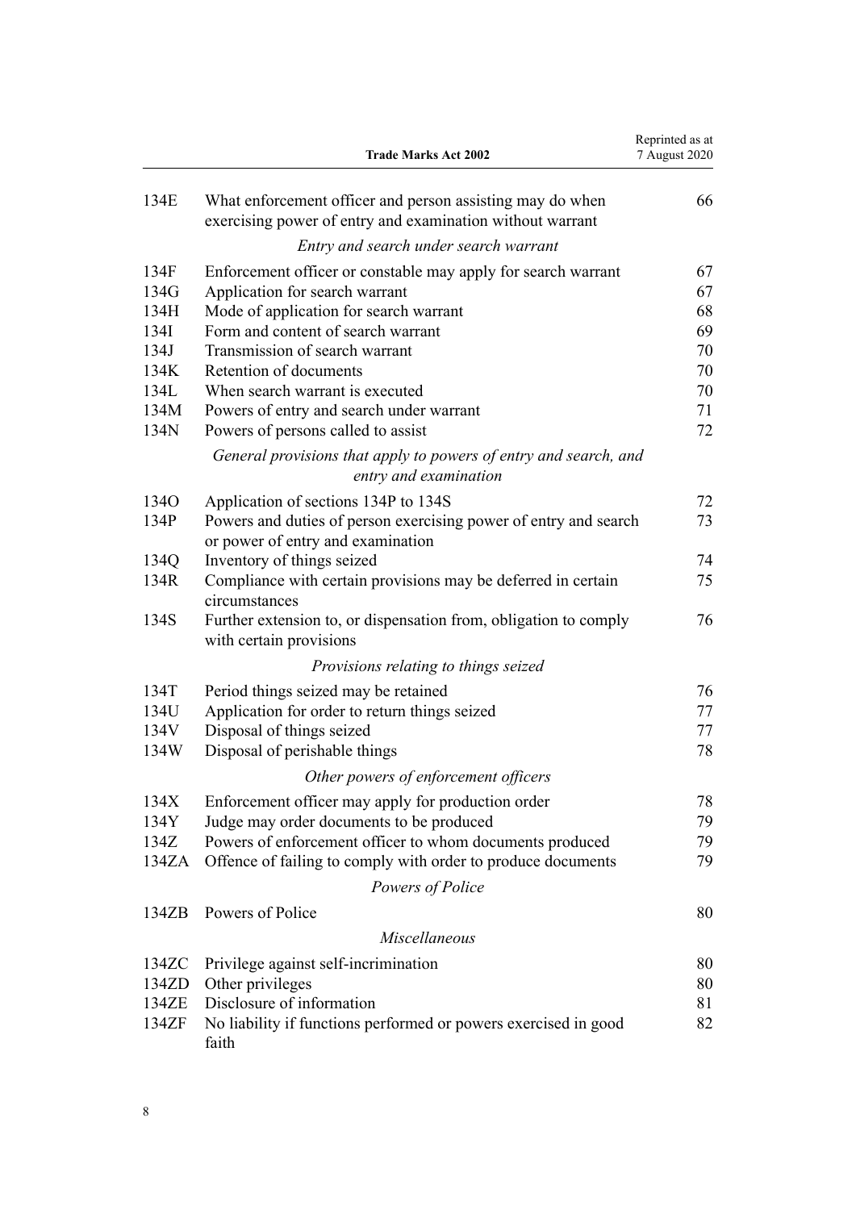| | | |
|---|---|---|
| 134E | What enforcement officer and person assisting may do when exercising power of entry and examination without warrant | 66 |
| | *Entry and search under search warrant* | |
| 134F | Enforcement officer or constable may apply for search warrant | 67 |
| 134G | Application for search warrant | 67 |
| 134H | Mode of application for search warrant | 68 |
| 134I | Form and content of search warrant | 69 |
| 134J | Transmission of search warrant | 70 |
| 134K | Retention of documents | 70 |
| 134L | When search warrant is executed | 70 |
| 134M | Powers of entry and search under warrant | 71 |
| 134N | Powers of persons called to assist | 72 |
| | *General provisions that apply to powers of entry and search, and entry and examination* | |
| 134O | Application of sections 134P to 134S | 72 |
| 134P | Powers and duties of person exercising power of entry and search or power of entry and examination | 73 |
| 134Q | Inventory of things seized | 74 |
| 134R | Compliance with certain provisions may be deferred in certain circumstances | 75 |
| 134S | Further extension to, or dispensation from, obligation to comply with certain provisions | 76 |
| | *Provisions relating to things seized* | |
| 134T | Period things seized may be retained | 76 |
| 134U | Application for order to return things seized | 77 |
| 134V | Disposal of things seized | 77 |
| 134W | Disposal of perishable things | 78 |
| | *Other powers of enforcement officers* | |
| 134X | Enforcement officer may apply for production order | 78 |
| 134Y | Judge may order documents to be produced | 79 |
| 134Z | Powers of enforcement officer to whom documents produced | 79 |
| 134ZA | Offence of failing to comply with order to produce documents | 79 |
| | *Powers of Police* | |
| 134ZB | Powers of Police | 80 |
| | *Miscellaneous* | |
| 134ZC | Privilege against self-incrimination | 80 |
| 134ZD | Other privileges | 80 |
| 134ZE | Disclosure of information | 81 |
| 134ZF | No liability if functions performed or powers exercised in good faith | 82 |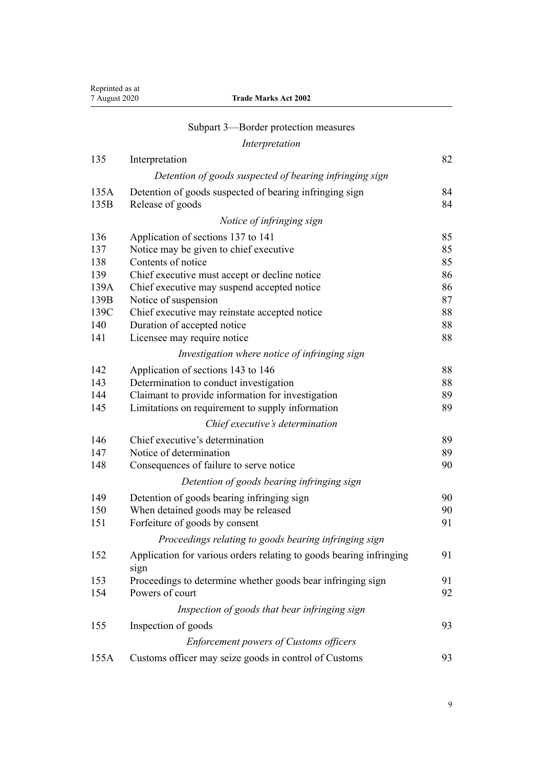Subpart 3—Border protection measures

*Interpretation*

| | | |
|---|---|---|
| 135 | Interpretation | 82 |
| | *Detention of goods suspected of bearing infringing sign* | |
| 135A | Detention of goods suspected of bearing infringing sign | 84 |
| 135B | Release of goods | 84 |
| | *Notice of infringing sign* | |
| 136 | Application of sections 137 to 141 | 85 |
| 137 | Notice may be given to chief executive | 85 |
| 138 | Contents of notice | 85 |
| 139 | Chief executive must accept or decline notice | 86 |
| 139A | Chief executive may suspend accepted notice | 86 |
| 139B | Notice of suspension | 87 |
| 139C | Chief executive may reinstate accepted notice | 88 |
| 140 | Duration of accepted notice | 88 |
| 141 | Licensee may require notice | 88 |
| | *Investigation where notice of infringing sign* | |
| 142 | Application of sections 143 to 146 | 88 |
| 143 | Determination to conduct investigation | 88 |
| 144 | Claimant to provide information for investigation | 89 |
| 145 | Limitations on requirement to supply information | 89 |
| | *Chief executive's determination* | |
| 146 | Chief executive's determination | 89 |
| 147 | Notice of determination | 89 |
| 148 | Consequences of failure to serve notice | 90 |
| | *Detention of goods bearing infringing sign* | |
| 149 | Detention of goods bearing infringing sign | 90 |
| 150 | When detained goods may be released | 90 |
| 151 | Forfeiture of goods by consent | 91 |
| | *Proceedings relating to goods bearing infringing sign* | |
| 152 | Application for various orders relating to goods bearing infringing sign | 91 |
| 153 | Proceedings to determine whether goods bear infringing sign | 91 |
| 154 | Powers of court | 92 |
| | *Inspection of goods that bear infringing sign* | |
| 155 | Inspection of goods | 93 |
| | *Enforcement powers of Customs officers* | |
| 155A | Customs officer may seize goods in control of Customs | 93 |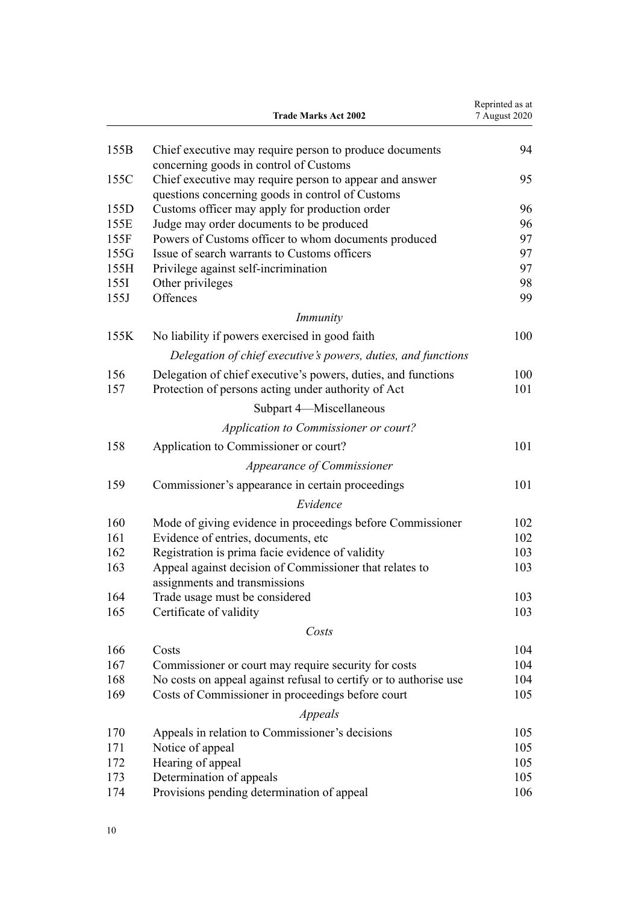| | | |
|---|---|---|
| 155B | Chief executive may require person to produce documents concerning goods in control of Customs | 94 |
| 155C | Chief executive may require person to appear and answer questions concerning goods in control of Customs | 95 |
| 155D | Customs officer may apply for production order | 96 |
| 155E | Judge may order documents to be produced | 96 |
| 155F | Powers of Customs officer to whom documents produced | 97 |
| 155G | Issue of search warrants to Customs officers | 97 |
| 155H | Privilege against self-incrimination | 97 |
| 155I | Other privileges | 98 |
| 155J | Offences | 99 |
| | *Immunity* | |
| 155K | No liability if powers exercised in good faith | 100 |
| | *Delegation of chief executive's powers, duties, and functions* | |
| 156 | Delegation of chief executive's powers, duties, and functions | 100 |
| 157 | Protection of persons acting under authority of Act | 101 |
| | Subpart 4—Miscellaneous | |
| | *Application to Commissioner or court?* | |
| 158 | Application to Commissioner or court? | 101 |
| | *Appearance of Commissioner* | |
| 159 | Commissioner's appearance in certain proceedings | 101 |
| | *Evidence* | |
| 160 | Mode of giving evidence in proceedings before Commissioner | 102 |
| 161 | Evidence of entries, documents, etc | 102 |
| 162 | Registration is prima facie evidence of validity | 103 |
| 163 | Appeal against decision of Commissioner that relates to assignments and transmissions | 103 |
| 164 | Trade usage must be considered | 103 |
| 165 | Certificate of validity | 103 |
| | *Costs* | |
| 166 | Costs | 104 |
| 167 | Commissioner or court may require security for costs | 104 |
| 168 | No costs on appeal against refusal to certify or to authorise use | 104 |
| 169 | Costs of Commissioner in proceedings before court | 105 |
| | *Appeals* | |
| 170 | Appeals in relation to Commissioner's decisions | 105 |
| 171 | Notice of appeal | 105 |
| 172 | Hearing of appeal | 105 |
| 173 | Determination of appeals | 105 |
| 174 | Provisions pending determination of appeal | 106 |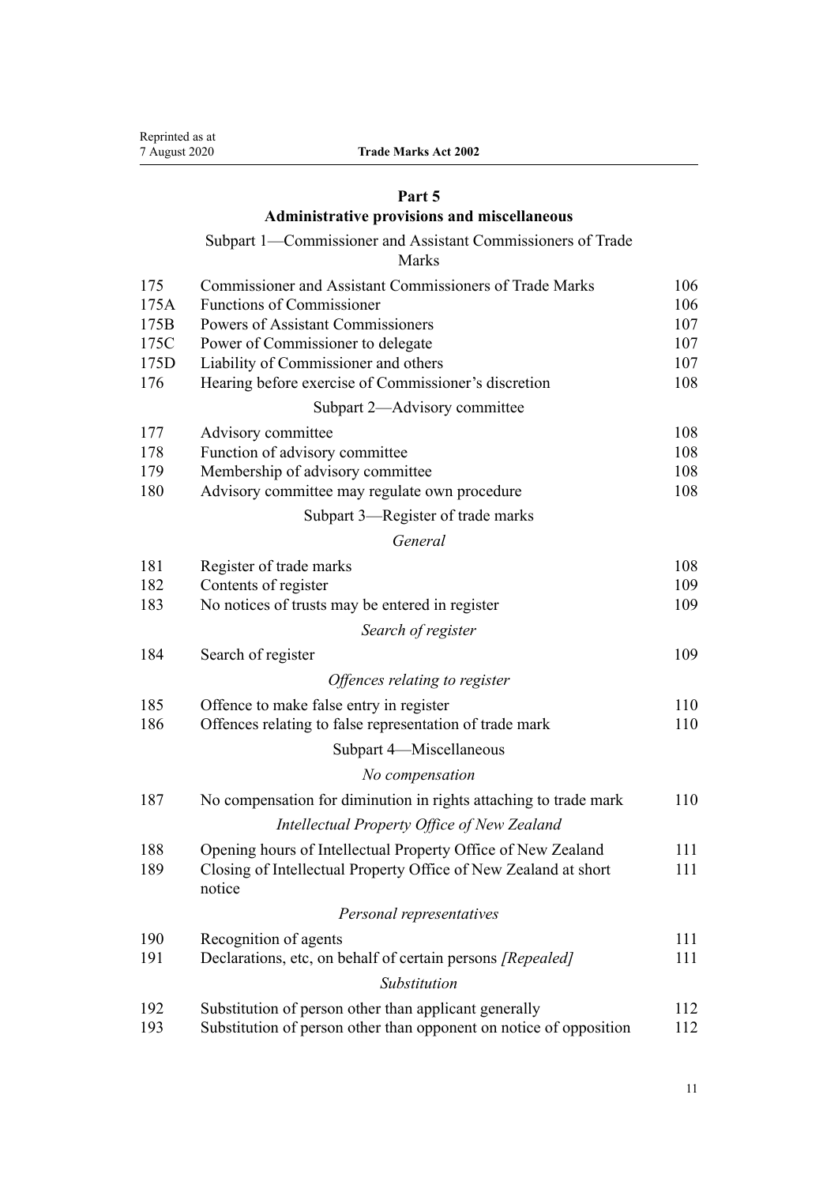## Part 5
## Administrative provisions and miscellaneous

Subpart 1—Commissioner and Assistant Commissioners of Trade Marks

| | | |
|---|---|---|
| 175 | Commissioner and Assistant Commissioners of Trade Marks | 106 |
| 175A | Functions of Commissioner | 106 |
| 175B | Powers of Assistant Commissioners | 107 |
| 175C | Power of Commissioner to delegate | 107 |
| 175D | Liability of Commissioner and others | 107 |
| 176 | Hearing before exercise of Commissioner's discretion | 108 |

Subpart 2—Advisory committee

| | | |
|---|---|---|
| 177 | Advisory committee | 108 |
| 178 | Function of advisory committee | 108 |
| 179 | Membership of advisory committee | 108 |
| 180 | Advisory committee may regulate own procedure | 108 |

Subpart 3—Register of trade marks

*General*

| | | |
|---|---|---|
| 181 | Register of trade marks | 108 |
| 182 | Contents of register | 109 |
| 183 | No notices of trusts may be entered in register | 109 |

*Search of register*

| | | |
|---|---|---|
| 184 | Search of register | 109 |

*Offences relating to register*

| | | |
|---|---|---|
| 185 | Offence to make false entry in register | 110 |
| 186 | Offences relating to false representation of trade mark | 110 |

Subpart 4—Miscellaneous

*No compensation*

| | | |
|---|---|---|
| 187 | No compensation for diminution in rights attaching to trade mark | 110 |

*Intellectual Property Office of New Zealand*

| | | |
|---|---|---|
| 188 | Opening hours of Intellectual Property Office of New Zealand | 111 |
| 189 | Closing of Intellectual Property Office of New Zealand at short notice | 111 |

*Personal representatives*

| | | |
|---|---|---|
| 190 | Recognition of agents | 111 |
| 191 | Declarations, etc, on behalf of certain persons *[Repealed]* | 111 |

*Substitution*

| | | |
|---|---|---|
| 192 | Substitution of person other than applicant generally | 112 |
| 193 | Substitution of person other than opponent on notice of opposition | 112 |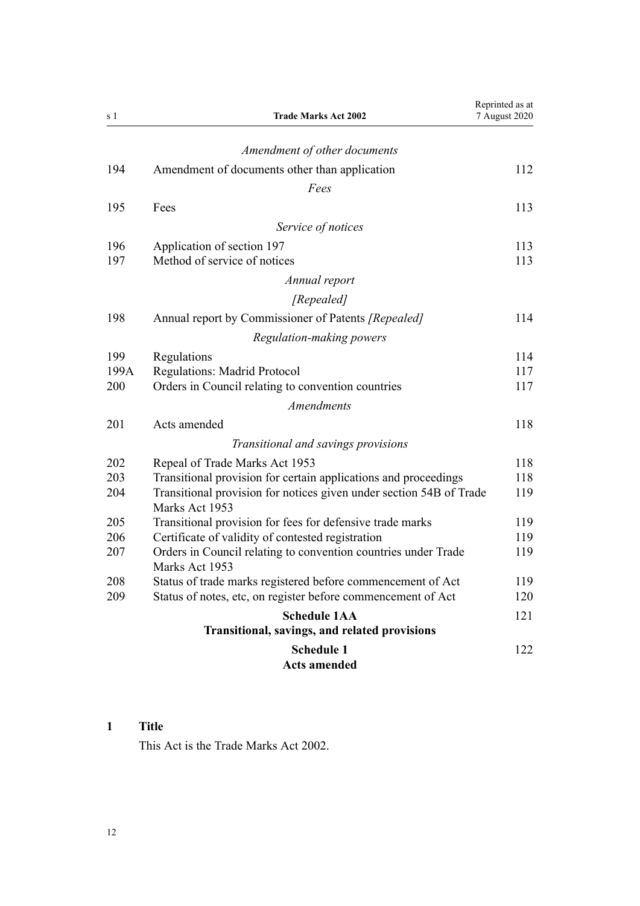| | | |
|---|---|---|
| | *Amendment of other documents* | |
| 194 | Amendment of documents other than application | 112 |
| | *Fees* | |
| 195 | Fees | 113 |
| | *Service of notices* | |
| 196 | Application of section 197 | 113 |
| 197 | Method of service of notices | 113 |
| | *Annual report* | |
| | *[Repealed]* | |
| 198 | Annual report by Commissioner of Patents *[Repealed]* | 114 |
| | *Regulation-making powers* | |
| 199 | Regulations | 114 |
| 199A | Regulations: Madrid Protocol | 117 |
| 200 | Orders in Council relating to convention countries | 117 |
| | *Amendments* | |
| 201 | Acts amended | 118 |
| | *Transitional and savings provisions* | |
| 202 | Repeal of Trade Marks Act 1953 | 118 |
| 203 | Transitional provision for certain applications and proceedings | 118 |
| 204 | Transitional provision for notices given under section 54B of Trade Marks Act 1953 | 119 |
| 205 | Transitional provision for fees for defensive trade marks | 119 |
| 206 | Certificate of validity of contested registration | 119 |
| 207 | Orders in Council relating to convention countries under Trade Marks Act 1953 | 119 |
| 208 | Status of trade marks registered before commencement of Act | 119 |
| 209 | Status of notes, etc, on register before commencement of Act | 120 |
| | **Schedule 1AA** **Transitional, savings, and related provisions** | 121 |
| | **Schedule 1** **Acts amended** | 122 |

## 1 Title

This Act is the Trade Marks Act 2002.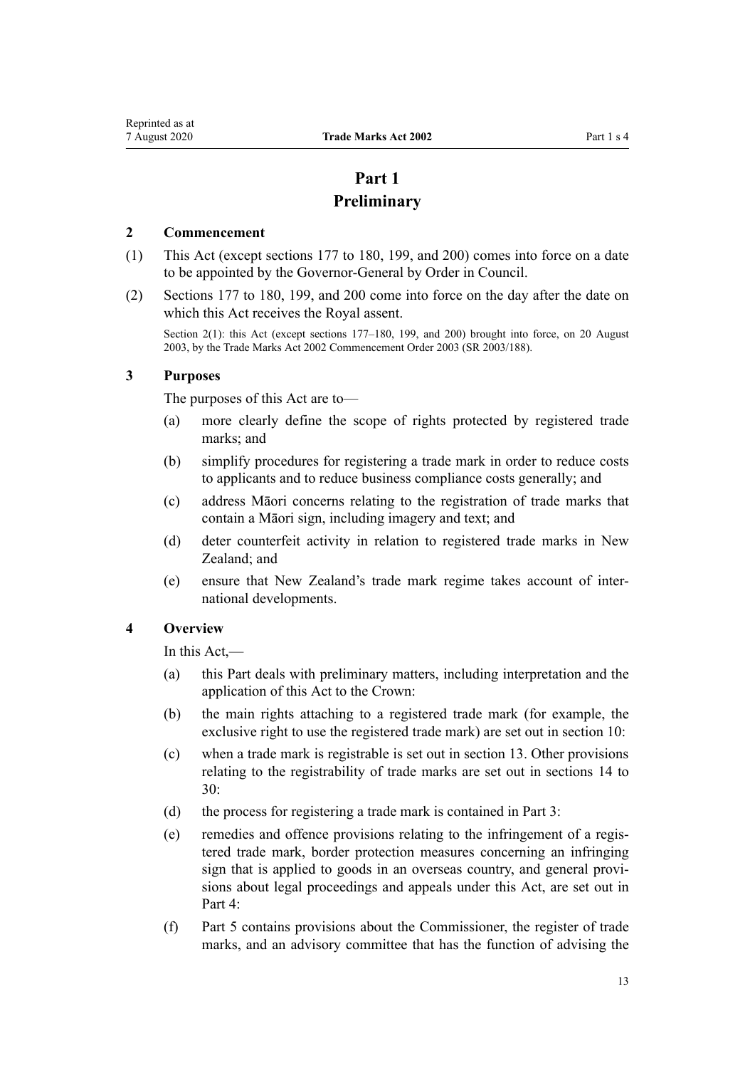# Part 1
# Preliminary

### 2 Commencement

(1) This Act (except sections 177 to 180, 199, and 200) comes into force on a date to be appointed by the Governor-General by Order in Council.

(2) Sections 177 to 180, 199, and 200 come into force on the day after the date on which this Act receives the Royal assent.

Section 2(1): this Act (except sections 177–180, 199, and 200) brought into force, on 20 August 2003, by the Trade Marks Act 2002 Commencement Order 2003 (SR 2003/188).

### 3 Purposes

The purposes of this Act are to—

(a) more clearly define the scope of rights protected by registered trade marks; and

(b) simplify procedures for registering a trade mark in order to reduce costs to applicants and to reduce business compliance costs generally; and

(c) address Māori concerns relating to the registration of trade marks that contain a Māori sign, including imagery and text; and

(d) deter counterfeit activity in relation to registered trade marks in New Zealand; and

(e) ensure that New Zealand's trade mark regime takes account of international developments.

### 4 Overview

In this Act,—

(a) this Part deals with preliminary matters, including interpretation and the application of this Act to the Crown:

(b) the main rights attaching to a registered trade mark (for example, the exclusive right to use the registered trade mark) are set out in section 10:

(c) when a trade mark is registrable is set out in section 13. Other provisions relating to the registrability of trade marks are set out in sections 14 to 30:

(d) the process for registering a trade mark is contained in Part 3:

(e) remedies and offence provisions relating to the infringement of a registered trade mark, border protection measures concerning an infringing sign that is applied to goods in an overseas country, and general provisions about legal proceedings and appeals under this Act, are set out in Part 4:

(f) Part 5 contains provisions about the Commissioner, the register of trade marks, and an advisory committee that has the function of advising the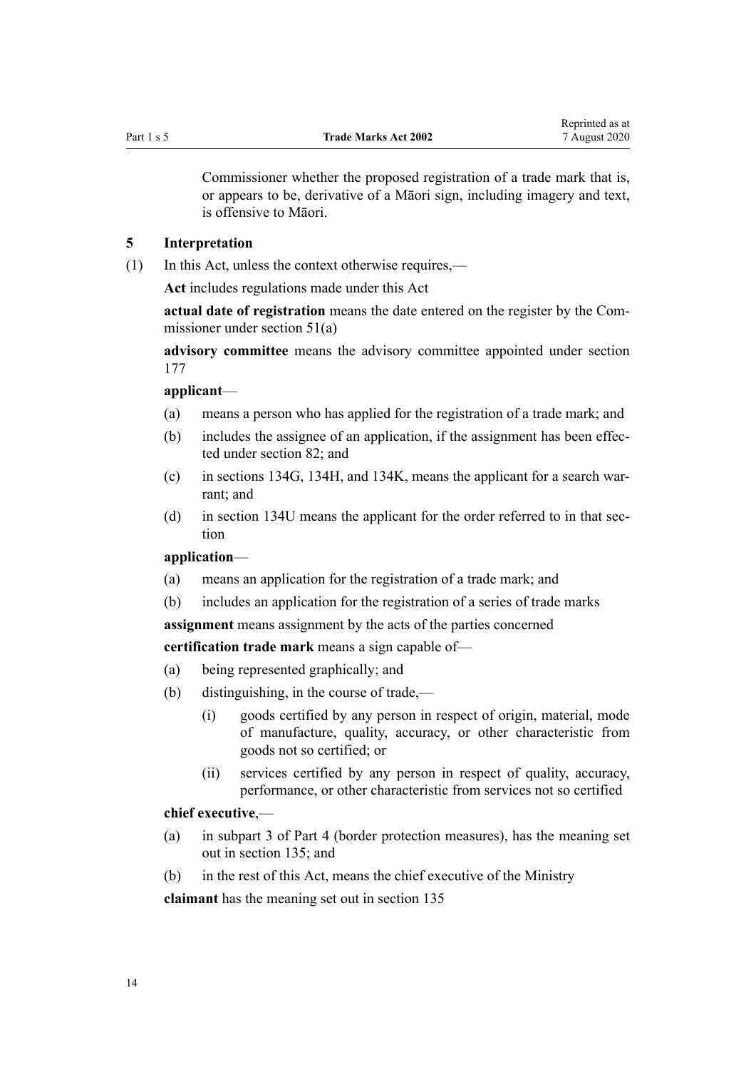Commissioner whether the proposed registration of a trade mark that is, or appears to be, derivative of a Māori sign, including imagery and text, is offensive to Māori.

## 5 Interpretation

(1) In this Act, unless the context otherwise requires,—

**Act** includes regulations made under this Act

**actual date of registration** means the date entered on the register by the Commissioner under section 51(a)

**advisory committee** means the advisory committee appointed under section 177

**applicant**—

- (a) means a person who has applied for the registration of a trade mark; and
- (b) includes the assignee of an application, if the assignment has been effected under section 82; and
- (c) in sections 134G, 134H, and 134K, means the applicant for a search warrant; and
- (d) in section 134U means the applicant for the order referred to in that section

**application**—

- (a) means an application for the registration of a trade mark; and
- (b) includes an application for the registration of a series of trade marks

**assignment** means assignment by the acts of the parties concerned

**certification trade mark** means a sign capable of—

- (a) being represented graphically; and
- (b) distinguishing, in the course of trade,—
  - (i) goods certified by any person in respect of origin, material, mode of manufacture, quality, accuracy, or other characteristic from goods not so certified; or
  - (ii) services certified by any person in respect of quality, accuracy, performance, or other characteristic from services not so certified

**chief executive**,—

- (a) in subpart 3 of Part 4 (border protection measures), has the meaning set out in section 135; and
- (b) in the rest of this Act, means the chief executive of the Ministry

**claimant** has the meaning set out in section 135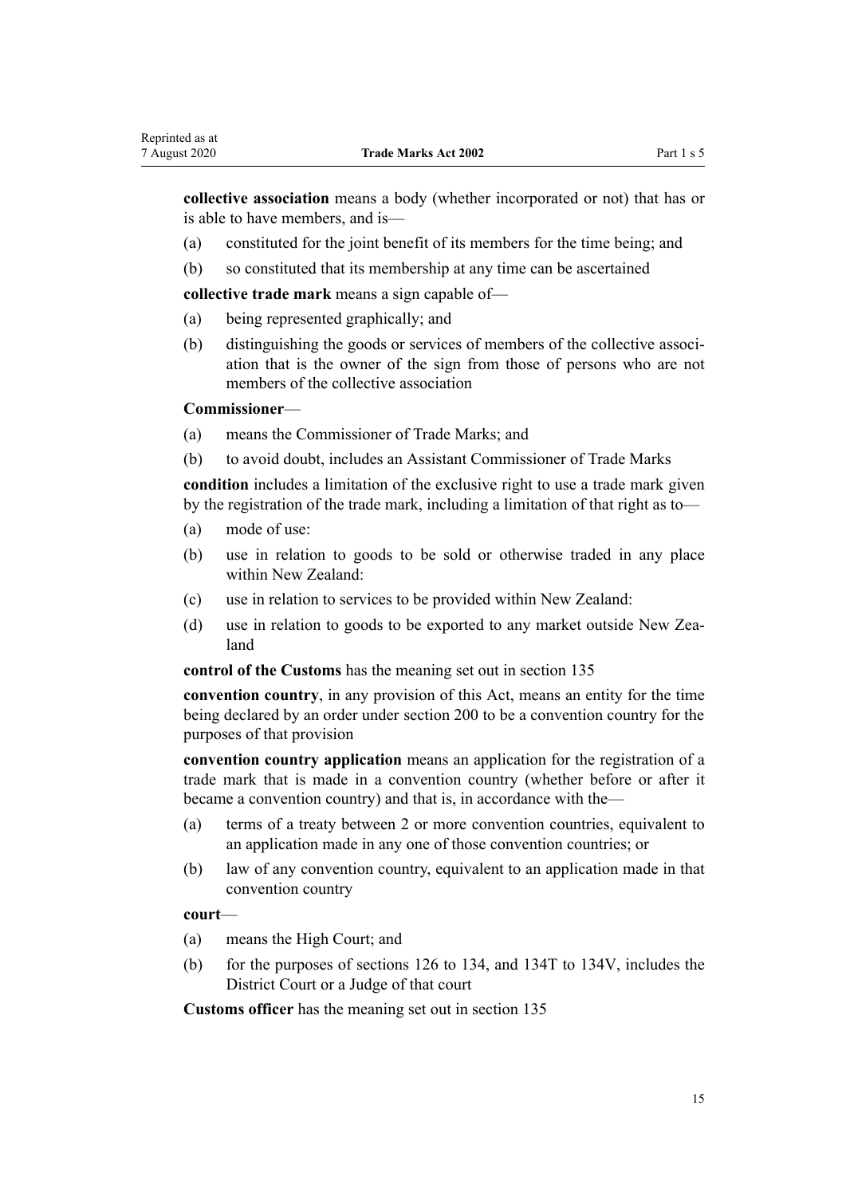**collective association** means a body (whether incorporated or not) that has or is able to have members, and is—

(a) constituted for the joint benefit of its members for the time being; and

(b) so constituted that its membership at any time can be ascertained

**collective trade mark** means a sign capable of—

(a) being represented graphically; and

(b) distinguishing the goods or services of members of the collective association that is the owner of the sign from those of persons who are not members of the collective association

**Commissioner**—

(a) means the Commissioner of Trade Marks; and

(b) to avoid doubt, includes an Assistant Commissioner of Trade Marks

**condition** includes a limitation of the exclusive right to use a trade mark given by the registration of the trade mark, including a limitation of that right as to—

(a) mode of use:

(b) use in relation to goods to be sold or otherwise traded in any place within New Zealand:

(c) use in relation to services to be provided within New Zealand:

(d) use in relation to goods to be exported to any market outside New Zealand

**control of the Customs** has the meaning set out in section 135

**convention country**, in any provision of this Act, means an entity for the time being declared by an order under section 200 to be a convention country for the purposes of that provision

**convention country application** means an application for the registration of a trade mark that is made in a convention country (whether before or after it became a convention country) and that is, in accordance with the—

(a) terms of a treaty between 2 or more convention countries, equivalent to an application made in any one of those convention countries; or

(b) law of any convention country, equivalent to an application made in that convention country

**court**—

(a) means the High Court; and

(b) for the purposes of sections 126 to 134, and 134T to 134V, includes the District Court or a Judge of that court

**Customs officer** has the meaning set out in section 135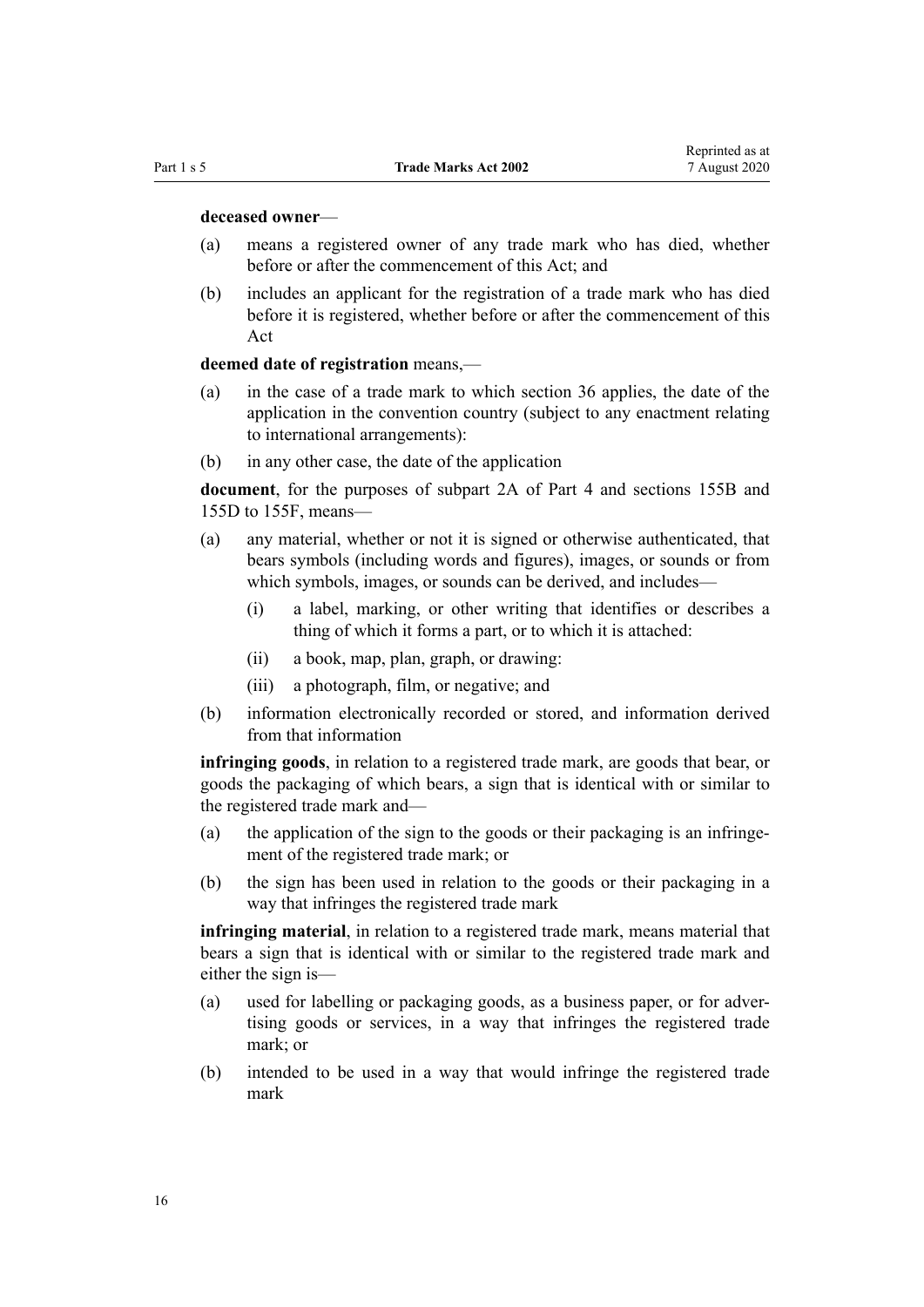**deceased owner**—

(a) means a registered owner of any trade mark who has died, whether before or after the commencement of this Act; and

(b) includes an applicant for the registration of a trade mark who has died before it is registered, whether before or after the commencement of this Act

**deemed date of registration** means,—

(a) in the case of a trade mark to which section 36 applies, the date of the application in the convention country (subject to any enactment relating to international arrangements):

(b) in any other case, the date of the application

**document**, for the purposes of subpart 2A of Part 4 and sections 155B and 155D to 155F, means—

(a) any material, whether or not it is signed or otherwise authenticated, that bears symbols (including words and figures), images, or sounds or from which symbols, images, or sounds can be derived, and includes—

   (i) a label, marking, or other writing that identifies or describes a thing of which it forms a part, or to which it is attached:

   (ii) a book, map, plan, graph, or drawing:

   (iii) a photograph, film, or negative; and

(b) information electronically recorded or stored, and information derived from that information

**infringing goods**, in relation to a registered trade mark, are goods that bear, or goods the packaging of which bears, a sign that is identical with or similar to the registered trade mark and—

(a) the application of the sign to the goods or their packaging is an infringement of the registered trade mark; or

(b) the sign has been used in relation to the goods or their packaging in a way that infringes the registered trade mark

**infringing material**, in relation to a registered trade mark, means material that bears a sign that is identical with or similar to the registered trade mark and either the sign is—

(a) used for labelling or packaging goods, as a business paper, or for advertising goods or services, in a way that infringes the registered trade mark; or

(b) intended to be used in a way that would infringe the registered trade mark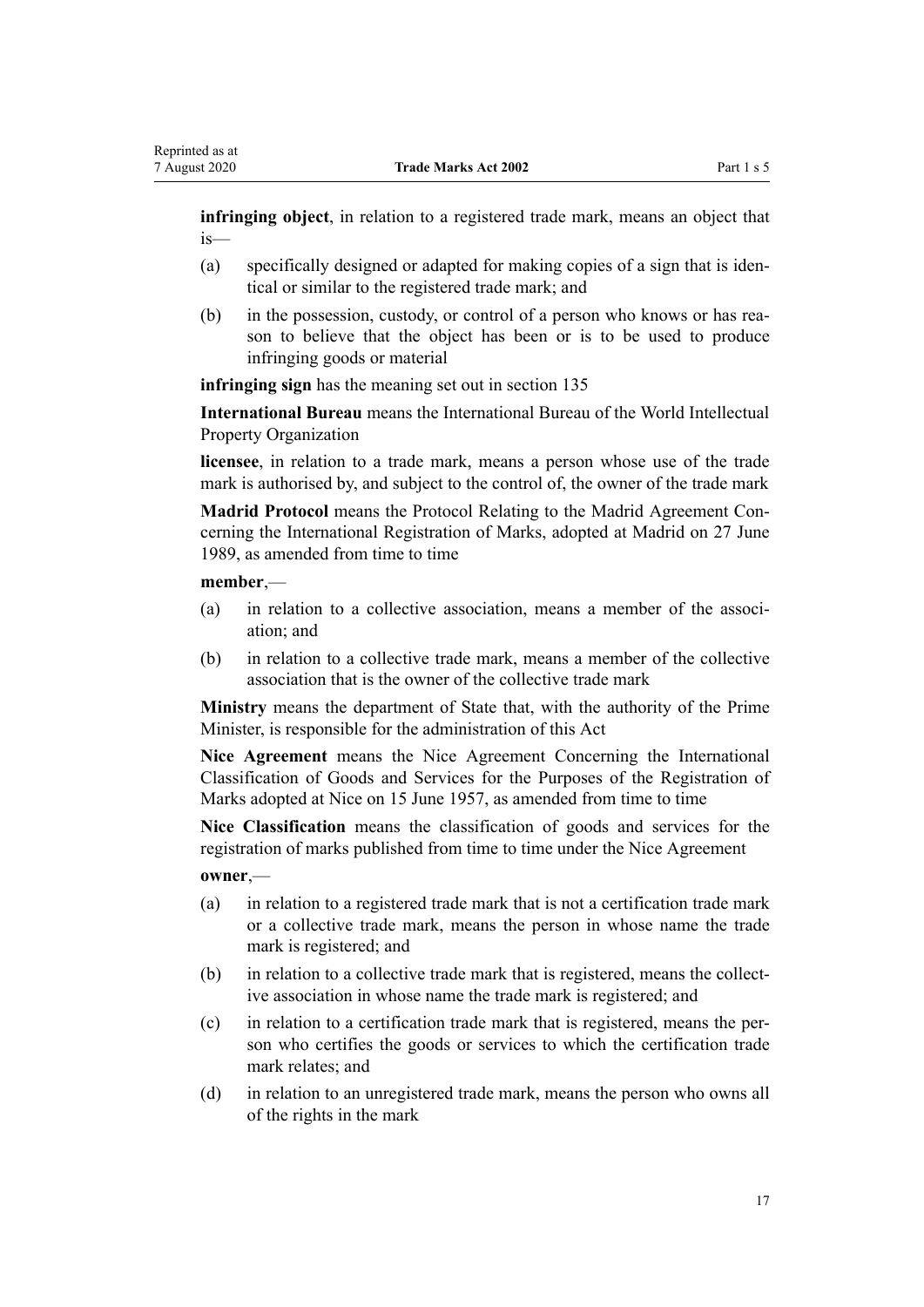**infringing object**, in relation to a registered trade mark, means an object that is—

(a) specifically designed or adapted for making copies of a sign that is identical or similar to the registered trade mark; and

(b) in the possession, custody, or control of a person who knows or has reason to believe that the object has been or is to be used to produce infringing goods or material

**infringing sign** has the meaning set out in section 135

**International Bureau** means the International Bureau of the World Intellectual Property Organization

**licensee**, in relation to a trade mark, means a person whose use of the trade mark is authorised by, and subject to the control of, the owner of the trade mark

**Madrid Protocol** means the Protocol Relating to the Madrid Agreement Concerning the International Registration of Marks, adopted at Madrid on 27 June 1989, as amended from time to time

**member**,—

(a) in relation to a collective association, means a member of the association; and

(b) in relation to a collective trade mark, means a member of the collective association that is the owner of the collective trade mark

**Ministry** means the department of State that, with the authority of the Prime Minister, is responsible for the administration of this Act

**Nice Agreement** means the Nice Agreement Concerning the International Classification of Goods and Services for the Purposes of the Registration of Marks adopted at Nice on 15 June 1957, as amended from time to time

**Nice Classification** means the classification of goods and services for the registration of marks published from time to time under the Nice Agreement

**owner**,—

(a) in relation to a registered trade mark that is not a certification trade mark or a collective trade mark, means the person in whose name the trade mark is registered; and

(b) in relation to a collective trade mark that is registered, means the collective association in whose name the trade mark is registered; and

(c) in relation to a certification trade mark that is registered, means the person who certifies the goods or services to which the certification trade mark relates; and

(d) in relation to an unregistered trade mark, means the person who owns all of the rights in the mark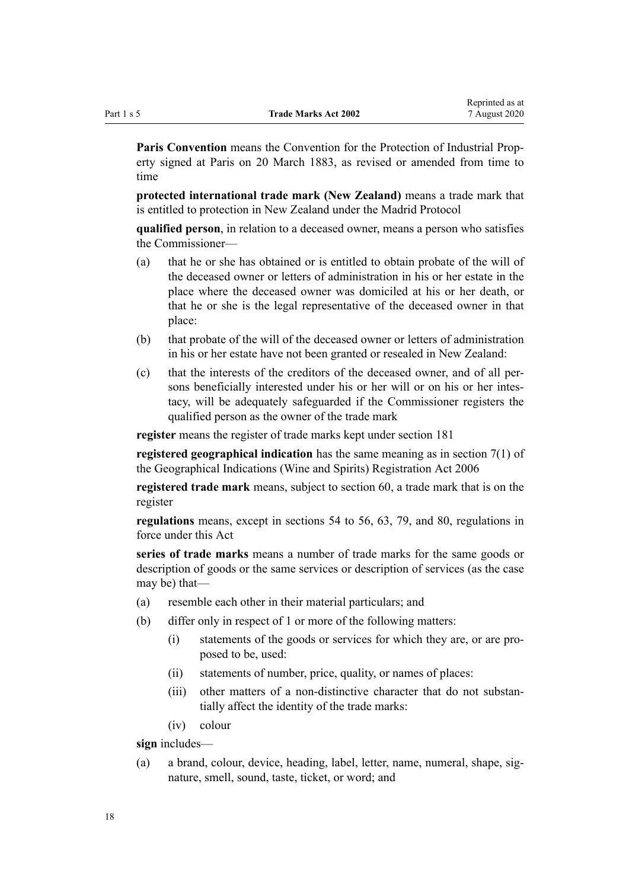**Paris Convention** means the Convention for the Protection of Industrial Property signed at Paris on 20 March 1883, as revised or amended from time to time

**protected international trade mark (New Zealand)** means a trade mark that is entitled to protection in New Zealand under the Madrid Protocol

**qualified person**, in relation to a deceased owner, means a person who satisfies the Commissioner—

(a) that he or she has obtained or is entitled to obtain probate of the will of the deceased owner or letters of administration in his or her estate in the place where the deceased owner was domiciled at his or her death, or that he or she is the legal representative of the deceased owner in that place:

(b) that probate of the will of the deceased owner or letters of administration in his or her estate have not been granted or resealed in New Zealand:

(c) that the interests of the creditors of the deceased owner, and of all persons beneficially interested under his or her will or on his or her intestacy, will be adequately safeguarded if the Commissioner registers the qualified person as the owner of the trade mark

**register** means the register of trade marks kept under section 181

**registered geographical indication** has the same meaning as in section 7(1) of the Geographical Indications (Wine and Spirits) Registration Act 2006

**registered trade mark** means, subject to section 60, a trade mark that is on the register

**regulations** means, except in sections 54 to 56, 63, 79, and 80, regulations in force under this Act

**series of trade marks** means a number of trade marks for the same goods or description of goods or the same services or description of services (as the case may be) that—

(a) resemble each other in their material particulars; and

(b) differ only in respect of 1 or more of the following matters:

  (i) statements of the goods or services for which they are, or are proposed to be, used:

  (ii) statements of number, price, quality, or names of places:

  (iii) other matters of a non-distinctive character that do not substantially affect the identity of the trade marks:

  (iv) colour

**sign** includes—

(a) a brand, colour, device, heading, label, letter, name, numeral, shape, signature, smell, sound, taste, ticket, or word; and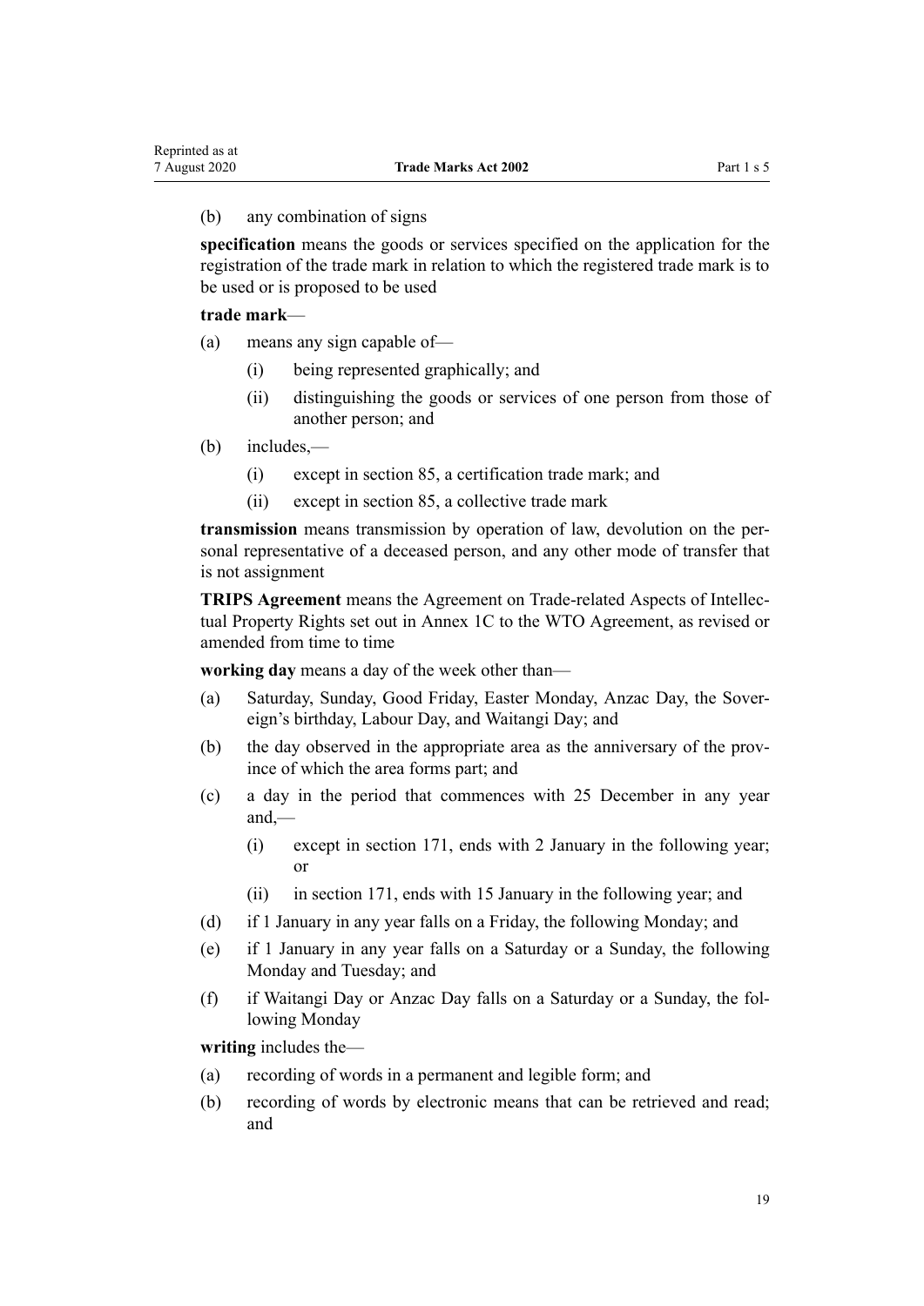(b) any combination of signs

**specification** means the goods or services specified on the application for the registration of the trade mark in relation to which the registered trade mark is to be used or is proposed to be used

**trade mark**—

(a) means any sign capable of—

  (i) being represented graphically; and

  (ii) distinguishing the goods or services of one person from those of another person; and

(b) includes,—

  (i) except in section 85, a certification trade mark; and

  (ii) except in section 85, a collective trade mark

**transmission** means transmission by operation of law, devolution on the personal representative of a deceased person, and any other mode of transfer that is not assignment

**TRIPS Agreement** means the Agreement on Trade-related Aspects of Intellectual Property Rights set out in Annex 1C to the WTO Agreement, as revised or amended from time to time

**working day** means a day of the week other than—

(a) Saturday, Sunday, Good Friday, Easter Monday, Anzac Day, the Sovereign's birthday, Labour Day, and Waitangi Day; and

(b) the day observed in the appropriate area as the anniversary of the province of which the area forms part; and

(c) a day in the period that commences with 25 December in any year and,—

  (i) except in section 171, ends with 2 January in the following year; or

  (ii) in section 171, ends with 15 January in the following year; and

(d) if 1 January in any year falls on a Friday, the following Monday; and

(e) if 1 January in any year falls on a Saturday or a Sunday, the following Monday and Tuesday; and

(f) if Waitangi Day or Anzac Day falls on a Saturday or a Sunday, the following Monday

**writing** includes the—

(a) recording of words in a permanent and legible form; and

(b) recording of words by electronic means that can be retrieved and read; and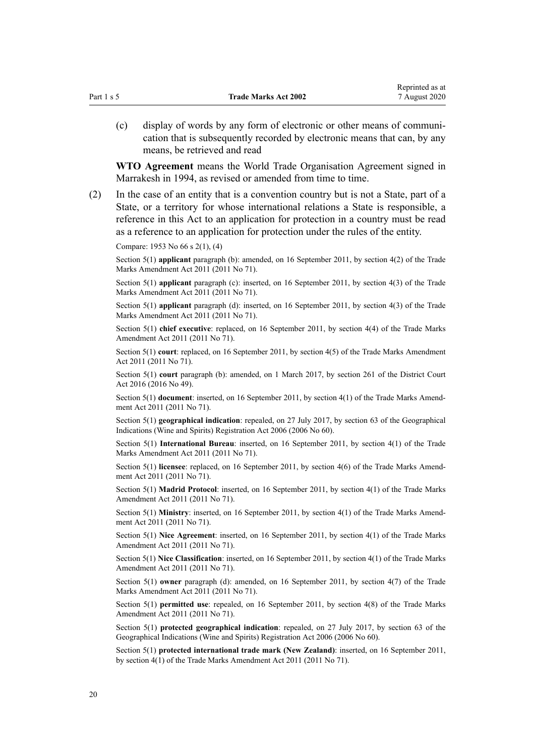(c) display of words by any form of electronic or other means of communication that is subsequently recorded by electronic means that can, by any means, be retrieved and read

**WTO Agreement** means the World Trade Organisation Agreement signed in Marrakesh in 1994, as revised or amended from time to time.

(2) In the case of an entity that is a convention country but is not a State, part of a State, or a territory for whose international relations a State is responsible, a reference in this Act to an application for protection in a country must be read as a reference to an application for protection under the rules of the entity.

Compare: 1953 No 66 s 2(1), (4)

Section 5(1) **applicant** paragraph (b): amended, on 16 September 2011, by section 4(2) of the Trade Marks Amendment Act 2011 (2011 No 71).

Section 5(1) **applicant** paragraph (c): inserted, on 16 September 2011, by section 4(3) of the Trade Marks Amendment Act 2011 (2011 No 71).

Section 5(1) **applicant** paragraph (d): inserted, on 16 September 2011, by section 4(3) of the Trade Marks Amendment Act 2011 (2011 No 71).

Section 5(1) **chief executive**: replaced, on 16 September 2011, by section 4(4) of the Trade Marks Amendment Act 2011 (2011 No 71).

Section 5(1) **court**: replaced, on 16 September 2011, by section 4(5) of the Trade Marks Amendment Act 2011 (2011 No 71).

Section 5(1) **court** paragraph (b): amended, on 1 March 2017, by section 261 of the District Court Act 2016 (2016 No 49).

Section 5(1) **document**: inserted, on 16 September 2011, by section 4(1) of the Trade Marks Amendment Act 2011 (2011 No 71).

Section 5(1) **geographical indication**: repealed, on 27 July 2017, by section 63 of the Geographical Indications (Wine and Spirits) Registration Act 2006 (2006 No 60).

Section 5(1) **International Bureau**: inserted, on 16 September 2011, by section 4(1) of the Trade Marks Amendment Act 2011 (2011 No 71).

Section 5(1) **licensee**: replaced, on 16 September 2011, by section 4(6) of the Trade Marks Amendment Act 2011 (2011 No 71).

Section 5(1) **Madrid Protocol**: inserted, on 16 September 2011, by section 4(1) of the Trade Marks Amendment Act 2011 (2011 No 71).

Section 5(1) **Ministry**: inserted, on 16 September 2011, by section 4(1) of the Trade Marks Amendment Act 2011 (2011 No 71).

Section 5(1) **Nice Agreement**: inserted, on 16 September 2011, by section 4(1) of the Trade Marks Amendment Act 2011 (2011 No 71).

Section 5(1) **Nice Classification**: inserted, on 16 September 2011, by section 4(1) of the Trade Marks Amendment Act 2011 (2011 No 71).

Section 5(1) **owner** paragraph (d): amended, on 16 September 2011, by section 4(7) of the Trade Marks Amendment Act 2011 (2011 No 71).

Section 5(1) **permitted use**: repealed, on 16 September 2011, by section 4(8) of the Trade Marks Amendment Act 2011 (2011 No 71).

Section 5(1) **protected geographical indication**: repealed, on 27 July 2017, by section 63 of the Geographical Indications (Wine and Spirits) Registration Act 2006 (2006 No 60).

Section 5(1) **protected international trade mark (New Zealand)**: inserted, on 16 September 2011, by section 4(1) of the Trade Marks Amendment Act 2011 (2011 No 71).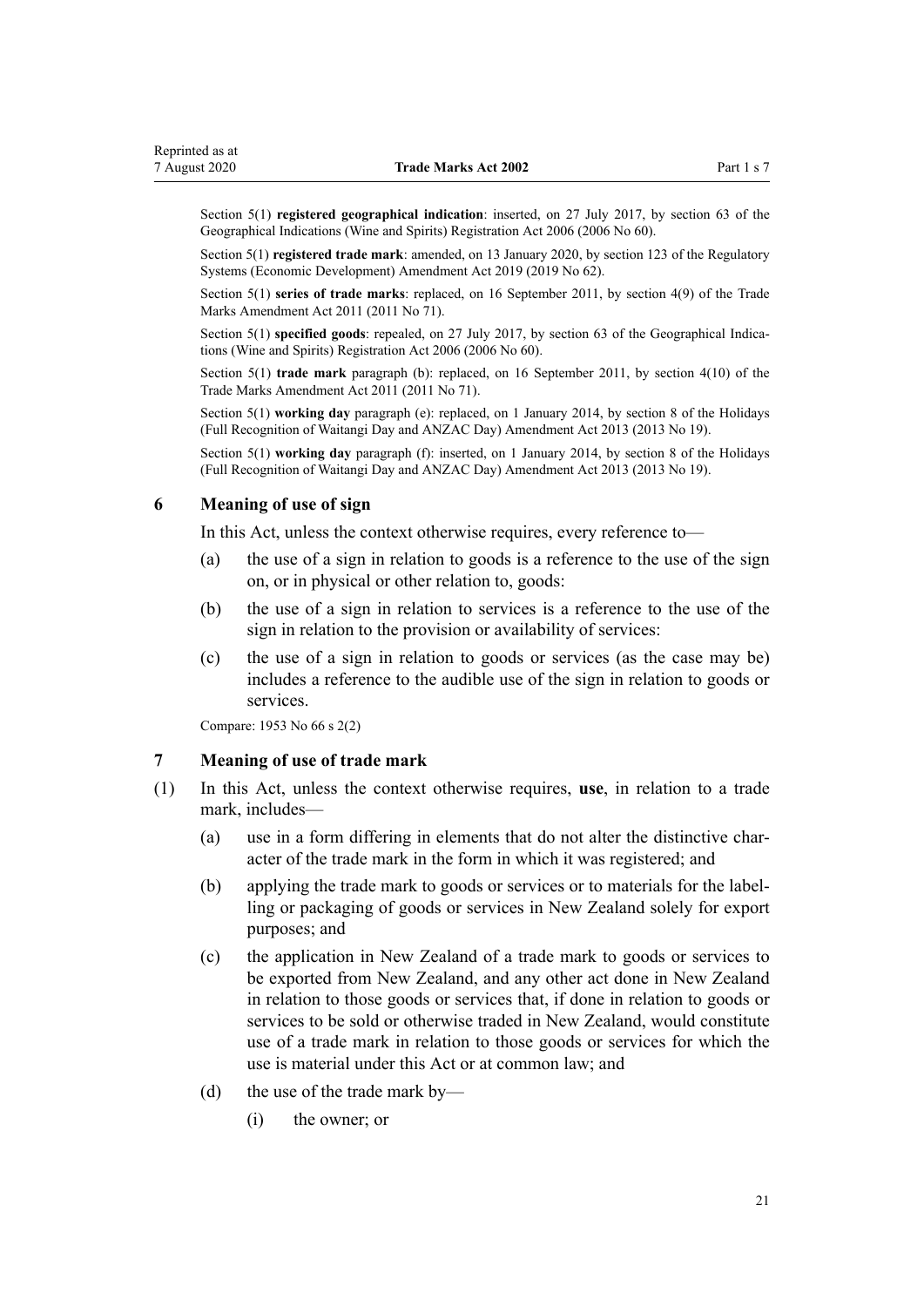Section 5(1) **registered geographical indication**: inserted, on 27 July 2017, by section 63 of the Geographical Indications (Wine and Spirits) Registration Act 2006 (2006 No 60).

Section 5(1) **registered trade mark**: amended, on 13 January 2020, by section 123 of the Regulatory Systems (Economic Development) Amendment Act 2019 (2019 No 62).

Section 5(1) **series of trade marks**: replaced, on 16 September 2011, by section 4(9) of the Trade Marks Amendment Act 2011 (2011 No 71).

Section 5(1) **specified goods**: repealed, on 27 July 2017, by section 63 of the Geographical Indications (Wine and Spirits) Registration Act 2006 (2006 No 60).

Section 5(1) **trade mark** paragraph (b): replaced, on 16 September 2011, by section 4(10) of the Trade Marks Amendment Act 2011 (2011 No 71).

Section 5(1) **working day** paragraph (e): replaced, on 1 January 2014, by section 8 of the Holidays (Full Recognition of Waitangi Day and ANZAC Day) Amendment Act 2013 (2013 No 19).

Section 5(1) **working day** paragraph (f): inserted, on 1 January 2014, by section 8 of the Holidays (Full Recognition of Waitangi Day and ANZAC Day) Amendment Act 2013 (2013 No 19).

### 6 Meaning of use of sign

In this Act, unless the context otherwise requires, every reference to—

(a) the use of a sign in relation to goods is a reference to the use of the sign on, or in physical or other relation to, goods:

(b) the use of a sign in relation to services is a reference to the use of the sign in relation to the provision or availability of services:

(c) the use of a sign in relation to goods or services (as the case may be) includes a reference to the audible use of the sign in relation to goods or services.

Compare: 1953 No 66 s 2(2)

### 7 Meaning of use of trade mark

(1) In this Act, unless the context otherwise requires, **use**, in relation to a trade mark, includes—

(a) use in a form differing in elements that do not alter the distinctive character of the trade mark in the form in which it was registered; and

(b) applying the trade mark to goods or services or to materials for the labelling or packaging of goods or services in New Zealand solely for export purposes; and

(c) the application in New Zealand of a trade mark to goods or services to be exported from New Zealand, and any other act done in New Zealand in relation to those goods or services that, if done in relation to goods or services to be sold or otherwise traded in New Zealand, would constitute use of a trade mark in relation to those goods or services for which the use is material under this Act or at common law; and

(d) the use of the trade mark by—

(i) the owner; or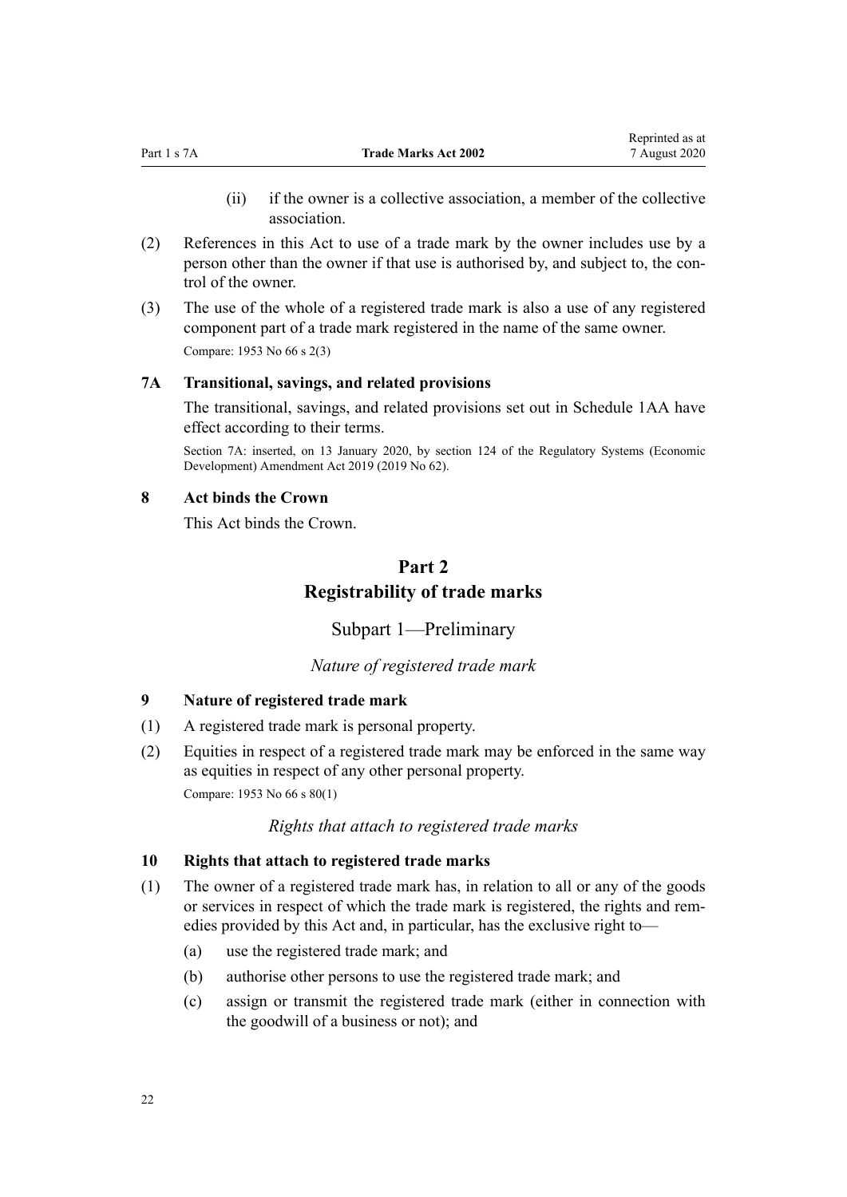(ii) if the owner is a collective association, a member of the collective association.

(2) References in this Act to use of a trade mark by the owner includes use by a person other than the owner if that use is authorised by, and subject to, the control of the owner.

(3) The use of the whole of a registered trade mark is also a use of any registered component part of a trade mark registered in the name of the same owner.

Compare: 1953 No 66 s 2(3)

### 7A Transitional, savings, and related provisions

The transitional, savings, and related provisions set out in Schedule 1AA have effect according to their terms.

Section 7A: inserted, on 13 January 2020, by section 124 of the Regulatory Systems (Economic Development) Amendment Act 2019 (2019 No 62).

### 8 Act binds the Crown

This Act binds the Crown.

# Part 2
# Registrability of trade marks

## Subpart 1—Preliminary

*Nature of registered trade mark*

### 9 Nature of registered trade mark

(1) A registered trade mark is personal property.

(2) Equities in respect of a registered trade mark may be enforced in the same way as equities in respect of any other personal property.

Compare: 1953 No 66 s 80(1)

*Rights that attach to registered trade marks*

### 10 Rights that attach to registered trade marks

(1) The owner of a registered trade mark has, in relation to all or any of the goods or services in respect of which the trade mark is registered, the rights and remedies provided by this Act and, in particular, has the exclusive right to—

(a) use the registered trade mark; and

(b) authorise other persons to use the registered trade mark; and

(c) assign or transmit the registered trade mark (either in connection with the goodwill of a business or not); and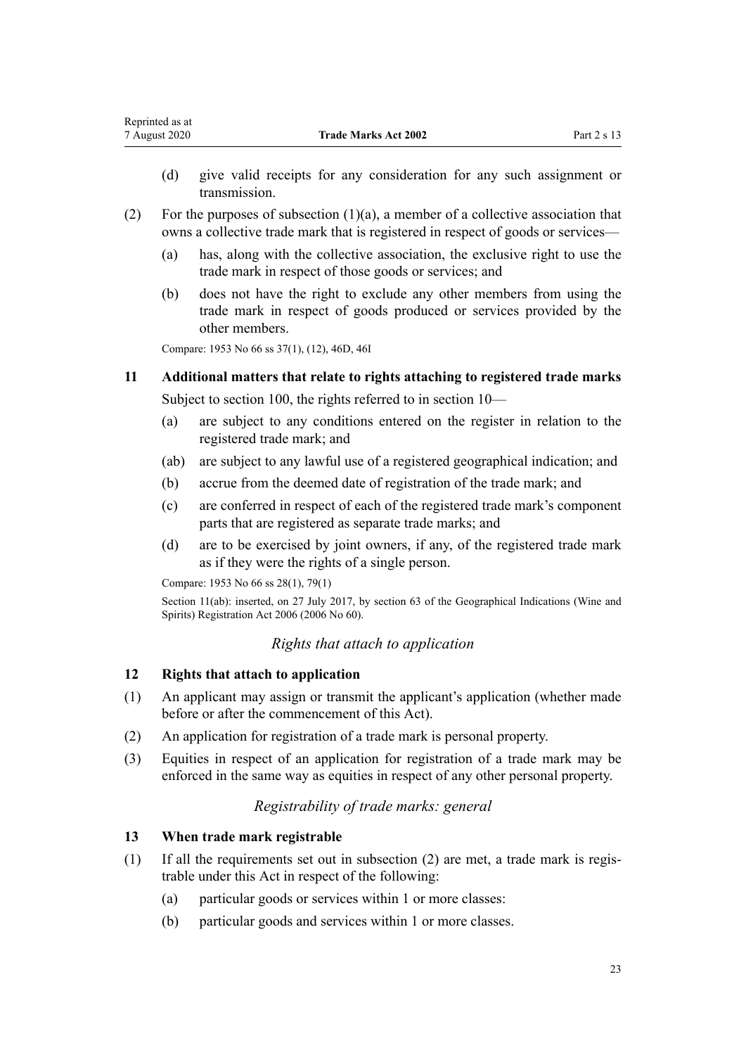(d) give valid receipts for any consideration for any such assignment or transmission.

(2) For the purposes of subsection (1)(a), a member of a collective association that owns a collective trade mark that is registered in respect of goods or services—

(a) has, along with the collective association, the exclusive right to use the trade mark in respect of those goods or services; and

(b) does not have the right to exclude any other members from using the trade mark in respect of goods produced or services provided by the other members.

Compare: 1953 No 66 ss 37(1), (12), 46D, 46I

### 11 Additional matters that relate to rights attaching to registered trade marks

Subject to section 100, the rights referred to in section 10—

(a) are subject to any conditions entered on the register in relation to the registered trade mark; and

(ab) are subject to any lawful use of a registered geographical indication; and

(b) accrue from the deemed date of registration of the trade mark; and

(c) are conferred in respect of each of the registered trade mark's component parts that are registered as separate trade marks; and

(d) are to be exercised by joint owners, if any, of the registered trade mark as if they were the rights of a single person.

Compare: 1953 No 66 ss 28(1), 79(1)

Section 11(ab): inserted, on 27 July 2017, by section 63 of the Geographical Indications (Wine and Spirits) Registration Act 2006 (2006 No 60).

*Rights that attach to application*

### 12 Rights that attach to application

(1) An applicant may assign or transmit the applicant's application (whether made before or after the commencement of this Act).

(2) An application for registration of a trade mark is personal property.

(3) Equities in respect of an application for registration of a trade mark may be enforced in the same way as equities in respect of any other personal property.

*Registrability of trade marks: general*

### 13 When trade mark registrable

(1) If all the requirements set out in subsection (2) are met, a trade mark is registrable under this Act in respect of the following:

(a) particular goods or services within 1 or more classes:

(b) particular goods and services within 1 or more classes.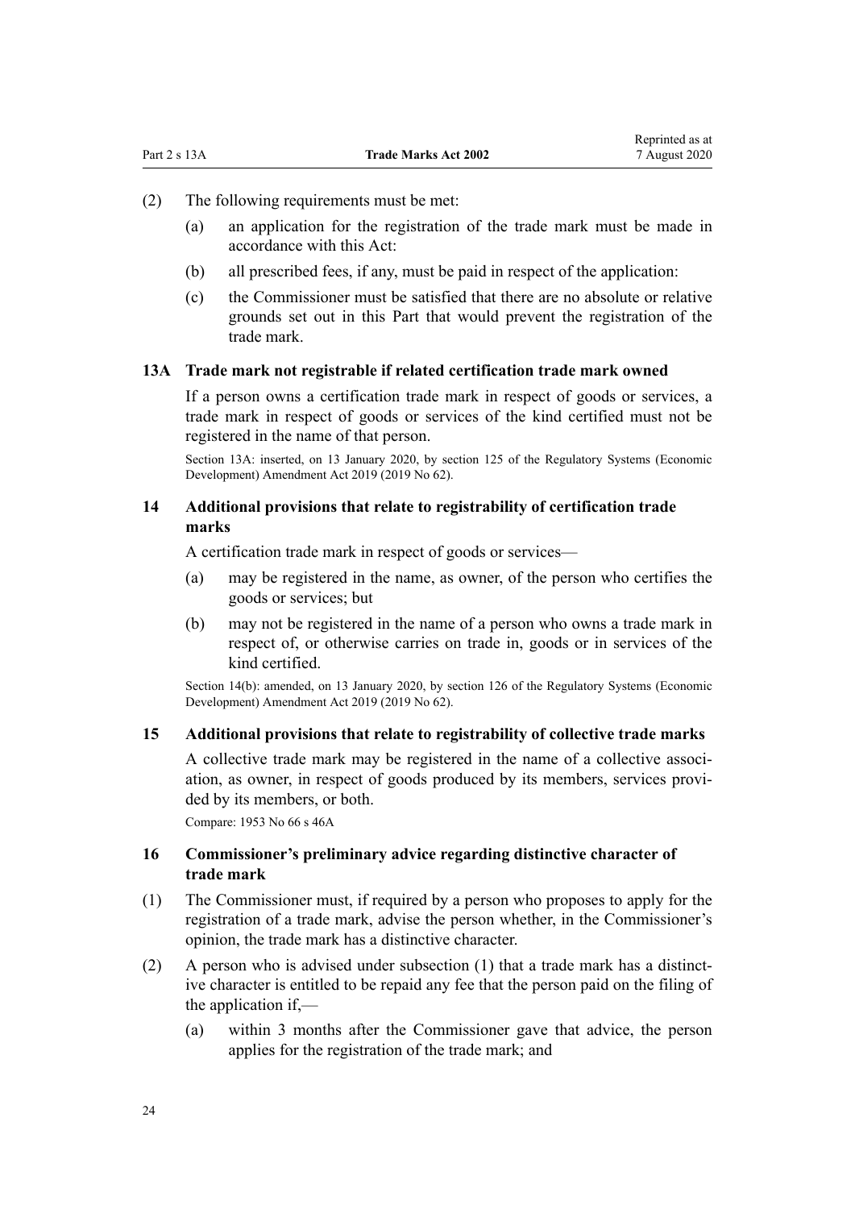(2) The following requirements must be met:

(a) an application for the registration of the trade mark must be made in accordance with this Act:

(b) all prescribed fees, if any, must be paid in respect of the application:

(c) the Commissioner must be satisfied that there are no absolute or relative grounds set out in this Part that would prevent the registration of the trade mark.

### 13A Trade mark not registrable if related certification trade mark owned

If a person owns a certification trade mark in respect of goods or services, a trade mark in respect of goods or services of the kind certified must not be registered in the name of that person.

Section 13A: inserted, on 13 January 2020, by section 125 of the Regulatory Systems (Economic Development) Amendment Act 2019 (2019 No 62).

### 14 Additional provisions that relate to registrability of certification trade marks

A certification trade mark in respect of goods or services—

(a) may be registered in the name, as owner, of the person who certifies the goods or services; but

(b) may not be registered in the name of a person who owns a trade mark in respect of, or otherwise carries on trade in, goods or in services of the kind certified.

Section 14(b): amended, on 13 January 2020, by section 126 of the Regulatory Systems (Economic Development) Amendment Act 2019 (2019 No 62).

### 15 Additional provisions that relate to registrability of collective trade marks

A collective trade mark may be registered in the name of a collective association, as owner, in respect of goods produced by its members, services provided by its members, or both.

Compare: 1953 No 66 s 46A

### 16 Commissioner's preliminary advice regarding distinctive character of trade mark

(1) The Commissioner must, if required by a person who proposes to apply for the registration of a trade mark, advise the person whether, in the Commissioner's opinion, the trade mark has a distinctive character.

(2) A person who is advised under subsection (1) that a trade mark has a distinctive character is entitled to be repaid any fee that the person paid on the filing of the application if,—

(a) within 3 months after the Commissioner gave that advice, the person applies for the registration of the trade mark; and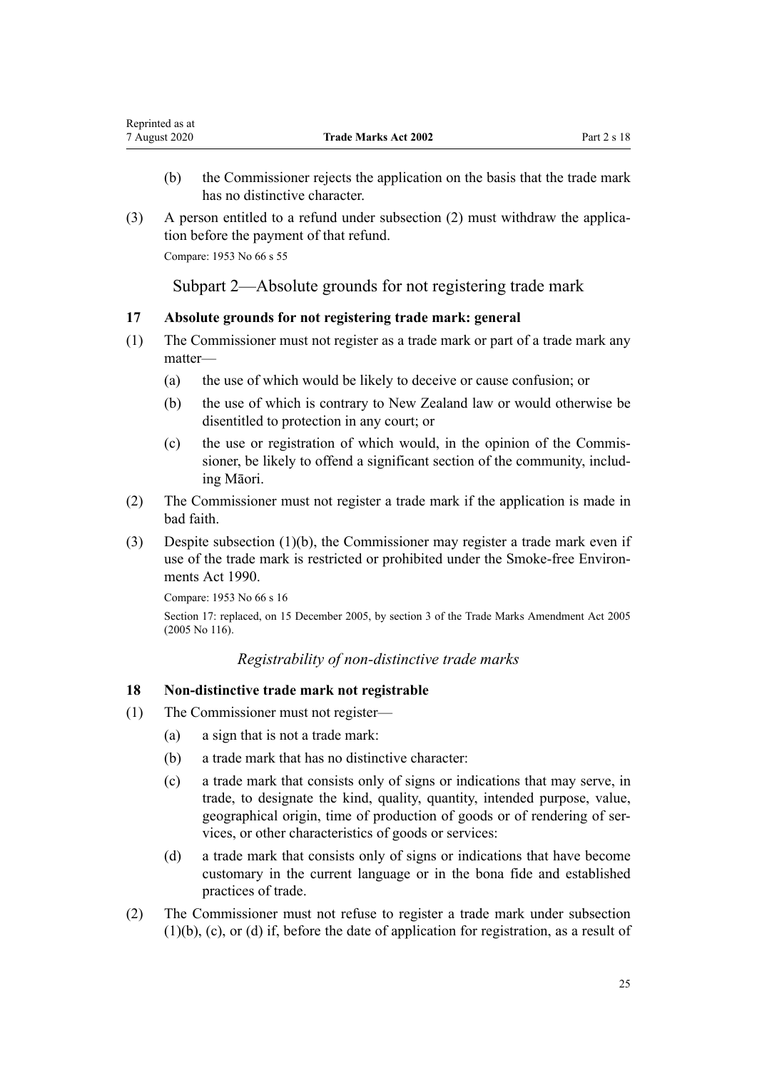(b) the Commissioner rejects the application on the basis that the trade mark has no distinctive character.

(3) A person entitled to a refund under subsection (2) must withdraw the application before the payment of that refund.

Compare: 1953 No 66 s 55

## Subpart 2—Absolute grounds for not registering trade mark

### 17 Absolute grounds for not registering trade mark: general

(1) The Commissioner must not register as a trade mark or part of a trade mark any matter—

(a) the use of which would be likely to deceive or cause confusion; or

(b) the use of which is contrary to New Zealand law or would otherwise be disentitled to protection in any court; or

(c) the use or registration of which would, in the opinion of the Commissioner, be likely to offend a significant section of the community, including Māori.

(2) The Commissioner must not register a trade mark if the application is made in bad faith.

(3) Despite subsection (1)(b), the Commissioner may register a trade mark even if use of the trade mark is restricted or prohibited under the Smoke-free Environments Act 1990.

Compare: 1953 No 66 s 16

Section 17: replaced, on 15 December 2005, by section 3 of the Trade Marks Amendment Act 2005 (2005 No 116).

*Registrability of non-distinctive trade marks*

### 18 Non-distinctive trade mark not registrable

(1) The Commissioner must not register—

(a) a sign that is not a trade mark:

(b) a trade mark that has no distinctive character:

(c) a trade mark that consists only of signs or indications that may serve, in trade, to designate the kind, quality, quantity, intended purpose, value, geographical origin, time of production of goods or of rendering of services, or other characteristics of goods or services:

(d) a trade mark that consists only of signs or indications that have become customary in the current language or in the bona fide and established practices of trade.

(2) The Commissioner must not refuse to register a trade mark under subsection (1)(b), (c), or (d) if, before the date of application for registration, as a result of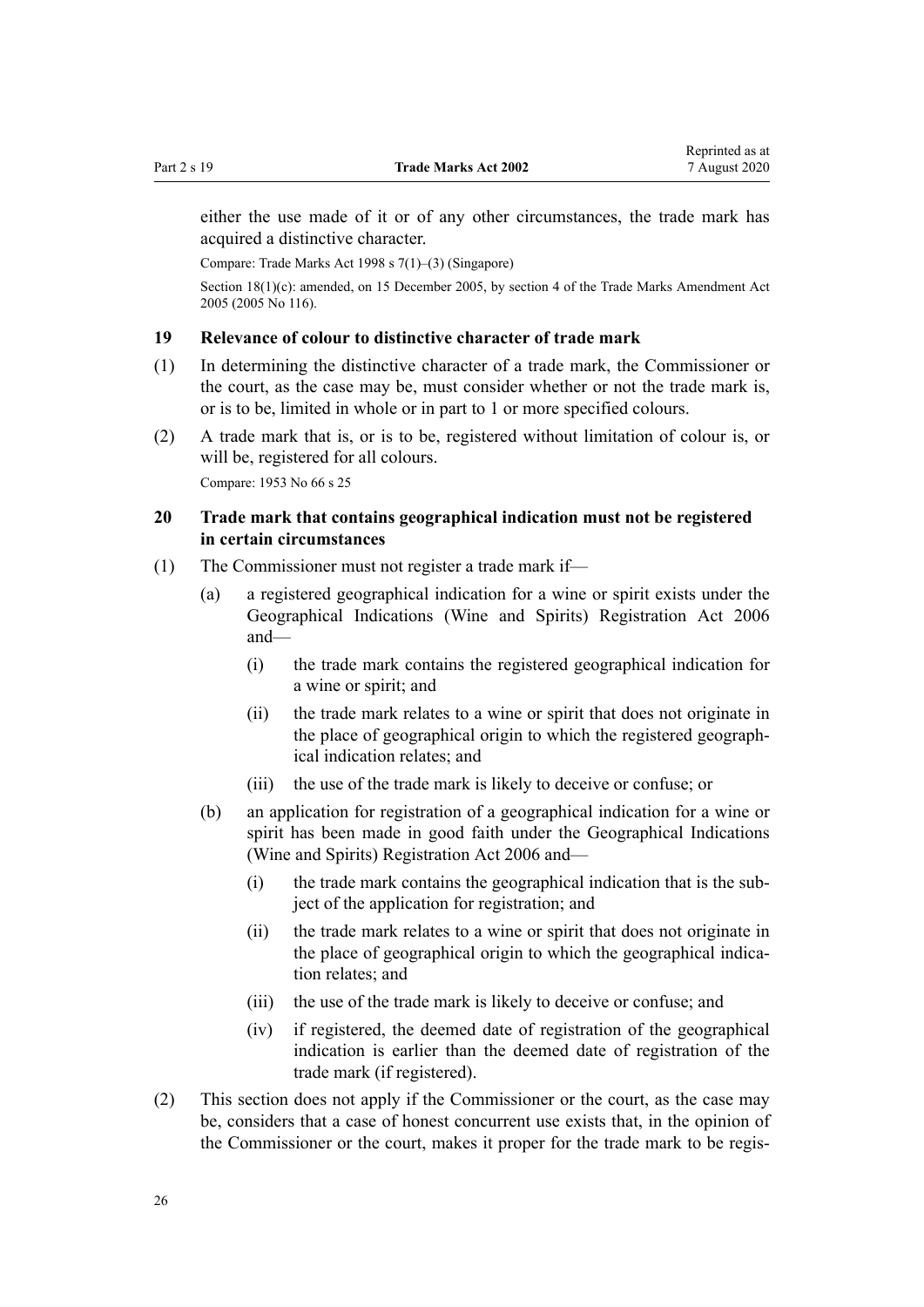either the use made of it or of any other circumstances, the trade mark has acquired a distinctive character.

Compare: Trade Marks Act 1998 s 7(1)–(3) (Singapore)

Section 18(1)(c): amended, on 15 December 2005, by section 4 of the Trade Marks Amendment Act 2005 (2005 No 116).

### 19 Relevance of colour to distinctive character of trade mark

(1) In determining the distinctive character of a trade mark, the Commissioner or the court, as the case may be, must consider whether or not the trade mark is, or is to be, limited in whole or in part to 1 or more specified colours.

(2) A trade mark that is, or is to be, registered without limitation of colour is, or will be, registered for all colours.

Compare: 1953 No 66 s 25

### 20 Trade mark that contains geographical indication must not be registered in certain circumstances

(1) The Commissioner must not register a trade mark if—

- (a) a registered geographical indication for a wine or spirit exists under the Geographical Indications (Wine and Spirits) Registration Act 2006 and—
  - (i) the trade mark contains the registered geographical indication for a wine or spirit; and
  - (ii) the trade mark relates to a wine or spirit that does not originate in the place of geographical origin to which the registered geographical indication relates; and
  - (iii) the use of the trade mark is likely to deceive or confuse; or
- (b) an application for registration of a geographical indication for a wine or spirit has been made in good faith under the Geographical Indications (Wine and Spirits) Registration Act 2006 and—
  - (i) the trade mark contains the geographical indication that is the subject of the application for registration; and
  - (ii) the trade mark relates to a wine or spirit that does not originate in the place of geographical origin to which the geographical indication relates; and
  - (iii) the use of the trade mark is likely to deceive or confuse; and
  - (iv) if registered, the deemed date of registration of the geographical indication is earlier than the deemed date of registration of the trade mark (if registered).

(2) This section does not apply if the Commissioner or the court, as the case may be, considers that a case of honest concurrent use exists that, in the opinion of the Commissioner or the court, makes it proper for the trade mark to be regis-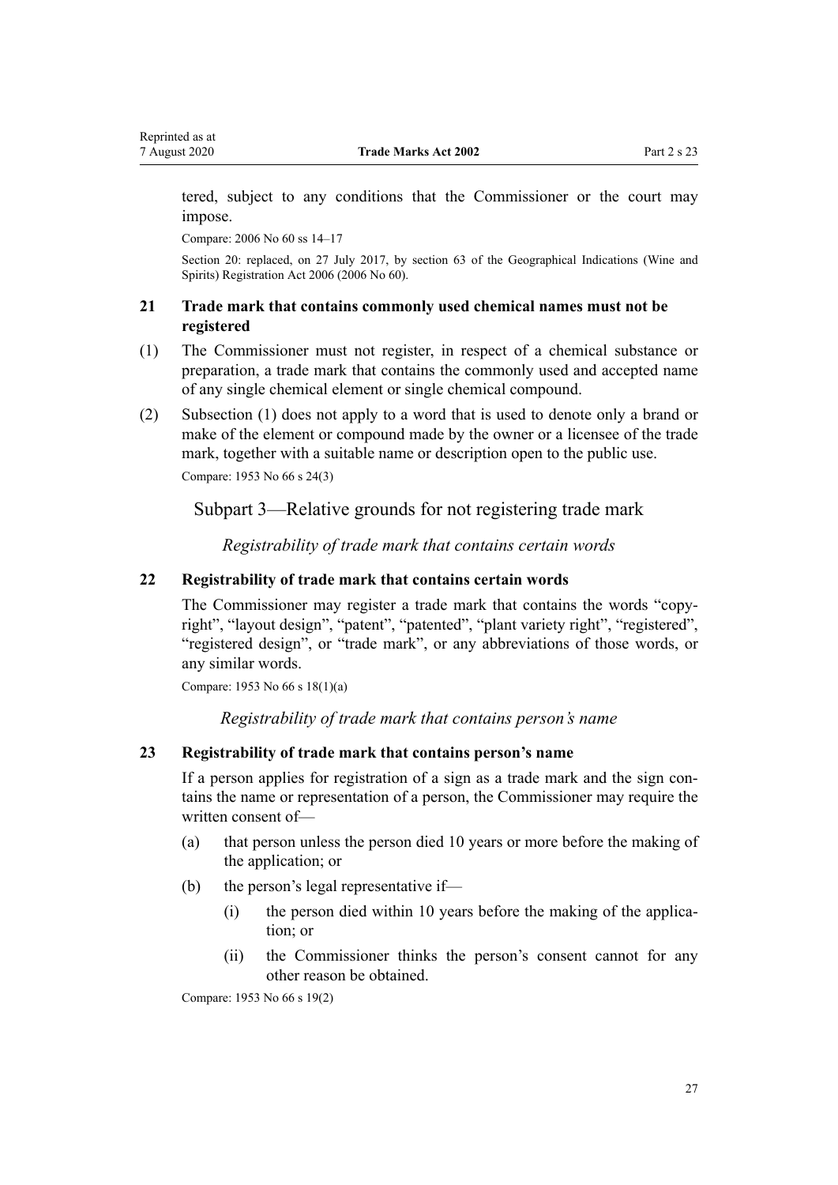tered, subject to any conditions that the Commissioner or the court may impose.

Compare: 2006 No 60 ss 14–17

Section 20: replaced, on 27 July 2017, by section 63 of the Geographical Indications (Wine and Spirits) Registration Act 2006 (2006 No 60).

### 21 Trade mark that contains commonly used chemical names must not be registered

(1) The Commissioner must not register, in respect of a chemical substance or preparation, a trade mark that contains the commonly used and accepted name of any single chemical element or single chemical compound.

(2) Subsection (1) does not apply to a word that is used to denote only a brand or make of the element or compound made by the owner or a licensee of the trade mark, together with a suitable name or description open to the public use.

Compare: 1953 No 66 s 24(3)

## Subpart 3—Relative grounds for not registering trade mark

*Registrability of trade mark that contains certain words*

### 22 Registrability of trade mark that contains certain words

The Commissioner may register a trade mark that contains the words "copyright", "layout design", "patent", "patented", "plant variety right", "registered", "registered design", or "trade mark", or any abbreviations of those words, or any similar words.

Compare: 1953 No 66 s 18(1)(a)

*Registrability of trade mark that contains person's name*

### 23 Registrability of trade mark that contains person's name

If a person applies for registration of a sign as a trade mark and the sign contains the name or representation of a person, the Commissioner may require the written consent of—

(a) that person unless the person died 10 years or more before the making of the application; or

(b) the person's legal representative if—

  (i) the person died within 10 years before the making of the application; or

  (ii) the Commissioner thinks the person's consent cannot for any other reason be obtained.

Compare: 1953 No 66 s 19(2)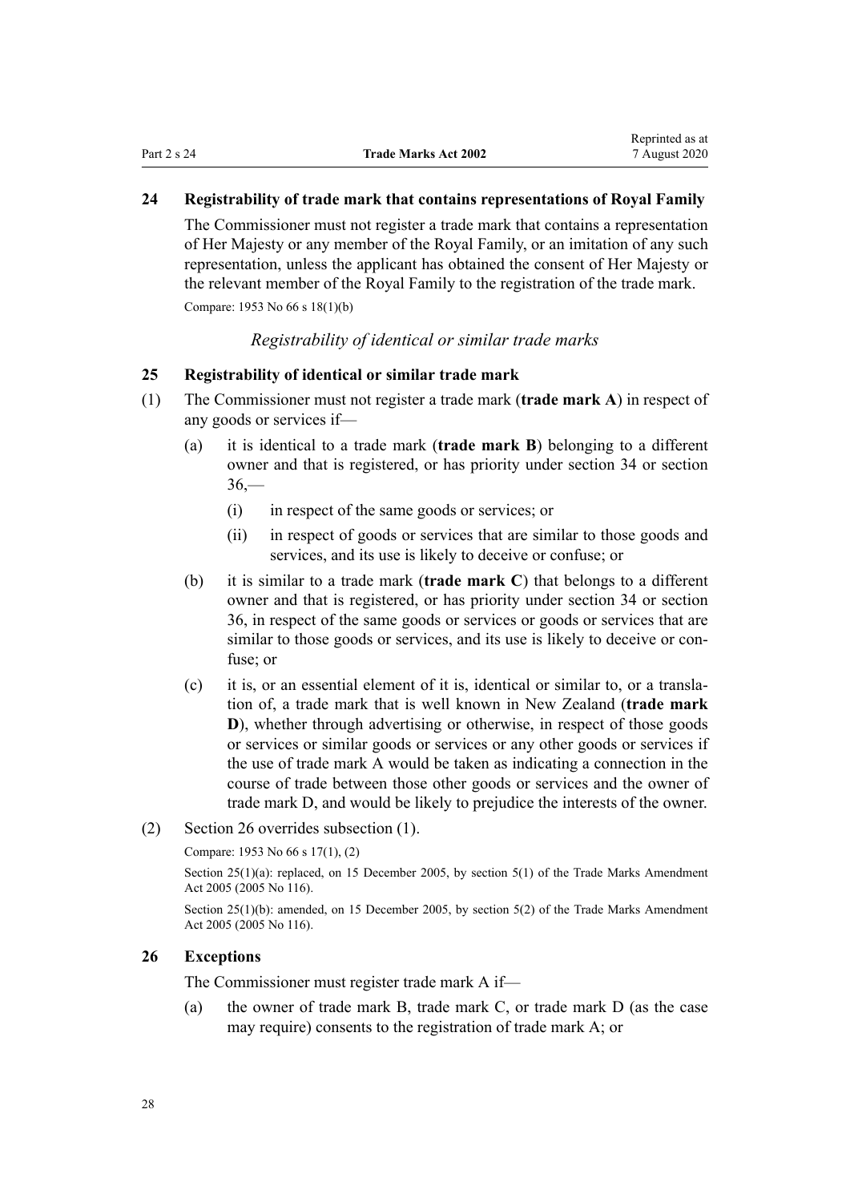### 24 Registrability of trade mark that contains representations of Royal Family

The Commissioner must not register a trade mark that contains a representation of Her Majesty or any member of the Royal Family, or an imitation of any such representation, unless the applicant has obtained the consent of Her Majesty or the relevant member of the Royal Family to the registration of the trade mark.

Compare: 1953 No 66 s 18(1)(b)

*Registrability of identical or similar trade marks*

### 25 Registrability of identical or similar trade mark

(1) The Commissioner must not register a trade mark (**trade mark A**) in respect of any goods or services if—

  (a) it is identical to a trade mark (**trade mark B**) belonging to a different owner and that is registered, or has priority under section 34 or section 36,—

    (i) in respect of the same goods or services; or

    (ii) in respect of goods or services that are similar to those goods and services, and its use is likely to deceive or confuse; or

  (b) it is similar to a trade mark (**trade mark C**) that belongs to a different owner and that is registered, or has priority under section 34 or section 36, in respect of the same goods or services or goods or services that are similar to those goods or services, and its use is likely to deceive or confuse; or

  (c) it is, or an essential element of it is, identical or similar to, or a translation of, a trade mark that is well known in New Zealand (**trade mark D**), whether through advertising or otherwise, in respect of those goods or services or similar goods or services or any other goods or services if the use of trade mark A would be taken as indicating a connection in the course of trade between those other goods or services and the owner of trade mark D, and would be likely to prejudice the interests of the owner.

(2) Section 26 overrides subsection (1).

Compare: 1953 No 66 s 17(1), (2)

Section 25(1)(a): replaced, on 15 December 2005, by section 5(1) of the Trade Marks Amendment Act 2005 (2005 No 116).

Section 25(1)(b): amended, on 15 December 2005, by section 5(2) of the Trade Marks Amendment Act 2005 (2005 No 116).

### 26 Exceptions

The Commissioner must register trade mark A if—

  (a) the owner of trade mark B, trade mark C, or trade mark D (as the case may require) consents to the registration of trade mark A; or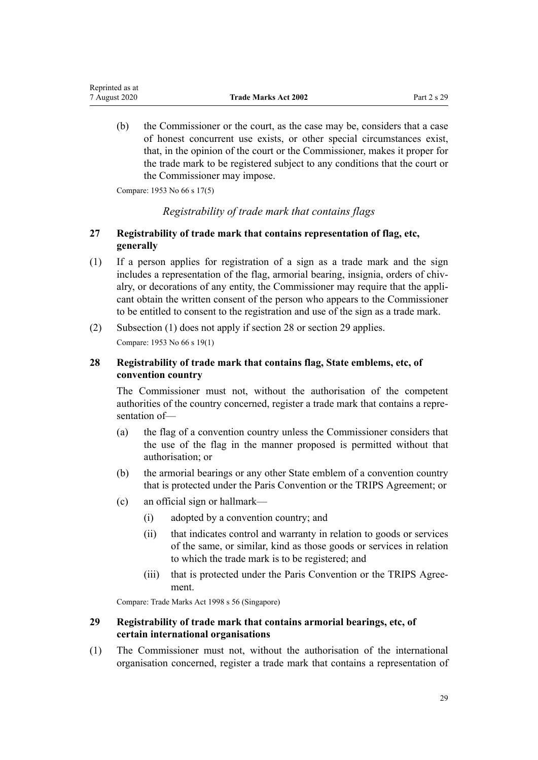(b) the Commissioner or the court, as the case may be, considers that a case of honest concurrent use exists, or other special circumstances exist, that, in the opinion of the court or the Commissioner, makes it proper for the trade mark to be registered subject to any conditions that the court or the Commissioner may impose.

Compare: 1953 No 66 s 17(5)

*Registrability of trade mark that contains flags*

### 27 Registrability of trade mark that contains representation of flag, etc, generally

(1) If a person applies for registration of a sign as a trade mark and the sign includes a representation of the flag, armorial bearing, insignia, orders of chivalry, or decorations of any entity, the Commissioner may require that the applicant obtain the written consent of the person who appears to the Commissioner to be entitled to consent to the registration and use of the sign as a trade mark.

(2) Subsection (1) does not apply if section 28 or section 29 applies.

Compare: 1953 No 66 s 19(1)

### 28 Registrability of trade mark that contains flag, State emblems, etc, of convention country

The Commissioner must not, without the authorisation of the competent authorities of the country concerned, register a trade mark that contains a representation of—

(a) the flag of a convention country unless the Commissioner considers that the use of the flag in the manner proposed is permitted without that authorisation; or

(b) the armorial bearings or any other State emblem of a convention country that is protected under the Paris Convention or the TRIPS Agreement; or

(c) an official sign or hallmark—

  (i) adopted by a convention country; and

  (ii) that indicates control and warranty in relation to goods or services of the same, or similar, kind as those goods or services in relation to which the trade mark is to be registered; and

  (iii) that is protected under the Paris Convention or the TRIPS Agreement.

Compare: Trade Marks Act 1998 s 56 (Singapore)

### 29 Registrability of trade mark that contains armorial bearings, etc, of certain international organisations

(1) The Commissioner must not, without the authorisation of the international organisation concerned, register a trade mark that contains a representation of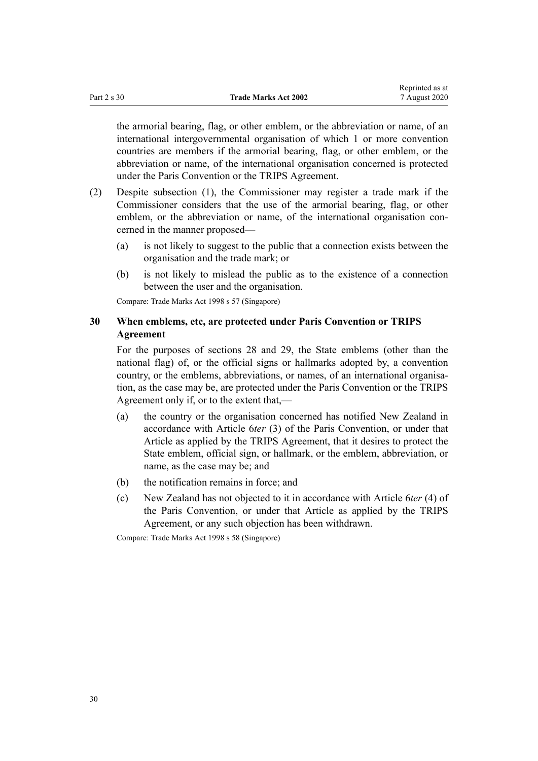the armorial bearing, flag, or other emblem, or the abbreviation or name, of an international intergovernmental organisation of which 1 or more convention countries are members if the armorial bearing, flag, or other emblem, or the abbreviation or name, of the international organisation concerned is protected under the Paris Convention or the TRIPS Agreement.

(2) Despite subsection (1), the Commissioner may register a trade mark if the Commissioner considers that the use of the armorial bearing, flag, or other emblem, or the abbreviation or name, of the international organisation concerned in the manner proposed—

(a) is not likely to suggest to the public that a connection exists between the organisation and the trade mark; or

(b) is not likely to mislead the public as to the existence of a connection between the user and the organisation.

Compare: Trade Marks Act 1998 s 57 (Singapore)

### 30 When emblems, etc, are protected under Paris Convention or TRIPS Agreement

For the purposes of sections 28 and 29, the State emblems (other than the national flag) of, or the official signs or hallmarks adopted by, a convention country, or the emblems, abbreviations, or names, of an international organisation, as the case may be, are protected under the Paris Convention or the TRIPS Agreement only if, or to the extent that,—

(a) the country or the organisation concerned has notified New Zealand in accordance with Article 6*ter* (3) of the Paris Convention, or under that Article as applied by the TRIPS Agreement, that it desires to protect the State emblem, official sign, or hallmark, or the emblem, abbreviation, or name, as the case may be; and

(b) the notification remains in force; and

(c) New Zealand has not objected to it in accordance with Article 6*ter* (4) of the Paris Convention, or under that Article as applied by the TRIPS Agreement, or any such objection has been withdrawn.

Compare: Trade Marks Act 1998 s 58 (Singapore)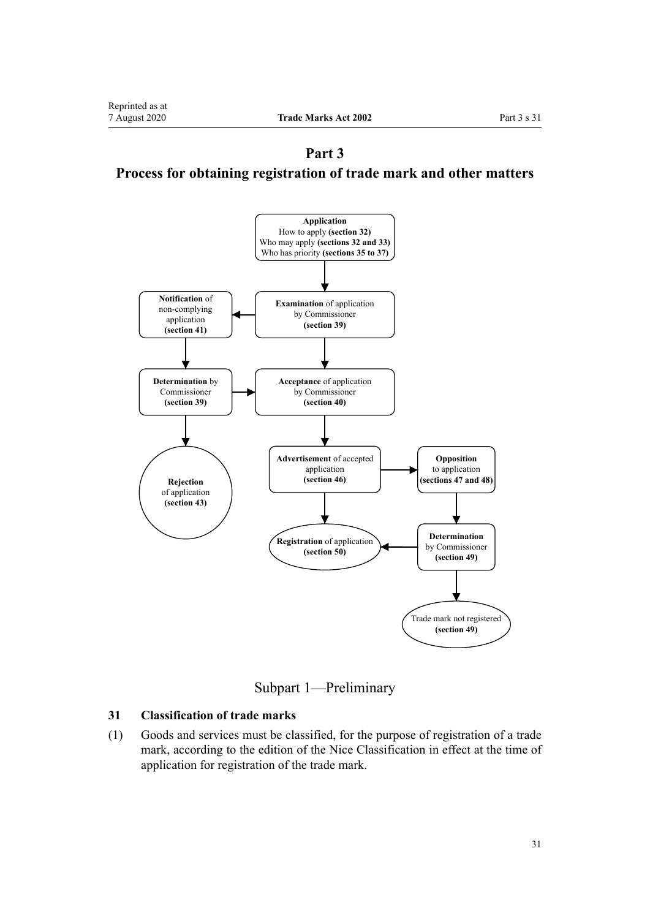# Part 3
# Process for obtaining registration of trade mark and other matters

**Application**
How to apply **(section 32)**
Who may apply **(sections 32 and 33)**
Who has priority **(sections 35 to 37)**

**Examination** of application by Commissioner **(section 39)**

**Notification** of non-complying application **(section 41)**

**Determination** by Commissioner **(section 39)**

**Acceptance** of application by Commissioner **(section 40)**

**Rejection** of application **(section 43)**

**Advertisement** of accepted application **(section 46)**

**Opposition** to application **(sections 47 and 48)**

**Registration** of application **(section 50)**

**Determination** by Commissioner **(section 49)**

Trade mark not registered **(section 49)**

## Subpart 1—Preliminary

### 31 Classification of trade marks

(1) Goods and services must be classified, for the purpose of registration of a trade mark, according to the edition of the Nice Classification in effect at the time of application for registration of the trade mark.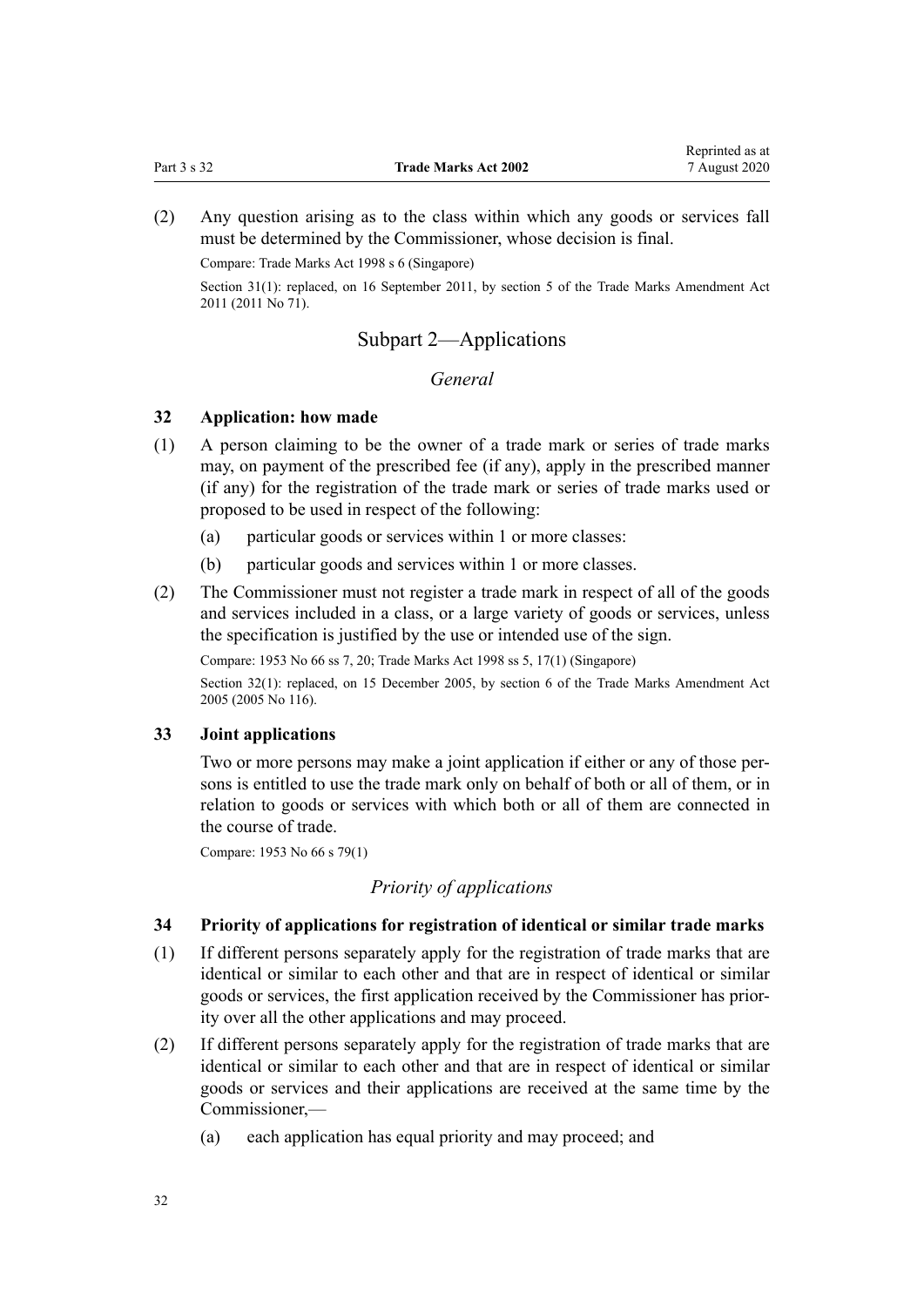(2) Any question arising as to the class within which any goods or services fall must be determined by the Commissioner, whose decision is final.

Compare: Trade Marks Act 1998 s 6 (Singapore)

Section 31(1): replaced, on 16 September 2011, by section 5 of the Trade Marks Amendment Act 2011 (2011 No 71).

## Subpart 2—Applications

### *General*

#### 32 Application: how made

(1) A person claiming to be the owner of a trade mark or series of trade marks may, on payment of the prescribed fee (if any), apply in the prescribed manner (if any) for the registration of the trade mark or series of trade marks used or proposed to be used in respect of the following:

(a) particular goods or services within 1 or more classes:

(b) particular goods and services within 1 or more classes.

(2) The Commissioner must not register a trade mark in respect of all of the goods and services included in a class, or a large variety of goods or services, unless the specification is justified by the use or intended use of the sign.

Compare: 1953 No 66 ss 7, 20; Trade Marks Act 1998 ss 5, 17(1) (Singapore)

Section 32(1): replaced, on 15 December 2005, by section 6 of the Trade Marks Amendment Act 2005 (2005 No 116).

#### 33 Joint applications

Two or more persons may make a joint application if either or any of those persons is entitled to use the trade mark only on behalf of both or all of them, or in relation to goods or services with which both or all of them are connected in the course of trade.

Compare: 1953 No 66 s 79(1)

### *Priority of applications*

#### 34 Priority of applications for registration of identical or similar trade marks

(1) If different persons separately apply for the registration of trade marks that are identical or similar to each other and that are in respect of identical or similar goods or services, the first application received by the Commissioner has priority over all the other applications and may proceed.

(2) If different persons separately apply for the registration of trade marks that are identical or similar to each other and that are in respect of identical or similar goods or services and their applications are received at the same time by the Commissioner,—

(a) each application has equal priority and may proceed; and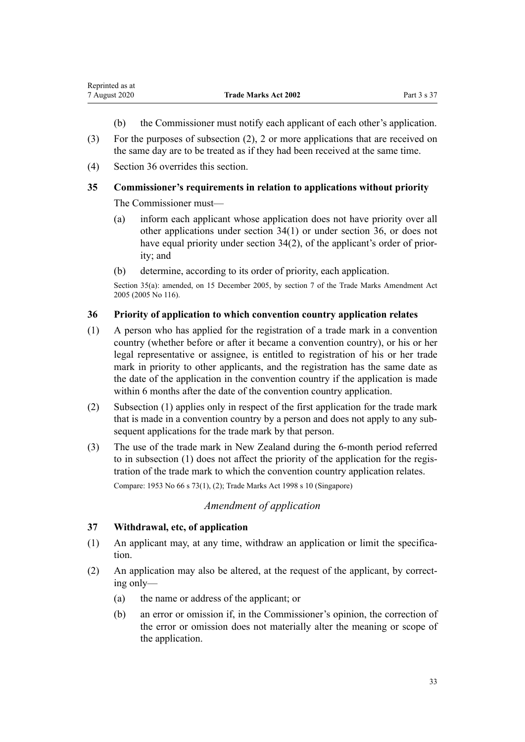(b) the Commissioner must notify each applicant of each other's application.

(3) For the purposes of subsection (2), 2 or more applications that are received on the same day are to be treated as if they had been received at the same time.

(4) Section 36 overrides this section.

### 35 Commissioner's requirements in relation to applications without priority

The Commissioner must—

(a) inform each applicant whose application does not have priority over all other applications under section 34(1) or under section 36, or does not have equal priority under section 34(2), of the applicant's order of priority; and

(b) determine, according to its order of priority, each application.

Section 35(a): amended, on 15 December 2005, by section 7 of the Trade Marks Amendment Act 2005 (2005 No 116).

### 36 Priority of application to which convention country application relates

(1) A person who has applied for the registration of a trade mark in a convention country (whether before or after it became a convention country), or his or her legal representative or assignee, is entitled to registration of his or her trade mark in priority to other applicants, and the registration has the same date as the date of the application in the convention country if the application is made within 6 months after the date of the convention country application.

(2) Subsection (1) applies only in respect of the first application for the trade mark that is made in a convention country by a person and does not apply to any subsequent applications for the trade mark by that person.

(3) The use of the trade mark in New Zealand during the 6-month period referred to in subsection (1) does not affect the priority of the application for the registration of the trade mark to which the convention country application relates.

Compare: 1953 No 66 s 73(1), (2); Trade Marks Act 1998 s 10 (Singapore)

*Amendment of application*

### 37 Withdrawal, etc, of application

(1) An applicant may, at any time, withdraw an application or limit the specification.

(2) An application may also be altered, at the request of the applicant, by correcting only—

(a) the name or address of the applicant; or

(b) an error or omission if, in the Commissioner's opinion, the correction of the error or omission does not materially alter the meaning or scope of the application.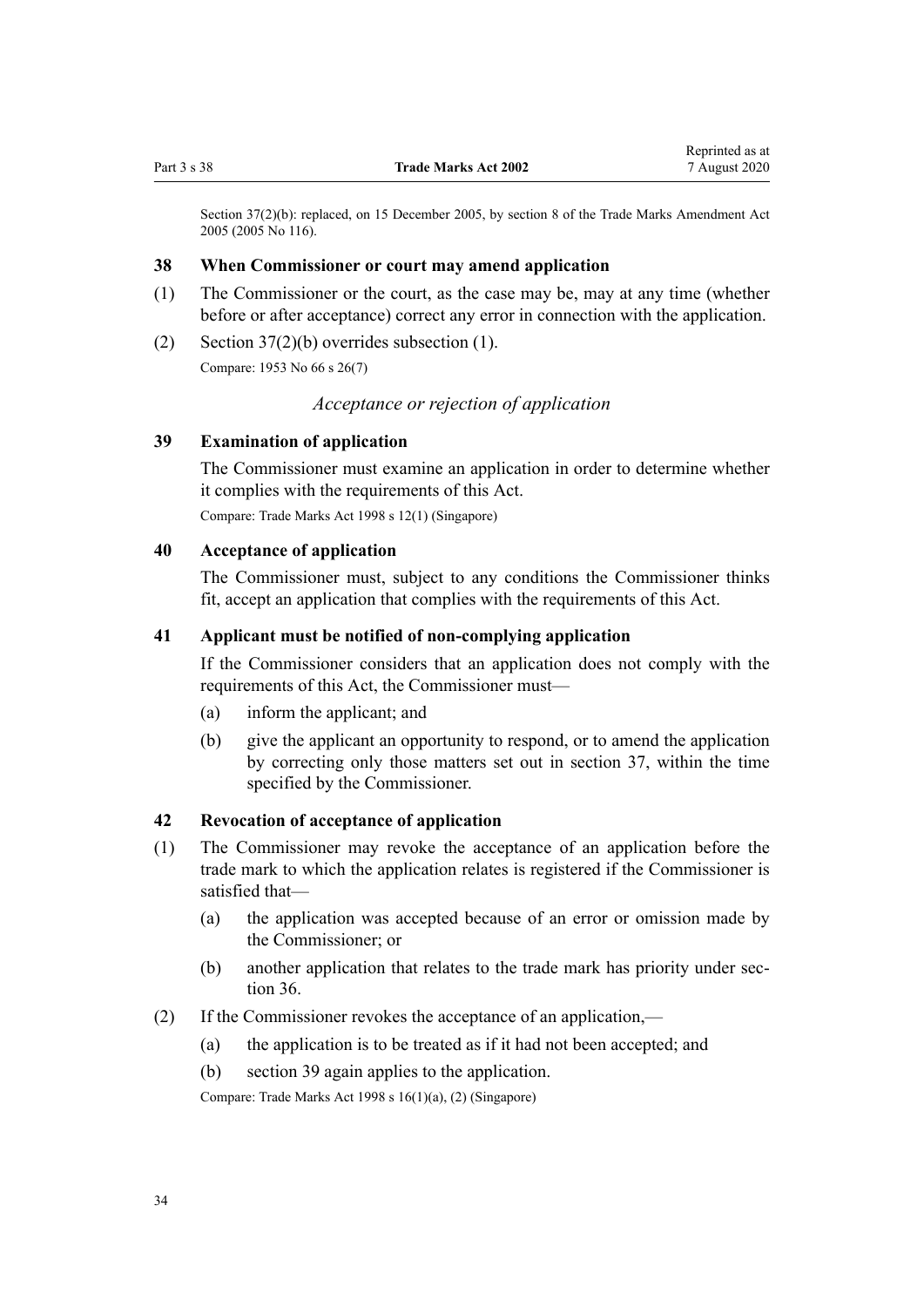Section 37(2)(b): replaced, on 15 December 2005, by section 8 of the Trade Marks Amendment Act 2005 (2005 No 116).

### 38 When Commissioner or court may amend application

(1) The Commissioner or the court, as the case may be, may at any time (whether before or after acceptance) correct any error in connection with the application.

(2) Section 37(2)(b) overrides subsection (1).

Compare: 1953 No 66 s 26(7)

*Acceptance or rejection of application*

### 39 Examination of application

The Commissioner must examine an application in order to determine whether it complies with the requirements of this Act.

Compare: Trade Marks Act 1998 s 12(1) (Singapore)

### 40 Acceptance of application

The Commissioner must, subject to any conditions the Commissioner thinks fit, accept an application that complies with the requirements of this Act.

### 41 Applicant must be notified of non-complying application

If the Commissioner considers that an application does not comply with the requirements of this Act, the Commissioner must—

(a) inform the applicant; and

(b) give the applicant an opportunity to respond, or to amend the application by correcting only those matters set out in section 37, within the time specified by the Commissioner.

### 42 Revocation of acceptance of application

(1) The Commissioner may revoke the acceptance of an application before the trade mark to which the application relates is registered if the Commissioner is satisfied that—

(a) the application was accepted because of an error or omission made by the Commissioner; or

(b) another application that relates to the trade mark has priority under section 36.

(2) If the Commissioner revokes the acceptance of an application,—

(a) the application is to be treated as if it had not been accepted; and

(b) section 39 again applies to the application.

Compare: Trade Marks Act 1998 s 16(1)(a), (2) (Singapore)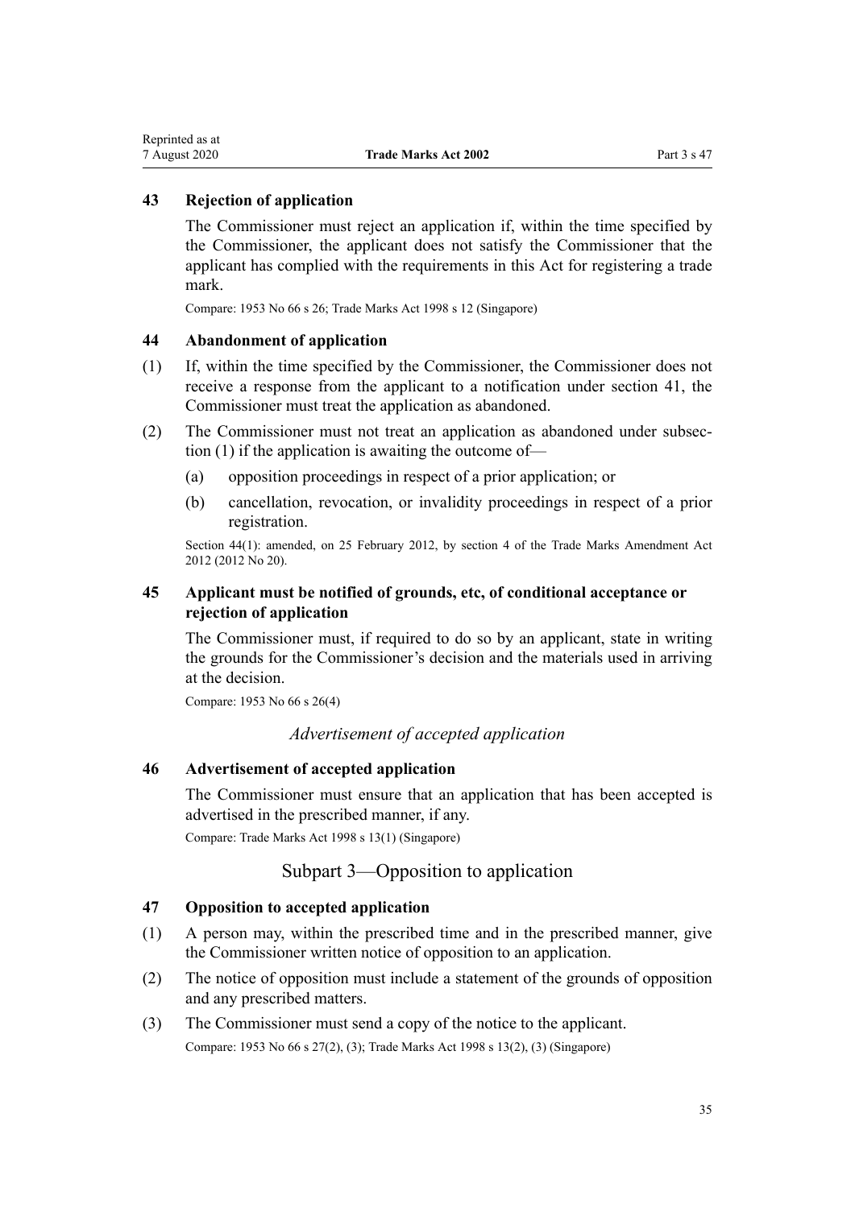### 43 Rejection of application

The Commissioner must reject an application if, within the time specified by the Commissioner, the applicant does not satisfy the Commissioner that the applicant has complied with the requirements in this Act for registering a trade mark.

Compare: 1953 No 66 s 26; Trade Marks Act 1998 s 12 (Singapore)

### 44 Abandonment of application

(1) If, within the time specified by the Commissioner, the Commissioner does not receive a response from the applicant to a notification under section 41, the Commissioner must treat the application as abandoned.

(2) The Commissioner must not treat an application as abandoned under subsection (1) if the application is awaiting the outcome of—

(a) opposition proceedings in respect of a prior application; or

(b) cancellation, revocation, or invalidity proceedings in respect of a prior registration.

Section 44(1): amended, on 25 February 2012, by section 4 of the Trade Marks Amendment Act 2012 (2012 No 20).

### 45 Applicant must be notified of grounds, etc, of conditional acceptance or rejection of application

The Commissioner must, if required to do so by an applicant, state in writing the grounds for the Commissioner's decision and the materials used in arriving at the decision.

Compare: 1953 No 66 s 26(4)

*Advertisement of accepted application*

### 46 Advertisement of accepted application

The Commissioner must ensure that an application that has been accepted is advertised in the prescribed manner, if any.

Compare: Trade Marks Act 1998 s 13(1) (Singapore)

## Subpart 3—Opposition to application

### 47 Opposition to accepted application

(1) A person may, within the prescribed time and in the prescribed manner, give the Commissioner written notice of opposition to an application.

(2) The notice of opposition must include a statement of the grounds of opposition and any prescribed matters.

(3) The Commissioner must send a copy of the notice to the applicant.

Compare: 1953 No 66 s 27(2), (3); Trade Marks Act 1998 s 13(2), (3) (Singapore)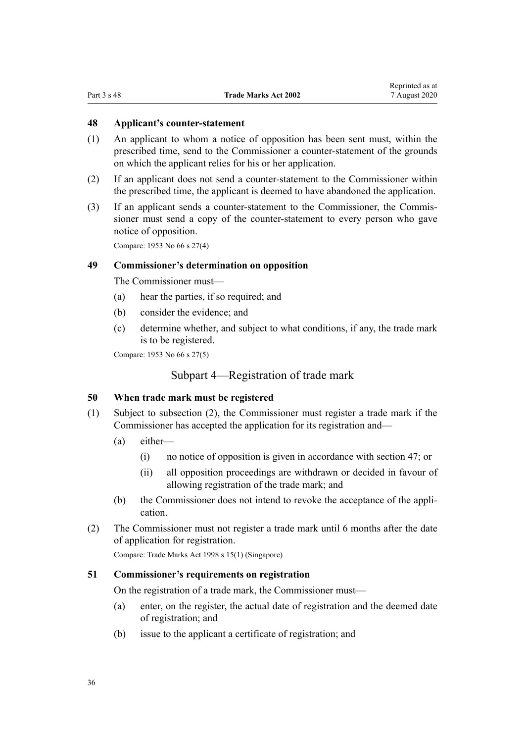### 48 Applicant's counter-statement

(1) An applicant to whom a notice of opposition has been sent must, within the prescribed time, send to the Commissioner a counter-statement of the grounds on which the applicant relies for his or her application.

(2) If an applicant does not send a counter-statement to the Commissioner within the prescribed time, the applicant is deemed to have abandoned the application.

(3) If an applicant sends a counter-statement to the Commissioner, the Commissioner must send a copy of the counter-statement to every person who gave notice of opposition.

Compare: 1953 No 66 s 27(4)

### 49 Commissioner's determination on opposition

The Commissioner must—

(a) hear the parties, if so required; and

(b) consider the evidence; and

(c) determine whether, and subject to what conditions, if any, the trade mark is to be registered.

Compare: 1953 No 66 s 27(5)

## Subpart 4—Registration of trade mark

### 50 When trade mark must be registered

(1) Subject to subsection (2), the Commissioner must register a trade mark if the Commissioner has accepted the application for its registration and—

(a) either—

(i) no notice of opposition is given in accordance with section 47; or

(ii) all opposition proceedings are withdrawn or decided in favour of allowing registration of the trade mark; and

(b) the Commissioner does not intend to revoke the acceptance of the application.

(2) The Commissioner must not register a trade mark until 6 months after the date of application for registration.

Compare: Trade Marks Act 1998 s 15(1) (Singapore)

### 51 Commissioner's requirements on registration

On the registration of a trade mark, the Commissioner must—

(a) enter, on the register, the actual date of registration and the deemed date of registration; and

(b) issue to the applicant a certificate of registration; and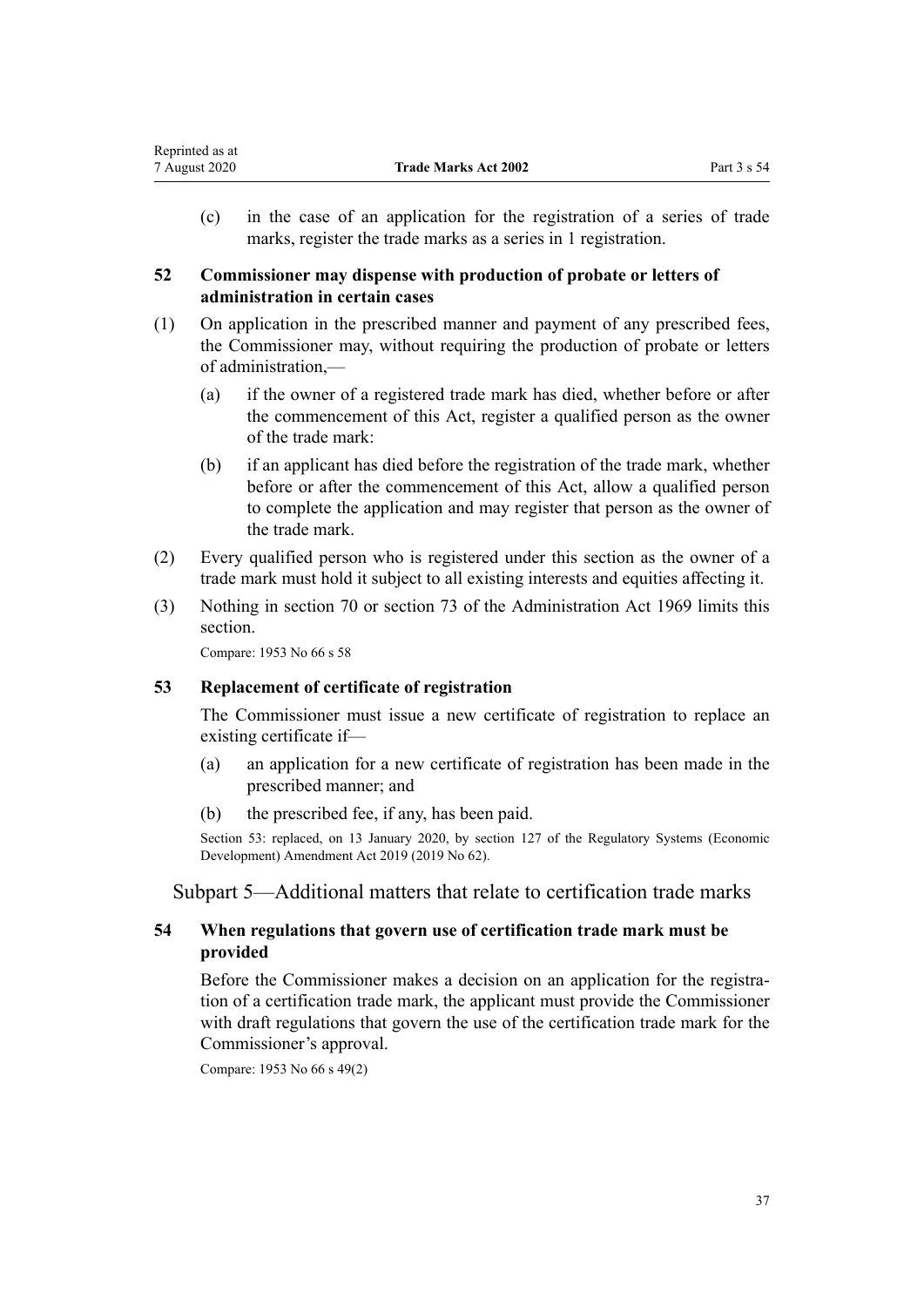(c) in the case of an application for the registration of a series of trade marks, register the trade marks as a series in 1 registration.

### 52 Commissioner may dispense with production of probate or letters of administration in certain cases

(1) On application in the prescribed manner and payment of any prescribed fees, the Commissioner may, without requiring the production of probate or letters of administration,—

(a) if the owner of a registered trade mark has died, whether before or after the commencement of this Act, register a qualified person as the owner of the trade mark:

(b) if an applicant has died before the registration of the trade mark, whether before or after the commencement of this Act, allow a qualified person to complete the application and may register that person as the owner of the trade mark.

(2) Every qualified person who is registered under this section as the owner of a trade mark must hold it subject to all existing interests and equities affecting it.

(3) Nothing in section 70 or section 73 of the Administration Act 1969 limits this section.

Compare: 1953 No 66 s 58

### 53 Replacement of certificate of registration

The Commissioner must issue a new certificate of registration to replace an existing certificate if—

(a) an application for a new certificate of registration has been made in the prescribed manner; and

(b) the prescribed fee, if any, has been paid.

Section 53: replaced, on 13 January 2020, by section 127 of the Regulatory Systems (Economic Development) Amendment Act 2019 (2019 No 62).

## Subpart 5—Additional matters that relate to certification trade marks

### 54 When regulations that govern use of certification trade mark must be provided

Before the Commissioner makes a decision on an application for the registration of a certification trade mark, the applicant must provide the Commissioner with draft regulations that govern the use of the certification trade mark for the Commissioner's approval.

Compare: 1953 No 66 s 49(2)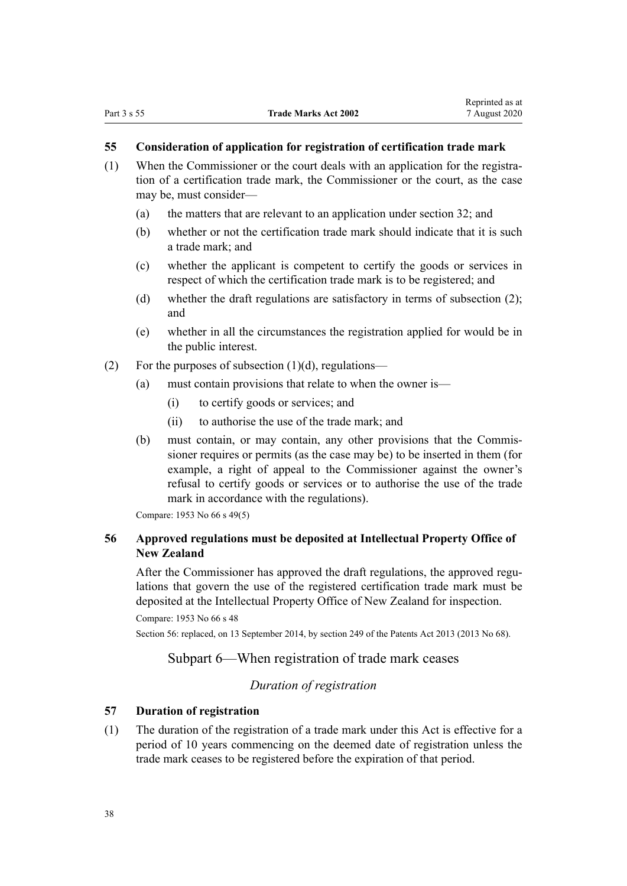### 55 Consideration of application for registration of certification trade mark

(1) When the Commissioner or the court deals with an application for the registration of a certification trade mark, the Commissioner or the court, as the case may be, must consider—

- (a) the matters that are relevant to an application under section 32; and
- (b) whether or not the certification trade mark should indicate that it is such a trade mark; and
- (c) whether the applicant is competent to certify the goods or services in respect of which the certification trade mark is to be registered; and
- (d) whether the draft regulations are satisfactory in terms of subsection (2); and
- (e) whether in all the circumstances the registration applied for would be in the public interest.

(2) For the purposes of subsection (1)(d), regulations—

- (a) must contain provisions that relate to when the owner is—
  - (i) to certify goods or services; and
  - (ii) to authorise the use of the trade mark; and
- (b) must contain, or may contain, any other provisions that the Commissioner requires or permits (as the case may be) to be inserted in them (for example, a right of appeal to the Commissioner against the owner's refusal to certify goods or services or to authorise the use of the trade mark in accordance with the regulations).

Compare: 1953 No 66 s 49(5)

### 56 Approved regulations must be deposited at Intellectual Property Office of New Zealand

After the Commissioner has approved the draft regulations, the approved regulations that govern the use of the registered certification trade mark must be deposited at the Intellectual Property Office of New Zealand for inspection.

Compare: 1953 No 66 s 48

Section 56: replaced, on 13 September 2014, by section 249 of the Patents Act 2013 (2013 No 68).

## Subpart 6—When registration of trade mark ceases

*Duration of registration*

### 57 Duration of registration

(1) The duration of the registration of a trade mark under this Act is effective for a period of 10 years commencing on the deemed date of registration unless the trade mark ceases to be registered before the expiration of that period.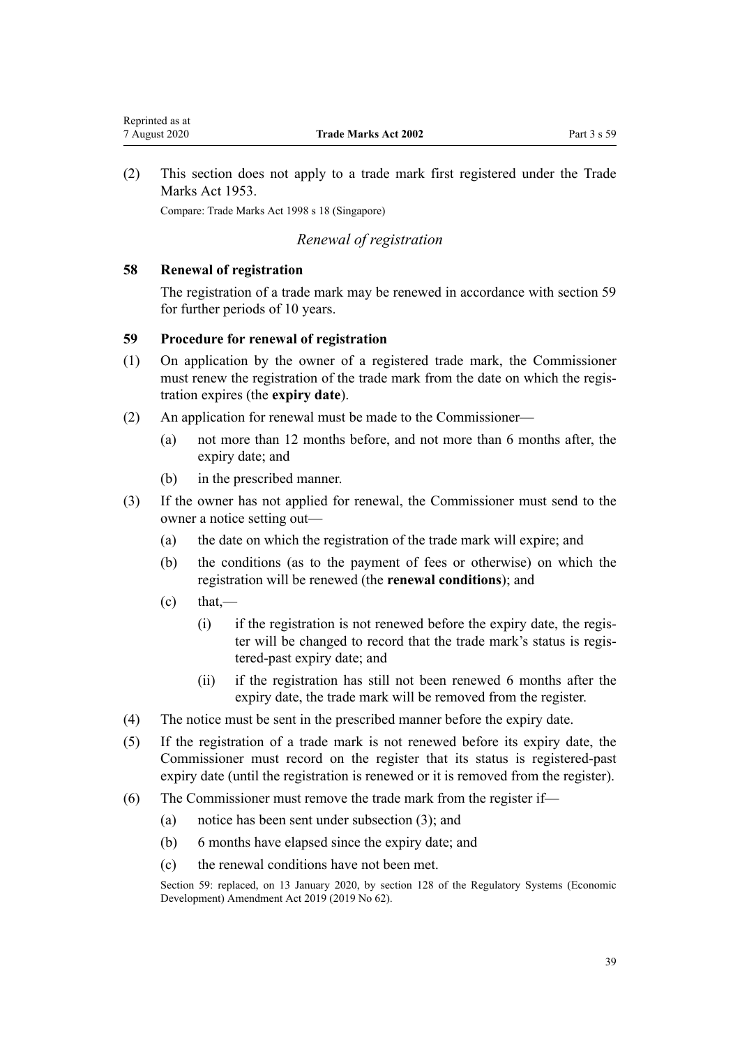(2) This section does not apply to a trade mark first registered under the Trade Marks Act 1953.

Compare: Trade Marks Act 1998 s 18 (Singapore)

*Renewal of registration*

### 58 Renewal of registration

The registration of a trade mark may be renewed in accordance with section 59 for further periods of 10 years.

### 59 Procedure for renewal of registration

(1) On application by the owner of a registered trade mark, the Commissioner must renew the registration of the trade mark from the date on which the registration expires (the **expiry date**).

(2) An application for renewal must be made to the Commissioner—

- (a) not more than 12 months before, and not more than 6 months after, the expiry date; and
- (b) in the prescribed manner.

(3) If the owner has not applied for renewal, the Commissioner must send to the owner a notice setting out—

- (a) the date on which the registration of the trade mark will expire; and
- (b) the conditions (as to the payment of fees or otherwise) on which the registration will be renewed (the **renewal conditions**); and
- (c) that,—
  - (i) if the registration is not renewed before the expiry date, the register will be changed to record that the trade mark's status is registered-past expiry date; and
  - (ii) if the registration has still not been renewed 6 months after the expiry date, the trade mark will be removed from the register.

(4) The notice must be sent in the prescribed manner before the expiry date.

(5) If the registration of a trade mark is not renewed before its expiry date, the Commissioner must record on the register that its status is registered-past expiry date (until the registration is renewed or it is removed from the register).

(6) The Commissioner must remove the trade mark from the register if—

- (a) notice has been sent under subsection (3); and
- (b) 6 months have elapsed since the expiry date; and
- (c) the renewal conditions have not been met.

Section 59: replaced, on 13 January 2020, by section 128 of the Regulatory Systems (Economic Development) Amendment Act 2019 (2019 No 62).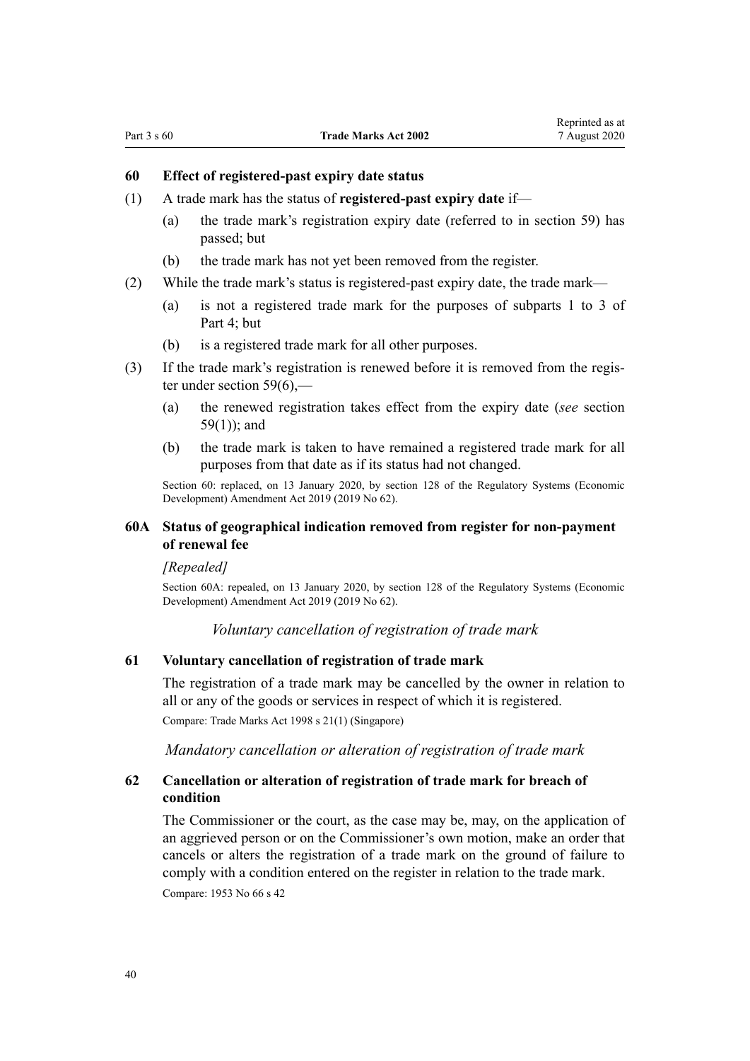### 60 Effect of registered-past expiry date status

(1) A trade mark has the status of **registered-past expiry date** if—

(a) the trade mark's registration expiry date (referred to in section 59) has passed; but

(b) the trade mark has not yet been removed from the register.

(2) While the trade mark's status is registered-past expiry date, the trade mark—

(a) is not a registered trade mark for the purposes of subparts 1 to 3 of Part 4; but

(b) is a registered trade mark for all other purposes.

(3) If the trade mark's registration is renewed before it is removed from the register under section 59(6),—

(a) the renewed registration takes effect from the expiry date (*see* section 59(1)); and

(b) the trade mark is taken to have remained a registered trade mark for all purposes from that date as if its status had not changed.

Section 60: replaced, on 13 January 2020, by section 128 of the Regulatory Systems (Economic Development) Amendment Act 2019 (2019 No 62).

### 60A Status of geographical indication removed from register for non-payment of renewal fee

*[Repealed]*

Section 60A: repealed, on 13 January 2020, by section 128 of the Regulatory Systems (Economic Development) Amendment Act 2019 (2019 No 62).

*Voluntary cancellation of registration of trade mark*

### 61 Voluntary cancellation of registration of trade mark

The registration of a trade mark may be cancelled by the owner in relation to all or any of the goods or services in respect of which it is registered.

Compare: Trade Marks Act 1998 s 21(1) (Singapore)

*Mandatory cancellation or alteration of registration of trade mark*

### 62 Cancellation or alteration of registration of trade mark for breach of condition

The Commissioner or the court, as the case may be, may, on the application of an aggrieved person or on the Commissioner's own motion, make an order that cancels or alters the registration of a trade mark on the ground of failure to comply with a condition entered on the register in relation to the trade mark.

Compare: 1953 No 66 s 42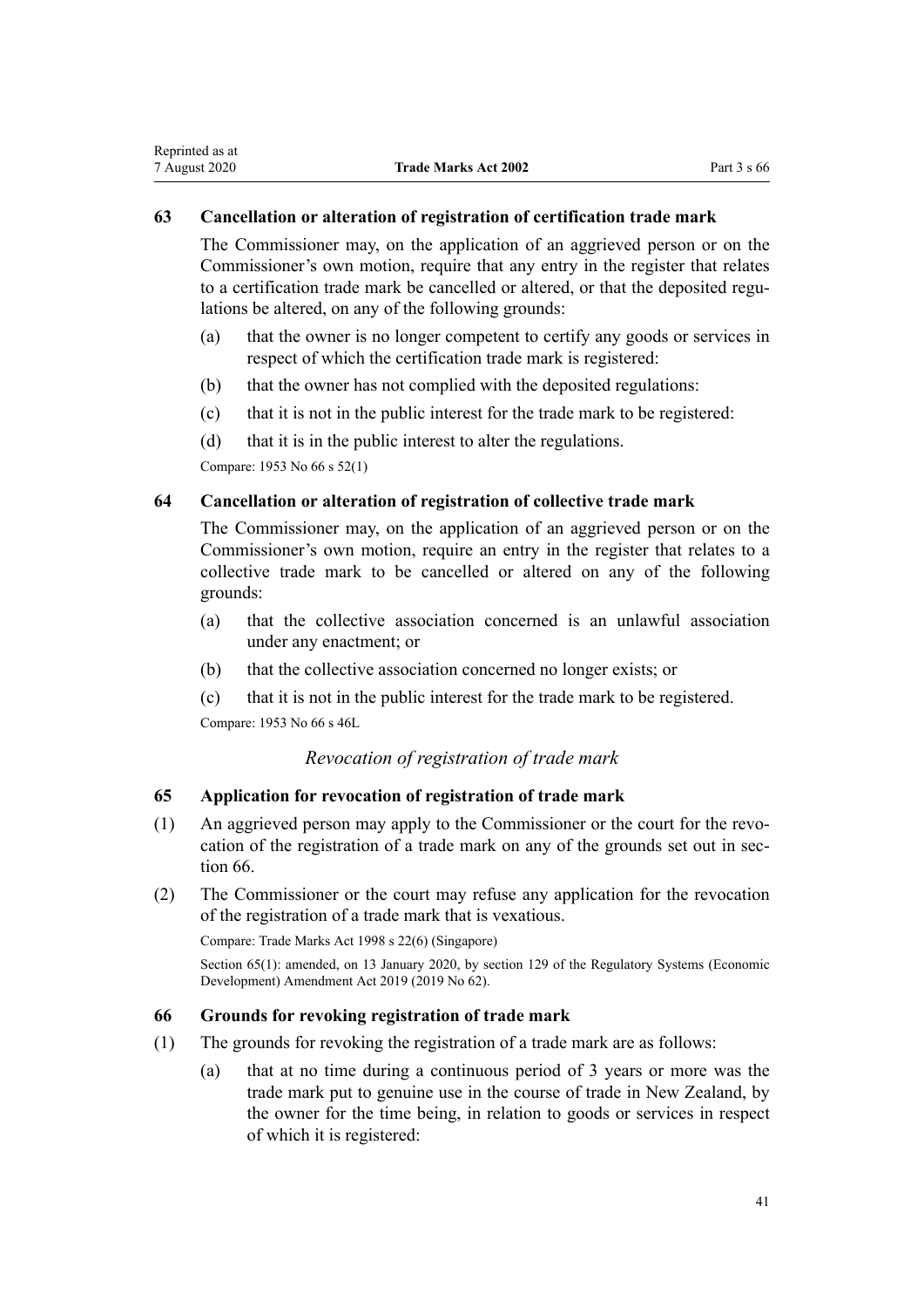### 63 Cancellation or alteration of registration of certification trade mark

The Commissioner may, on the application of an aggrieved person or on the Commissioner's own motion, require that any entry in the register that relates to a certification trade mark be cancelled or altered, or that the deposited regulations be altered, on any of the following grounds:

(a) that the owner is no longer competent to certify any goods or services in respect of which the certification trade mark is registered:

(b) that the owner has not complied with the deposited regulations:

(c) that it is not in the public interest for the trade mark to be registered:

(d) that it is in the public interest to alter the regulations.

Compare: 1953 No 66 s 52(1)

### 64 Cancellation or alteration of registration of collective trade mark

The Commissioner may, on the application of an aggrieved person or on the Commissioner's own motion, require an entry in the register that relates to a collective trade mark to be cancelled or altered on any of the following grounds:

(a) that the collective association concerned is an unlawful association under any enactment; or

(b) that the collective association concerned no longer exists; or

(c) that it is not in the public interest for the trade mark to be registered.

Compare: 1953 No 66 s 46L

*Revocation of registration of trade mark*

### 65 Application for revocation of registration of trade mark

(1) An aggrieved person may apply to the Commissioner or the court for the revocation of the registration of a trade mark on any of the grounds set out in section 66.

(2) The Commissioner or the court may refuse any application for the revocation of the registration of a trade mark that is vexatious.

Compare: Trade Marks Act 1998 s 22(6) (Singapore)

Section 65(1): amended, on 13 January 2020, by section 129 of the Regulatory Systems (Economic Development) Amendment Act 2019 (2019 No 62).

### 66 Grounds for revoking registration of trade mark

(1) The grounds for revoking the registration of a trade mark are as follows:

(a) that at no time during a continuous period of 3 years or more was the trade mark put to genuine use in the course of trade in New Zealand, by the owner for the time being, in relation to goods or services in respect of which it is registered: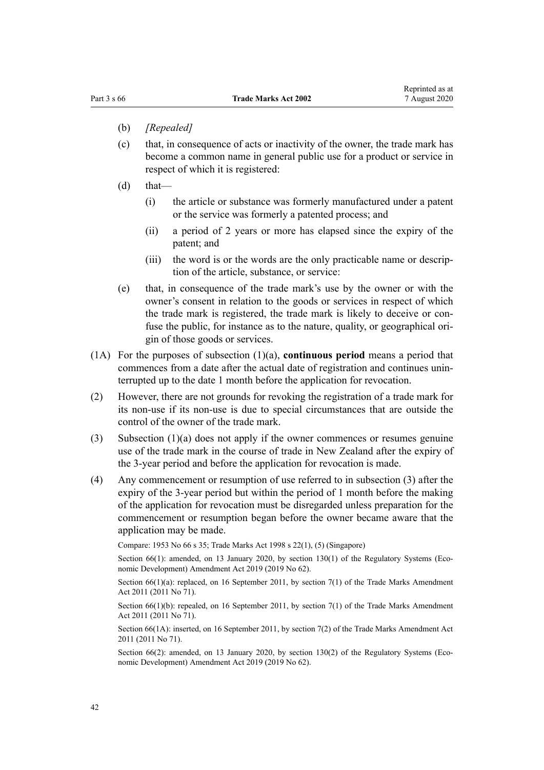(b) *[Repealed]*

(c) that, in consequence of acts or inactivity of the owner, the trade mark has become a common name in general public use for a product or service in respect of which it is registered:

(d) that—

  (i) the article or substance was formerly manufactured under a patent or the service was formerly a patented process; and

  (ii) a period of 2 years or more has elapsed since the expiry of the patent; and

  (iii) the word is or the words are the only practicable name or description of the article, substance, or service:

(e) that, in consequence of the trade mark's use by the owner or with the owner's consent in relation to the goods or services in respect of which the trade mark is registered, the trade mark is likely to deceive or confuse the public, for instance as to the nature, quality, or geographical origin of those goods or services.

(1A) For the purposes of subsection (1)(a), **continuous period** means a period that commences from a date after the actual date of registration and continues uninterrupted up to the date 1 month before the application for revocation.

(2) However, there are not grounds for revoking the registration of a trade mark for its non-use if its non-use is due to special circumstances that are outside the control of the owner of the trade mark.

(3) Subsection (1)(a) does not apply if the owner commences or resumes genuine use of the trade mark in the course of trade in New Zealand after the expiry of the 3-year period and before the application for revocation is made.

(4) Any commencement or resumption of use referred to in subsection (3) after the expiry of the 3-year period but within the period of 1 month before the making of the application for revocation must be disregarded unless preparation for the commencement or resumption began before the owner became aware that the application may be made.

Compare: 1953 No 66 s 35; Trade Marks Act 1998 s 22(1), (5) (Singapore)

Section 66(1): amended, on 13 January 2020, by section 130(1) of the Regulatory Systems (Economic Development) Amendment Act 2019 (2019 No 62).

Section 66(1)(a): replaced, on 16 September 2011, by section 7(1) of the Trade Marks Amendment Act 2011 (2011 No 71).

Section 66(1)(b): repealed, on 16 September 2011, by section 7(1) of the Trade Marks Amendment Act 2011 (2011 No 71).

Section 66(1A): inserted, on 16 September 2011, by section 7(2) of the Trade Marks Amendment Act 2011 (2011 No 71).

Section 66(2): amended, on 13 January 2020, by section 130(2) of the Regulatory Systems (Economic Development) Amendment Act 2019 (2019 No 62).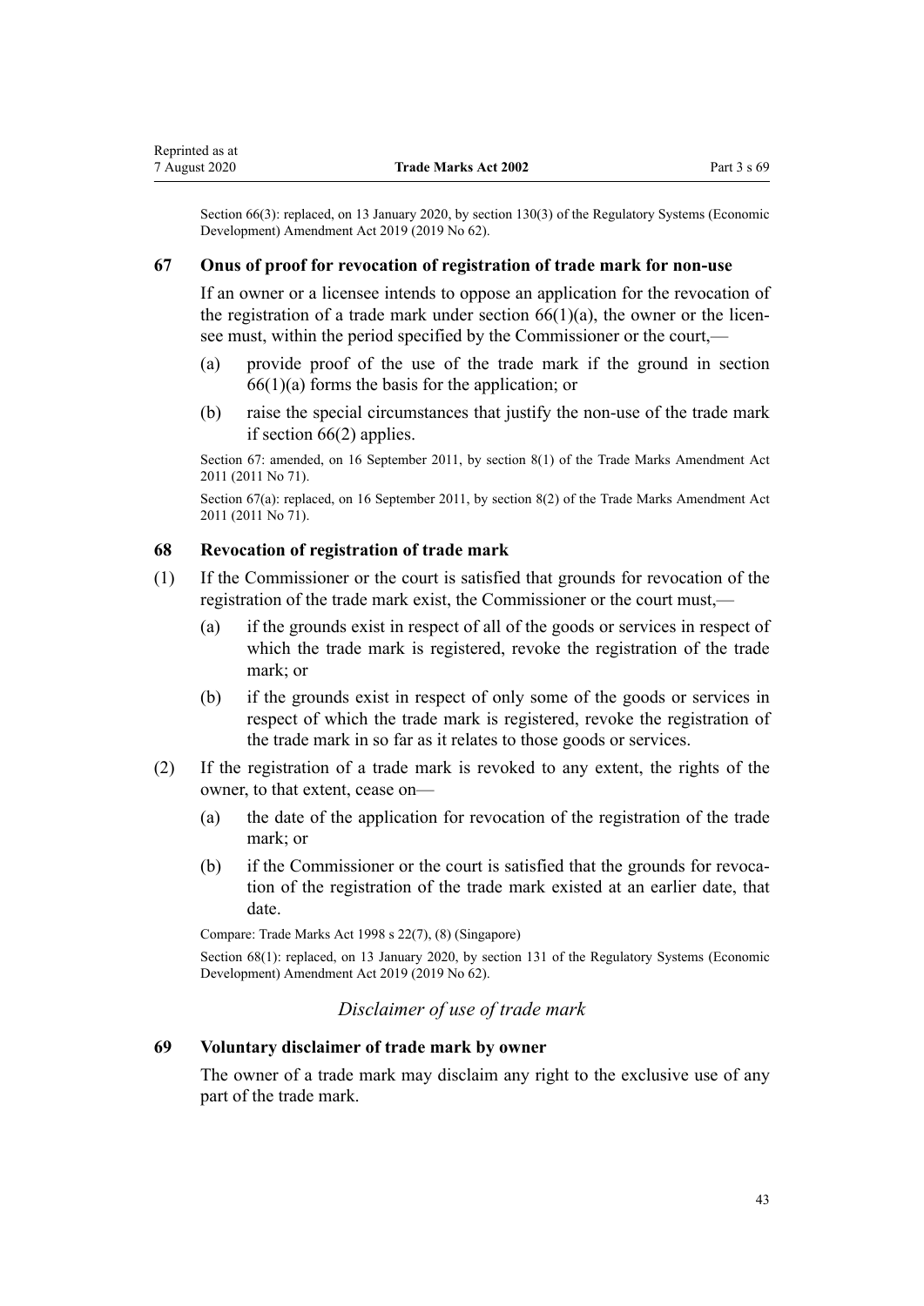Section 66(3): replaced, on 13 January 2020, by section 130(3) of the Regulatory Systems (Economic Development) Amendment Act 2019 (2019 No 62).

### 67 Onus of proof for revocation of registration of trade mark for non-use

If an owner or a licensee intends to oppose an application for the revocation of the registration of a trade mark under section 66(1)(a), the owner or the licensee must, within the period specified by the Commissioner or the court,—

(a) provide proof of the use of the trade mark if the ground in section 66(1)(a) forms the basis for the application; or

(b) raise the special circumstances that justify the non-use of the trade mark if section 66(2) applies.

Section 67: amended, on 16 September 2011, by section 8(1) of the Trade Marks Amendment Act 2011 (2011 No 71).

Section 67(a): replaced, on 16 September 2011, by section 8(2) of the Trade Marks Amendment Act 2011 (2011 No 71).

### 68 Revocation of registration of trade mark

(1) If the Commissioner or the court is satisfied that grounds for revocation of the registration of the trade mark exist, the Commissioner or the court must,—

(a) if the grounds exist in respect of all of the goods or services in respect of which the trade mark is registered, revoke the registration of the trade mark; or

(b) if the grounds exist in respect of only some of the goods or services in respect of which the trade mark is registered, revoke the registration of the trade mark in so far as it relates to those goods or services.

(2) If the registration of a trade mark is revoked to any extent, the rights of the owner, to that extent, cease on—

(a) the date of the application for revocation of the registration of the trade mark; or

(b) if the Commissioner or the court is satisfied that the grounds for revocation of the registration of the trade mark existed at an earlier date, that date.

Compare: Trade Marks Act 1998 s 22(7), (8) (Singapore)

Section 68(1): replaced, on 13 January 2020, by section 131 of the Regulatory Systems (Economic Development) Amendment Act 2019 (2019 No 62).

*Disclaimer of use of trade mark*

### 69 Voluntary disclaimer of trade mark by owner

The owner of a trade mark may disclaim any right to the exclusive use of any part of the trade mark.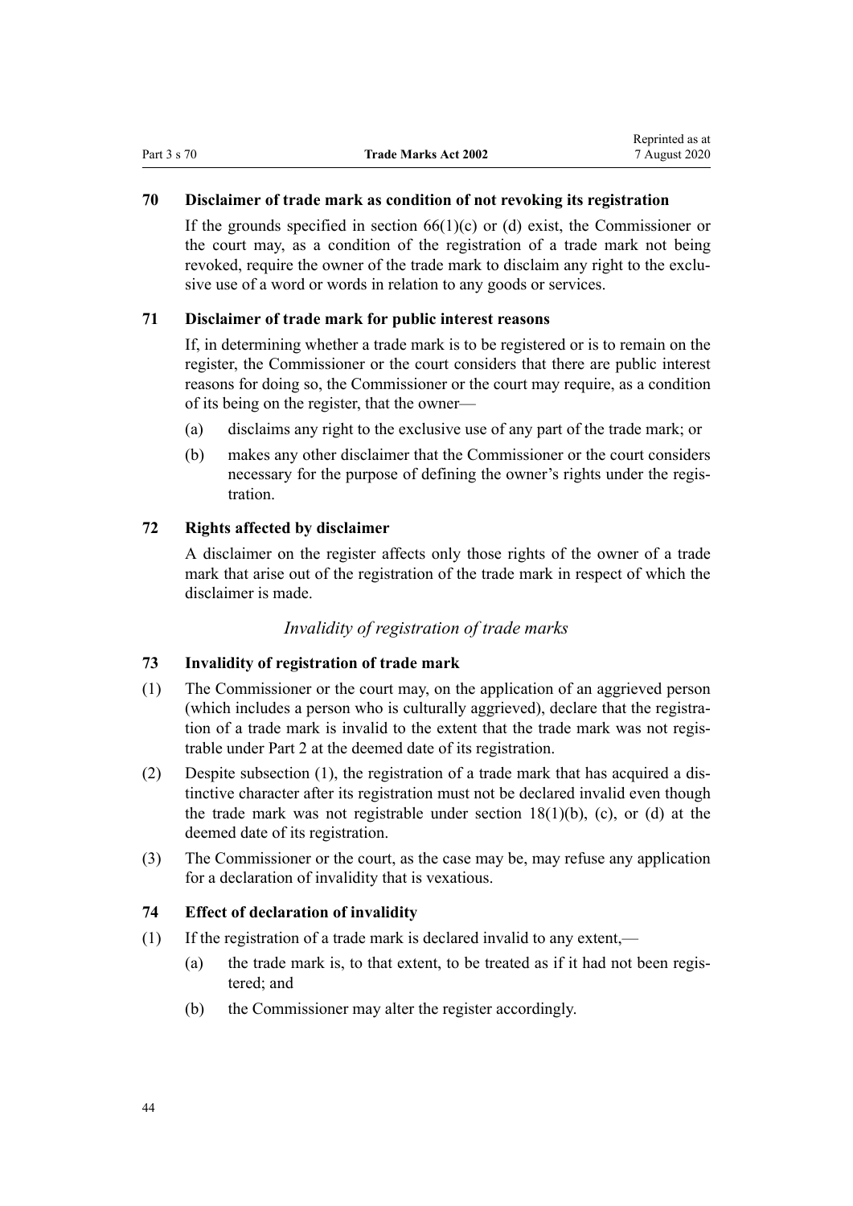### 70 Disclaimer of trade mark as condition of not revoking its registration

If the grounds specified in section 66(1)(c) or (d) exist, the Commissioner or the court may, as a condition of the registration of a trade mark not being revoked, require the owner of the trade mark to disclaim any right to the exclusive use of a word or words in relation to any goods or services.

### 71 Disclaimer of trade mark for public interest reasons

If, in determining whether a trade mark is to be registered or is to remain on the register, the Commissioner or the court considers that there are public interest reasons for doing so, the Commissioner or the court may require, as a condition of its being on the register, that the owner—

(a) disclaims any right to the exclusive use of any part of the trade mark; or

(b) makes any other disclaimer that the Commissioner or the court considers necessary for the purpose of defining the owner's rights under the registration.

### 72 Rights affected by disclaimer

A disclaimer on the register affects only those rights of the owner of a trade mark that arise out of the registration of the trade mark in respect of which the disclaimer is made.

*Invalidity of registration of trade marks*

### 73 Invalidity of registration of trade mark

(1) The Commissioner or the court may, on the application of an aggrieved person (which includes a person who is culturally aggrieved), declare that the registration of a trade mark is invalid to the extent that the trade mark was not registrable under Part 2 at the deemed date of its registration.

(2) Despite subsection (1), the registration of a trade mark that has acquired a distinctive character after its registration must not be declared invalid even though the trade mark was not registrable under section 18(1)(b), (c), or (d) at the deemed date of its registration.

(3) The Commissioner or the court, as the case may be, may refuse any application for a declaration of invalidity that is vexatious.

### 74 Effect of declaration of invalidity

(1) If the registration of a trade mark is declared invalid to any extent,—

(a) the trade mark is, to that extent, to be treated as if it had not been registered; and

(b) the Commissioner may alter the register accordingly.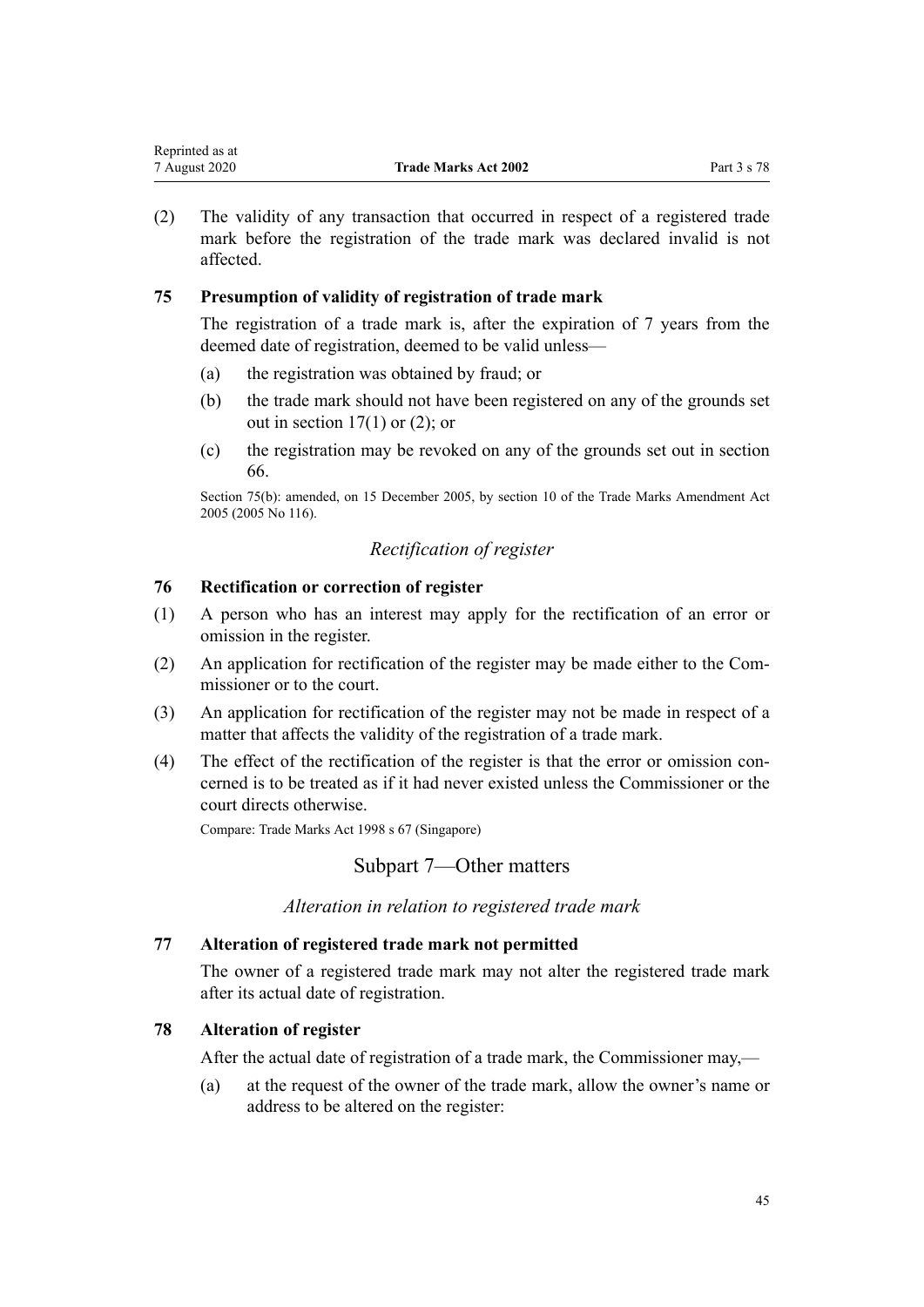(2) The validity of any transaction that occurred in respect of a registered trade mark before the registration of the trade mark was declared invalid is not affected.

### 75 Presumption of validity of registration of trade mark

The registration of a trade mark is, after the expiration of 7 years from the deemed date of registration, deemed to be valid unless—

(a) the registration was obtained by fraud; or

(b) the trade mark should not have been registered on any of the grounds set out in section 17(1) or (2); or

(c) the registration may be revoked on any of the grounds set out in section 66.

Section 75(b): amended, on 15 December 2005, by section 10 of the Trade Marks Amendment Act 2005 (2005 No 116).

*Rectification of register*

### 76 Rectification or correction of register

(1) A person who has an interest may apply for the rectification of an error or omission in the register.

(2) An application for rectification of the register may be made either to the Commissioner or to the court.

(3) An application for rectification of the register may not be made in respect of a matter that affects the validity of the registration of a trade mark.

(4) The effect of the rectification of the register is that the error or omission concerned is to be treated as if it had never existed unless the Commissioner or the court directs otherwise.

Compare: Trade Marks Act 1998 s 67 (Singapore)

## Subpart 7—Other matters

*Alteration in relation to registered trade mark*

### 77 Alteration of registered trade mark not permitted

The owner of a registered trade mark may not alter the registered trade mark after its actual date of registration.

### 78 Alteration of register

After the actual date of registration of a trade mark, the Commissioner may,—

(a) at the request of the owner of the trade mark, allow the owner's name or address to be altered on the register: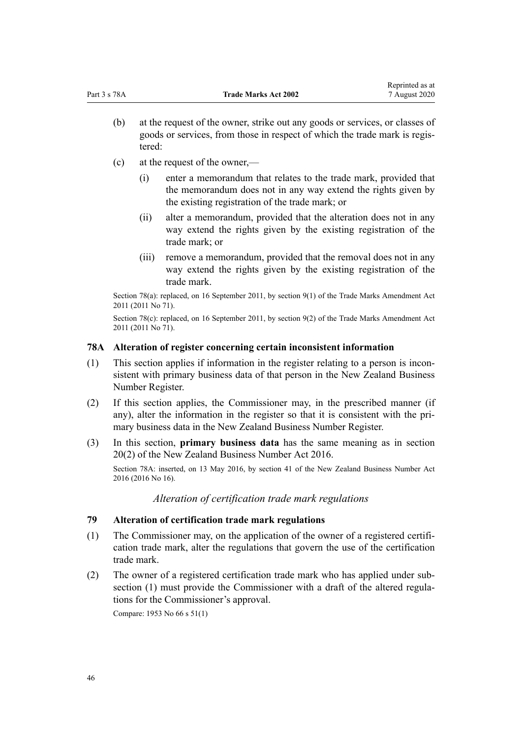(b) at the request of the owner, strike out any goods or services, or classes of goods or services, from those in respect of which the trade mark is registered:

(c) at the request of the owner,—

 (i) enter a memorandum that relates to the trade mark, provided that the memorandum does not in any way extend the rights given by the existing registration of the trade mark; or

 (ii) alter a memorandum, provided that the alteration does not in any way extend the rights given by the existing registration of the trade mark; or

 (iii) remove a memorandum, provided that the removal does not in any way extend the rights given by the existing registration of the trade mark.

Section 78(a): replaced, on 16 September 2011, by section 9(1) of the Trade Marks Amendment Act 2011 (2011 No 71).

Section 78(c): replaced, on 16 September 2011, by section 9(2) of the Trade Marks Amendment Act 2011 (2011 No 71).

### 78A Alteration of register concerning certain inconsistent information

(1) This section applies if information in the register relating to a person is inconsistent with primary business data of that person in the New Zealand Business Number Register.

(2) If this section applies, the Commissioner may, in the prescribed manner (if any), alter the information in the register so that it is consistent with the primary business data in the New Zealand Business Number Register.

(3) In this section, **primary business data** has the same meaning as in section 20(2) of the New Zealand Business Number Act 2016.

Section 78A: inserted, on 13 May 2016, by section 41 of the New Zealand Business Number Act 2016 (2016 No 16).

*Alteration of certification trade mark regulations*

### 79 Alteration of certification trade mark regulations

(1) The Commissioner may, on the application of the owner of a registered certification trade mark, alter the regulations that govern the use of the certification trade mark.

(2) The owner of a registered certification trade mark who has applied under subsection (1) must provide the Commissioner with a draft of the altered regulations for the Commissioner's approval.

Compare: 1953 No 66 s 51(1)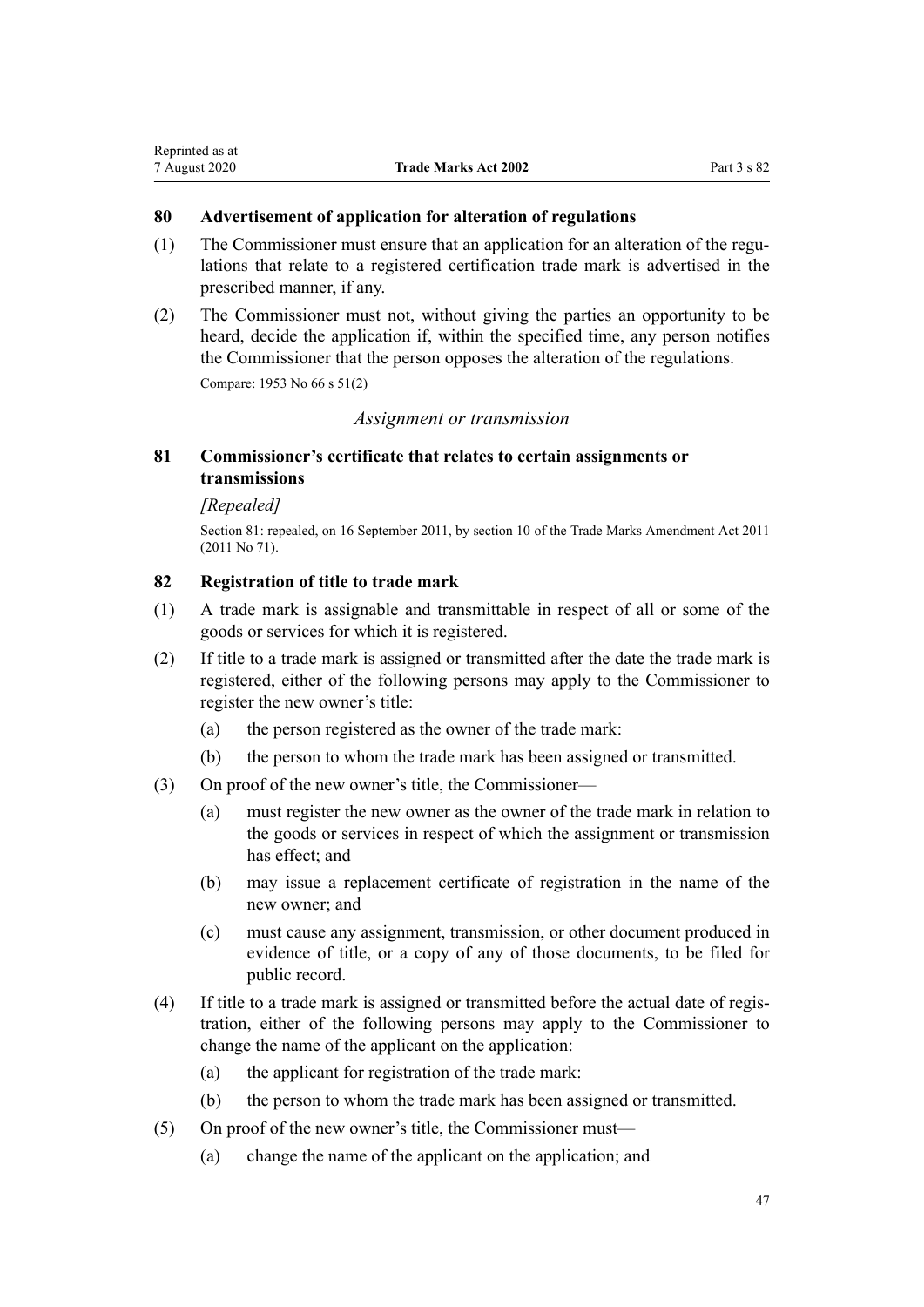### 80 Advertisement of application for alteration of regulations

(1) The Commissioner must ensure that an application for an alteration of the regulations that relate to a registered certification trade mark is advertised in the prescribed manner, if any.

(2) The Commissioner must not, without giving the parties an opportunity to be heard, decide the application if, within the specified time, any person notifies the Commissioner that the person opposes the alteration of the regulations.

Compare: 1953 No 66 s 51(2)

*Assignment or transmission*

### 81 Commissioner's certificate that relates to certain assignments or transmissions

*[Repealed]*

Section 81: repealed, on 16 September 2011, by section 10 of the Trade Marks Amendment Act 2011 (2011 No 71).

### 82 Registration of title to trade mark

(1) A trade mark is assignable and transmittable in respect of all or some of the goods or services for which it is registered.

(2) If title to a trade mark is assigned or transmitted after the date the trade mark is registered, either of the following persons may apply to the Commissioner to register the new owner's title:

- (a) the person registered as the owner of the trade mark:
- (b) the person to whom the trade mark has been assigned or transmitted.

(3) On proof of the new owner's title, the Commissioner—

- (a) must register the new owner as the owner of the trade mark in relation to the goods or services in respect of which the assignment or transmission has effect; and
- (b) may issue a replacement certificate of registration in the name of the new owner; and
- (c) must cause any assignment, transmission, or other document produced in evidence of title, or a copy of any of those documents, to be filed for public record.

(4) If title to a trade mark is assigned or transmitted before the actual date of registration, either of the following persons may apply to the Commissioner to change the name of the applicant on the application:

- (a) the applicant for registration of the trade mark:
- (b) the person to whom the trade mark has been assigned or transmitted.

(5) On proof of the new owner's title, the Commissioner must—

- (a) change the name of the applicant on the application; and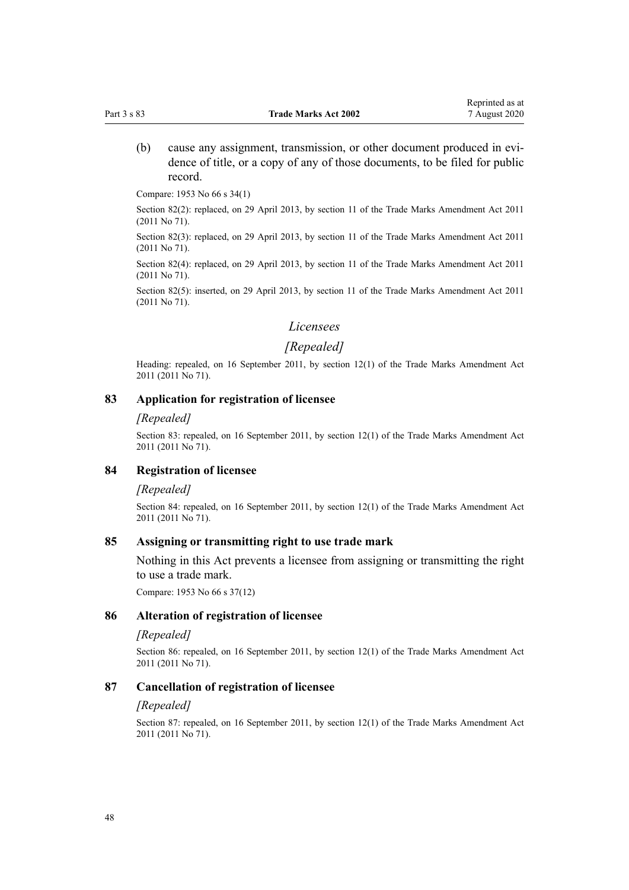(b) cause any assignment, transmission, or other document produced in evidence of title, or a copy of any of those documents, to be filed for public record.

Compare: 1953 No 66 s 34(1)

Section 82(2): replaced, on 29 April 2013, by section 11 of the Trade Marks Amendment Act 2011 (2011 No 71).

Section 82(3): replaced, on 29 April 2013, by section 11 of the Trade Marks Amendment Act 2011 (2011 No 71).

Section 82(4): replaced, on 29 April 2013, by section 11 of the Trade Marks Amendment Act 2011 (2011 No 71).

Section 82(5): inserted, on 29 April 2013, by section 11 of the Trade Marks Amendment Act 2011 (2011 No 71).

### *Licensees*

### *[Repealed]*

Heading: repealed, on 16 September 2011, by section 12(1) of the Trade Marks Amendment Act 2011 (2011 No 71).

## 83 Application for registration of licensee

*[Repealed]*

Section 83: repealed, on 16 September 2011, by section 12(1) of the Trade Marks Amendment Act 2011 (2011 No 71).

## 84 Registration of licensee

*[Repealed]*

Section 84: repealed, on 16 September 2011, by section 12(1) of the Trade Marks Amendment Act 2011 (2011 No 71).

## 85 Assigning or transmitting right to use trade mark

Nothing in this Act prevents a licensee from assigning or transmitting the right to use a trade mark.

Compare: 1953 No 66 s 37(12)

## 86 Alteration of registration of licensee

*[Repealed]*

Section 86: repealed, on 16 September 2011, by section 12(1) of the Trade Marks Amendment Act 2011 (2011 No 71).

## 87 Cancellation of registration of licensee

*[Repealed]*

Section 87: repealed, on 16 September 2011, by section 12(1) of the Trade Marks Amendment Act 2011 (2011 No 71).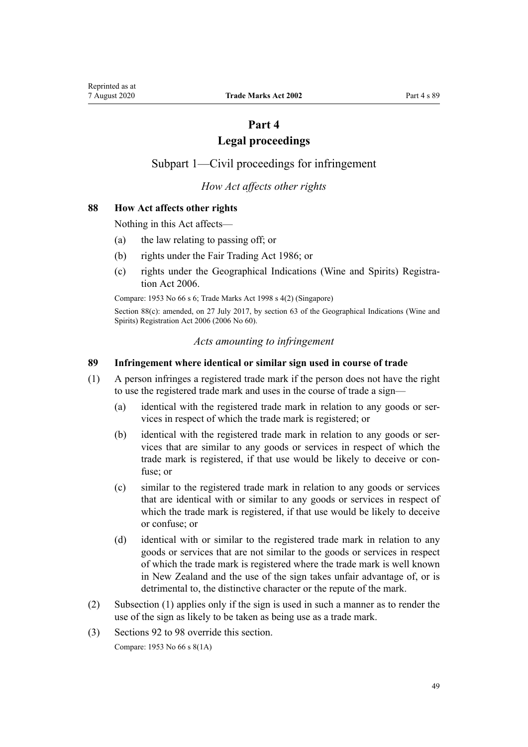# Part 4
# Legal proceedings

## Subpart 1—Civil proceedings for infringement

*How Act affects other rights*

### 88 How Act affects other rights

Nothing in this Act affects—

- (a) the law relating to passing off; or
- (b) rights under the Fair Trading Act 1986; or
- (c) rights under the Geographical Indications (Wine and Spirits) Registration Act 2006.

Compare: 1953 No 66 s 6; Trade Marks Act 1998 s 4(2) (Singapore)

Section 88(c): amended, on 27 July 2017, by section 63 of the Geographical Indications (Wine and Spirits) Registration Act 2006 (2006 No 60).

*Acts amounting to infringement*

### 89 Infringement where identical or similar sign used in course of trade

(1) A person infringes a registered trade mark if the person does not have the right to use the registered trade mark and uses in the course of trade a sign—

- (a) identical with the registered trade mark in relation to any goods or services in respect of which the trade mark is registered; or
- (b) identical with the registered trade mark in relation to any goods or services that are similar to any goods or services in respect of which the trade mark is registered, if that use would be likely to deceive or confuse; or
- (c) similar to the registered trade mark in relation to any goods or services that are identical with or similar to any goods or services in respect of which the trade mark is registered, if that use would be likely to deceive or confuse; or
- (d) identical with or similar to the registered trade mark in relation to any goods or services that are not similar to the goods or services in respect of which the trade mark is registered where the trade mark is well known in New Zealand and the use of the sign takes unfair advantage of, or is detrimental to, the distinctive character or the repute of the mark.

(2) Subsection (1) applies only if the sign is used in such a manner as to render the use of the sign as likely to be taken as being use as a trade mark.

(3) Sections 92 to 98 override this section.

Compare: 1953 No 66 s 8(1A)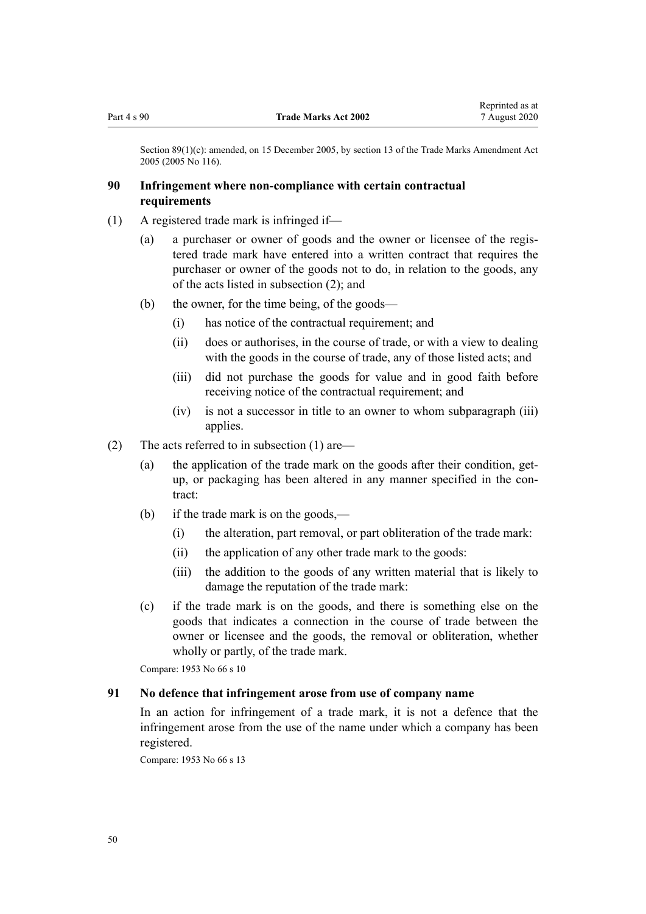Section 89(1)(c): amended, on 15 December 2005, by section 13 of the Trade Marks Amendment Act 2005 (2005 No 116).

### 90 Infringement where non-compliance with certain contractual requirements

(1) A registered trade mark is infringed if—

(a) a purchaser or owner of goods and the owner or licensee of the registered trade mark have entered into a written contract that requires the purchaser or owner of the goods not to do, in relation to the goods, any of the acts listed in subsection (2); and

(b) the owner, for the time being, of the goods—

(i) has notice of the contractual requirement; and

(ii) does or authorises, in the course of trade, or with a view to dealing with the goods in the course of trade, any of those listed acts; and

(iii) did not purchase the goods for value and in good faith before receiving notice of the contractual requirement; and

(iv) is not a successor in title to an owner to whom subparagraph (iii) applies.

(2) The acts referred to in subsection (1) are—

(a) the application of the trade mark on the goods after their condition, get-up, or packaging has been altered in any manner specified in the contract:

(b) if the trade mark is on the goods,—

(i) the alteration, part removal, or part obliteration of the trade mark:

(ii) the application of any other trade mark to the goods:

(iii) the addition to the goods of any written material that is likely to damage the reputation of the trade mark:

(c) if the trade mark is on the goods, and there is something else on the goods that indicates a connection in the course of trade between the owner or licensee and the goods, the removal or obliteration, whether wholly or partly, of the trade mark.

Compare: 1953 No 66 s 10

### 91 No defence that infringement arose from use of company name

In an action for infringement of a trade mark, it is not a defence that the infringement arose from the use of the name under which a company has been registered.

Compare: 1953 No 66 s 13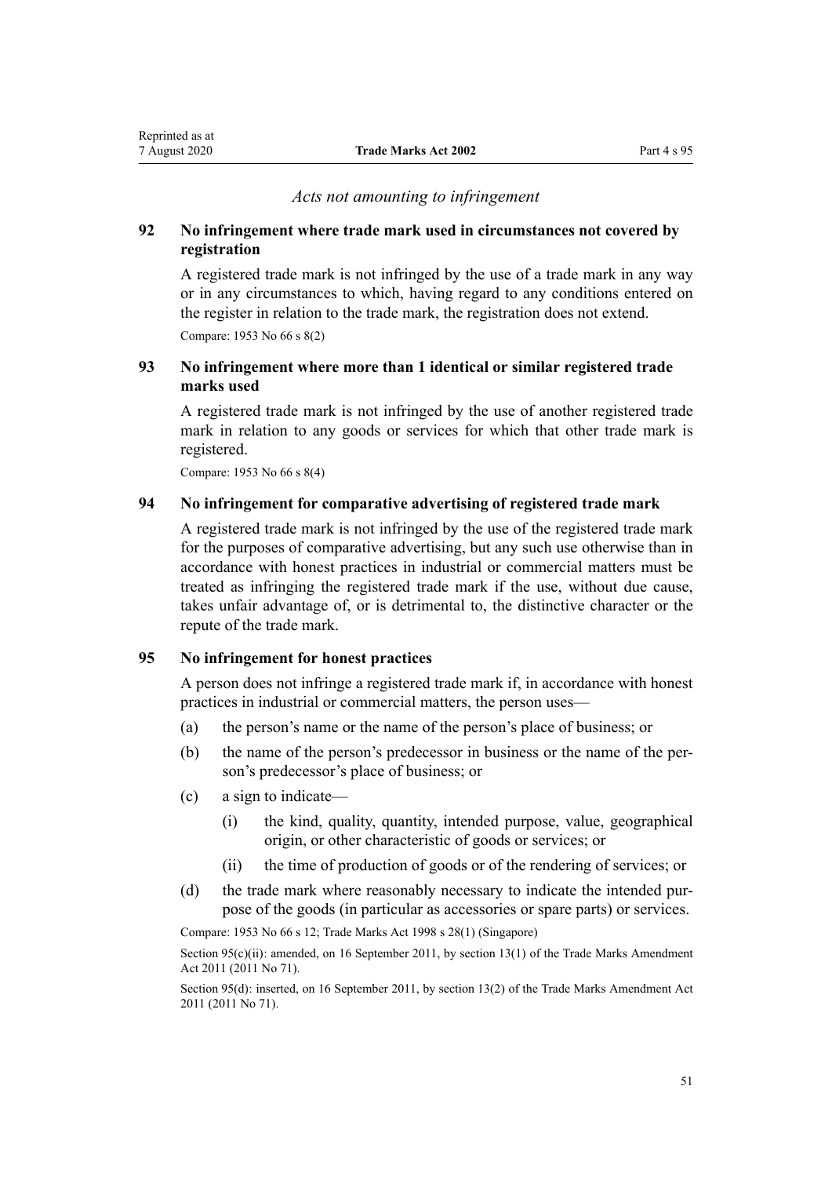*Acts not amounting to infringement*

### 92 No infringement where trade mark used in circumstances not covered by registration

A registered trade mark is not infringed by the use of a trade mark in any way or in any circumstances to which, having regard to any conditions entered on the register in relation to the trade mark, the registration does not extend.

Compare: 1953 No 66 s 8(2)

### 93 No infringement where more than 1 identical or similar registered trade marks used

A registered trade mark is not infringed by the use of another registered trade mark in relation to any goods or services for which that other trade mark is registered.

Compare: 1953 No 66 s 8(4)

### 94 No infringement for comparative advertising of registered trade mark

A registered trade mark is not infringed by the use of the registered trade mark for the purposes of comparative advertising, but any such use otherwise than in accordance with honest practices in industrial or commercial matters must be treated as infringing the registered trade mark if the use, without due cause, takes unfair advantage of, or is detrimental to, the distinctive character or the repute of the trade mark.

### 95 No infringement for honest practices

A person does not infringe a registered trade mark if, in accordance with honest practices in industrial or commercial matters, the person uses—

(a) the person's name or the name of the person's place of business; or

(b) the name of the person's predecessor in business or the name of the person's predecessor's place of business; or

(c) a sign to indicate—

 (i) the kind, quality, quantity, intended purpose, value, geographical origin, or other characteristic of goods or services; or

 (ii) the time of production of goods or of the rendering of services; or

(d) the trade mark where reasonably necessary to indicate the intended purpose of the goods (in particular as accessories or spare parts) or services.

Compare: 1953 No 66 s 12; Trade Marks Act 1998 s 28(1) (Singapore)

Section 95(c)(ii): amended, on 16 September 2011, by section 13(1) of the Trade Marks Amendment Act 2011 (2011 No 71).

Section 95(d): inserted, on 16 September 2011, by section 13(2) of the Trade Marks Amendment Act 2011 (2011 No 71).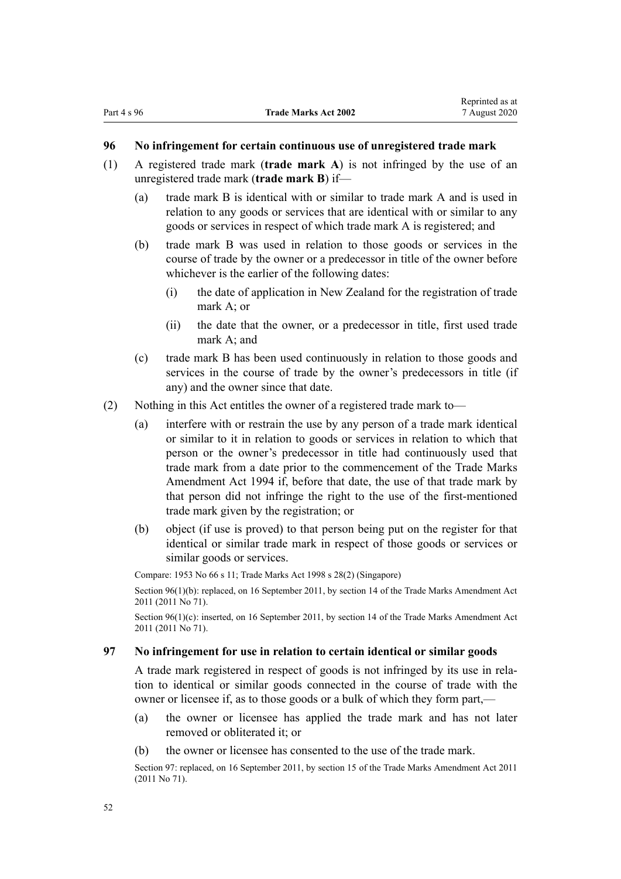### 96 No infringement for certain continuous use of unregistered trade mark

(1) A registered trade mark (**trade mark A**) is not infringed by the use of an unregistered trade mark (**trade mark B**) if—

(a) trade mark B is identical with or similar to trade mark A and is used in relation to any goods or services that are identical with or similar to any goods or services in respect of which trade mark A is registered; and

(b) trade mark B was used in relation to those goods or services in the course of trade by the owner or a predecessor in title of the owner before whichever is the earlier of the following dates:

(i) the date of application in New Zealand for the registration of trade mark A; or

(ii) the date that the owner, or a predecessor in title, first used trade mark A; and

(c) trade mark B has been used continuously in relation to those goods and services in the course of trade by the owner's predecessors in title (if any) and the owner since that date.

(2) Nothing in this Act entitles the owner of a registered trade mark to—

(a) interfere with or restrain the use by any person of a trade mark identical or similar to it in relation to goods or services in relation to which that person or the owner's predecessor in title had continuously used that trade mark from a date prior to the commencement of the Trade Marks Amendment Act 1994 if, before that date, the use of that trade mark by that person did not infringe the right to the use of the first-mentioned trade mark given by the registration; or

(b) object (if use is proved) to that person being put on the register for that identical or similar trade mark in respect of those goods or services or similar goods or services.

Compare: 1953 No 66 s 11; Trade Marks Act 1998 s 28(2) (Singapore)

Section 96(1)(b): replaced, on 16 September 2011, by section 14 of the Trade Marks Amendment Act 2011 (2011 No 71).

Section 96(1)(c): inserted, on 16 September 2011, by section 14 of the Trade Marks Amendment Act 2011 (2011 No 71).

### 97 No infringement for use in relation to certain identical or similar goods

A trade mark registered in respect of goods is not infringed by its use in relation to identical or similar goods connected in the course of trade with the owner or licensee if, as to those goods or a bulk of which they form part,—

(a) the owner or licensee has applied the trade mark and has not later removed or obliterated it; or

(b) the owner or licensee has consented to the use of the trade mark.

Section 97: replaced, on 16 September 2011, by section 15 of the Trade Marks Amendment Act 2011 (2011 No 71).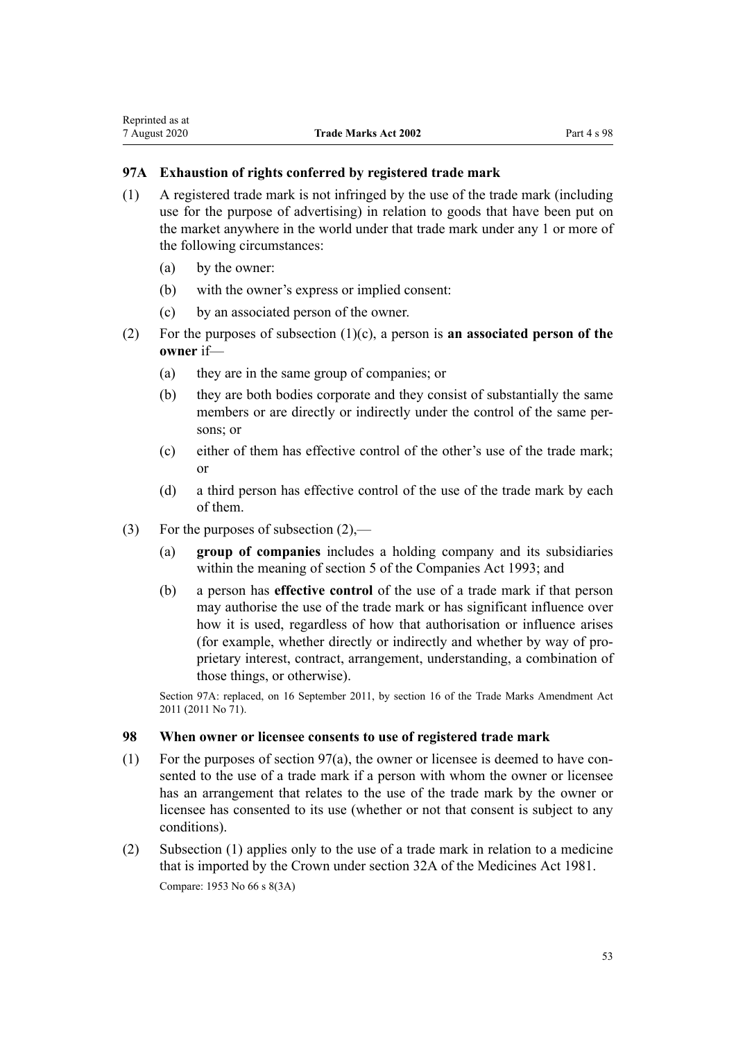### 97A Exhaustion of rights conferred by registered trade mark

(1) A registered trade mark is not infringed by the use of the trade mark (including use for the purpose of advertising) in relation to goods that have been put on the market anywhere in the world under that trade mark under any 1 or more of the following circumstances:

(a) by the owner:

(b) with the owner's express or implied consent:

(c) by an associated person of the owner.

(2) For the purposes of subsection (1)(c), a person is **an associated person of the owner** if—

(a) they are in the same group of companies; or

(b) they are both bodies corporate and they consist of substantially the same members or are directly or indirectly under the control of the same persons; or

(c) either of them has effective control of the other's use of the trade mark; or

(d) a third person has effective control of the use of the trade mark by each of them.

(3) For the purposes of subsection (2),—

(a) **group of companies** includes a holding company and its subsidiaries within the meaning of section 5 of the Companies Act 1993; and

(b) a person has **effective control** of the use of a trade mark if that person may authorise the use of the trade mark or has significant influence over how it is used, regardless of how that authorisation or influence arises (for example, whether directly or indirectly and whether by way of proprietary interest, contract, arrangement, understanding, a combination of those things, or otherwise).

Section 97A: replaced, on 16 September 2011, by section 16 of the Trade Marks Amendment Act 2011 (2011 No 71).

### 98 When owner or licensee consents to use of registered trade mark

(1) For the purposes of section 97(a), the owner or licensee is deemed to have consented to the use of a trade mark if a person with whom the owner or licensee has an arrangement that relates to the use of the trade mark by the owner or licensee has consented to its use (whether or not that consent is subject to any conditions).

(2) Subsection (1) applies only to the use of a trade mark in relation to a medicine that is imported by the Crown under section 32A of the Medicines Act 1981.

Compare: 1953 No 66 s 8(3A)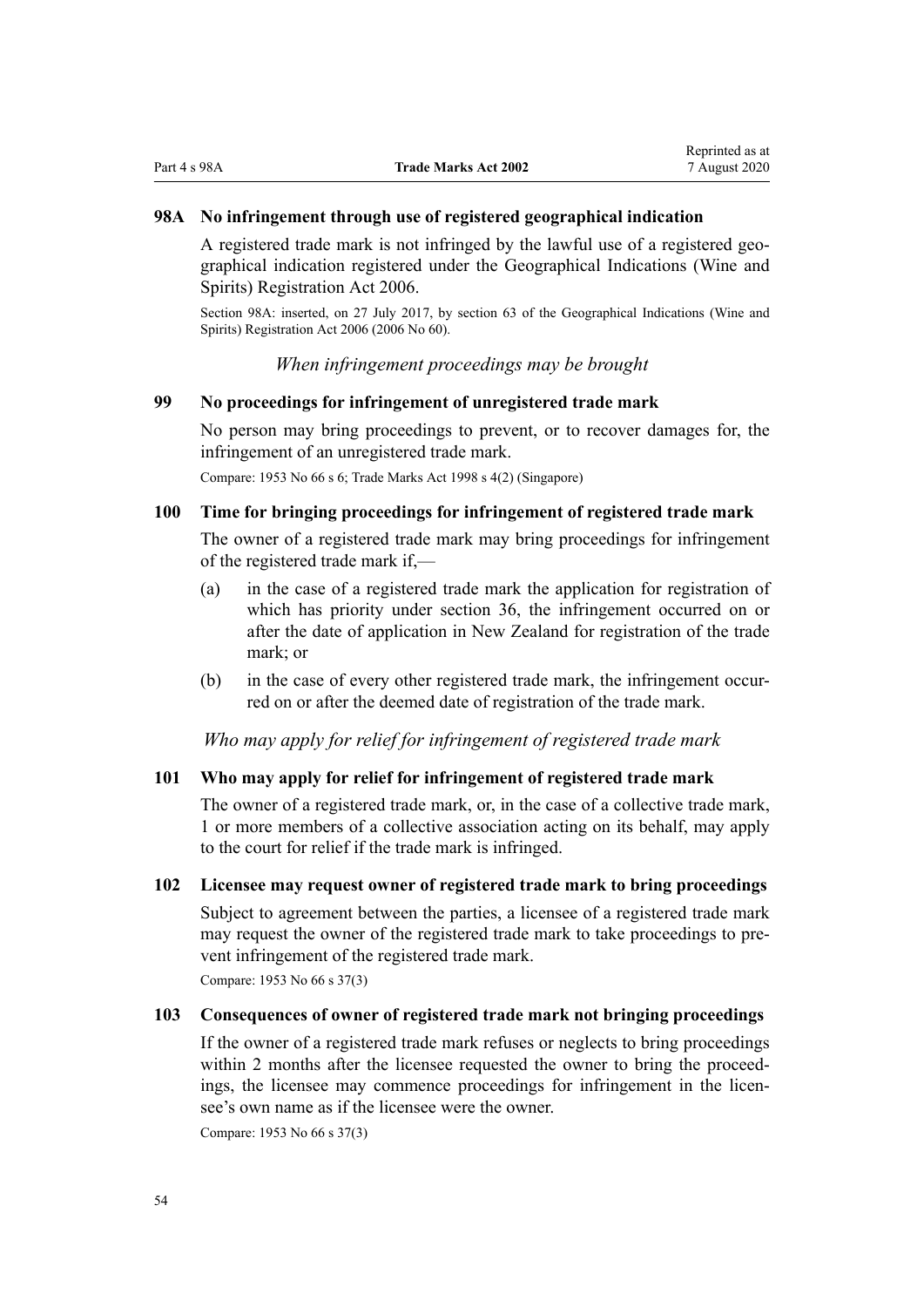### 98A No infringement through use of registered geographical indication

A registered trade mark is not infringed by the lawful use of a registered geographical indication registered under the Geographical Indications (Wine and Spirits) Registration Act 2006.

Section 98A: inserted, on 27 July 2017, by section 63 of the Geographical Indications (Wine and Spirits) Registration Act 2006 (2006 No 60).

*When infringement proceedings may be brought*

### 99 No proceedings for infringement of unregistered trade mark

No person may bring proceedings to prevent, or to recover damages for, the infringement of an unregistered trade mark.

Compare: 1953 No 66 s 6; Trade Marks Act 1998 s 4(2) (Singapore)

### 100 Time for bringing proceedings for infringement of registered trade mark

The owner of a registered trade mark may bring proceedings for infringement of the registered trade mark if,—

(a) in the case of a registered trade mark the application for registration of which has priority under section 36, the infringement occurred on or after the date of application in New Zealand for registration of the trade mark; or

(b) in the case of every other registered trade mark, the infringement occurred on or after the deemed date of registration of the trade mark.

*Who may apply for relief for infringement of registered trade mark*

### 101 Who may apply for relief for infringement of registered trade mark

The owner of a registered trade mark, or, in the case of a collective trade mark, 1 or more members of a collective association acting on its behalf, may apply to the court for relief if the trade mark is infringed.

### 102 Licensee may request owner of registered trade mark to bring proceedings

Subject to agreement between the parties, a licensee of a registered trade mark may request the owner of the registered trade mark to take proceedings to prevent infringement of the registered trade mark.

Compare: 1953 No 66 s 37(3)

### 103 Consequences of owner of registered trade mark not bringing proceedings

If the owner of a registered trade mark refuses or neglects to bring proceedings within 2 months after the licensee requested the owner to bring the proceedings, the licensee may commence proceedings for infringement in the licensee's own name as if the licensee were the owner.

Compare: 1953 No 66 s 37(3)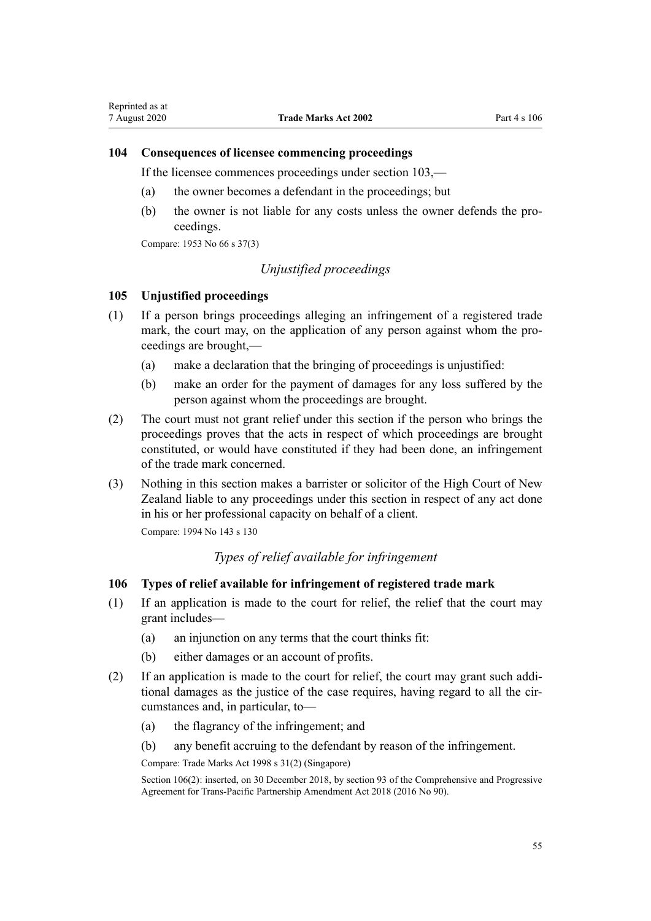### 104 Consequences of licensee commencing proceedings

If the licensee commences proceedings under section 103,—

(a) the owner becomes a defendant in the proceedings; but

(b) the owner is not liable for any costs unless the owner defends the proceedings.

Compare: 1953 No 66 s 37(3)

## *Unjustified proceedings*

### 105 Unjustified proceedings

(1) If a person brings proceedings alleging an infringement of a registered trade mark, the court may, on the application of any person against whom the proceedings are brought,—

(a) make a declaration that the bringing of proceedings is unjustified:

(b) make an order for the payment of damages for any loss suffered by the person against whom the proceedings are brought.

(2) The court must not grant relief under this section if the person who brings the proceedings proves that the acts in respect of which proceedings are brought constituted, or would have constituted if they had been done, an infringement of the trade mark concerned.

(3) Nothing in this section makes a barrister or solicitor of the High Court of New Zealand liable to any proceedings under this section in respect of any act done in his or her professional capacity on behalf of a client.

Compare: 1994 No 143 s 130

## *Types of relief available for infringement*

### 106 Types of relief available for infringement of registered trade mark

(1) If an application is made to the court for relief, the relief that the court may grant includes—

(a) an injunction on any terms that the court thinks fit:

(b) either damages or an account of profits.

(2) If an application is made to the court for relief, the court may grant such additional damages as the justice of the case requires, having regard to all the circumstances and, in particular, to—

(a) the flagrancy of the infringement; and

(b) any benefit accruing to the defendant by reason of the infringement.

Compare: Trade Marks Act 1998 s 31(2) (Singapore)

Section 106(2): inserted, on 30 December 2018, by section 93 of the Comprehensive and Progressive Agreement for Trans-Pacific Partnership Amendment Act 2018 (2016 No 90).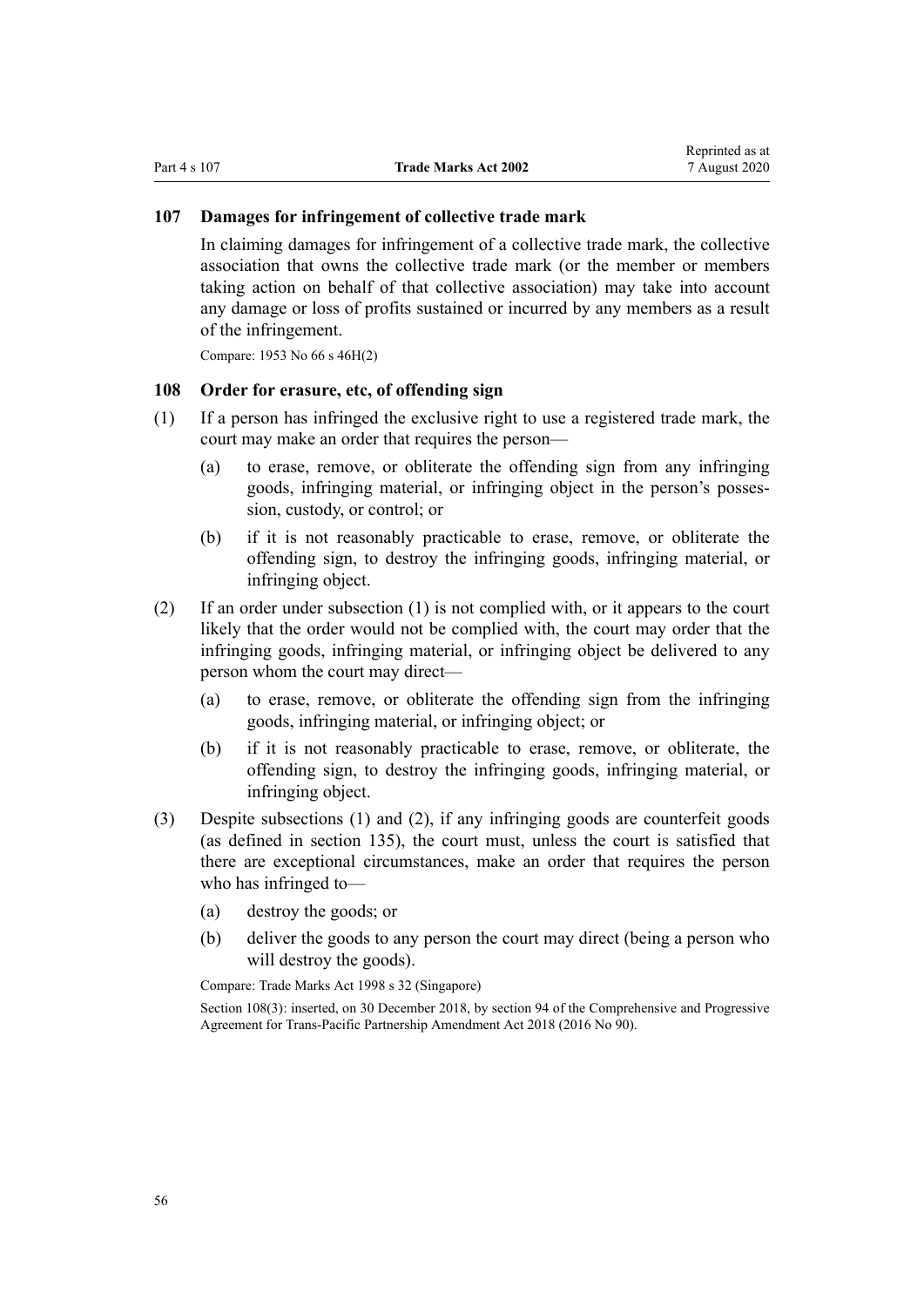### 107 Damages for infringement of collective trade mark

In claiming damages for infringement of a collective trade mark, the collective association that owns the collective trade mark (or the member or members taking action on behalf of that collective association) may take into account any damage or loss of profits sustained or incurred by any members as a result of the infringement.

Compare: 1953 No 66 s 46H(2)

### 108 Order for erasure, etc, of offending sign

(1) If a person has infringed the exclusive right to use a registered trade mark, the court may make an order that requires the person—

  (a) to erase, remove, or obliterate the offending sign from any infringing goods, infringing material, or infringing object in the person's possession, custody, or control; or

  (b) if it is not reasonably practicable to erase, remove, or obliterate the offending sign, to destroy the infringing goods, infringing material, or infringing object.

(2) If an order under subsection (1) is not complied with, or it appears to the court likely that the order would not be complied with, the court may order that the infringing goods, infringing material, or infringing object be delivered to any person whom the court may direct—

  (a) to erase, remove, or obliterate the offending sign from the infringing goods, infringing material, or infringing object; or

  (b) if it is not reasonably practicable to erase, remove, or obliterate, the offending sign, to destroy the infringing goods, infringing material, or infringing object.

(3) Despite subsections (1) and (2), if any infringing goods are counterfeit goods (as defined in section 135), the court must, unless the court is satisfied that there are exceptional circumstances, make an order that requires the person who has infringed to—

  (a) destroy the goods; or

  (b) deliver the goods to any person the court may direct (being a person who will destroy the goods).

Compare: Trade Marks Act 1998 s 32 (Singapore)

Section 108(3): inserted, on 30 December 2018, by section 94 of the Comprehensive and Progressive Agreement for Trans-Pacific Partnership Amendment Act 2018 (2016 No 90).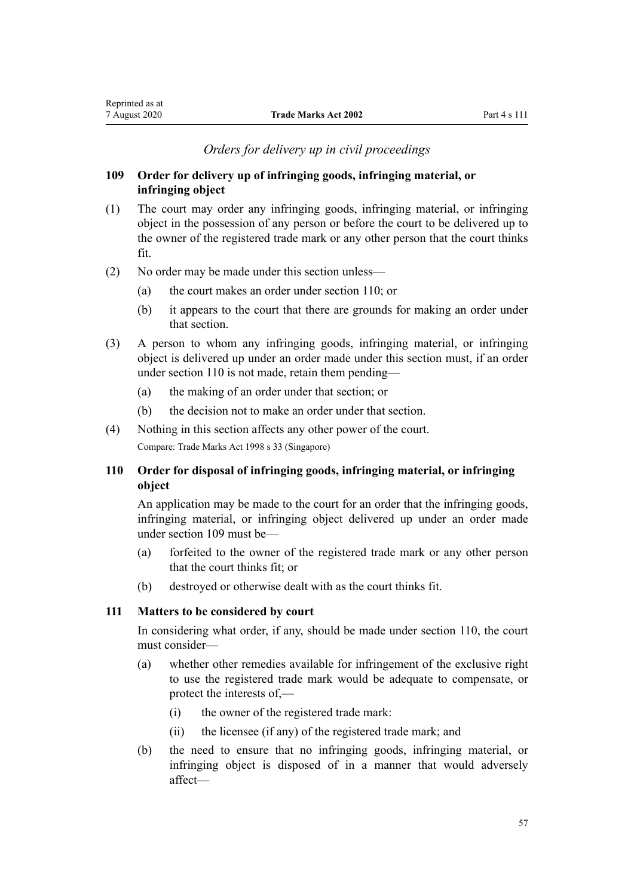*Orders for delivery up in civil proceedings*

### 109 Order for delivery up of infringing goods, infringing material, or infringing object

(1) The court may order any infringing goods, infringing material, or infringing object in the possession of any person or before the court to be delivered up to the owner of the registered trade mark or any other person that the court thinks fit.

(2) No order may be made under this section unless—

  (a) the court makes an order under section 110; or

  (b) it appears to the court that there are grounds for making an order under that section.

(3) A person to whom any infringing goods, infringing material, or infringing object is delivered up under an order made under this section must, if an order under section 110 is not made, retain them pending—

  (a) the making of an order under that section; or

  (b) the decision not to make an order under that section.

(4) Nothing in this section affects any other power of the court.

Compare: Trade Marks Act 1998 s 33 (Singapore)

### 110 Order for disposal of infringing goods, infringing material, or infringing object

An application may be made to the court for an order that the infringing goods, infringing material, or infringing object delivered up under an order made under section 109 must be—

  (a) forfeited to the owner of the registered trade mark or any other person that the court thinks fit; or

  (b) destroyed or otherwise dealt with as the court thinks fit.

### 111 Matters to be considered by court

In considering what order, if any, should be made under section 110, the court must consider—

  (a) whether other remedies available for infringement of the exclusive right to use the registered trade mark would be adequate to compensate, or protect the interests of,—

    (i) the owner of the registered trade mark:

    (ii) the licensee (if any) of the registered trade mark; and

  (b) the need to ensure that no infringing goods, infringing material, or infringing object is disposed of in a manner that would adversely affect—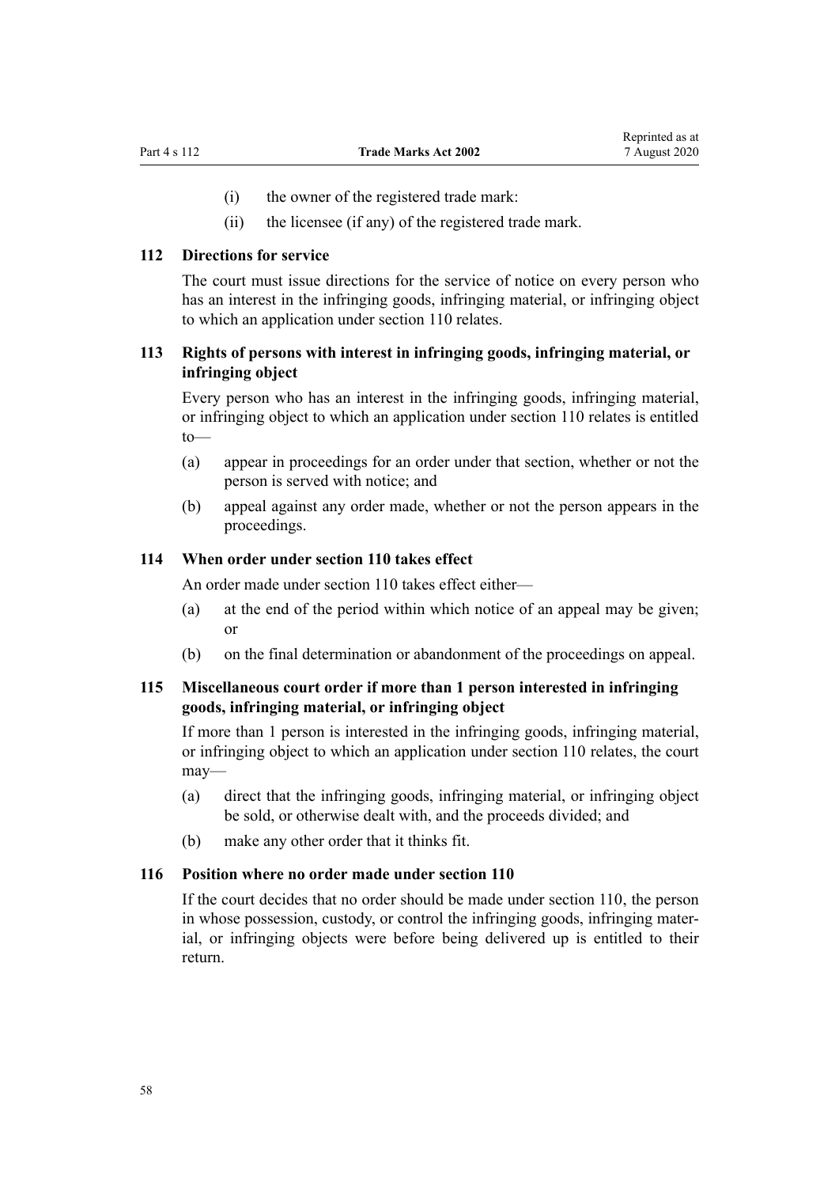(i) the owner of the registered trade mark:

(ii) the licensee (if any) of the registered trade mark.

### 112 Directions for service

The court must issue directions for the service of notice on every person who has an interest in the infringing goods, infringing material, or infringing object to which an application under section 110 relates.

### 113 Rights of persons with interest in infringing goods, infringing material, or infringing object

Every person who has an interest in the infringing goods, infringing material, or infringing object to which an application under section 110 relates is entitled to—

(a) appear in proceedings for an order under that section, whether or not the person is served with notice; and

(b) appeal against any order made, whether or not the person appears in the proceedings.

### 114 When order under section 110 takes effect

An order made under section 110 takes effect either—

(a) at the end of the period within which notice of an appeal may be given; or

(b) on the final determination or abandonment of the proceedings on appeal.

### 115 Miscellaneous court order if more than 1 person interested in infringing goods, infringing material, or infringing object

If more than 1 person is interested in the infringing goods, infringing material, or infringing object to which an application under section 110 relates, the court may—

(a) direct that the infringing goods, infringing material, or infringing object be sold, or otherwise dealt with, and the proceeds divided; and

(b) make any other order that it thinks fit.

### 116 Position where no order made under section 110

If the court decides that no order should be made under section 110, the person in whose possession, custody, or control the infringing goods, infringing material, or infringing objects were before being delivered up is entitled to their return.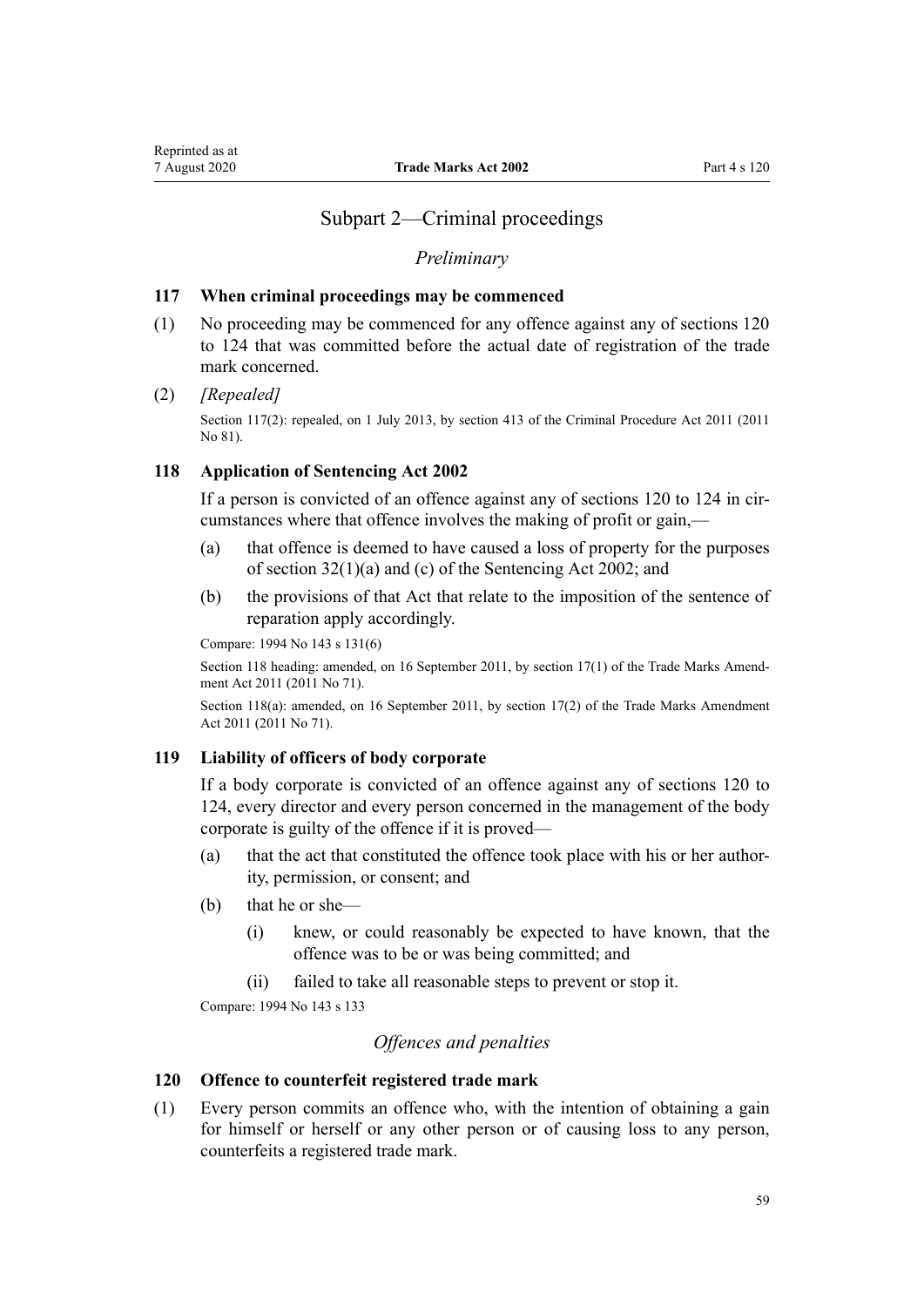## Subpart 2—Criminal proceedings

### *Preliminary*

### 117 When criminal proceedings may be commenced

(1) No proceeding may be commenced for any offence against any of sections 120 to 124 that was committed before the actual date of registration of the trade mark concerned.

(2) *[Repealed]*

Section 117(2): repealed, on 1 July 2013, by section 413 of the Criminal Procedure Act 2011 (2011 No 81).

### 118 Application of Sentencing Act 2002

If a person is convicted of an offence against any of sections 120 to 124 in circumstances where that offence involves the making of profit or gain,—

(a) that offence is deemed to have caused a loss of property for the purposes of section 32(1)(a) and (c) of the Sentencing Act 2002; and

(b) the provisions of that Act that relate to the imposition of the sentence of reparation apply accordingly.

Compare: 1994 No 143 s 131(6)

Section 118 heading: amended, on 16 September 2011, by section 17(1) of the Trade Marks Amendment Act 2011 (2011 No 71).

Section 118(a): amended, on 16 September 2011, by section 17(2) of the Trade Marks Amendment Act 2011 (2011 No 71).

### 119 Liability of officers of body corporate

If a body corporate is convicted of an offence against any of sections 120 to 124, every director and every person concerned in the management of the body corporate is guilty of the offence if it is proved—

(a) that the act that constituted the offence took place with his or her authority, permission, or consent; and

(b) that he or she—

(i) knew, or could reasonably be expected to have known, that the offence was to be or was being committed; and

(ii) failed to take all reasonable steps to prevent or stop it.

Compare: 1994 No 143 s 133

### *Offences and penalties*

### 120 Offence to counterfeit registered trade mark

(1) Every person commits an offence who, with the intention of obtaining a gain for himself or herself or any other person or of causing loss to any person, counterfeits a registered trade mark.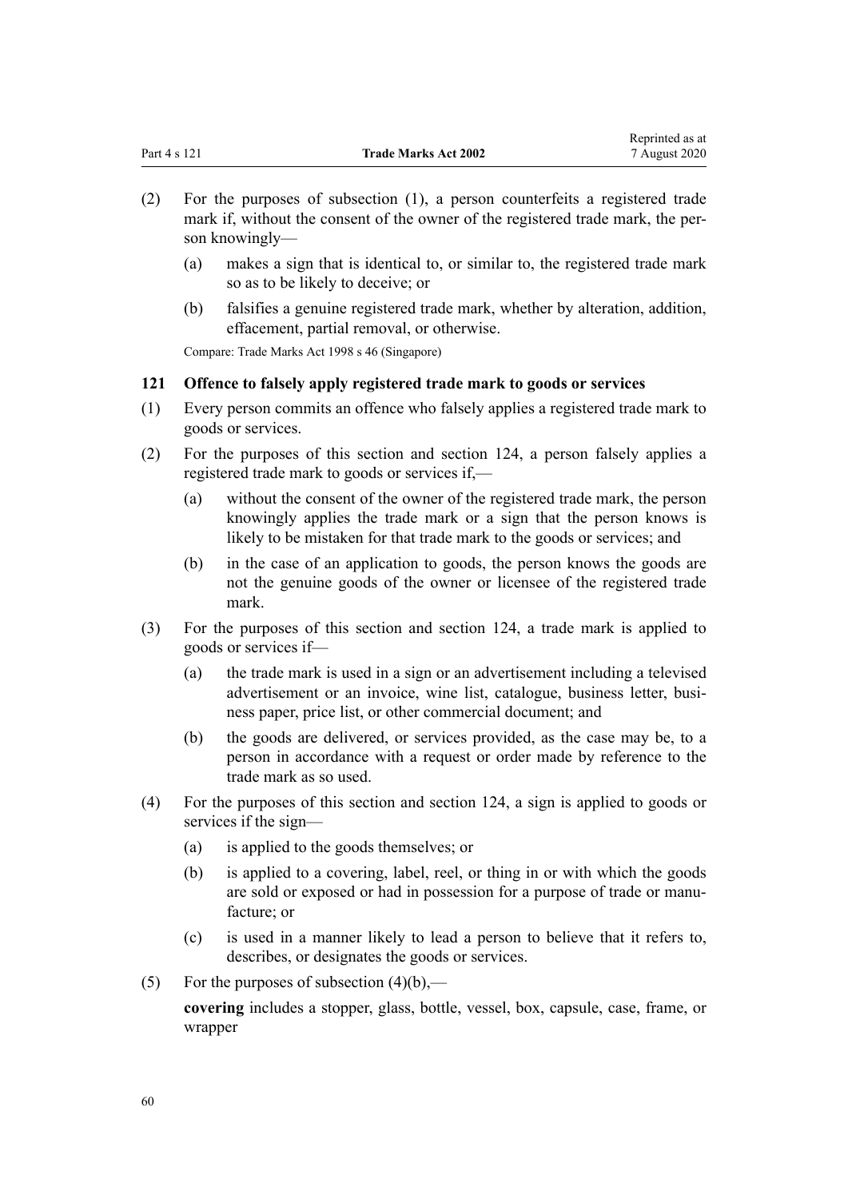(2) For the purposes of subsection (1), a person counterfeits a registered trade mark if, without the consent of the owner of the registered trade mark, the person knowingly—

(a) makes a sign that is identical to, or similar to, the registered trade mark so as to be likely to deceive; or

(b) falsifies a genuine registered trade mark, whether by alteration, addition, effacement, partial removal, or otherwise.

Compare: Trade Marks Act 1998 s 46 (Singapore)

### 121 Offence to falsely apply registered trade mark to goods or services

(1) Every person commits an offence who falsely applies a registered trade mark to goods or services.

(2) For the purposes of this section and section 124, a person falsely applies a registered trade mark to goods or services if,—

(a) without the consent of the owner of the registered trade mark, the person knowingly applies the trade mark or a sign that the person knows is likely to be mistaken for that trade mark to the goods or services; and

(b) in the case of an application to goods, the person knows the goods are not the genuine goods of the owner or licensee of the registered trade mark.

(3) For the purposes of this section and section 124, a trade mark is applied to goods or services if—

(a) the trade mark is used in a sign or an advertisement including a televised advertisement or an invoice, wine list, catalogue, business letter, business paper, price list, or other commercial document; and

(b) the goods are delivered, or services provided, as the case may be, to a person in accordance with a request or order made by reference to the trade mark as so used.

(4) For the purposes of this section and section 124, a sign is applied to goods or services if the sign—

(a) is applied to the goods themselves; or

(b) is applied to a covering, label, reel, or thing in or with which the goods are sold or exposed or had in possession for a purpose of trade or manufacture; or

(c) is used in a manner likely to lead a person to believe that it refers to, describes, or designates the goods or services.

(5) For the purposes of subsection (4)(b),—

**covering** includes a stopper, glass, bottle, vessel, box, capsule, case, frame, or wrapper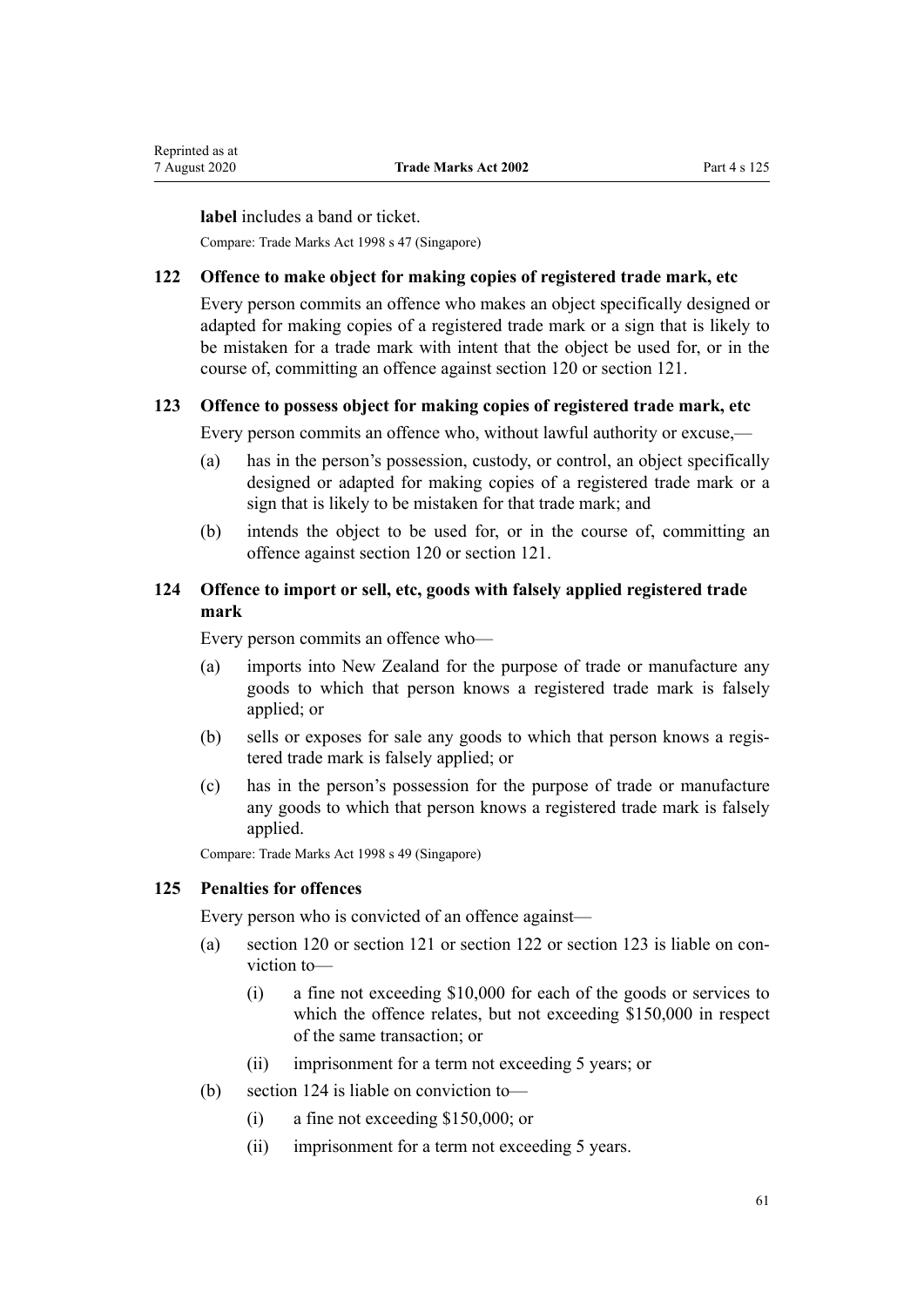**label** includes a band or ticket.

Compare: Trade Marks Act 1998 s 47 (Singapore)

### 122 Offence to make object for making copies of registered trade mark, etc

Every person commits an offence who makes an object specifically designed or adapted for making copies of a registered trade mark or a sign that is likely to be mistaken for a trade mark with intent that the object be used for, or in the course of, committing an offence against section 120 or section 121.

### 123 Offence to possess object for making copies of registered trade mark, etc

Every person commits an offence who, without lawful authority or excuse,—

(a) has in the person's possession, custody, or control, an object specifically designed or adapted for making copies of a registered trade mark or a sign that is likely to be mistaken for that trade mark; and

(b) intends the object to be used for, or in the course of, committing an offence against section 120 or section 121.

### 124 Offence to import or sell, etc, goods with falsely applied registered trade mark

Every person commits an offence who—

(a) imports into New Zealand for the purpose of trade or manufacture any goods to which that person knows a registered trade mark is falsely applied; or

(b) sells or exposes for sale any goods to which that person knows a registered trade mark is falsely applied; or

(c) has in the person's possession for the purpose of trade or manufacture any goods to which that person knows a registered trade mark is falsely applied.

Compare: Trade Marks Act 1998 s 49 (Singapore)

### 125 Penalties for offences

Every person who is convicted of an offence against—

(a) section 120 or section 121 or section 122 or section 123 is liable on conviction to—

  (i) a fine not exceeding $10,000 for each of the goods or services to which the offence relates, but not exceeding $150,000 in respect of the same transaction; or

  (ii) imprisonment for a term not exceeding 5 years; or

(b) section 124 is liable on conviction to—

  (i) a fine not exceeding $150,000; or

  (ii) imprisonment for a term not exceeding 5 years.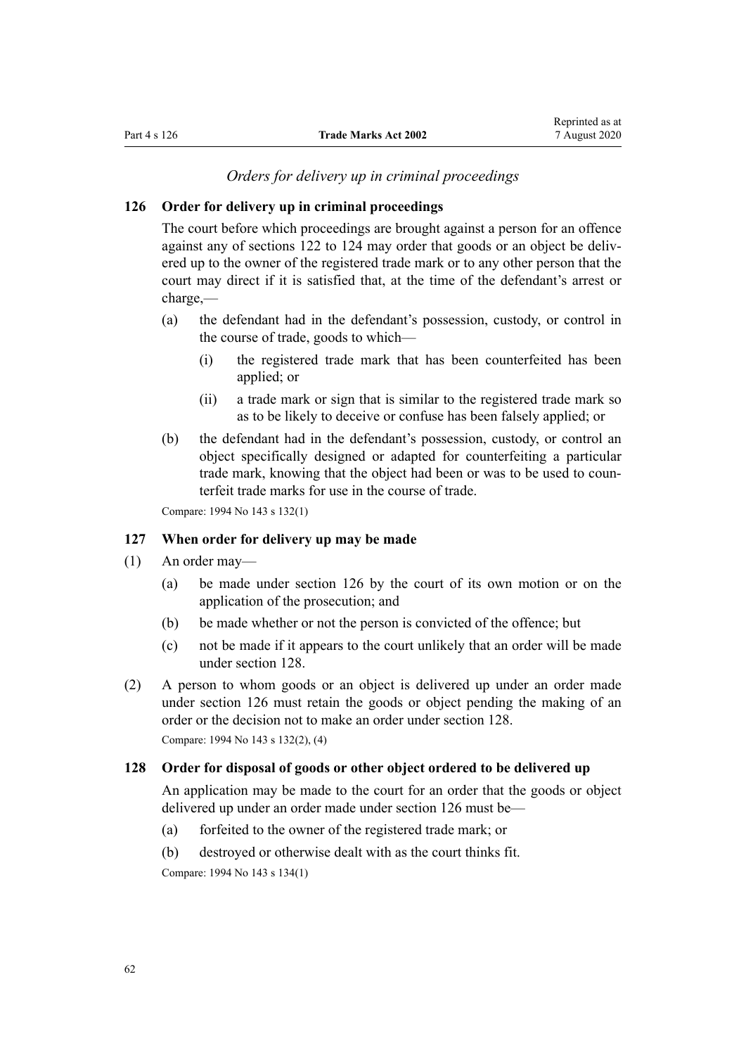*Orders for delivery up in criminal proceedings*

### 126 Order for delivery up in criminal proceedings

The court before which proceedings are brought against a person for an offence against any of sections 122 to 124 may order that goods or an object be delivered up to the owner of the registered trade mark or to any other person that the court may direct if it is satisfied that, at the time of the defendant's arrest or charge,—

(a) the defendant had in the defendant's possession, custody, or control in the course of trade, goods to which—

(i) the registered trade mark that has been counterfeited has been applied; or

(ii) a trade mark or sign that is similar to the registered trade mark so as to be likely to deceive or confuse has been falsely applied; or

(b) the defendant had in the defendant's possession, custody, or control an object specifically designed or adapted for counterfeiting a particular trade mark, knowing that the object had been or was to be used to counterfeit trade marks for use in the course of trade.

Compare: 1994 No 143 s 132(1)

### 127 When order for delivery up may be made

(1) An order may—

(a) be made under section 126 by the court of its own motion or on the application of the prosecution; and

(b) be made whether or not the person is convicted of the offence; but

(c) not be made if it appears to the court unlikely that an order will be made under section 128.

(2) A person to whom goods or an object is delivered up under an order made under section 126 must retain the goods or object pending the making of an order or the decision not to make an order under section 128.

Compare: 1994 No 143 s 132(2), (4)

### 128 Order for disposal of goods or other object ordered to be delivered up

An application may be made to the court for an order that the goods or object delivered up under an order made under section 126 must be—

(a) forfeited to the owner of the registered trade mark; or

(b) destroyed or otherwise dealt with as the court thinks fit.

Compare: 1994 No 143 s 134(1)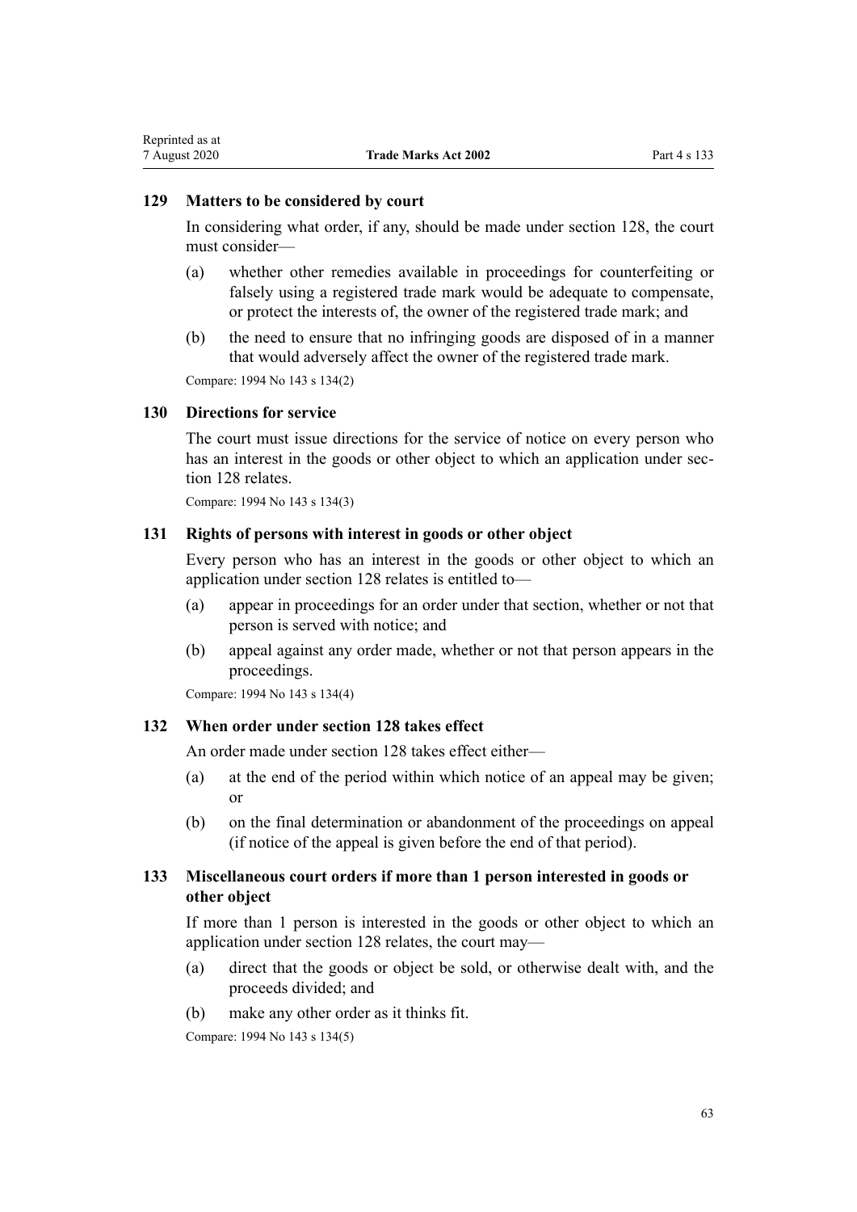### 129 Matters to be considered by court

In considering what order, if any, should be made under section 128, the court must consider—

(a) whether other remedies available in proceedings for counterfeiting or falsely using a registered trade mark would be adequate to compensate, or protect the interests of, the owner of the registered trade mark; and

(b) the need to ensure that no infringing goods are disposed of in a manner that would adversely affect the owner of the registered trade mark.

Compare: 1994 No 143 s 134(2)

### 130 Directions for service

The court must issue directions for the service of notice on every person who has an interest in the goods or other object to which an application under section 128 relates.

Compare: 1994 No 143 s 134(3)

### 131 Rights of persons with interest in goods or other object

Every person who has an interest in the goods or other object to which an application under section 128 relates is entitled to—

(a) appear in proceedings for an order under that section, whether or not that person is served with notice; and

(b) appeal against any order made, whether or not that person appears in the proceedings.

Compare: 1994 No 143 s 134(4)

### 132 When order under section 128 takes effect

An order made under section 128 takes effect either—

(a) at the end of the period within which notice of an appeal may be given; or

(b) on the final determination or abandonment of the proceedings on appeal (if notice of the appeal is given before the end of that period).

### 133 Miscellaneous court orders if more than 1 person interested in goods or other object

If more than 1 person is interested in the goods or other object to which an application under section 128 relates, the court may—

(a) direct that the goods or object be sold, or otherwise dealt with, and the proceeds divided; and

(b) make any other order as it thinks fit.

Compare: 1994 No 143 s 134(5)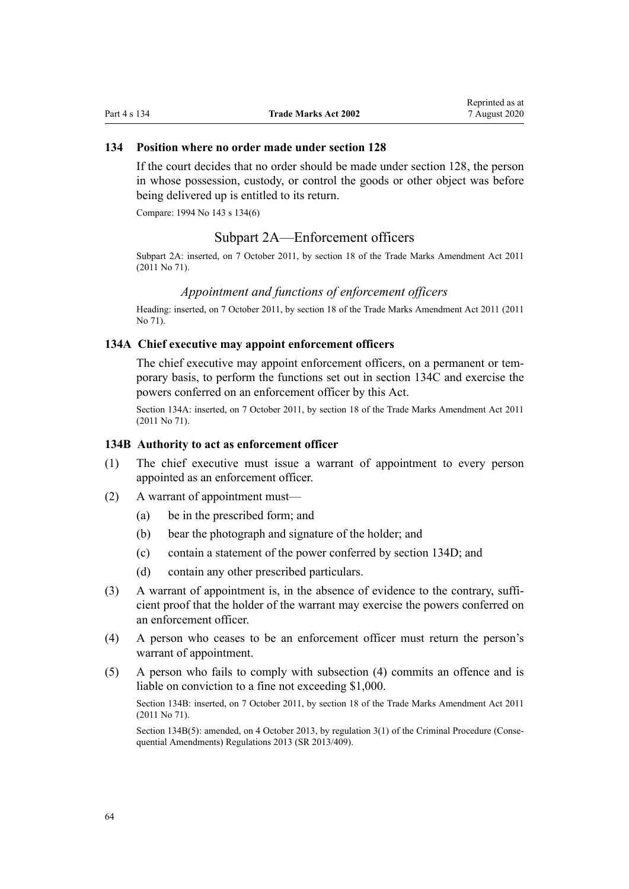### 134 Position where no order made under section 128

If the court decides that no order should be made under section 128, the person in whose possession, custody, or control the goods or other object was before being delivered up is entitled to its return.

Compare: 1994 No 143 s 134(6)

## Subpart 2A—Enforcement officers

Subpart 2A: inserted, on 7 October 2011, by section 18 of the Trade Marks Amendment Act 2011 (2011 No 71).

### *Appointment and functions of enforcement officers*

Heading: inserted, on 7 October 2011, by section 18 of the Trade Marks Amendment Act 2011 (2011 No 71).

### 134A Chief executive may appoint enforcement officers

The chief executive may appoint enforcement officers, on a permanent or temporary basis, to perform the functions set out in section 134C and exercise the powers conferred on an enforcement officer by this Act.

Section 134A: inserted, on 7 October 2011, by section 18 of the Trade Marks Amendment Act 2011 (2011 No 71).

### 134B Authority to act as enforcement officer

(1) The chief executive must issue a warrant of appointment to every person appointed as an enforcement officer.

(2) A warrant of appointment must—

  (a) be in the prescribed form; and

  (b) bear the photograph and signature of the holder; and

  (c) contain a statement of the power conferred by section 134D; and

  (d) contain any other prescribed particulars.

(3) A warrant of appointment is, in the absence of evidence to the contrary, sufficient proof that the holder of the warrant may exercise the powers conferred on an enforcement officer.

(4) A person who ceases to be an enforcement officer must return the person's warrant of appointment.

(5) A person who fails to comply with subsection (4) commits an offence and is liable on conviction to a fine not exceeding $1,000.

Section 134B: inserted, on 7 October 2011, by section 18 of the Trade Marks Amendment Act 2011 (2011 No 71).

Section 134B(5): amended, on 4 October 2013, by regulation 3(1) of the Criminal Procedure (Consequential Amendments) Regulations 2013 (SR 2013/409).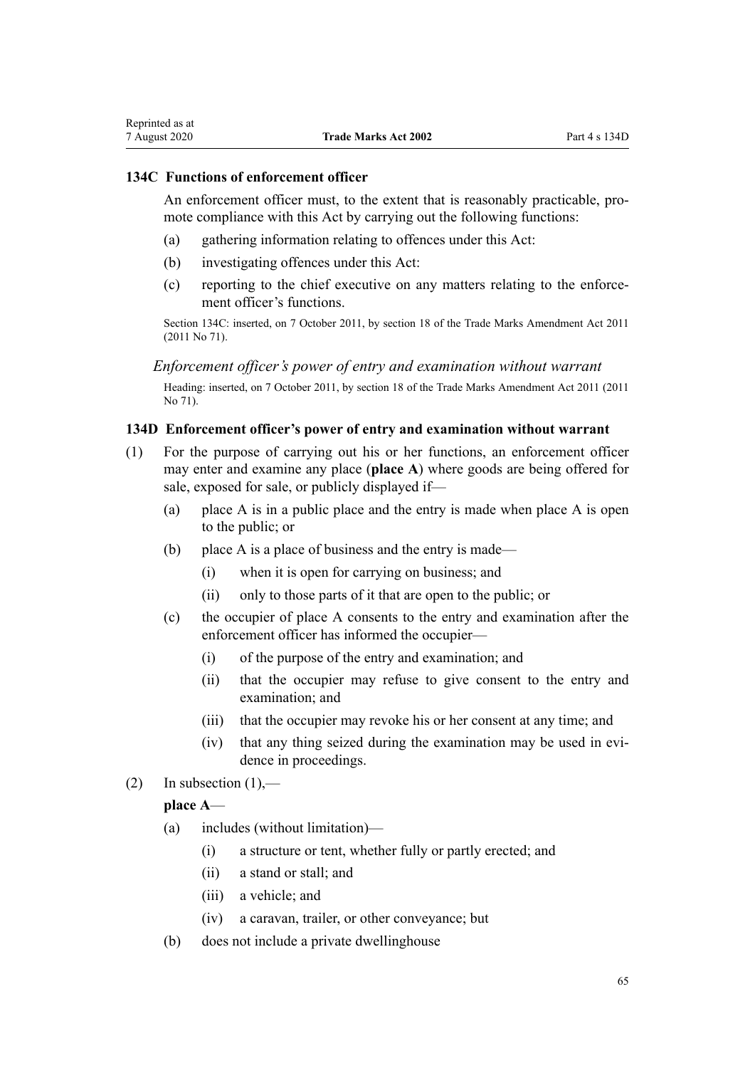### 134C Functions of enforcement officer

An enforcement officer must, to the extent that is reasonably practicable, promote compliance with this Act by carrying out the following functions:

- (a) gathering information relating to offences under this Act:
- (b) investigating offences under this Act:
- (c) reporting to the chief executive on any matters relating to the enforcement officer's functions.

Section 134C: inserted, on 7 October 2011, by section 18 of the Trade Marks Amendment Act 2011 (2011 No 71).

*Enforcement officer's power of entry and examination without warrant*

Heading: inserted, on 7 October 2011, by section 18 of the Trade Marks Amendment Act 2011 (2011 No 71).

### 134D Enforcement officer's power of entry and examination without warrant

(1) For the purpose of carrying out his or her functions, an enforcement officer may enter and examine any place (**place A**) where goods are being offered for sale, exposed for sale, or publicly displayed if—

- (a) place A is in a public place and the entry is made when place A is open to the public; or
- (b) place A is a place of business and the entry is made—
  - (i) when it is open for carrying on business; and
  - (ii) only to those parts of it that are open to the public; or
- (c) the occupier of place A consents to the entry and examination after the enforcement officer has informed the occupier—
  - (i) of the purpose of the entry and examination; and
  - (ii) that the occupier may refuse to give consent to the entry and examination; and
  - (iii) that the occupier may revoke his or her consent at any time; and
  - (iv) that any thing seized during the examination may be used in evidence in proceedings.

(2) In subsection (1),—

**place A**—

- (a) includes (without limitation)—
  - (i) a structure or tent, whether fully or partly erected; and
  - (ii) a stand or stall; and
  - (iii) a vehicle; and
  - (iv) a caravan, trailer, or other conveyance; but
- (b) does not include a private dwellinghouse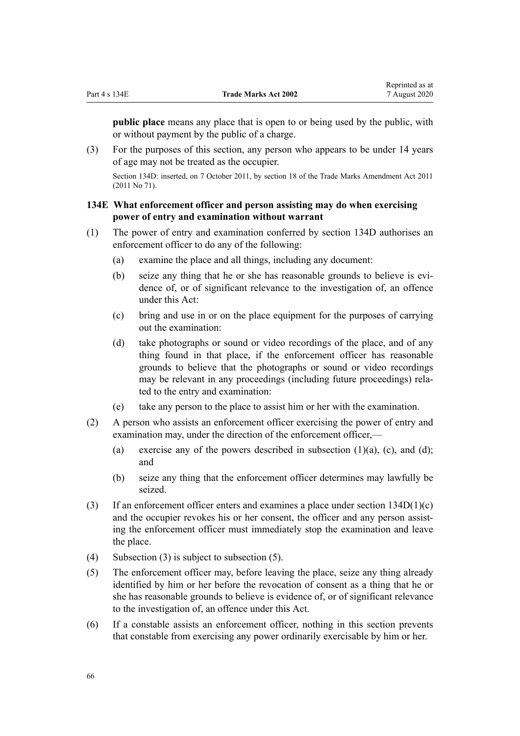**public place** means any place that is open to or being used by the public, with or without payment by the public of a charge.

(3) For the purposes of this section, any person who appears to be under 14 years of age may not be treated as the occupier.

Section 134D: inserted, on 7 October 2011, by section 18 of the Trade Marks Amendment Act 2011 (2011 No 71).

### 134E What enforcement officer and person assisting may do when exercising power of entry and examination without warrant

(1) The power of entry and examination conferred by section 134D authorises an enforcement officer to do any of the following:

- (a) examine the place and all things, including any document:
- (b) seize any thing that he or she has reasonable grounds to believe is evidence of, or of significant relevance to the investigation of, an offence under this Act:
- (c) bring and use in or on the place equipment for the purposes of carrying out the examination:
- (d) take photographs or sound or video recordings of the place, and of any thing found in that place, if the enforcement officer has reasonable grounds to believe that the photographs or sound or video recordings may be relevant in any proceedings (including future proceedings) related to the entry and examination:
- (e) take any person to the place to assist him or her with the examination.

(2) A person who assists an enforcement officer exercising the power of entry and examination may, under the direction of the enforcement officer,—

- (a) exercise any of the powers described in subsection (1)(a), (c), and (d); and
- (b) seize any thing that the enforcement officer determines may lawfully be seized.

(3) If an enforcement officer enters and examines a place under section 134D(1)(c) and the occupier revokes his or her consent, the officer and any person assisting the enforcement officer must immediately stop the examination and leave the place.

(4) Subsection (3) is subject to subsection (5).

(5) The enforcement officer may, before leaving the place, seize any thing already identified by him or her before the revocation of consent as a thing that he or she has reasonable grounds to believe is evidence of, or of significant relevance to the investigation of, an offence under this Act.

(6) If a constable assists an enforcement officer, nothing in this section prevents that constable from exercising any power ordinarily exercisable by him or her.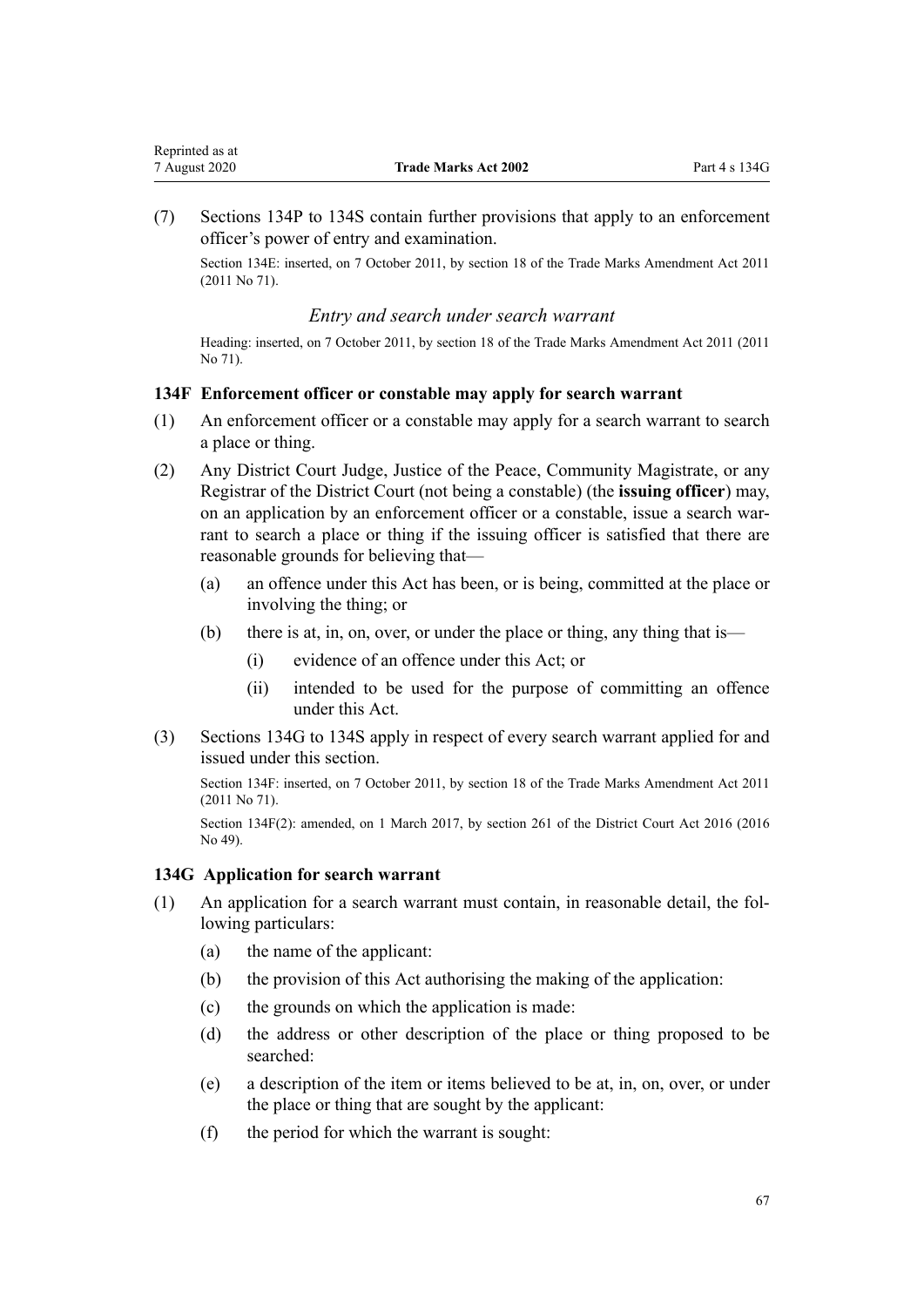(7) Sections 134P to 134S contain further provisions that apply to an enforcement officer's power of entry and examination.

Section 134E: inserted, on 7 October 2011, by section 18 of the Trade Marks Amendment Act 2011 (2011 No 71).

### *Entry and search under search warrant*

Heading: inserted, on 7 October 2011, by section 18 of the Trade Marks Amendment Act 2011 (2011 No 71).

### 134F Enforcement officer or constable may apply for search warrant

(1) An enforcement officer or a constable may apply for a search warrant to search a place or thing.

(2) Any District Court Judge, Justice of the Peace, Community Magistrate, or any Registrar of the District Court (not being a constable) (the **issuing officer**) may, on an application by an enforcement officer or a constable, issue a search warrant to search a place or thing if the issuing officer is satisfied that there are reasonable grounds for believing that—

- (a) an offence under this Act has been, or is being, committed at the place or involving the thing; or
- (b) there is at, in, on, over, or under the place or thing, any thing that is—
  - (i) evidence of an offence under this Act; or
  - (ii) intended to be used for the purpose of committing an offence under this Act.

(3) Sections 134G to 134S apply in respect of every search warrant applied for and issued under this section.

Section 134F: inserted, on 7 October 2011, by section 18 of the Trade Marks Amendment Act 2011 (2011 No 71).

Section 134F(2): amended, on 1 March 2017, by section 261 of the District Court Act 2016 (2016 No 49).

### 134G Application for search warrant

(1) An application for a search warrant must contain, in reasonable detail, the following particulars:

- (a) the name of the applicant:
- (b) the provision of this Act authorising the making of the application:
- (c) the grounds on which the application is made:
- (d) the address or other description of the place or thing proposed to be searched:
- (e) a description of the item or items believed to be at, in, on, over, or under the place or thing that are sought by the applicant:
- (f) the period for which the warrant is sought: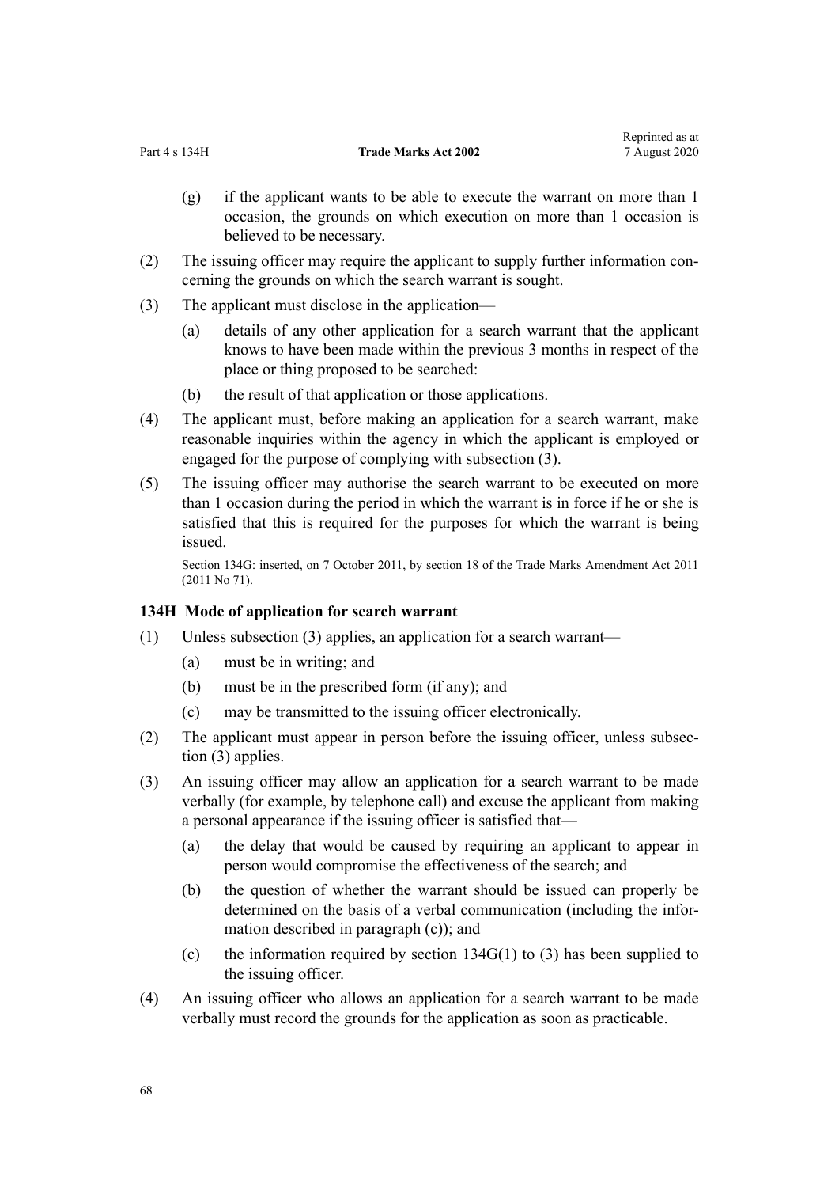(g) if the applicant wants to be able to execute the warrant on more than 1 occasion, the grounds on which execution on more than 1 occasion is believed to be necessary.

(2) The issuing officer may require the applicant to supply further information concerning the grounds on which the search warrant is sought.

(3) The applicant must disclose in the application—

(a) details of any other application for a search warrant that the applicant knows to have been made within the previous 3 months in respect of the place or thing proposed to be searched:

(b) the result of that application or those applications.

(4) The applicant must, before making an application for a search warrant, make reasonable inquiries within the agency in which the applicant is employed or engaged for the purpose of complying with subsection (3).

(5) The issuing officer may authorise the search warrant to be executed on more than 1 occasion during the period in which the warrant is in force if he or she is satisfied that this is required for the purposes for which the warrant is being issued.

Section 134G: inserted, on 7 October 2011, by section 18 of the Trade Marks Amendment Act 2011 (2011 No 71).

### 134H Mode of application for search warrant

(1) Unless subsection (3) applies, an application for a search warrant—

(a) must be in writing; and

(b) must be in the prescribed form (if any); and

(c) may be transmitted to the issuing officer electronically.

(2) The applicant must appear in person before the issuing officer, unless subsection (3) applies.

(3) An issuing officer may allow an application for a search warrant to be made verbally (for example, by telephone call) and excuse the applicant from making a personal appearance if the issuing officer is satisfied that—

(a) the delay that would be caused by requiring an applicant to appear in person would compromise the effectiveness of the search; and

(b) the question of whether the warrant should be issued can properly be determined on the basis of a verbal communication (including the information described in paragraph (c)); and

(c) the information required by section 134G(1) to (3) has been supplied to the issuing officer.

(4) An issuing officer who allows an application for a search warrant to be made verbally must record the grounds for the application as soon as practicable.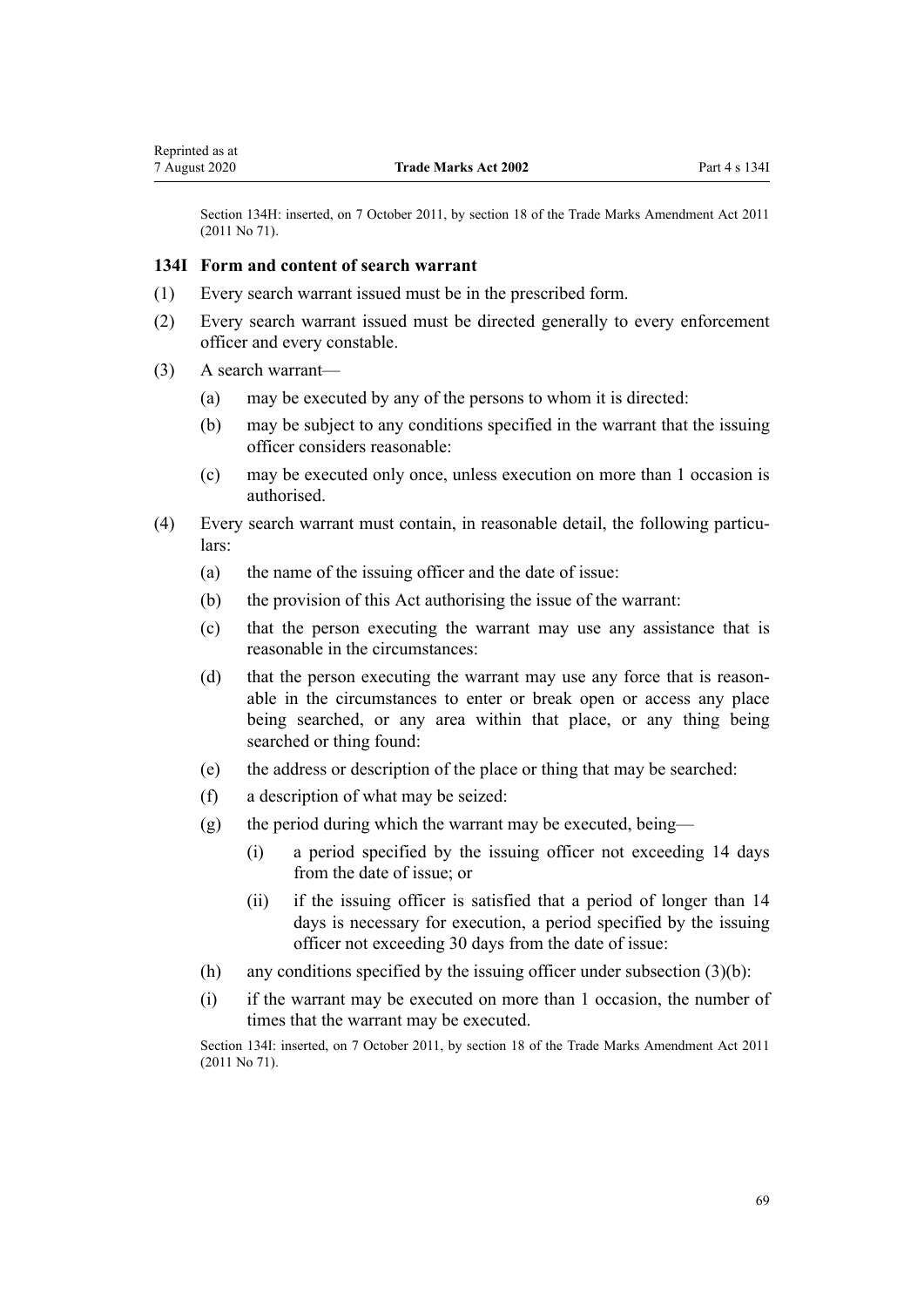Section 134H: inserted, on 7 October 2011, by section 18 of the Trade Marks Amendment Act 2011 (2011 No 71).

### 134I Form and content of search warrant

(1) Every search warrant issued must be in the prescribed form.

(2) Every search warrant issued must be directed generally to every enforcement officer and every constable.

(3) A search warrant—

   (a) may be executed by any of the persons to whom it is directed:

   (b) may be subject to any conditions specified in the warrant that the issuing officer considers reasonable:

   (c) may be executed only once, unless execution on more than 1 occasion is authorised.

(4) Every search warrant must contain, in reasonable detail, the following particulars:

   (a) the name of the issuing officer and the date of issue:

   (b) the provision of this Act authorising the issue of the warrant:

   (c) that the person executing the warrant may use any assistance that is reasonable in the circumstances:

   (d) that the person executing the warrant may use any force that is reasonable in the circumstances to enter or break open or access any place being searched, or any area within that place, or any thing being searched or thing found:

   (e) the address or description of the place or thing that may be searched:

   (f) a description of what may be seized:

   (g) the period during which the warrant may be executed, being—

      (i) a period specified by the issuing officer not exceeding 14 days from the date of issue; or

      (ii) if the issuing officer is satisfied that a period of longer than 14 days is necessary for execution, a period specified by the issuing officer not exceeding 30 days from the date of issue:

   (h) any conditions specified by the issuing officer under subsection (3)(b):

   (i) if the warrant may be executed on more than 1 occasion, the number of times that the warrant may be executed.

Section 134I: inserted, on 7 October 2011, by section 18 of the Trade Marks Amendment Act 2011 (2011 No 71).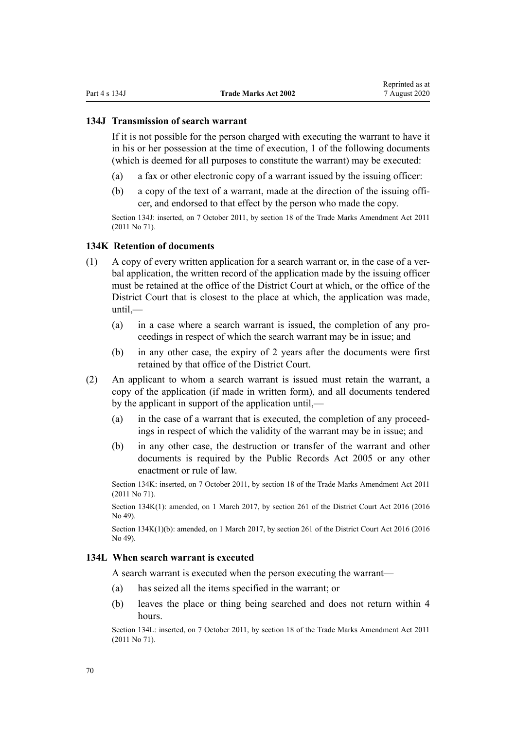### 134J Transmission of search warrant

If it is not possible for the person charged with executing the warrant to have it in his or her possession at the time of execution, 1 of the following documents (which is deemed for all purposes to constitute the warrant) may be executed:

(a) a fax or other electronic copy of a warrant issued by the issuing officer:

(b) a copy of the text of a warrant, made at the direction of the issuing officer, and endorsed to that effect by the person who made the copy.

Section 134J: inserted, on 7 October 2011, by section 18 of the Trade Marks Amendment Act 2011 (2011 No 71).

### 134K Retention of documents

(1) A copy of every written application for a search warrant or, in the case of a verbal application, the written record of the application made by the issuing officer must be retained at the office of the District Court at which, or the office of the District Court that is closest to the place at which, the application was made, until,—

(a) in a case where a search warrant is issued, the completion of any proceedings in respect of which the search warrant may be in issue; and

(b) in any other case, the expiry of 2 years after the documents were first retained by that office of the District Court.

(2) An applicant to whom a search warrant is issued must retain the warrant, a copy of the application (if made in written form), and all documents tendered by the applicant in support of the application until,—

(a) in the case of a warrant that is executed, the completion of any proceedings in respect of which the validity of the warrant may be in issue; and

(b) in any other case, the destruction or transfer of the warrant and other documents is required by the Public Records Act 2005 or any other enactment or rule of law.

Section 134K: inserted, on 7 October 2011, by section 18 of the Trade Marks Amendment Act 2011 (2011 No 71).

Section 134K(1): amended, on 1 March 2017, by section 261 of the District Court Act 2016 (2016 No 49).

Section 134K(1)(b): amended, on 1 March 2017, by section 261 of the District Court Act 2016 (2016 No 49).

### 134L When search warrant is executed

A search warrant is executed when the person executing the warrant—

(a) has seized all the items specified in the warrant; or

(b) leaves the place or thing being searched and does not return within 4 hours.

Section 134L: inserted, on 7 October 2011, by section 18 of the Trade Marks Amendment Act 2011 (2011 No 71).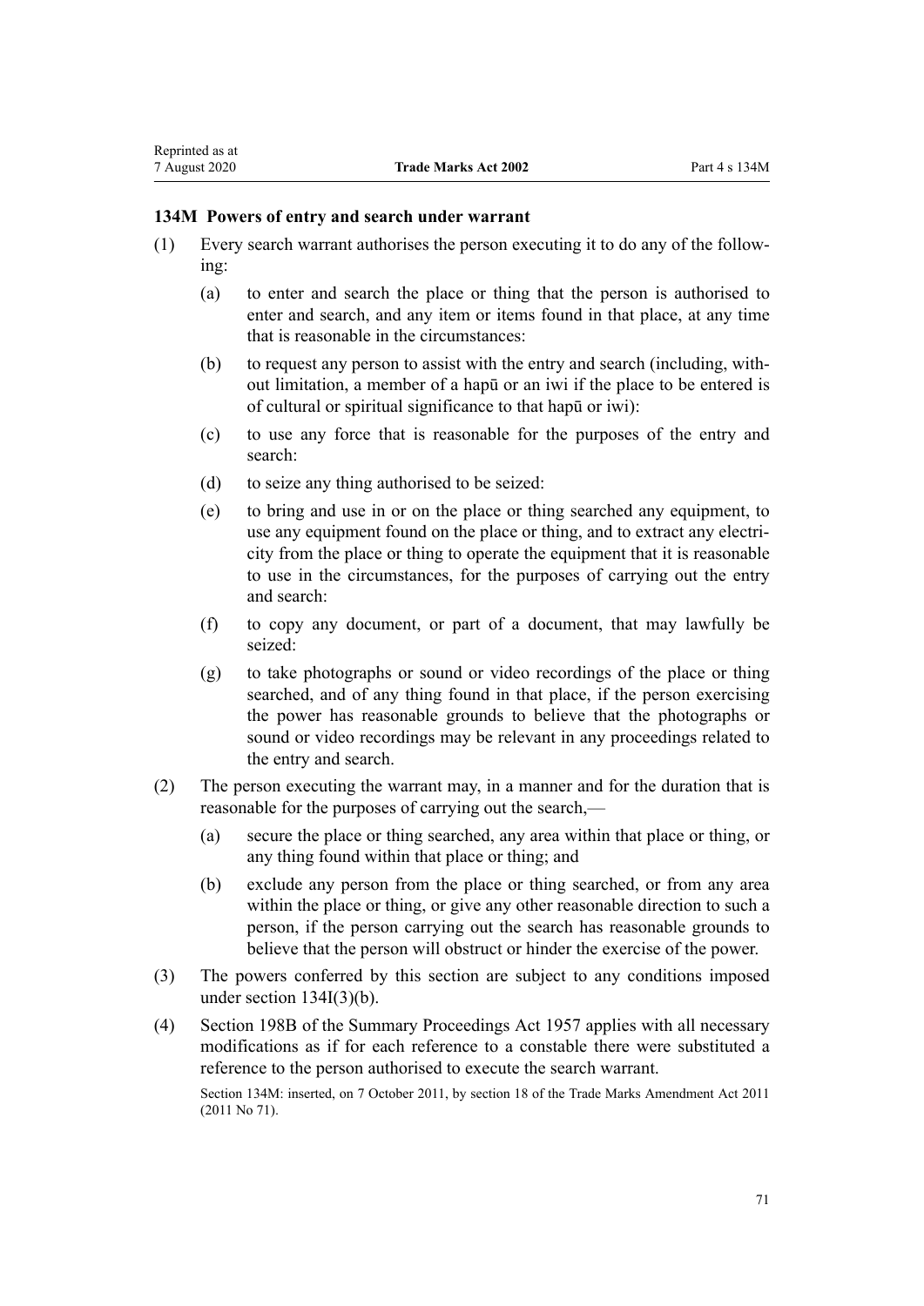### 134M Powers of entry and search under warrant

(1) Every search warrant authorises the person executing it to do any of the following:

(a) to enter and search the place or thing that the person is authorised to enter and search, and any item or items found in that place, at any time that is reasonable in the circumstances:

(b) to request any person to assist with the entry and search (including, without limitation, a member of a hapū or an iwi if the place to be entered is of cultural or spiritual significance to that hapū or iwi):

(c) to use any force that is reasonable for the purposes of the entry and search:

(d) to seize any thing authorised to be seized:

(e) to bring and use in or on the place or thing searched any equipment, to use any equipment found on the place or thing, and to extract any electricity from the place or thing to operate the equipment that it is reasonable to use in the circumstances, for the purposes of carrying out the entry and search:

(f) to copy any document, or part of a document, that may lawfully be seized:

(g) to take photographs or sound or video recordings of the place or thing searched, and of any thing found in that place, if the person exercising the power has reasonable grounds to believe that the photographs or sound or video recordings may be relevant in any proceedings related to the entry and search.

(2) The person executing the warrant may, in a manner and for the duration that is reasonable for the purposes of carrying out the search,—

(a) secure the place or thing searched, any area within that place or thing, or any thing found within that place or thing; and

(b) exclude any person from the place or thing searched, or from any area within the place or thing, or give any other reasonable direction to such a person, if the person carrying out the search has reasonable grounds to believe that the person will obstruct or hinder the exercise of the power.

(3) The powers conferred by this section are subject to any conditions imposed under section 134I(3)(b).

(4) Section 198B of the Summary Proceedings Act 1957 applies with all necessary modifications as if for each reference to a constable there were substituted a reference to the person authorised to execute the search warrant.

Section 134M: inserted, on 7 October 2011, by section 18 of the Trade Marks Amendment Act 2011 (2011 No 71).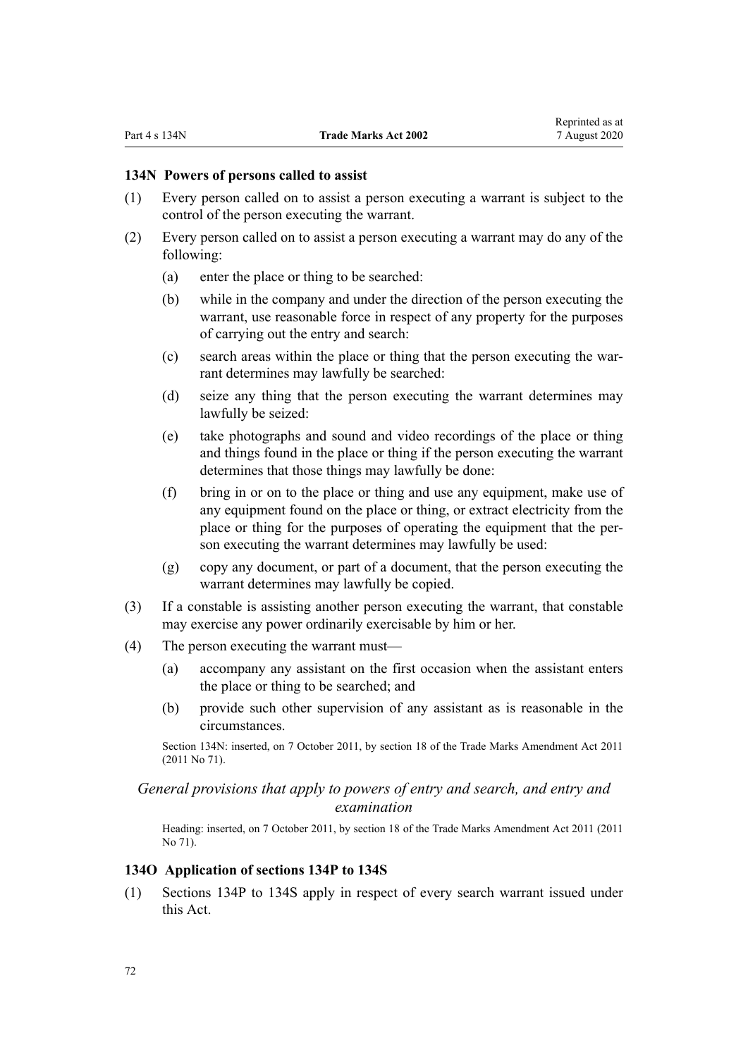### 134N Powers of persons called to assist

(1) Every person called on to assist a person executing a warrant is subject to the control of the person executing the warrant.

(2) Every person called on to assist a person executing a warrant may do any of the following:

(a) enter the place or thing to be searched:

(b) while in the company and under the direction of the person executing the warrant, use reasonable force in respect of any property for the purposes of carrying out the entry and search:

(c) search areas within the place or thing that the person executing the warrant determines may lawfully be searched:

(d) seize any thing that the person executing the warrant determines may lawfully be seized:

(e) take photographs and sound and video recordings of the place or thing and things found in the place or thing if the person executing the warrant determines that those things may lawfully be done:

(f) bring in or on to the place or thing and use any equipment, make use of any equipment found on the place or thing, or extract electricity from the place or thing for the purposes of operating the equipment that the person executing the warrant determines may lawfully be used:

(g) copy any document, or part of a document, that the person executing the warrant determines may lawfully be copied.

(3) If a constable is assisting another person executing the warrant, that constable may exercise any power ordinarily exercisable by him or her.

(4) The person executing the warrant must—

(a) accompany any assistant on the first occasion when the assistant enters the place or thing to be searched; and

(b) provide such other supervision of any assistant as is reasonable in the circumstances.

Section 134N: inserted, on 7 October 2011, by section 18 of the Trade Marks Amendment Act 2011 (2011 No 71).

*General provisions that apply to powers of entry and search, and entry and examination*

Heading: inserted, on 7 October 2011, by section 18 of the Trade Marks Amendment Act 2011 (2011 No 71).

### 134O Application of sections 134P to 134S

(1) Sections 134P to 134S apply in respect of every search warrant issued under this Act.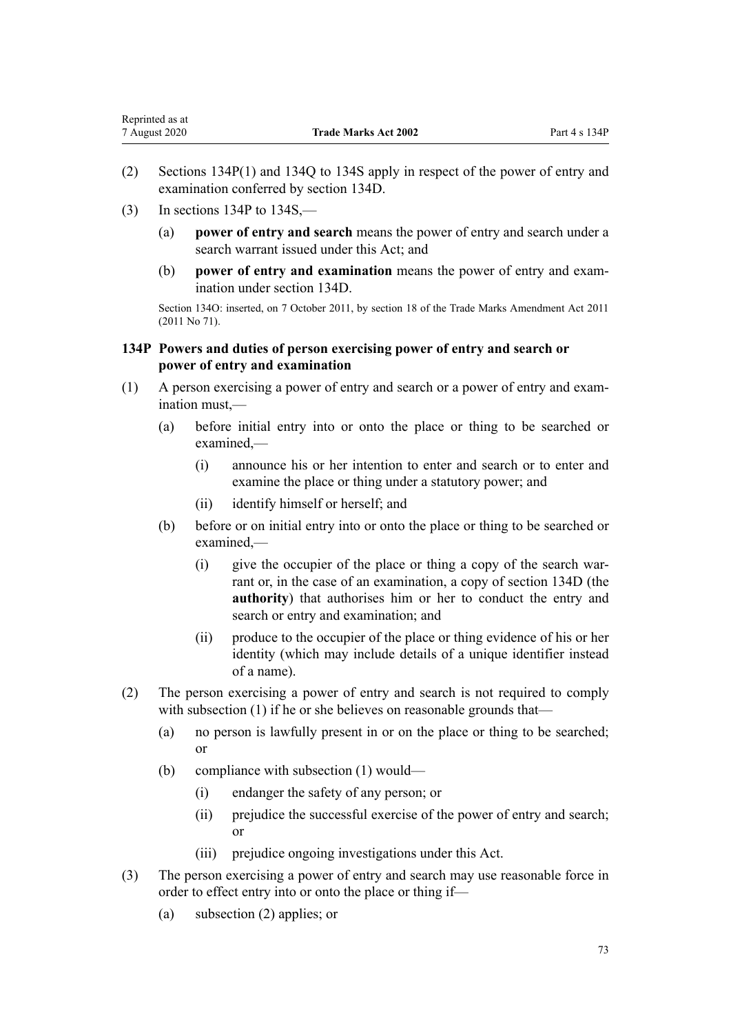(2) Sections 134P(1) and 134Q to 134S apply in respect of the power of entry and examination conferred by section 134D.

(3) In sections 134P to 134S,—

(a) **power of entry and search** means the power of entry and search under a search warrant issued under this Act; and

(b) **power of entry and examination** means the power of entry and examination under section 134D.

Section 134O: inserted, on 7 October 2011, by section 18 of the Trade Marks Amendment Act 2011 (2011 No 71).

### 134P Powers and duties of person exercising power of entry and search or power of entry and examination

(1) A person exercising a power of entry and search or a power of entry and examination must,—

(a) before initial entry into or onto the place or thing to be searched or examined,—

(i) announce his or her intention to enter and search or to enter and examine the place or thing under a statutory power; and

(ii) identify himself or herself; and

(b) before or on initial entry into or onto the place or thing to be searched or examined,—

(i) give the occupier of the place or thing a copy of the search warrant or, in the case of an examination, a copy of section 134D (the **authority**) that authorises him or her to conduct the entry and search or entry and examination; and

(ii) produce to the occupier of the place or thing evidence of his or her identity (which may include details of a unique identifier instead of a name).

(2) The person exercising a power of entry and search is not required to comply with subsection (1) if he or she believes on reasonable grounds that—

(a) no person is lawfully present in or on the place or thing to be searched; or

(b) compliance with subsection (1) would—

(i) endanger the safety of any person; or

(ii) prejudice the successful exercise of the power of entry and search; or

(iii) prejudice ongoing investigations under this Act.

(3) The person exercising a power of entry and search may use reasonable force in order to effect entry into or onto the place or thing if—

(a) subsection (2) applies; or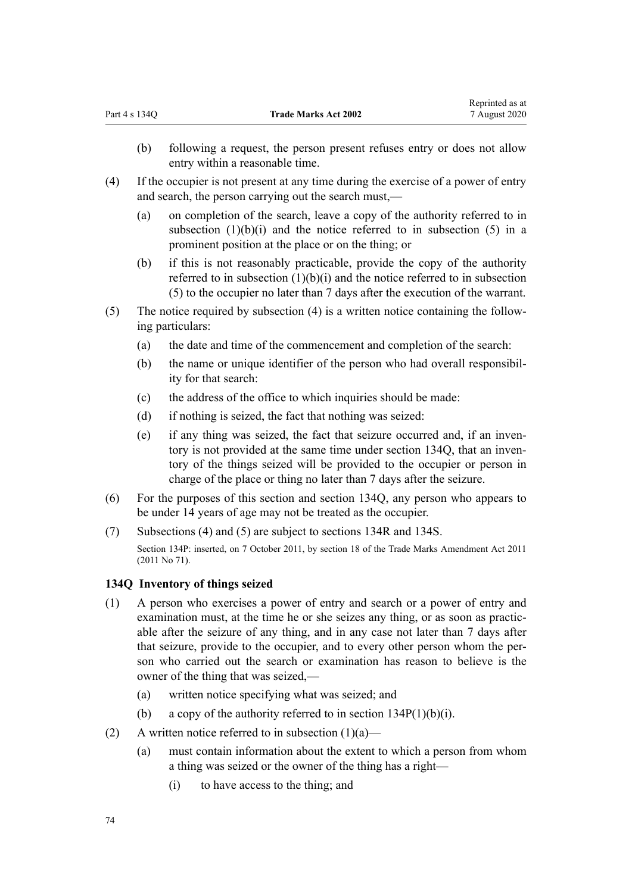(b) following a request, the person present refuses entry or does not allow entry within a reasonable time.

(4) If the occupier is not present at any time during the exercise of a power of entry and search, the person carrying out the search must,—

(a) on completion of the search, leave a copy of the authority referred to in subsection (1)(b)(i) and the notice referred to in subsection (5) in a prominent position at the place or on the thing; or

(b) if this is not reasonably practicable, provide the copy of the authority referred to in subsection (1)(b)(i) and the notice referred to in subsection (5) to the occupier no later than 7 days after the execution of the warrant.

(5) The notice required by subsection (4) is a written notice containing the following particulars:

(a) the date and time of the commencement and completion of the search:

(b) the name or unique identifier of the person who had overall responsibility for that search:

(c) the address of the office to which inquiries should be made:

(d) if nothing is seized, the fact that nothing was seized:

(e) if any thing was seized, the fact that seizure occurred and, if an inventory is not provided at the same time under section 134Q, that an inventory of the things seized will be provided to the occupier or person in charge of the place or thing no later than 7 days after the seizure.

(6) For the purposes of this section and section 134Q, any person who appears to be under 14 years of age may not be treated as the occupier.

(7) Subsections (4) and (5) are subject to sections 134R and 134S.

Section 134P: inserted, on 7 October 2011, by section 18 of the Trade Marks Amendment Act 2011 (2011 No 71).

### 134Q Inventory of things seized

(1) A person who exercises a power of entry and search or a power of entry and examination must, at the time he or she seizes any thing, or as soon as practicable after the seizure of any thing, and in any case not later than 7 days after that seizure, provide to the occupier, and to every other person whom the person who carried out the search or examination has reason to believe is the owner of the thing that was seized,—

(a) written notice specifying what was seized; and

(b) a copy of the authority referred to in section 134P(1)(b)(i).

(2) A written notice referred to in subsection (1)(a)—

(a) must contain information about the extent to which a person from whom a thing was seized or the owner of the thing has a right—

(i) to have access to the thing; and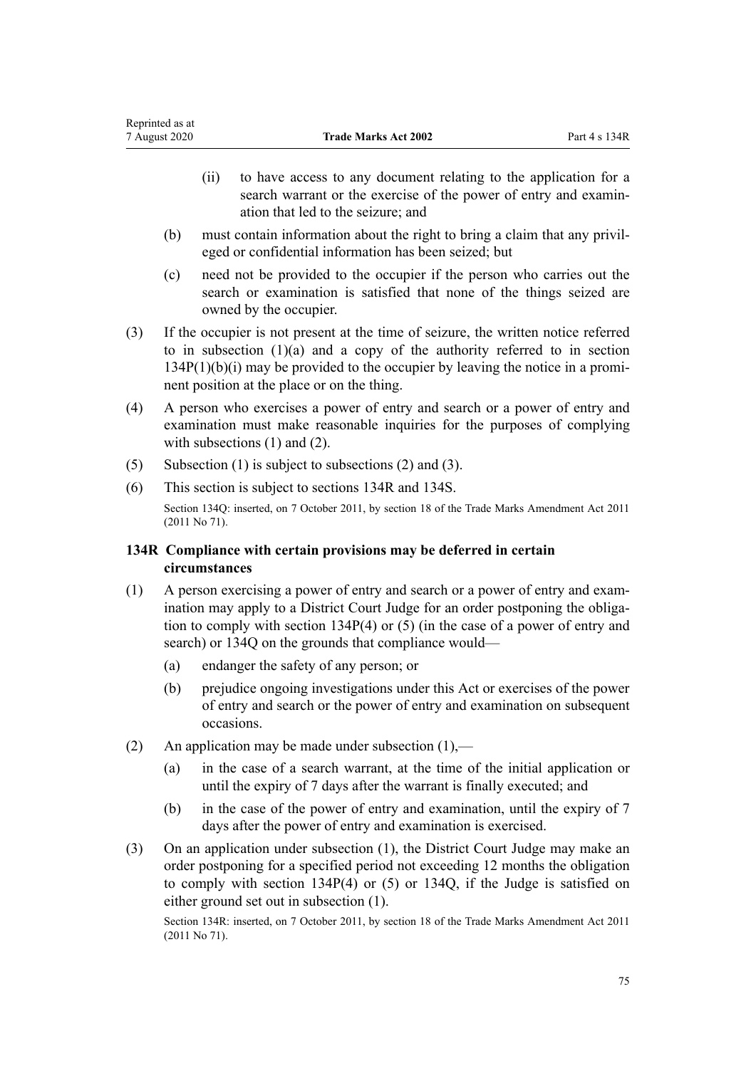(ii) to have access to any document relating to the application for a search warrant or the exercise of the power of entry and examination that led to the seizure; and

(b) must contain information about the right to bring a claim that any privileged or confidential information has been seized; but

(c) need not be provided to the occupier if the person who carries out the search or examination is satisfied that none of the things seized are owned by the occupier.

(3) If the occupier is not present at the time of seizure, the written notice referred to in subsection (1)(a) and a copy of the authority referred to in section 134P(1)(b)(i) may be provided to the occupier by leaving the notice in a prominent position at the place or on the thing.

(4) A person who exercises a power of entry and search or a power of entry and examination must make reasonable inquiries for the purposes of complying with subsections (1) and (2).

(5) Subsection (1) is subject to subsections (2) and (3).

(6) This section is subject to sections 134R and 134S.

Section 134Q: inserted, on 7 October 2011, by section 18 of the Trade Marks Amendment Act 2011 (2011 No 71).

### 134R Compliance with certain provisions may be deferred in certain circumstances

(1) A person exercising a power of entry and search or a power of entry and examination may apply to a District Court Judge for an order postponing the obligation to comply with section 134P(4) or (5) (in the case of a power of entry and search) or 134Q on the grounds that compliance would—

(a) endanger the safety of any person; or

(b) prejudice ongoing investigations under this Act or exercises of the power of entry and search or the power of entry and examination on subsequent occasions.

(2) An application may be made under subsection (1),—

(a) in the case of a search warrant, at the time of the initial application or until the expiry of 7 days after the warrant is finally executed; and

(b) in the case of the power of entry and examination, until the expiry of 7 days after the power of entry and examination is exercised.

(3) On an application under subsection (1), the District Court Judge may make an order postponing for a specified period not exceeding 12 months the obligation to comply with section 134P(4) or (5) or 134Q, if the Judge is satisfied on either ground set out in subsection (1).

Section 134R: inserted, on 7 October 2011, by section 18 of the Trade Marks Amendment Act 2011 (2011 No 71).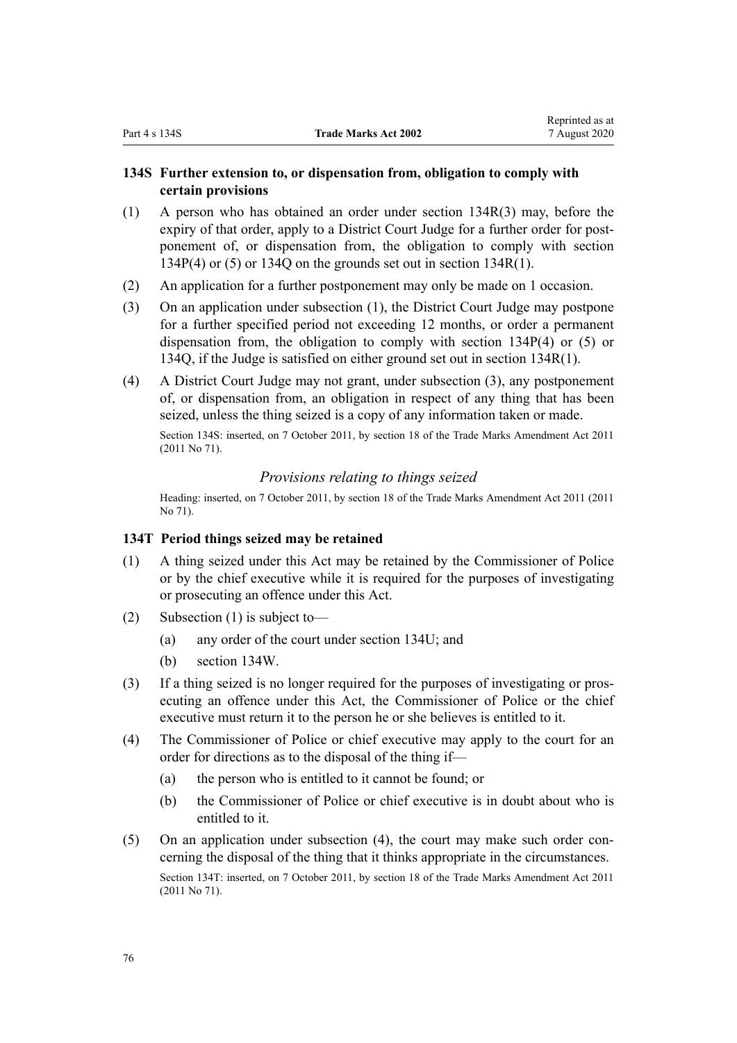### 134S Further extension to, or dispensation from, obligation to comply with certain provisions

(1) A person who has obtained an order under section 134R(3) may, before the expiry of that order, apply to a District Court Judge for a further order for postponement of, or dispensation from, the obligation to comply with section 134P(4) or (5) or 134Q on the grounds set out in section 134R(1).

(2) An application for a further postponement may only be made on 1 occasion.

(3) On an application under subsection (1), the District Court Judge may postpone for a further specified period not exceeding 12 months, or order a permanent dispensation from, the obligation to comply with section 134P(4) or (5) or 134Q, if the Judge is satisfied on either ground set out in section 134R(1).

(4) A District Court Judge may not grant, under subsection (3), any postponement of, or dispensation from, an obligation in respect of any thing that has been seized, unless the thing seized is a copy of any information taken or made.

Section 134S: inserted, on 7 October 2011, by section 18 of the Trade Marks Amendment Act 2011 (2011 No 71).

*Provisions relating to things seized*

Heading: inserted, on 7 October 2011, by section 18 of the Trade Marks Amendment Act 2011 (2011 No 71).

### 134T Period things seized may be retained

(1) A thing seized under this Act may be retained by the Commissioner of Police or by the chief executive while it is required for the purposes of investigating or prosecuting an offence under this Act.

(2) Subsection (1) is subject to—

(a) any order of the court under section 134U; and

(b) section 134W.

(3) If a thing seized is no longer required for the purposes of investigating or prosecuting an offence under this Act, the Commissioner of Police or the chief executive must return it to the person he or she believes is entitled to it.

(4) The Commissioner of Police or chief executive may apply to the court for an order for directions as to the disposal of the thing if—

(a) the person who is entitled to it cannot be found; or

(b) the Commissioner of Police or chief executive is in doubt about who is entitled to it.

(5) On an application under subsection (4), the court may make such order concerning the disposal of the thing that it thinks appropriate in the circumstances.

Section 134T: inserted, on 7 October 2011, by section 18 of the Trade Marks Amendment Act 2011 (2011 No 71).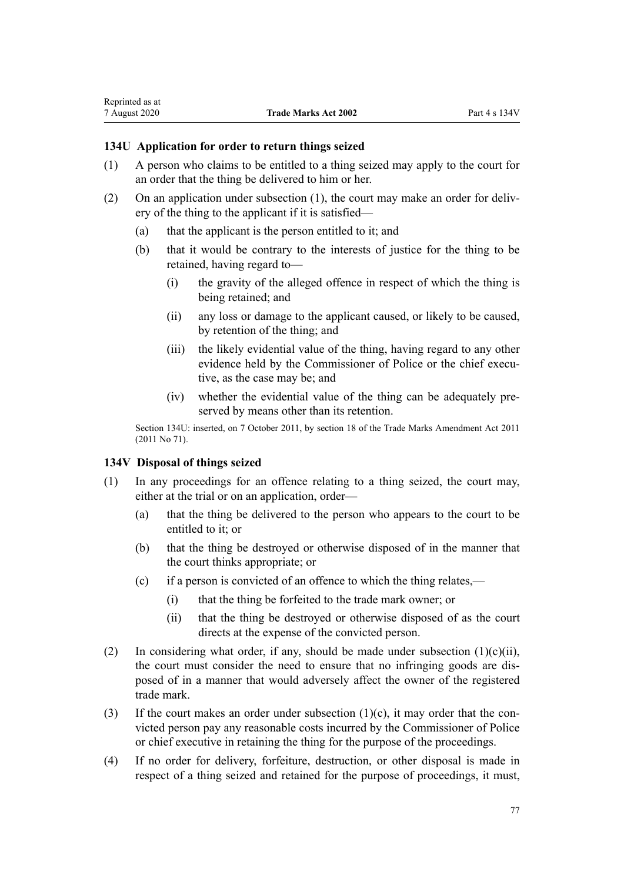### 134U Application for order to return things seized

(1) A person who claims to be entitled to a thing seized may apply to the court for an order that the thing be delivered to him or her.

(2) On an application under subsection (1), the court may make an order for delivery of the thing to the applicant if it is satisfied—

   (a) that the applicant is the person entitled to it; and

   (b) that it would be contrary to the interests of justice for the thing to be retained, having regard to—

      (i) the gravity of the alleged offence in respect of which the thing is being retained; and

      (ii) any loss or damage to the applicant caused, or likely to be caused, by retention of the thing; and

      (iii) the likely evidential value of the thing, having regard to any other evidence held by the Commissioner of Police or the chief executive, as the case may be; and

      (iv) whether the evidential value of the thing can be adequately preserved by means other than its retention.

Section 134U: inserted, on 7 October 2011, by section 18 of the Trade Marks Amendment Act 2011 (2011 No 71).

### 134V Disposal of things seized

(1) In any proceedings for an offence relating to a thing seized, the court may, either at the trial or on an application, order—

   (a) that the thing be delivered to the person who appears to the court to be entitled to it; or

   (b) that the thing be destroyed or otherwise disposed of in the manner that the court thinks appropriate; or

   (c) if a person is convicted of an offence to which the thing relates,—

      (i) that the thing be forfeited to the trade mark owner; or

      (ii) that the thing be destroyed or otherwise disposed of as the court directs at the expense of the convicted person.

(2) In considering what order, if any, should be made under subsection (1)(c)(ii), the court must consider the need to ensure that no infringing goods are disposed of in a manner that would adversely affect the owner of the registered trade mark.

(3) If the court makes an order under subsection (1)(c), it may order that the convicted person pay any reasonable costs incurred by the Commissioner of Police or chief executive in retaining the thing for the purpose of the proceedings.

(4) If no order for delivery, forfeiture, destruction, or other disposal is made in respect of a thing seized and retained for the purpose of proceedings, it must,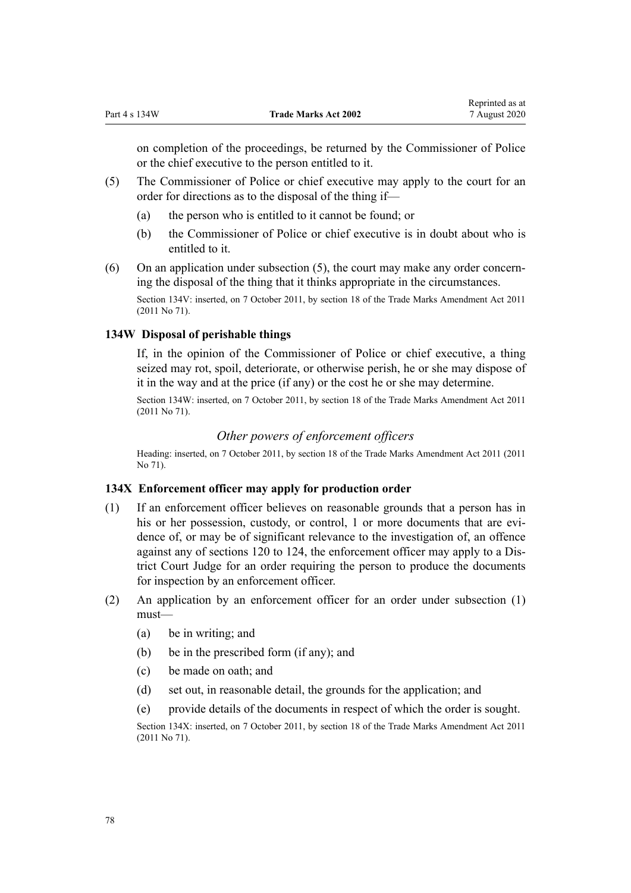on completion of the proceedings, be returned by the Commissioner of Police or the chief executive to the person entitled to it.

(5) The Commissioner of Police or chief executive may apply to the court for an order for directions as to the disposal of the thing if—

(a) the person who is entitled to it cannot be found; or

(b) the Commissioner of Police or chief executive is in doubt about who is entitled to it.

(6) On an application under subsection (5), the court may make any order concerning the disposal of the thing that it thinks appropriate in the circumstances.

Section 134V: inserted, on 7 October 2011, by section 18 of the Trade Marks Amendment Act 2011 (2011 No 71).

### 134W Disposal of perishable things

If, in the opinion of the Commissioner of Police or chief executive, a thing seized may rot, spoil, deteriorate, or otherwise perish, he or she may dispose of it in the way and at the price (if any) or the cost he or she may determine.

Section 134W: inserted, on 7 October 2011, by section 18 of the Trade Marks Amendment Act 2011 (2011 No 71).

*Other powers of enforcement officers*

Heading: inserted, on 7 October 2011, by section 18 of the Trade Marks Amendment Act 2011 (2011 No 71).

### 134X Enforcement officer may apply for production order

(1) If an enforcement officer believes on reasonable grounds that a person has in his or her possession, custody, or control, 1 or more documents that are evidence of, or may be of significant relevance to the investigation of, an offence against any of sections 120 to 124, the enforcement officer may apply to a District Court Judge for an order requiring the person to produce the documents for inspection by an enforcement officer.

(2) An application by an enforcement officer for an order under subsection (1) must—

(a) be in writing; and

(b) be in the prescribed form (if any); and

(c) be made on oath; and

(d) set out, in reasonable detail, the grounds for the application; and

(e) provide details of the documents in respect of which the order is sought.

Section 134X: inserted, on 7 October 2011, by section 18 of the Trade Marks Amendment Act 2011 (2011 No 71).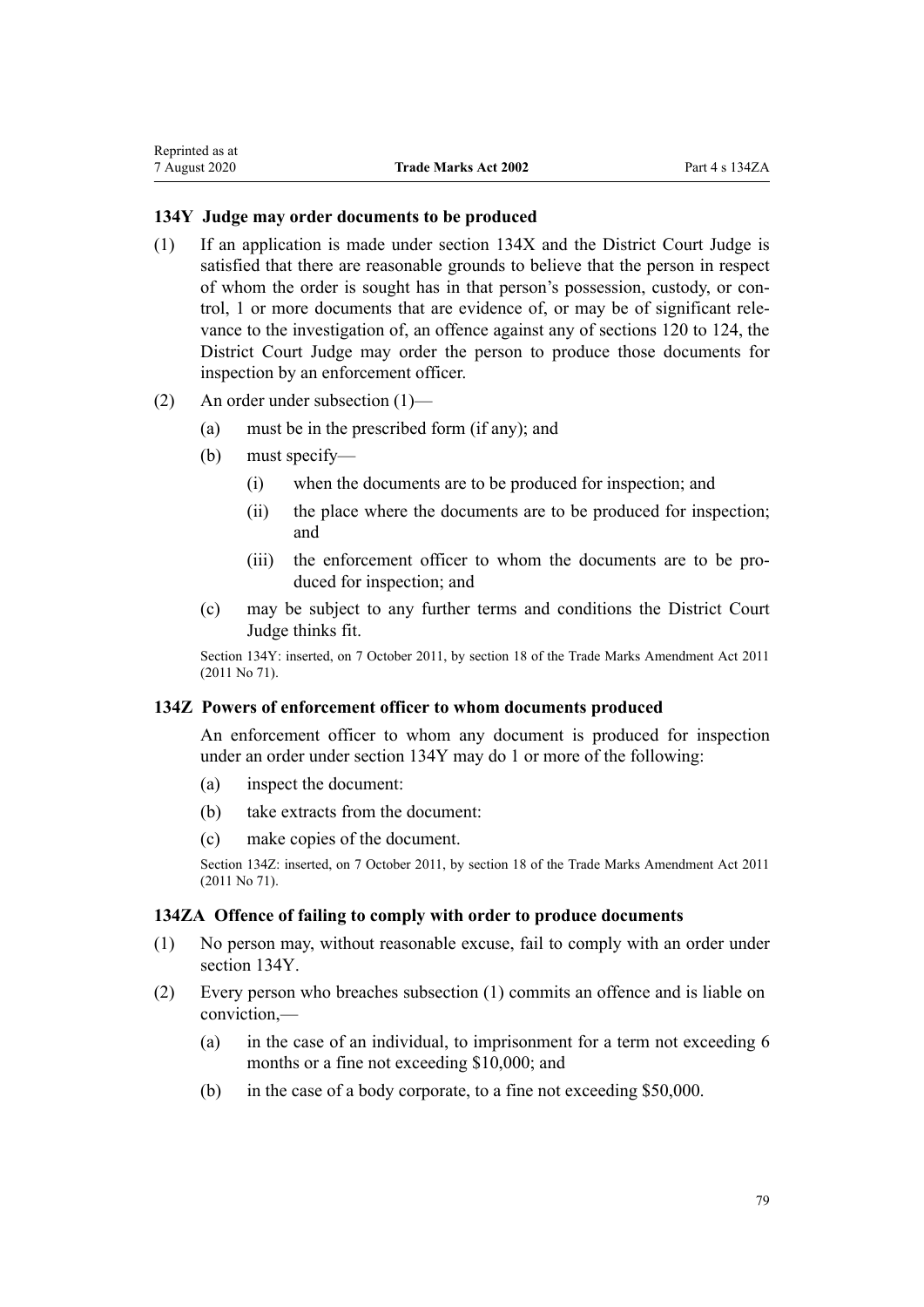### 134Y Judge may order documents to be produced

(1) If an application is made under section 134X and the District Court Judge is satisfied that there are reasonable grounds to believe that the person in respect of whom the order is sought has in that person's possession, custody, or control, 1 or more documents that are evidence of, or may be of significant relevance to the investigation of, an offence against any of sections 120 to 124, the District Court Judge may order the person to produce those documents for inspection by an enforcement officer.

(2) An order under subsection (1)—

- (a) must be in the prescribed form (if any); and
- (b) must specify—
  - (i) when the documents are to be produced for inspection; and
  - (ii) the place where the documents are to be produced for inspection; and
  - (iii) the enforcement officer to whom the documents are to be produced for inspection; and
- (c) may be subject to any further terms and conditions the District Court Judge thinks fit.

Section 134Y: inserted, on 7 October 2011, by section 18 of the Trade Marks Amendment Act 2011 (2011 No 71).

### 134Z Powers of enforcement officer to whom documents produced

An enforcement officer to whom any document is produced for inspection under an order under section 134Y may do 1 or more of the following:

- (a) inspect the document:
- (b) take extracts from the document:
- (c) make copies of the document.

Section 134Z: inserted, on 7 October 2011, by section 18 of the Trade Marks Amendment Act 2011 (2011 No 71).

### 134ZA Offence of failing to comply with order to produce documents

(1) No person may, without reasonable excuse, fail to comply with an order under section 134Y.

(2) Every person who breaches subsection (1) commits an offence and is liable on conviction,—

- (a) in the case of an individual, to imprisonment for a term not exceeding 6 months or a fine not exceeding $10,000; and
- (b) in the case of a body corporate, to a fine not exceeding $50,000.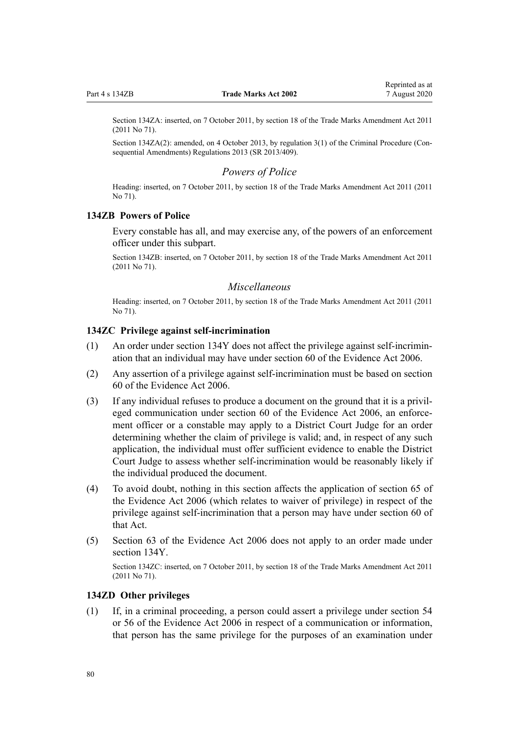Section 134ZA: inserted, on 7 October 2011, by section 18 of the Trade Marks Amendment Act 2011 (2011 No 71).

Section 134ZA(2): amended, on 4 October 2013, by regulation 3(1) of the Criminal Procedure (Consequential Amendments) Regulations 2013 (SR 2013/409).

### *Powers of Police*

Heading: inserted, on 7 October 2011, by section 18 of the Trade Marks Amendment Act 2011 (2011 No 71).

#### 134ZB Powers of Police

Every constable has all, and may exercise any, of the powers of an enforcement officer under this subpart.

Section 134ZB: inserted, on 7 October 2011, by section 18 of the Trade Marks Amendment Act 2011 (2011 No 71).

### *Miscellaneous*

Heading: inserted, on 7 October 2011, by section 18 of the Trade Marks Amendment Act 2011 (2011 No 71).

#### 134ZC Privilege against self-incrimination

(1) An order under section 134Y does not affect the privilege against self-incrimination that an individual may have under section 60 of the Evidence Act 2006.

(2) Any assertion of a privilege against self-incrimination must be based on section 60 of the Evidence Act 2006.

(3) If any individual refuses to produce a document on the ground that it is a privileged communication under section 60 of the Evidence Act 2006, an enforcement officer or a constable may apply to a District Court Judge for an order determining whether the claim of privilege is valid; and, in respect of any such application, the individual must offer sufficient evidence to enable the District Court Judge to assess whether self-incrimination would be reasonably likely if the individual produced the document.

(4) To avoid doubt, nothing in this section affects the application of section 65 of the Evidence Act 2006 (which relates to waiver of privilege) in respect of the privilege against self-incrimination that a person may have under section 60 of that Act.

(5) Section 63 of the Evidence Act 2006 does not apply to an order made under section 134Y.

Section 134ZC: inserted, on 7 October 2011, by section 18 of the Trade Marks Amendment Act 2011 (2011 No 71).

#### 134ZD Other privileges

(1) If, in a criminal proceeding, a person could assert a privilege under section 54 or 56 of the Evidence Act 2006 in respect of a communication or information, that person has the same privilege for the purposes of an examination under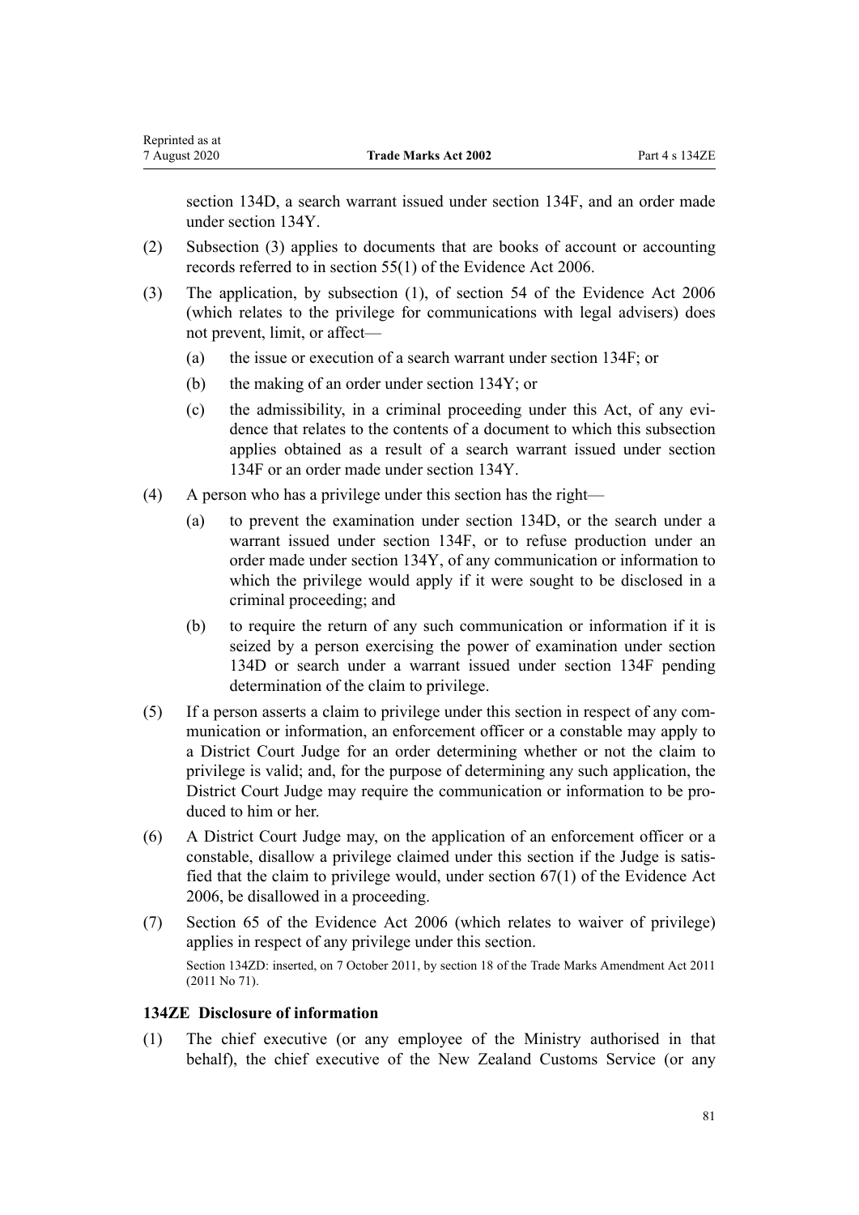section 134D, a search warrant issued under section 134F, and an order made under section 134Y.

(2) Subsection (3) applies to documents that are books of account or accounting records referred to in section 55(1) of the Evidence Act 2006.

(3) The application, by subsection (1), of section 54 of the Evidence Act 2006 (which relates to the privilege for communications with legal advisers) does not prevent, limit, or affect—

 (a) the issue or execution of a search warrant under section 134F; or

 (b) the making of an order under section 134Y; or

 (c) the admissibility, in a criminal proceeding under this Act, of any evidence that relates to the contents of a document to which this subsection applies obtained as a result of a search warrant issued under section 134F or an order made under section 134Y.

(4) A person who has a privilege under this section has the right—

 (a) to prevent the examination under section 134D, or the search under a warrant issued under section 134F, or to refuse production under an order made under section 134Y, of any communication or information to which the privilege would apply if it were sought to be disclosed in a criminal proceeding; and

 (b) to require the return of any such communication or information if it is seized by a person exercising the power of examination under section 134D or search under a warrant issued under section 134F pending determination of the claim to privilege.

(5) If a person asserts a claim to privilege under this section in respect of any communication or information, an enforcement officer or a constable may apply to a District Court Judge for an order determining whether or not the claim to privilege is valid; and, for the purpose of determining any such application, the District Court Judge may require the communication or information to be produced to him or her.

(6) A District Court Judge may, on the application of an enforcement officer or a constable, disallow a privilege claimed under this section if the Judge is satisfied that the claim to privilege would, under section 67(1) of the Evidence Act 2006, be disallowed in a proceeding.

(7) Section 65 of the Evidence Act 2006 (which relates to waiver of privilege) applies in respect of any privilege under this section.

Section 134ZD: inserted, on 7 October 2011, by section 18 of the Trade Marks Amendment Act 2011 (2011 No 71).

### 134ZE Disclosure of information

(1) The chief executive (or any employee of the Ministry authorised in that behalf), the chief executive of the New Zealand Customs Service (or any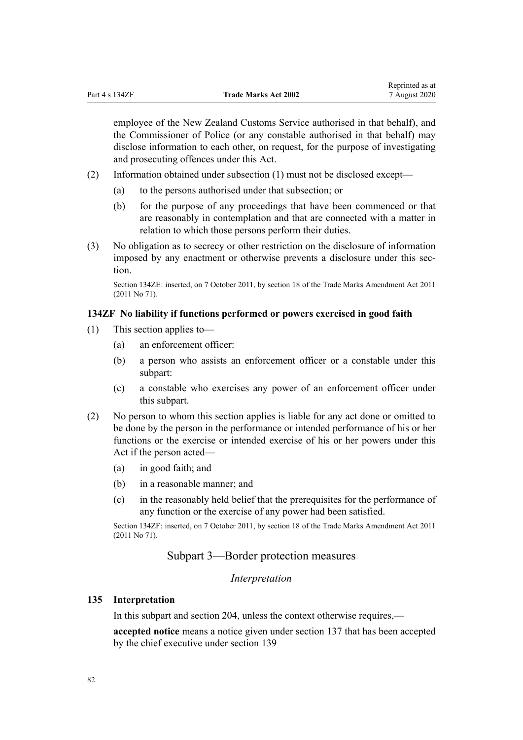employee of the New Zealand Customs Service authorised in that behalf), and the Commissioner of Police (or any constable authorised in that behalf) may disclose information to each other, on request, for the purpose of investigating and prosecuting offences under this Act.

(2) Information obtained under subsection (1) must not be disclosed except—

(a) to the persons authorised under that subsection; or

(b) for the purpose of any proceedings that have been commenced or that are reasonably in contemplation and that are connected with a matter in relation to which those persons perform their duties.

(3) No obligation as to secrecy or other restriction on the disclosure of information imposed by any enactment or otherwise prevents a disclosure under this section.

Section 134ZE: inserted, on 7 October 2011, by section 18 of the Trade Marks Amendment Act 2011 (2011 No 71).

### 134ZF No liability if functions performed or powers exercised in good faith

(1) This section applies to—

(a) an enforcement officer:

(b) a person who assists an enforcement officer or a constable under this subpart:

(c) a constable who exercises any power of an enforcement officer under this subpart.

(2) No person to whom this section applies is liable for any act done or omitted to be done by the person in the performance or intended performance of his or her functions or the exercise or intended exercise of his or her powers under this Act if the person acted—

(a) in good faith; and

(b) in a reasonable manner; and

(c) in the reasonably held belief that the prerequisites for the performance of any function or the exercise of any power had been satisfied.

Section 134ZF: inserted, on 7 October 2011, by section 18 of the Trade Marks Amendment Act 2011 (2011 No 71).

## Subpart 3—Border protection measures

*Interpretation*

### 135 Interpretation

In this subpart and section 204, unless the context otherwise requires,—

**accepted notice** means a notice given under section 137 that has been accepted by the chief executive under section 139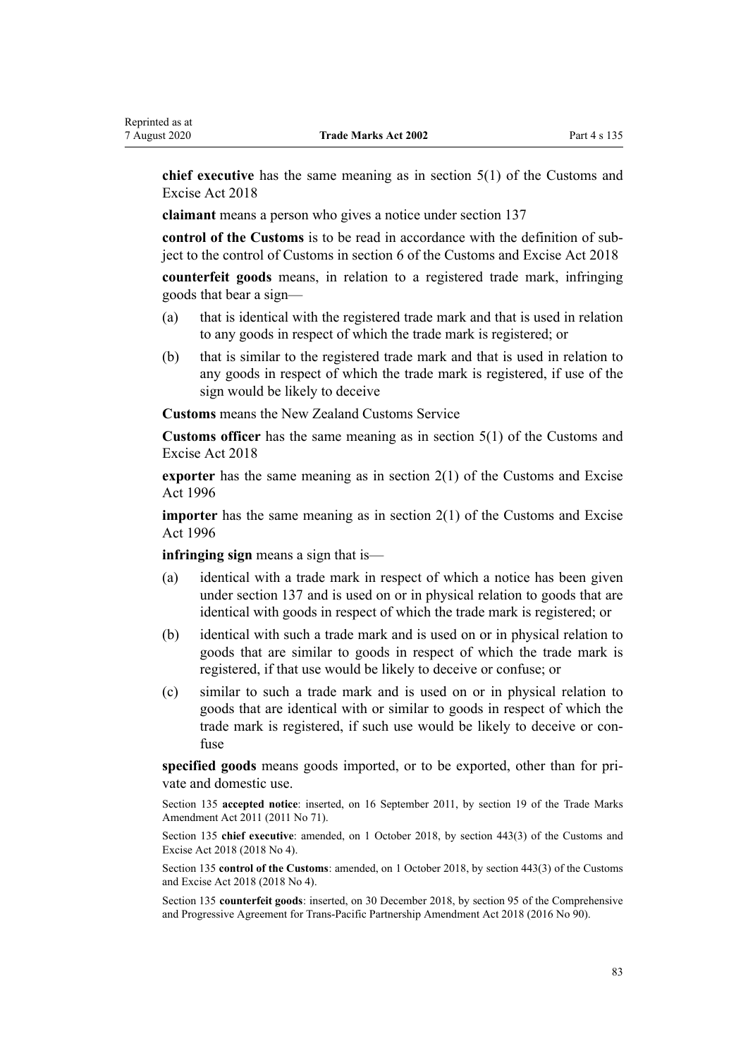**chief executive** has the same meaning as in section 5(1) of the Customs and Excise Act 2018

**claimant** means a person who gives a notice under section 137

**control of the Customs** is to be read in accordance with the definition of subject to the control of Customs in section 6 of the Customs and Excise Act 2018

**counterfeit goods** means, in relation to a registered trade mark, infringing goods that bear a sign—

(a) that is identical with the registered trade mark and that is used in relation to any goods in respect of which the trade mark is registered; or

(b) that is similar to the registered trade mark and that is used in relation to any goods in respect of which the trade mark is registered, if use of the sign would be likely to deceive

**Customs** means the New Zealand Customs Service

**Customs officer** has the same meaning as in section 5(1) of the Customs and Excise Act 2018

**exporter** has the same meaning as in section 2(1) of the Customs and Excise Act 1996

**importer** has the same meaning as in section 2(1) of the Customs and Excise Act 1996

**infringing sign** means a sign that is—

(a) identical with a trade mark in respect of which a notice has been given under section 137 and is used on or in physical relation to goods that are identical with goods in respect of which the trade mark is registered; or

(b) identical with such a trade mark and is used on or in physical relation to goods that are similar to goods in respect of which the trade mark is registered, if that use would be likely to deceive or confuse; or

(c) similar to such a trade mark and is used on or in physical relation to goods that are identical with or similar to goods in respect of which the trade mark is registered, if such use would be likely to deceive or confuse

**specified goods** means goods imported, or to be exported, other than for private and domestic use.

Section 135 **accepted notice**: inserted, on 16 September 2011, by section 19 of the Trade Marks Amendment Act 2011 (2011 No 71).

Section 135 **chief executive**: amended, on 1 October 2018, by section 443(3) of the Customs and Excise Act 2018 (2018 No 4).

Section 135 **control of the Customs**: amended, on 1 October 2018, by section 443(3) of the Customs and Excise Act 2018 (2018 No 4).

Section 135 **counterfeit goods**: inserted, on 30 December 2018, by section 95 of the Comprehensive and Progressive Agreement for Trans-Pacific Partnership Amendment Act 2018 (2016 No 90).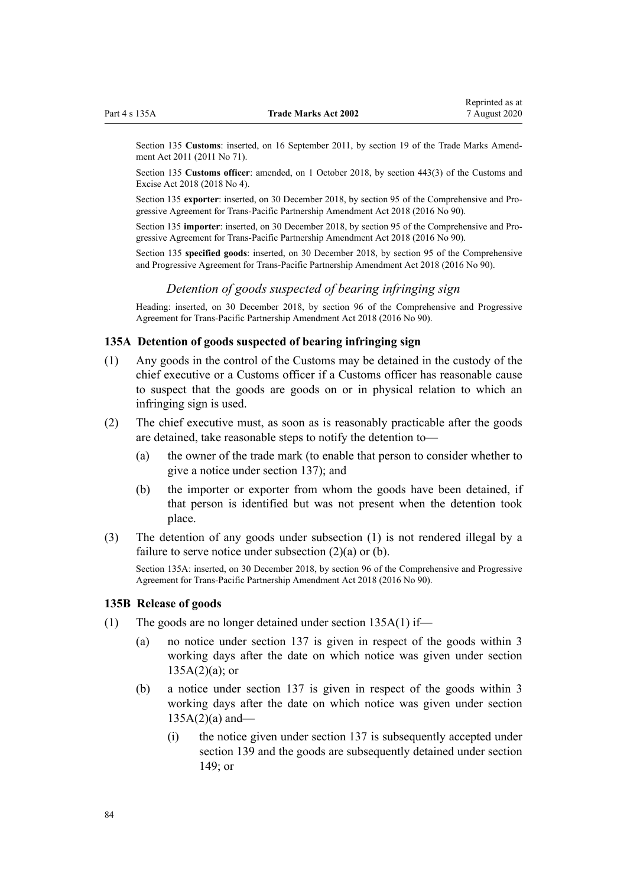Section 135 **Customs**: inserted, on 16 September 2011, by section 19 of the Trade Marks Amendment Act 2011 (2011 No 71).

Section 135 **Customs officer**: amended, on 1 October 2018, by section 443(3) of the Customs and Excise Act 2018 (2018 No 4).

Section 135 **exporter**: inserted, on 30 December 2018, by section 95 of the Comprehensive and Progressive Agreement for Trans-Pacific Partnership Amendment Act 2018 (2016 No 90).

Section 135 **importer**: inserted, on 30 December 2018, by section 95 of the Comprehensive and Progressive Agreement for Trans-Pacific Partnership Amendment Act 2018 (2016 No 90).

Section 135 **specified goods**: inserted, on 30 December 2018, by section 95 of the Comprehensive and Progressive Agreement for Trans-Pacific Partnership Amendment Act 2018 (2016 No 90).

### *Detention of goods suspected of bearing infringing sign*

Heading: inserted, on 30 December 2018, by section 96 of the Comprehensive and Progressive Agreement for Trans-Pacific Partnership Amendment Act 2018 (2016 No 90).

#### 135A Detention of goods suspected of bearing infringing sign

(1) Any goods in the control of the Customs may be detained in the custody of the chief executive or a Customs officer if a Customs officer has reasonable cause to suspect that the goods are goods on or in physical relation to which an infringing sign is used.

(2) The chief executive must, as soon as is reasonably practicable after the goods are detained, take reasonable steps to notify the detention to—

  (a) the owner of the trade mark (to enable that person to consider whether to give a notice under section 137); and

  (b) the importer or exporter from whom the goods have been detained, if that person is identified but was not present when the detention took place.

(3) The detention of any goods under subsection (1) is not rendered illegal by a failure to serve notice under subsection (2)(a) or (b).

Section 135A: inserted, on 30 December 2018, by section 96 of the Comprehensive and Progressive Agreement for Trans-Pacific Partnership Amendment Act 2018 (2016 No 90).

#### 135B Release of goods

(1) The goods are no longer detained under section 135A(1) if—

  (a) no notice under section 137 is given in respect of the goods within 3 working days after the date on which notice was given under section 135A(2)(a); or

  (b) a notice under section 137 is given in respect of the goods within 3 working days after the date on which notice was given under section 135A(2)(a) and—

    (i) the notice given under section 137 is subsequently accepted under section 139 and the goods are subsequently detained under section 149; or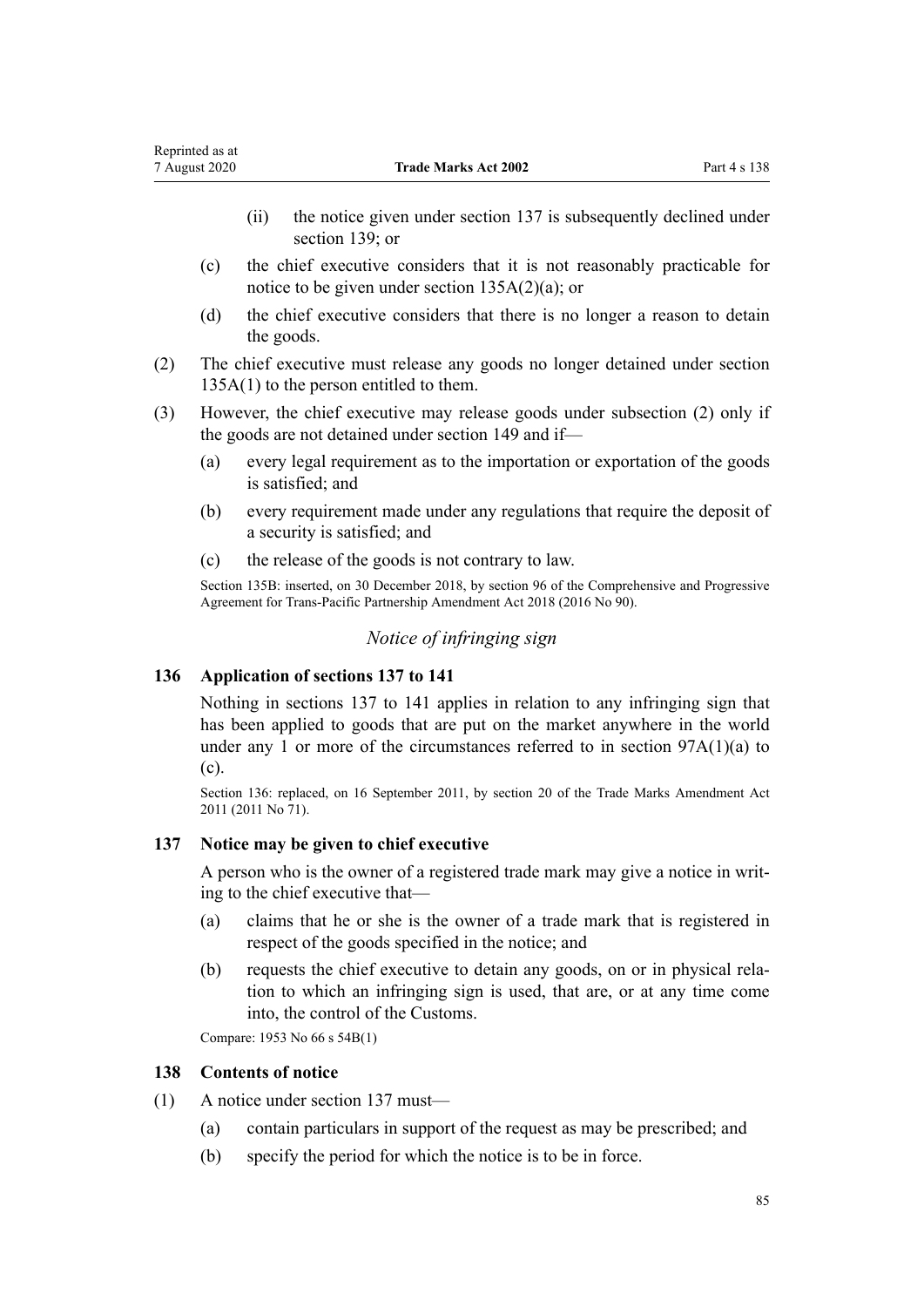(ii) the notice given under section 137 is subsequently declined under section 139; or

(c) the chief executive considers that it is not reasonably practicable for notice to be given under section 135A(2)(a); or

(d) the chief executive considers that there is no longer a reason to detain the goods.

(2) The chief executive must release any goods no longer detained under section 135A(1) to the person entitled to them.

(3) However, the chief executive may release goods under subsection (2) only if the goods are not detained under section 149 and if—

(a) every legal requirement as to the importation or exportation of the goods is satisfied; and

(b) every requirement made under any regulations that require the deposit of a security is satisfied; and

(c) the release of the goods is not contrary to law.

Section 135B: inserted, on 30 December 2018, by section 96 of the Comprehensive and Progressive Agreement for Trans-Pacific Partnership Amendment Act 2018 (2016 No 90).

*Notice of infringing sign*

### 136 Application of sections 137 to 141

Nothing in sections 137 to 141 applies in relation to any infringing sign that has been applied to goods that are put on the market anywhere in the world under any 1 or more of the circumstances referred to in section 97A(1)(a) to (c).

Section 136: replaced, on 16 September 2011, by section 20 of the Trade Marks Amendment Act 2011 (2011 No 71).

### 137 Notice may be given to chief executive

A person who is the owner of a registered trade mark may give a notice in writing to the chief executive that—

(a) claims that he or she is the owner of a trade mark that is registered in respect of the goods specified in the notice; and

(b) requests the chief executive to detain any goods, on or in physical relation to which an infringing sign is used, that are, or at any time come into, the control of the Customs.

Compare: 1953 No 66 s 54B(1)

### 138 Contents of notice

(1) A notice under section 137 must—

(a) contain particulars in support of the request as may be prescribed; and

(b) specify the period for which the notice is to be in force.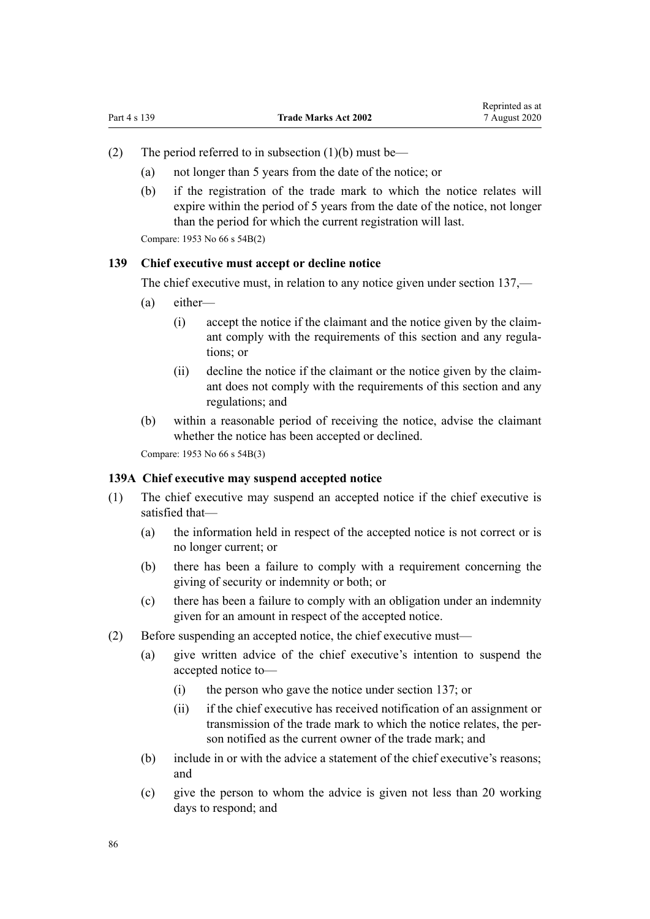(2) The period referred to in subsection (1)(b) must be—

(a) not longer than 5 years from the date of the notice; or

(b) if the registration of the trade mark to which the notice relates will expire within the period of 5 years from the date of the notice, not longer than the period for which the current registration will last.

Compare: 1953 No 66 s 54B(2)

### 139 Chief executive must accept or decline notice

The chief executive must, in relation to any notice given under section 137,—

(a) either—

(i) accept the notice if the claimant and the notice given by the claimant comply with the requirements of this section and any regulations; or

(ii) decline the notice if the claimant or the notice given by the claimant does not comply with the requirements of this section and any regulations; and

(b) within a reasonable period of receiving the notice, advise the claimant whether the notice has been accepted or declined.

Compare: 1953 No 66 s 54B(3)

### 139A Chief executive may suspend accepted notice

(1) The chief executive may suspend an accepted notice if the chief executive is satisfied that—

(a) the information held in respect of the accepted notice is not correct or is no longer current; or

(b) there has been a failure to comply with a requirement concerning the giving of security or indemnity or both; or

(c) there has been a failure to comply with an obligation under an indemnity given for an amount in respect of the accepted notice.

(2) Before suspending an accepted notice, the chief executive must—

(a) give written advice of the chief executive's intention to suspend the accepted notice to—

(i) the person who gave the notice under section 137; or

(ii) if the chief executive has received notification of an assignment or transmission of the trade mark to which the notice relates, the person notified as the current owner of the trade mark; and

(b) include in or with the advice a statement of the chief executive's reasons; and

(c) give the person to whom the advice is given not less than 20 working days to respond; and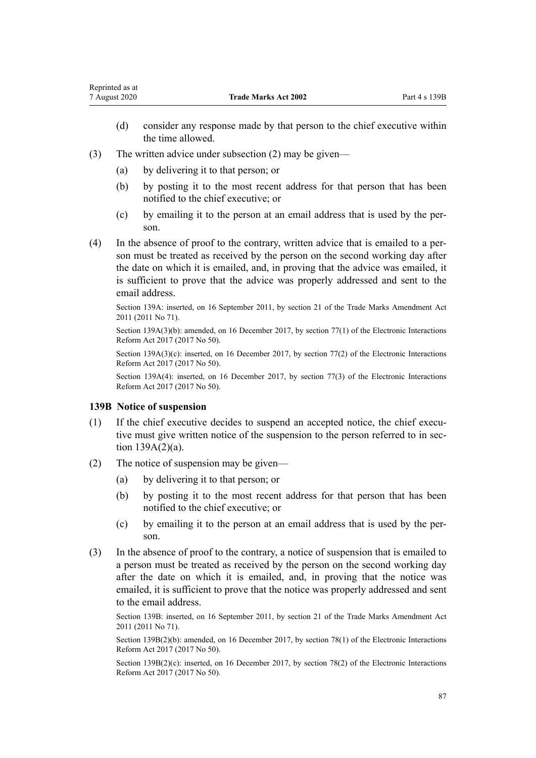(d) consider any response made by that person to the chief executive within the time allowed.

(3) The written advice under subsection (2) may be given—

(a) by delivering it to that person; or

(b) by posting it to the most recent address for that person that has been notified to the chief executive; or

(c) by emailing it to the person at an email address that is used by the person.

(4) In the absence of proof to the contrary, written advice that is emailed to a person must be treated as received by the person on the second working day after the date on which it is emailed, and, in proving that the advice was emailed, it is sufficient to prove that the advice was properly addressed and sent to the email address.

Section 139A: inserted, on 16 September 2011, by section 21 of the Trade Marks Amendment Act 2011 (2011 No 71).

Section 139A(3)(b): amended, on 16 December 2017, by section 77(1) of the Electronic Interactions Reform Act 2017 (2017 No 50).

Section 139A(3)(c): inserted, on 16 December 2017, by section 77(2) of the Electronic Interactions Reform Act 2017 (2017 No 50).

Section 139A(4): inserted, on 16 December 2017, by section 77(3) of the Electronic Interactions Reform Act 2017 (2017 No 50).

### 139B Notice of suspension

(1) If the chief executive decides to suspend an accepted notice, the chief executive must give written notice of the suspension to the person referred to in section 139A(2)(a).

(2) The notice of suspension may be given—

(a) by delivering it to that person; or

(b) by posting it to the most recent address for that person that has been notified to the chief executive; or

(c) by emailing it to the person at an email address that is used by the person.

(3) In the absence of proof to the contrary, a notice of suspension that is emailed to a person must be treated as received by the person on the second working day after the date on which it is emailed, and, in proving that the notice was emailed, it is sufficient to prove that the notice was properly addressed and sent to the email address.

Section 139B: inserted, on 16 September 2011, by section 21 of the Trade Marks Amendment Act 2011 (2011 No 71).

Section 139B(2)(b): amended, on 16 December 2017, by section 78(1) of the Electronic Interactions Reform Act 2017 (2017 No 50).

Section 139B(2)(c): inserted, on 16 December 2017, by section 78(2) of the Electronic Interactions Reform Act 2017 (2017 No 50).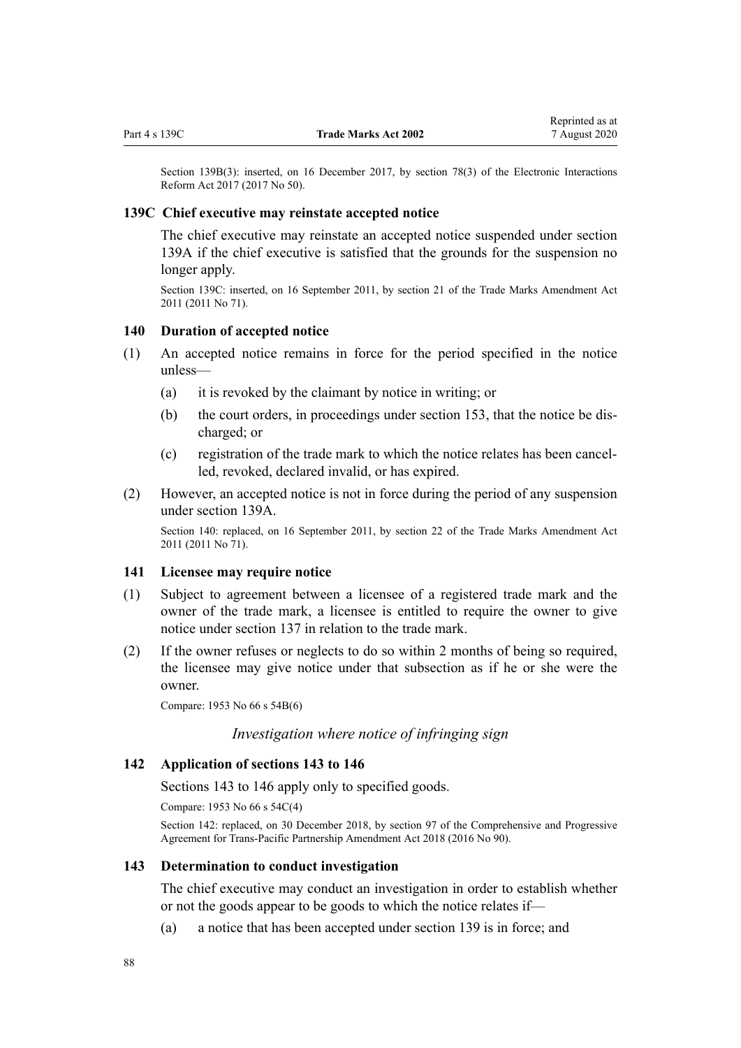Section 139B(3): inserted, on 16 December 2017, by section 78(3) of the Electronic Interactions Reform Act 2017 (2017 No 50).

### 139C Chief executive may reinstate accepted notice

The chief executive may reinstate an accepted notice suspended under section 139A if the chief executive is satisfied that the grounds for the suspension no longer apply.

Section 139C: inserted, on 16 September 2011, by section 21 of the Trade Marks Amendment Act 2011 (2011 No 71).

### 140 Duration of accepted notice

(1) An accepted notice remains in force for the period specified in the notice unless—

   (a) it is revoked by the claimant by notice in writing; or

   (b) the court orders, in proceedings under section 153, that the notice be discharged; or

   (c) registration of the trade mark to which the notice relates has been cancelled, revoked, declared invalid, or has expired.

(2) However, an accepted notice is not in force during the period of any suspension under section 139A.

Section 140: replaced, on 16 September 2011, by section 22 of the Trade Marks Amendment Act 2011 (2011 No 71).

### 141 Licensee may require notice

(1) Subject to agreement between a licensee of a registered trade mark and the owner of the trade mark, a licensee is entitled to require the owner to give notice under section 137 in relation to the trade mark.

(2) If the owner refuses or neglects to do so within 2 months of being so required, the licensee may give notice under that subsection as if he or she were the owner.

Compare: 1953 No 66 s 54B(6)

*Investigation where notice of infringing sign*

### 142 Application of sections 143 to 146

Sections 143 to 146 apply only to specified goods.

Compare: 1953 No 66 s 54C(4)

Section 142: replaced, on 30 December 2018, by section 97 of the Comprehensive and Progressive Agreement for Trans-Pacific Partnership Amendment Act 2018 (2016 No 90).

### 143 Determination to conduct investigation

The chief executive may conduct an investigation in order to establish whether or not the goods appear to be goods to which the notice relates if—

   (a) a notice that has been accepted under section 139 is in force; and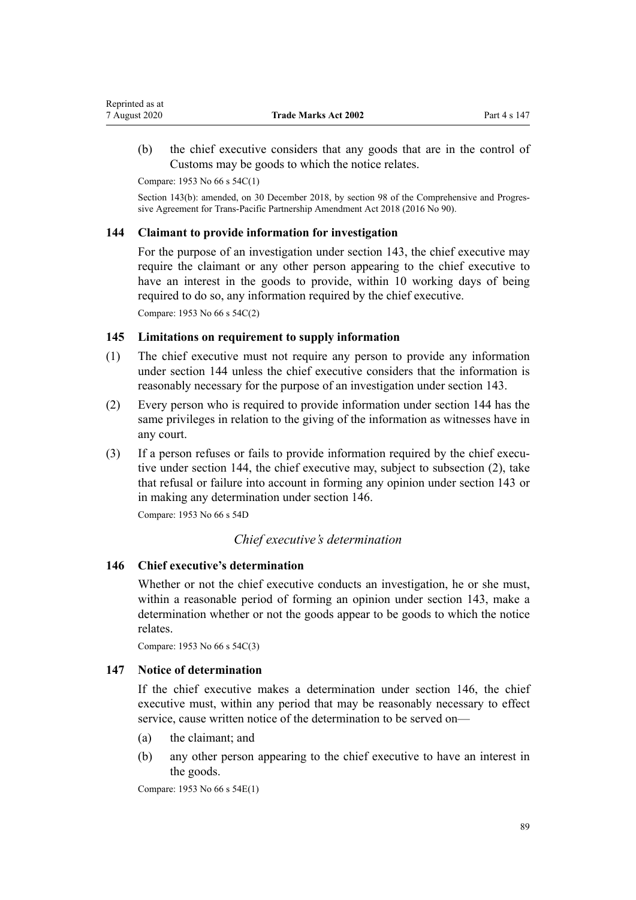(b) the chief executive considers that any goods that are in the control of Customs may be goods to which the notice relates.

Compare: 1953 No 66 s 54C(1)

Section 143(b): amended, on 30 December 2018, by section 98 of the Comprehensive and Progressive Agreement for Trans-Pacific Partnership Amendment Act 2018 (2016 No 90).

### 144 Claimant to provide information for investigation

For the purpose of an investigation under section 143, the chief executive may require the claimant or any other person appearing to the chief executive to have an interest in the goods to provide, within 10 working days of being required to do so, any information required by the chief executive.

Compare: 1953 No 66 s 54C(2)

### 145 Limitations on requirement to supply information

(1) The chief executive must not require any person to provide any information under section 144 unless the chief executive considers that the information is reasonably necessary for the purpose of an investigation under section 143.

(2) Every person who is required to provide information under section 144 has the same privileges in relation to the giving of the information as witnesses have in any court.

(3) If a person refuses or fails to provide information required by the chief executive under section 144, the chief executive may, subject to subsection (2), take that refusal or failure into account in forming any opinion under section 143 or in making any determination under section 146.

Compare: 1953 No 66 s 54D

*Chief executive's determination*

### 146 Chief executive's determination

Whether or not the chief executive conducts an investigation, he or she must, within a reasonable period of forming an opinion under section 143, make a determination whether or not the goods appear to be goods to which the notice relates.

Compare: 1953 No 66 s 54C(3)

### 147 Notice of determination

If the chief executive makes a determination under section 146, the chief executive must, within any period that may be reasonably necessary to effect service, cause written notice of the determination to be served on—

(a) the claimant; and

(b) any other person appearing to the chief executive to have an interest in the goods.

Compare: 1953 No 66 s 54E(1)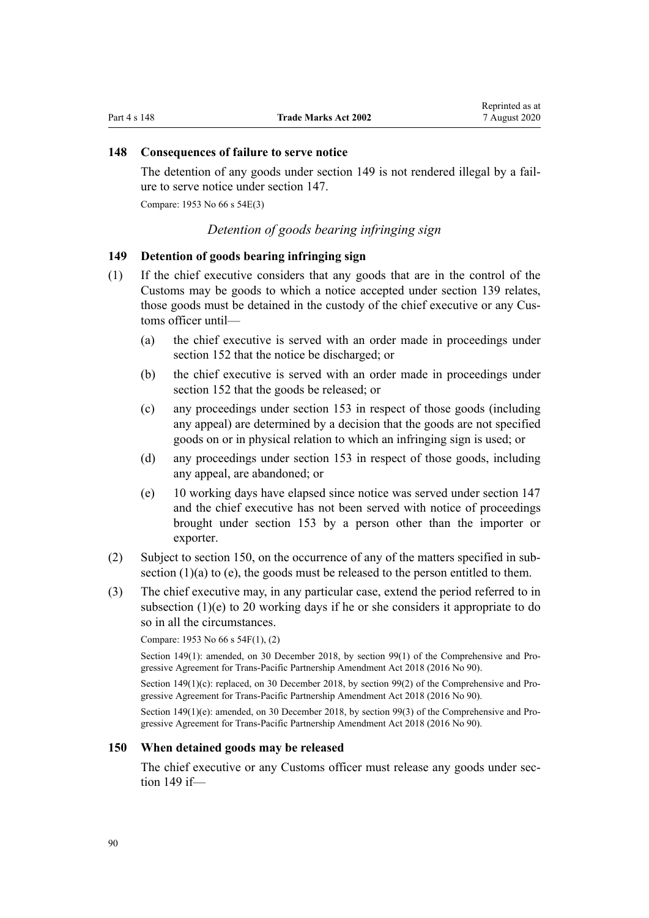### 148 Consequences of failure to serve notice

The detention of any goods under section 149 is not rendered illegal by a failure to serve notice under section 147.

Compare: 1953 No 66 s 54E(3)

*Detention of goods bearing infringing sign*

### 149 Detention of goods bearing infringing sign

(1) If the chief executive considers that any goods that are in the control of the Customs may be goods to which a notice accepted under section 139 relates, those goods must be detained in the custody of the chief executive or any Customs officer until—

(a) the chief executive is served with an order made in proceedings under section 152 that the notice be discharged; or

(b) the chief executive is served with an order made in proceedings under section 152 that the goods be released; or

(c) any proceedings under section 153 in respect of those goods (including any appeal) are determined by a decision that the goods are not specified goods on or in physical relation to which an infringing sign is used; or

(d) any proceedings under section 153 in respect of those goods, including any appeal, are abandoned; or

(e) 10 working days have elapsed since notice was served under section 147 and the chief executive has not been served with notice of proceedings brought under section 153 by a person other than the importer or exporter.

(2) Subject to section 150, on the occurrence of any of the matters specified in subsection (1)(a) to (e), the goods must be released to the person entitled to them.

(3) The chief executive may, in any particular case, extend the period referred to in subsection (1)(e) to 20 working days if he or she considers it appropriate to do so in all the circumstances.

Compare: 1953 No 66 s 54F(1), (2)

Section 149(1): amended, on 30 December 2018, by section 99(1) of the Comprehensive and Progressive Agreement for Trans-Pacific Partnership Amendment Act 2018 (2016 No 90).

Section 149(1)(c): replaced, on 30 December 2018, by section 99(2) of the Comprehensive and Progressive Agreement for Trans-Pacific Partnership Amendment Act 2018 (2016 No 90).

Section 149(1)(e): amended, on 30 December 2018, by section 99(3) of the Comprehensive and Progressive Agreement for Trans-Pacific Partnership Amendment Act 2018 (2016 No 90).

### 150 When detained goods may be released

The chief executive or any Customs officer must release any goods under section 149 if—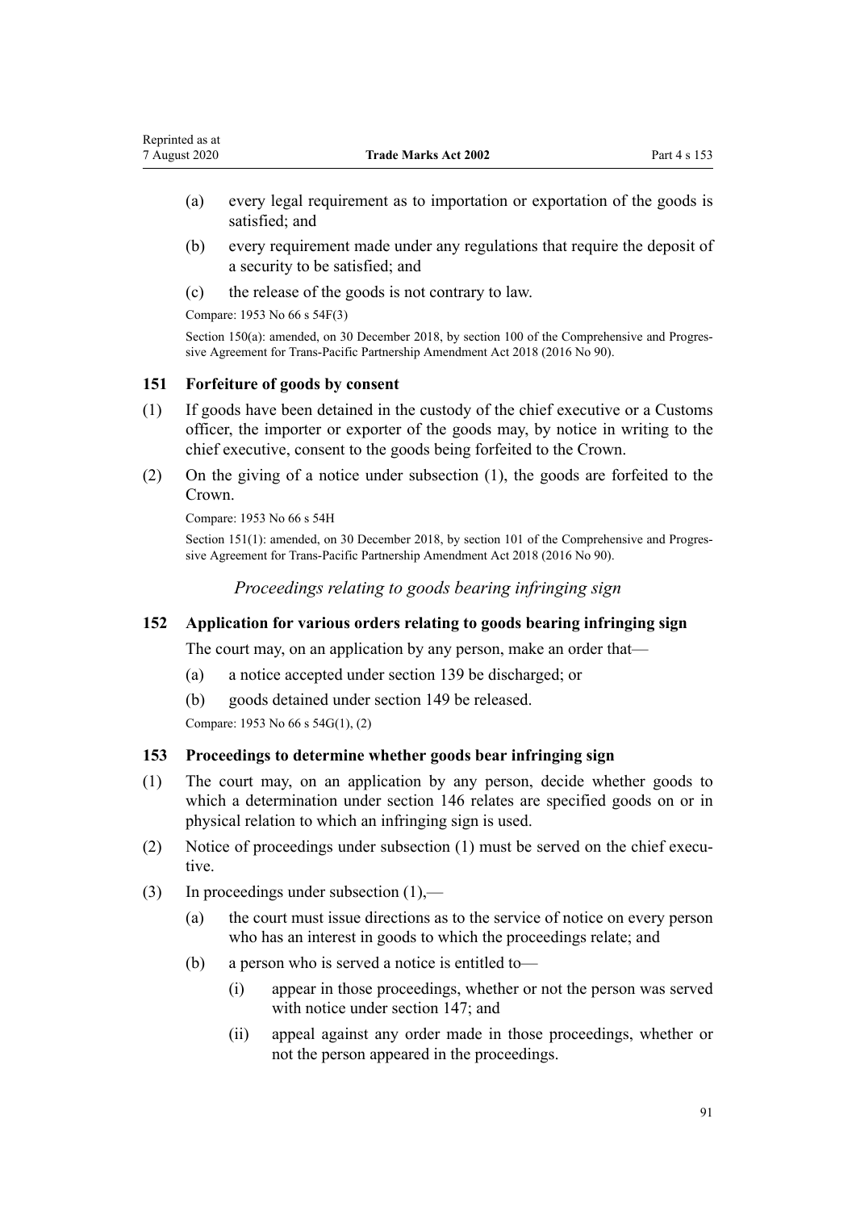(a) every legal requirement as to importation or exportation of the goods is satisfied; and

(b) every requirement made under any regulations that require the deposit of a security to be satisfied; and

(c) the release of the goods is not contrary to law.

Compare: 1953 No 66 s 54F(3)

Section 150(a): amended, on 30 December 2018, by section 100 of the Comprehensive and Progressive Agreement for Trans-Pacific Partnership Amendment Act 2018 (2016 No 90).

### 151 Forfeiture of goods by consent

(1) If goods have been detained in the custody of the chief executive or a Customs officer, the importer or exporter of the goods may, by notice in writing to the chief executive, consent to the goods being forfeited to the Crown.

(2) On the giving of a notice under subsection (1), the goods are forfeited to the Crown.

Compare: 1953 No 66 s 54H

Section 151(1): amended, on 30 December 2018, by section 101 of the Comprehensive and Progressive Agreement for Trans-Pacific Partnership Amendment Act 2018 (2016 No 90).

*Proceedings relating to goods bearing infringing sign*

### 152 Application for various orders relating to goods bearing infringing sign

The court may, on an application by any person, make an order that—

(a) a notice accepted under section 139 be discharged; or

(b) goods detained under section 149 be released.

Compare: 1953 No 66 s 54G(1), (2)

### 153 Proceedings to determine whether goods bear infringing sign

(1) The court may, on an application by any person, decide whether goods to which a determination under section 146 relates are specified goods on or in physical relation to which an infringing sign is used.

(2) Notice of proceedings under subsection (1) must be served on the chief executive.

(3) In proceedings under subsection (1),—

(a) the court must issue directions as to the service of notice on every person who has an interest in goods to which the proceedings relate; and

(b) a person who is served a notice is entitled to—

(i) appear in those proceedings, whether or not the person was served with notice under section 147; and

(ii) appeal against any order made in those proceedings, whether or not the person appeared in the proceedings.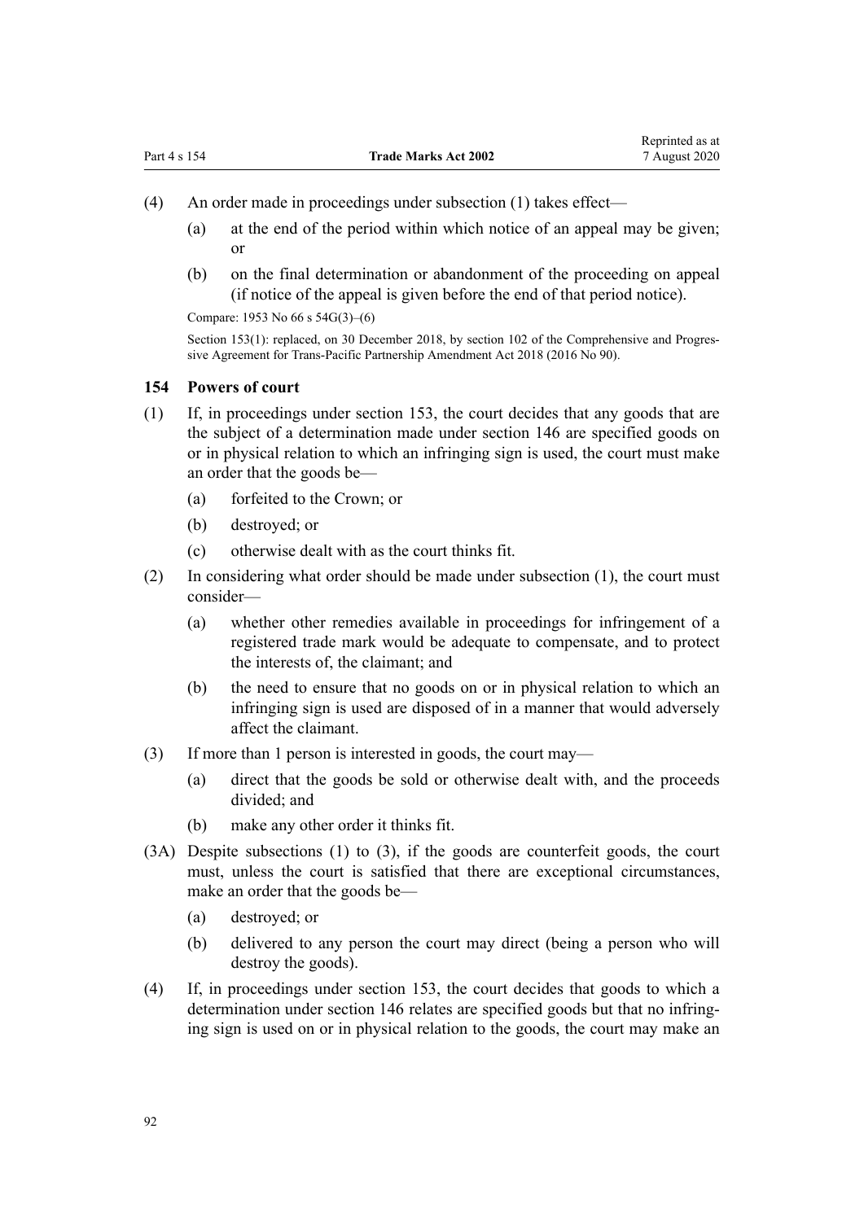(4) An order made in proceedings under subsection (1) takes effect—

(a) at the end of the period within which notice of an appeal may be given; or

(b) on the final determination or abandonment of the proceeding on appeal (if notice of the appeal is given before the end of that period notice).

Compare: 1953 No 66 s 54G(3)–(6)

Section 153(1): replaced, on 30 December 2018, by section 102 of the Comprehensive and Progressive Agreement for Trans-Pacific Partnership Amendment Act 2018 (2016 No 90).

### 154 Powers of court

(1) If, in proceedings under section 153, the court decides that any goods that are the subject of a determination made under section 146 are specified goods on or in physical relation to which an infringing sign is used, the court must make an order that the goods be—

(a) forfeited to the Crown; or

(b) destroyed; or

(c) otherwise dealt with as the court thinks fit.

(2) In considering what order should be made under subsection (1), the court must consider—

(a) whether other remedies available in proceedings for infringement of a registered trade mark would be adequate to compensate, and to protect the interests of, the claimant; and

(b) the need to ensure that no goods on or in physical relation to which an infringing sign is used are disposed of in a manner that would adversely affect the claimant.

(3) If more than 1 person is interested in goods, the court may—

(a) direct that the goods be sold or otherwise dealt with, and the proceeds divided; and

(b) make any other order it thinks fit.

(3A) Despite subsections (1) to (3), if the goods are counterfeit goods, the court must, unless the court is satisfied that there are exceptional circumstances, make an order that the goods be—

(a) destroyed; or

(b) delivered to any person the court may direct (being a person who will destroy the goods).

(4) If, in proceedings under section 153, the court decides that goods to which a determination under section 146 relates are specified goods but that no infringing sign is used on or in physical relation to the goods, the court may make an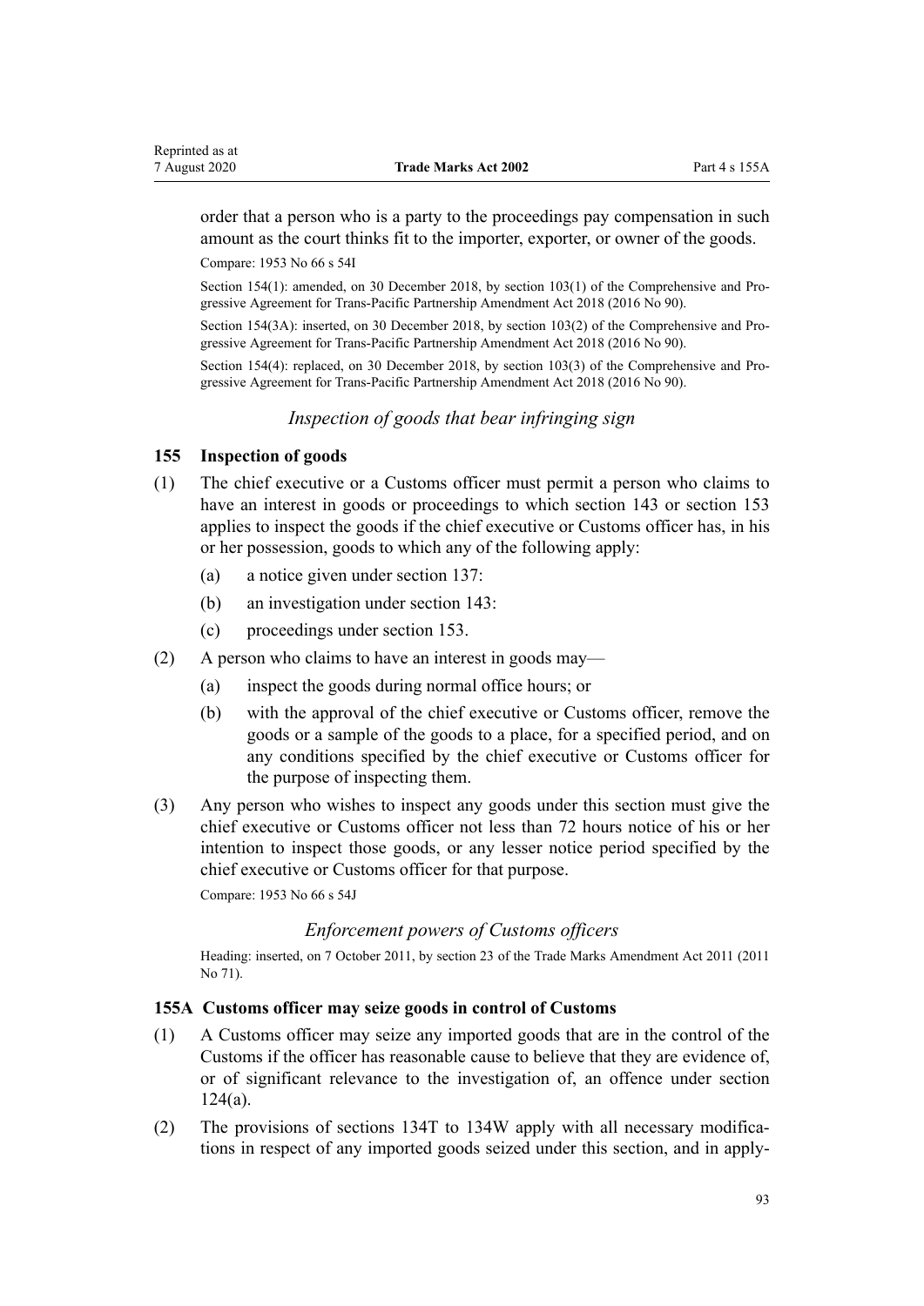order that a person who is a party to the proceedings pay compensation in such amount as the court thinks fit to the importer, exporter, or owner of the goods.

Compare: 1953 No 66 s 54I

Section 154(1): amended, on 30 December 2018, by section 103(1) of the Comprehensive and Progressive Agreement for Trans-Pacific Partnership Amendment Act 2018 (2016 No 90).

Section 154(3A): inserted, on 30 December 2018, by section 103(2) of the Comprehensive and Progressive Agreement for Trans-Pacific Partnership Amendment Act 2018 (2016 No 90).

Section 154(4): replaced, on 30 December 2018, by section 103(3) of the Comprehensive and Progressive Agreement for Trans-Pacific Partnership Amendment Act 2018 (2016 No 90).

*Inspection of goods that bear infringing sign*

### 155 Inspection of goods

(1) The chief executive or a Customs officer must permit a person who claims to have an interest in goods or proceedings to which section 143 or section 153 applies to inspect the goods if the chief executive or Customs officer has, in his or her possession, goods to which any of the following apply:

(a) a notice given under section 137:

(b) an investigation under section 143:

(c) proceedings under section 153.

(2) A person who claims to have an interest in goods may—

(a) inspect the goods during normal office hours; or

(b) with the approval of the chief executive or Customs officer, remove the goods or a sample of the goods to a place, for a specified period, and on any conditions specified by the chief executive or Customs officer for the purpose of inspecting them.

(3) Any person who wishes to inspect any goods under this section must give the chief executive or Customs officer not less than 72 hours notice of his or her intention to inspect those goods, or any lesser notice period specified by the chief executive or Customs officer for that purpose.

Compare: 1953 No 66 s 54J

*Enforcement powers of Customs officers*

Heading: inserted, on 7 October 2011, by section 23 of the Trade Marks Amendment Act 2011 (2011 No 71).

### 155A Customs officer may seize goods in control of Customs

(1) A Customs officer may seize any imported goods that are in the control of the Customs if the officer has reasonable cause to believe that they are evidence of, or of significant relevance to the investigation of, an offence under section 124(a).

(2) The provisions of sections 134T to 134W apply with all necessary modifications in respect of any imported goods seized under this section, and in apply-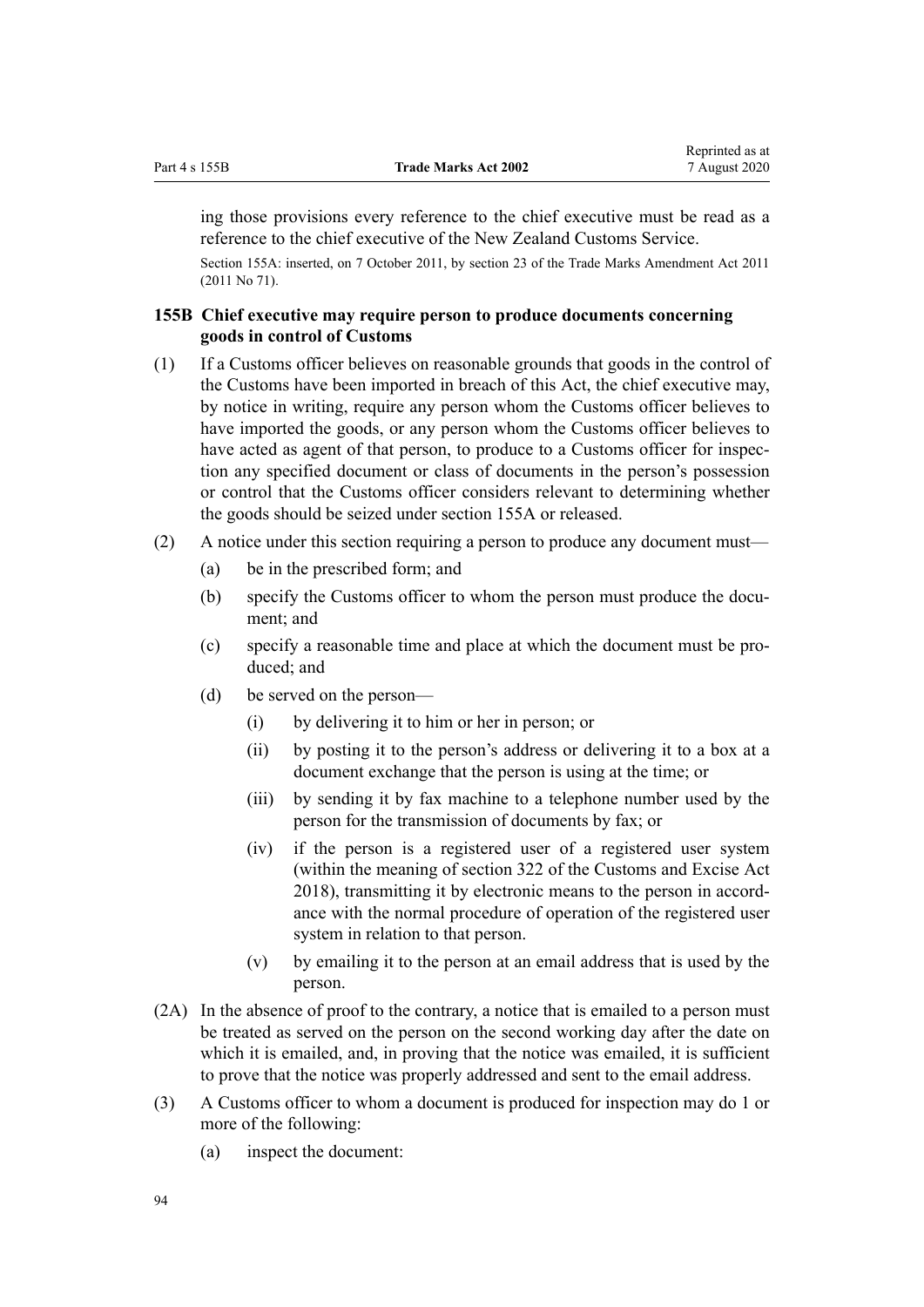ing those provisions every reference to the chief executive must be read as a reference to the chief executive of the New Zealand Customs Service.

Section 155A: inserted, on 7 October 2011, by section 23 of the Trade Marks Amendment Act 2011 (2011 No 71).

### 155B Chief executive may require person to produce documents concerning goods in control of Customs

(1) If a Customs officer believes on reasonable grounds that goods in the control of the Customs have been imported in breach of this Act, the chief executive may, by notice in writing, require any person whom the Customs officer believes to have imported the goods, or any person whom the Customs officer believes to have acted as agent of that person, to produce to a Customs officer for inspection any specified document or class of documents in the person's possession or control that the Customs officer considers relevant to determining whether the goods should be seized under section 155A or released.

(2) A notice under this section requiring a person to produce any document must—

- (a) be in the prescribed form; and
- (b) specify the Customs officer to whom the person must produce the document; and
- (c) specify a reasonable time and place at which the document must be produced; and
- (d) be served on the person—
  - (i) by delivering it to him or her in person; or
  - (ii) by posting it to the person's address or delivering it to a box at a document exchange that the person is using at the time; or
  - (iii) by sending it by fax machine to a telephone number used by the person for the transmission of documents by fax; or
  - (iv) if the person is a registered user of a registered user system (within the meaning of section 322 of the Customs and Excise Act 2018), transmitting it by electronic means to the person in accordance with the normal procedure of operation of the registered user system in relation to that person.
  - (v) by emailing it to the person at an email address that is used by the person.

(2A) In the absence of proof to the contrary, a notice that is emailed to a person must be treated as served on the person on the second working day after the date on which it is emailed, and, in proving that the notice was emailed, it is sufficient to prove that the notice was properly addressed and sent to the email address.

(3) A Customs officer to whom a document is produced for inspection may do 1 or more of the following:

- (a) inspect the document: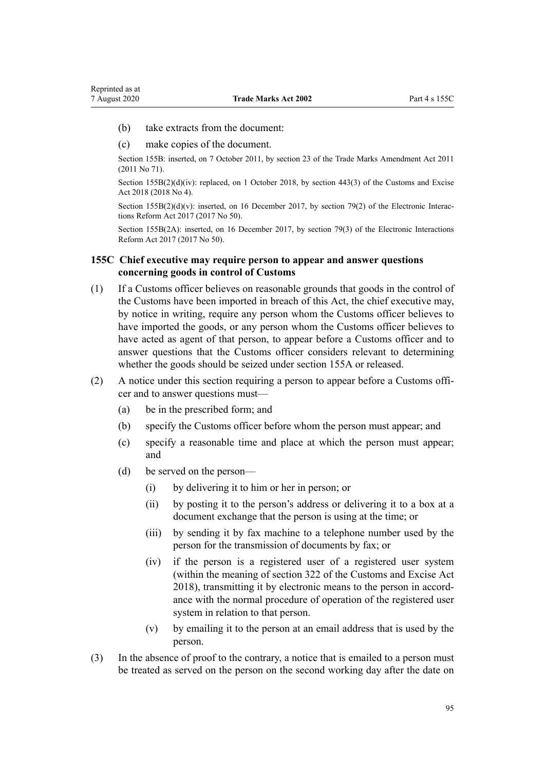(b) take extracts from the document:

(c) make copies of the document.

Section 155B: inserted, on 7 October 2011, by section 23 of the Trade Marks Amendment Act 2011 (2011 No 71).

Section 155B(2)(d)(iv): replaced, on 1 October 2018, by section 443(3) of the Customs and Excise Act 2018 (2018 No 4).

Section 155B(2)(d)(v): inserted, on 16 December 2017, by section 79(2) of the Electronic Interactions Reform Act 2017 (2017 No 50).

Section 155B(2A): inserted, on 16 December 2017, by section 79(3) of the Electronic Interactions Reform Act 2017 (2017 No 50).

### 155C Chief executive may require person to appear and answer questions concerning goods in control of Customs

(1) If a Customs officer believes on reasonable grounds that goods in the control of the Customs have been imported in breach of this Act, the chief executive may, by notice in writing, require any person whom the Customs officer believes to have imported the goods, or any person whom the Customs officer believes to have acted as agent of that person, to appear before a Customs officer and to answer questions that the Customs officer considers relevant to determining whether the goods should be seized under section 155A or released.

(2) A notice under this section requiring a person to appear before a Customs officer and to answer questions must—

(a) be in the prescribed form; and

(b) specify the Customs officer before whom the person must appear; and

(c) specify a reasonable time and place at which the person must appear; and

(d) be served on the person—

(i) by delivering it to him or her in person; or

(ii) by posting it to the person's address or delivering it to a box at a document exchange that the person is using at the time; or

(iii) by sending it by fax machine to a telephone number used by the person for the transmission of documents by fax; or

(iv) if the person is a registered user of a registered user system (within the meaning of section 322 of the Customs and Excise Act 2018), transmitting it by electronic means to the person in accordance with the normal procedure of operation of the registered user system in relation to that person.

(v) by emailing it to the person at an email address that is used by the person.

(3) In the absence of proof to the contrary, a notice that is emailed to a person must be treated as served on the person on the second working day after the date on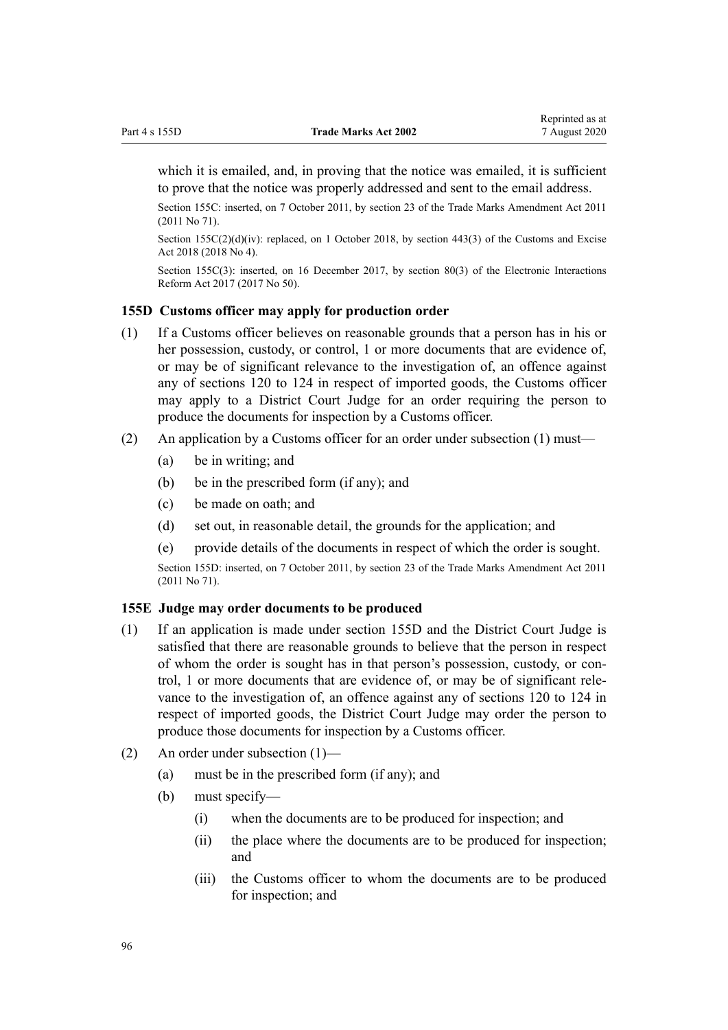which it is emailed, and, in proving that the notice was emailed, it is sufficient to prove that the notice was properly addressed and sent to the email address.

Section 155C: inserted, on 7 October 2011, by section 23 of the Trade Marks Amendment Act 2011 (2011 No 71).

Section 155C(2)(d)(iv): replaced, on 1 October 2018, by section 443(3) of the Customs and Excise Act 2018 (2018 No 4).

Section 155C(3): inserted, on 16 December 2017, by section 80(3) of the Electronic Interactions Reform Act 2017 (2017 No 50).

### 155D Customs officer may apply for production order

(1) If a Customs officer believes on reasonable grounds that a person has in his or her possession, custody, or control, 1 or more documents that are evidence of, or may be of significant relevance to the investigation of, an offence against any of sections 120 to 124 in respect of imported goods, the Customs officer may apply to a District Court Judge for an order requiring the person to produce the documents for inspection by a Customs officer.

(2) An application by a Customs officer for an order under subsection (1) must—

- (a) be in writing; and
- (b) be in the prescribed form (if any); and
- (c) be made on oath; and
- (d) set out, in reasonable detail, the grounds for the application; and
- (e) provide details of the documents in respect of which the order is sought.

Section 155D: inserted, on 7 October 2011, by section 23 of the Trade Marks Amendment Act 2011 (2011 No 71).

### 155E Judge may order documents to be produced

(1) If an application is made under section 155D and the District Court Judge is satisfied that there are reasonable grounds to believe that the person in respect of whom the order is sought has in that person's possession, custody, or control, 1 or more documents that are evidence of, or may be of significant relevance to the investigation of, an offence against any of sections 120 to 124 in respect of imported goods, the District Court Judge may order the person to produce those documents for inspection by a Customs officer.

(2) An order under subsection (1)—

- (a) must be in the prescribed form (if any); and
- (b) must specify—
  - (i) when the documents are to be produced for inspection; and
  - (ii) the place where the documents are to be produced for inspection; and
  - (iii) the Customs officer to whom the documents are to be produced for inspection; and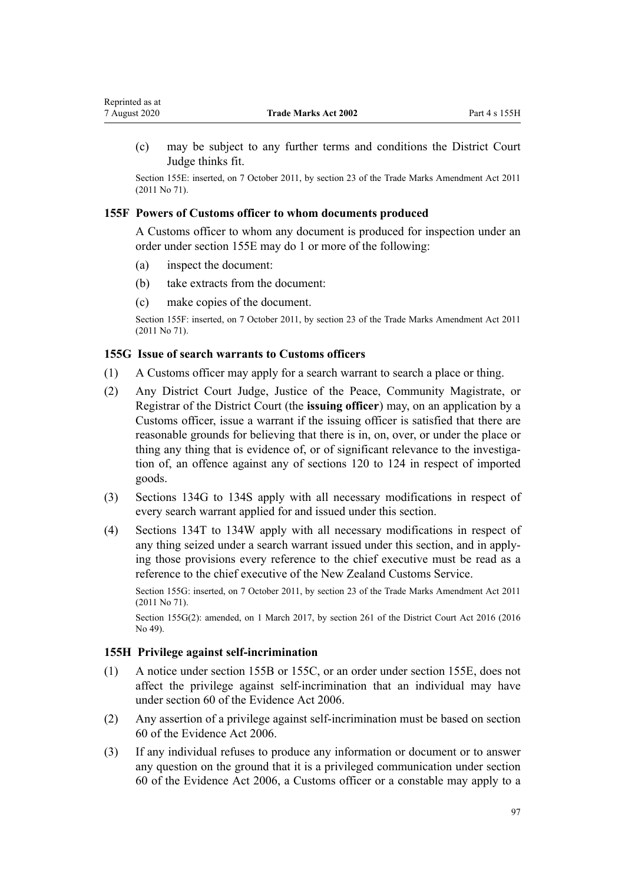(c) may be subject to any further terms and conditions the District Court Judge thinks fit.

Section 155E: inserted, on 7 October 2011, by section 23 of the Trade Marks Amendment Act 2011 (2011 No 71).

### 155F Powers of Customs officer to whom documents produced

A Customs officer to whom any document is produced for inspection under an order under section 155E may do 1 or more of the following:

(a) inspect the document:

(b) take extracts from the document:

(c) make copies of the document.

Section 155F: inserted, on 7 October 2011, by section 23 of the Trade Marks Amendment Act 2011 (2011 No 71).

### 155G Issue of search warrants to Customs officers

(1) A Customs officer may apply for a search warrant to search a place or thing.

(2) Any District Court Judge, Justice of the Peace, Community Magistrate, or Registrar of the District Court (the **issuing officer**) may, on an application by a Customs officer, issue a warrant if the issuing officer is satisfied that there are reasonable grounds for believing that there is in, on, over, or under the place or thing any thing that is evidence of, or of significant relevance to the investigation of, an offence against any of sections 120 to 124 in respect of imported goods.

(3) Sections 134G to 134S apply with all necessary modifications in respect of every search warrant applied for and issued under this section.

(4) Sections 134T to 134W apply with all necessary modifications in respect of any thing seized under a search warrant issued under this section, and in applying those provisions every reference to the chief executive must be read as a reference to the chief executive of the New Zealand Customs Service.

Section 155G: inserted, on 7 October 2011, by section 23 of the Trade Marks Amendment Act 2011 (2011 No 71).

Section 155G(2): amended, on 1 March 2017, by section 261 of the District Court Act 2016 (2016 No 49).

### 155H Privilege against self-incrimination

(1) A notice under section 155B or 155C, or an order under section 155E, does not affect the privilege against self-incrimination that an individual may have under section 60 of the Evidence Act 2006.

(2) Any assertion of a privilege against self-incrimination must be based on section 60 of the Evidence Act 2006.

(3) If any individual refuses to produce any information or document or to answer any question on the ground that it is a privileged communication under section 60 of the Evidence Act 2006, a Customs officer or a constable may apply to a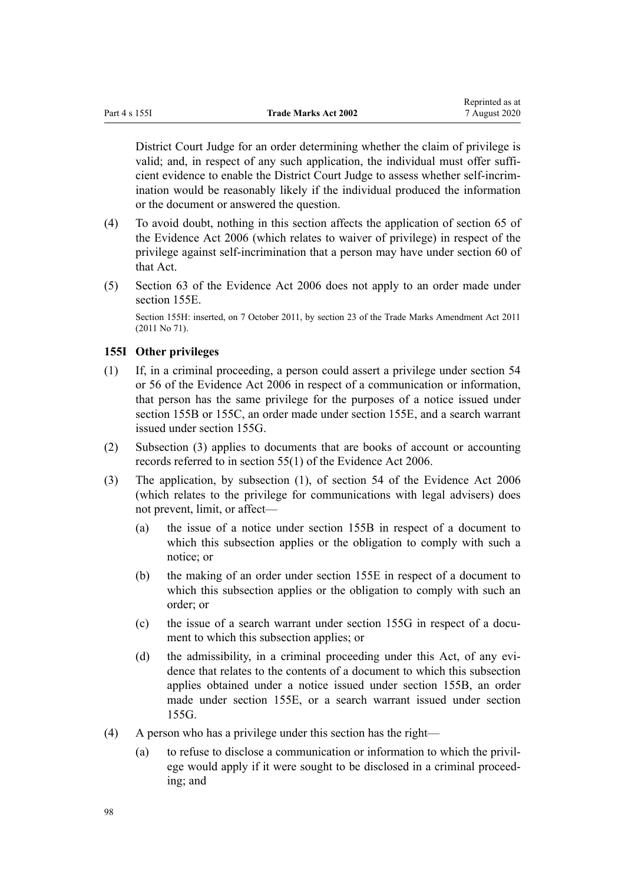District Court Judge for an order determining whether the claim of privilege is valid; and, in respect of any such application, the individual must offer sufficient evidence to enable the District Court Judge to assess whether self-incrimination would be reasonably likely if the individual produced the information or the document or answered the question.

(4) To avoid doubt, nothing in this section affects the application of section 65 of the Evidence Act 2006 (which relates to waiver of privilege) in respect of the privilege against self-incrimination that a person may have under section 60 of that Act.

(5) Section 63 of the Evidence Act 2006 does not apply to an order made under section 155E.

Section 155H: inserted, on 7 October 2011, by section 23 of the Trade Marks Amendment Act 2011 (2011 No 71).

### 155I Other privileges

(1) If, in a criminal proceeding, a person could assert a privilege under section 54 or 56 of the Evidence Act 2006 in respect of a communication or information, that person has the same privilege for the purposes of a notice issued under section 155B or 155C, an order made under section 155E, and a search warrant issued under section 155G.

(2) Subsection (3) applies to documents that are books of account or accounting records referred to in section 55(1) of the Evidence Act 2006.

(3) The application, by subsection (1), of section 54 of the Evidence Act 2006 (which relates to the privilege for communications with legal advisers) does not prevent, limit, or affect—

- (a) the issue of a notice under section 155B in respect of a document to which this subsection applies or the obligation to comply with such a notice; or
- (b) the making of an order under section 155E in respect of a document to which this subsection applies or the obligation to comply with such an order; or
- (c) the issue of a search warrant under section 155G in respect of a document to which this subsection applies; or
- (d) the admissibility, in a criminal proceeding under this Act, of any evidence that relates to the contents of a document to which this subsection applies obtained under a notice issued under section 155B, an order made under section 155E, or a search warrant issued under section 155G.

(4) A person who has a privilege under this section has the right—

- (a) to refuse to disclose a communication or information to which the privilege would apply if it were sought to be disclosed in a criminal proceeding; and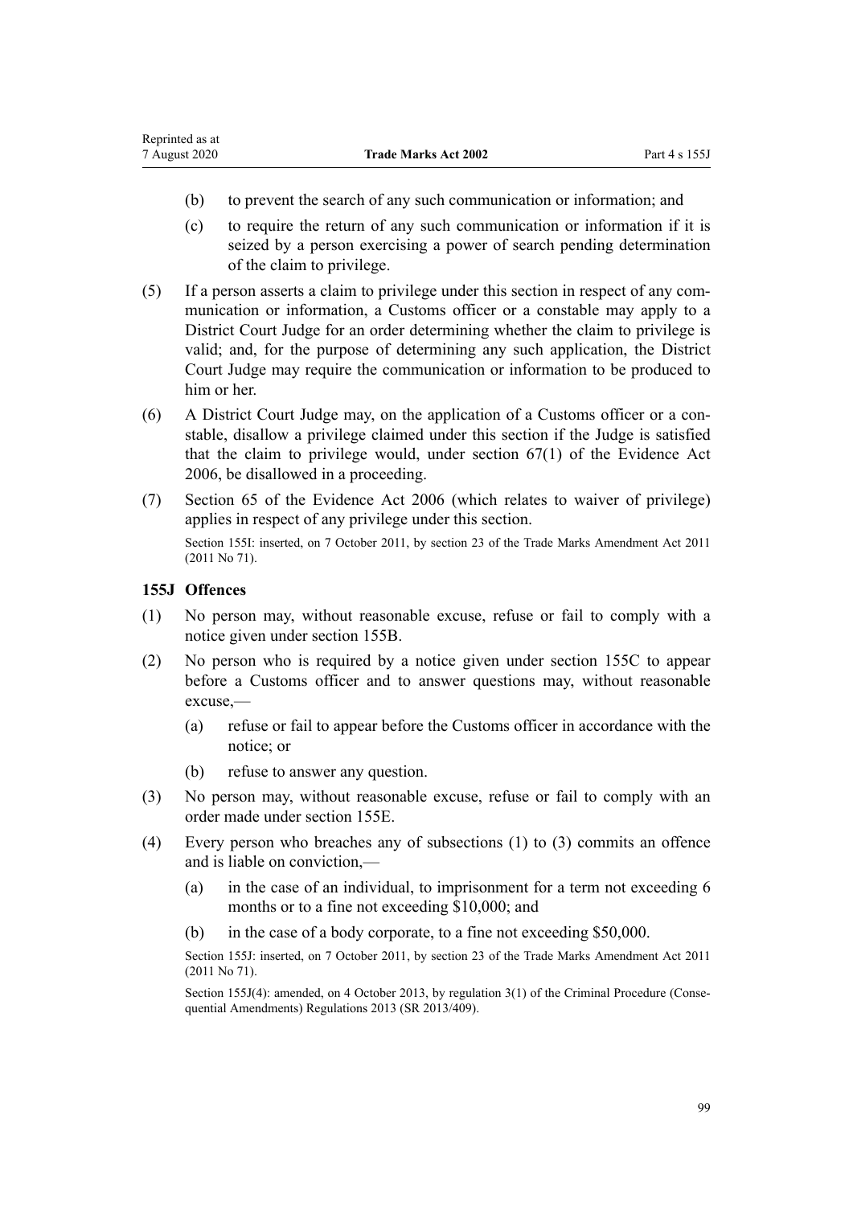(b) to prevent the search of any such communication or information; and

(c) to require the return of any such communication or information if it is seized by a person exercising a power of search pending determination of the claim to privilege.

(5) If a person asserts a claim to privilege under this section in respect of any communication or information, a Customs officer or a constable may apply to a District Court Judge for an order determining whether the claim to privilege is valid; and, for the purpose of determining any such application, the District Court Judge may require the communication or information to be produced to him or her.

(6) A District Court Judge may, on the application of a Customs officer or a constable, disallow a privilege claimed under this section if the Judge is satisfied that the claim to privilege would, under section 67(1) of the Evidence Act 2006, be disallowed in a proceeding.

(7) Section 65 of the Evidence Act 2006 (which relates to waiver of privilege) applies in respect of any privilege under this section.

Section 155I: inserted, on 7 October 2011, by section 23 of the Trade Marks Amendment Act 2011 (2011 No 71).

### 155J Offences

(1) No person may, without reasonable excuse, refuse or fail to comply with a notice given under section 155B.

(2) No person who is required by a notice given under section 155C to appear before a Customs officer and to answer questions may, without reasonable excuse,—

(a) refuse or fail to appear before the Customs officer in accordance with the notice; or

(b) refuse to answer any question.

(3) No person may, without reasonable excuse, refuse or fail to comply with an order made under section 155E.

(4) Every person who breaches any of subsections (1) to (3) commits an offence and is liable on conviction,—

(a) in the case of an individual, to imprisonment for a term not exceeding 6 months or to a fine not exceeding $10,000; and

(b) in the case of a body corporate, to a fine not exceeding $50,000.

Section 155J: inserted, on 7 October 2011, by section 23 of the Trade Marks Amendment Act 2011 (2011 No 71).

Section 155J(4): amended, on 4 October 2013, by regulation 3(1) of the Criminal Procedure (Consequential Amendments) Regulations 2013 (SR 2013/409).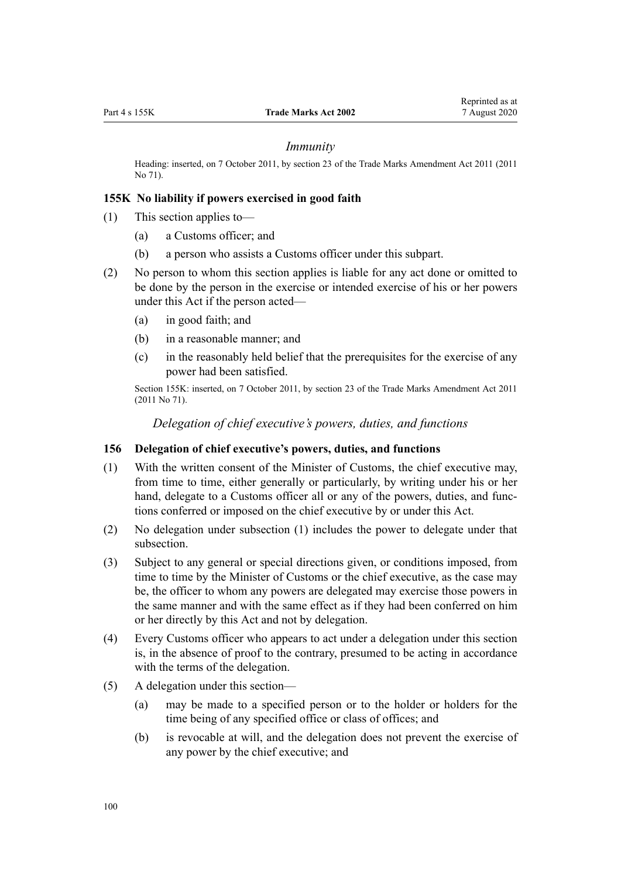*Immunity*

Heading: inserted, on 7 October 2011, by section 23 of the Trade Marks Amendment Act 2011 (2011 No 71).

### 155K No liability if powers exercised in good faith

(1) This section applies to—

  (a) a Customs officer; and

  (b) a person who assists a Customs officer under this subpart.

(2) No person to whom this section applies is liable for any act done or omitted to be done by the person in the exercise or intended exercise of his or her powers under this Act if the person acted—

  (a) in good faith; and

  (b) in a reasonable manner; and

  (c) in the reasonably held belief that the prerequisites for the exercise of any power had been satisfied.

Section 155K: inserted, on 7 October 2011, by section 23 of the Trade Marks Amendment Act 2011 (2011 No 71).

*Delegation of chief executive's powers, duties, and functions*

### 156 Delegation of chief executive's powers, duties, and functions

(1) With the written consent of the Minister of Customs, the chief executive may, from time to time, either generally or particularly, by writing under his or her hand, delegate to a Customs officer all or any of the powers, duties, and functions conferred or imposed on the chief executive by or under this Act.

(2) No delegation under subsection (1) includes the power to delegate under that subsection.

(3) Subject to any general or special directions given, or conditions imposed, from time to time by the Minister of Customs or the chief executive, as the case may be, the officer to whom any powers are delegated may exercise those powers in the same manner and with the same effect as if they had been conferred on him or her directly by this Act and not by delegation.

(4) Every Customs officer who appears to act under a delegation under this section is, in the absence of proof to the contrary, presumed to be acting in accordance with the terms of the delegation.

(5) A delegation under this section—

  (a) may be made to a specified person or to the holder or holders for the time being of any specified office or class of offices; and

  (b) is revocable at will, and the delegation does not prevent the exercise of any power by the chief executive; and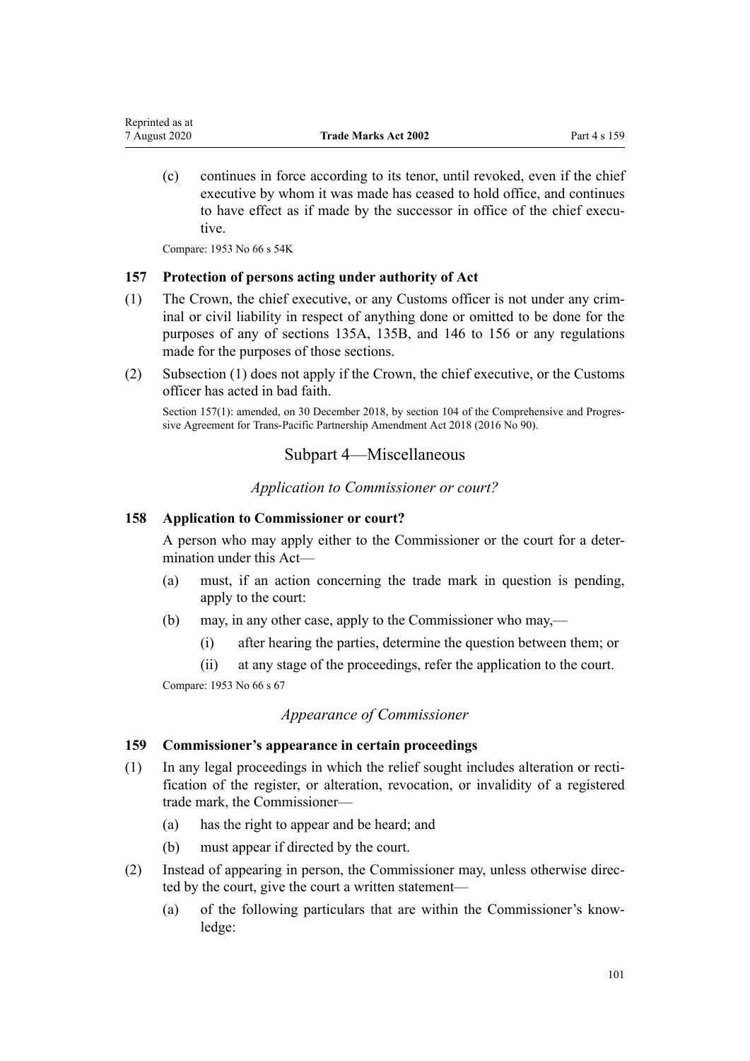(c) continues in force according to its tenor, until revoked, even if the chief executive by whom it was made has ceased to hold office, and continues to have effect as if made by the successor in office of the chief executive.

Compare: 1953 No 66 s 54K

### 157 Protection of persons acting under authority of Act

(1) The Crown, the chief executive, or any Customs officer is not under any criminal or civil liability in respect of anything done or omitted to be done for the purposes of any of sections 135A, 135B, and 146 to 156 or any regulations made for the purposes of those sections.

(2) Subsection (1) does not apply if the Crown, the chief executive, or the Customs officer has acted in bad faith.

Section 157(1): amended, on 30 December 2018, by section 104 of the Comprehensive and Progressive Agreement for Trans-Pacific Partnership Amendment Act 2018 (2016 No 90).

## Subpart 4—Miscellaneous

*Application to Commissioner or court?*

### 158 Application to Commissioner or court?

A person who may apply either to the Commissioner or the court for a determination under this Act—

(a) must, if an action concerning the trade mark in question is pending, apply to the court:

(b) may, in any other case, apply to the Commissioner who may,—

(i) after hearing the parties, determine the question between them; or

(ii) at any stage of the proceedings, refer the application to the court.

Compare: 1953 No 66 s 67

*Appearance of Commissioner*

### 159 Commissioner's appearance in certain proceedings

(1) In any legal proceedings in which the relief sought includes alteration or rectification of the register, or alteration, revocation, or invalidity of a registered trade mark, the Commissioner—

(a) has the right to appear and be heard; and

(b) must appear if directed by the court.

(2) Instead of appearing in person, the Commissioner may, unless otherwise directed by the court, give the court a written statement—

(a) of the following particulars that are within the Commissioner's knowledge: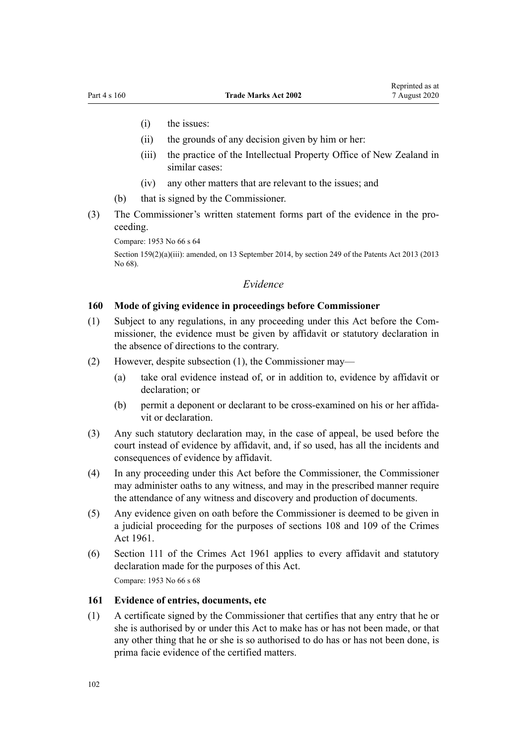(i) the issues:

(ii) the grounds of any decision given by him or her:

(iii) the practice of the Intellectual Property Office of New Zealand in similar cases:

(iv) any other matters that are relevant to the issues; and

(b) that is signed by the Commissioner.

(3) The Commissioner's written statement forms part of the evidence in the proceeding.

Compare: 1953 No 66 s 64

Section 159(2)(a)(iii): amended, on 13 September 2014, by section 249 of the Patents Act 2013 (2013 No 68).

### *Evidence*

#### 160 Mode of giving evidence in proceedings before Commissioner

(1) Subject to any regulations, in any proceeding under this Act before the Commissioner, the evidence must be given by affidavit or statutory declaration in the absence of directions to the contrary.

(2) However, despite subsection (1), the Commissioner may—

(a) take oral evidence instead of, or in addition to, evidence by affidavit or declaration; or

(b) permit a deponent or declarant to be cross-examined on his or her affidavit or declaration.

(3) Any such statutory declaration may, in the case of appeal, be used before the court instead of evidence by affidavit, and, if so used, has all the incidents and consequences of evidence by affidavit.

(4) In any proceeding under this Act before the Commissioner, the Commissioner may administer oaths to any witness, and may in the prescribed manner require the attendance of any witness and discovery and production of documents.

(5) Any evidence given on oath before the Commissioner is deemed to be given in a judicial proceeding for the purposes of sections 108 and 109 of the Crimes Act 1961.

(6) Section 111 of the Crimes Act 1961 applies to every affidavit and statutory declaration made for the purposes of this Act.

Compare: 1953 No 66 s 68

#### 161 Evidence of entries, documents, etc

(1) A certificate signed by the Commissioner that certifies that any entry that he or she is authorised by or under this Act to make has or has not been made, or that any other thing that he or she is so authorised to do has or has not been done, is prima facie evidence of the certified matters.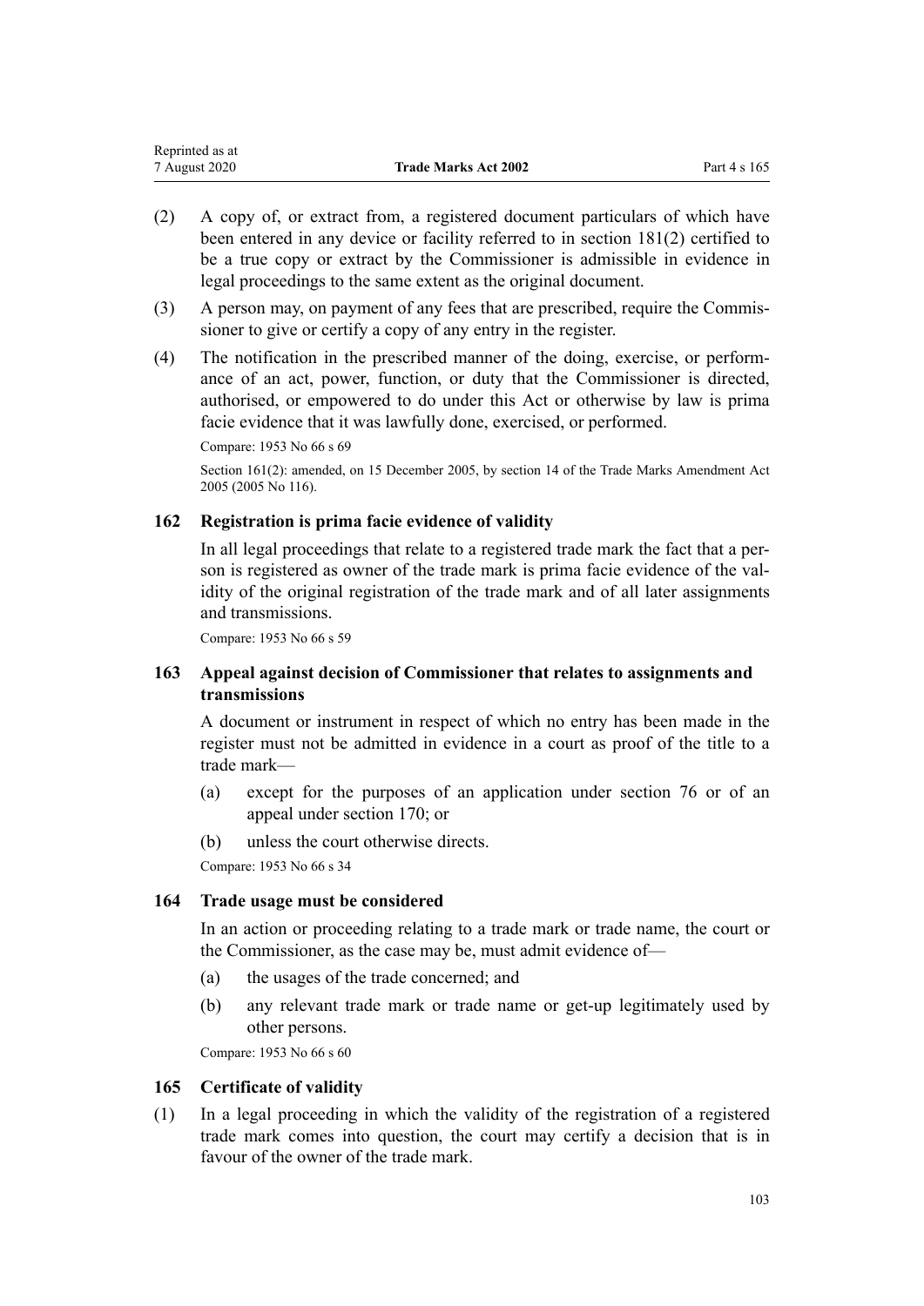(2) A copy of, or extract from, a registered document particulars of which have been entered in any device or facility referred to in section 181(2) certified to be a true copy or extract by the Commissioner is admissible in evidence in legal proceedings to the same extent as the original document.

(3) A person may, on payment of any fees that are prescribed, require the Commissioner to give or certify a copy of any entry in the register.

(4) The notification in the prescribed manner of the doing, exercise, or performance of an act, power, function, or duty that the Commissioner is directed, authorised, or empowered to do under this Act or otherwise by law is prima facie evidence that it was lawfully done, exercised, or performed.

Compare: 1953 No 66 s 69

Section 161(2): amended, on 15 December 2005, by section 14 of the Trade Marks Amendment Act 2005 (2005 No 116).

### 162 Registration is prima facie evidence of validity

In all legal proceedings that relate to a registered trade mark the fact that a person is registered as owner of the trade mark is prima facie evidence of the validity of the original registration of the trade mark and of all later assignments and transmissions.

Compare: 1953 No 66 s 59

### 163 Appeal against decision of Commissioner that relates to assignments and transmissions

A document or instrument in respect of which no entry has been made in the register must not be admitted in evidence in a court as proof of the title to a trade mark—

(a) except for the purposes of an application under section 76 or of an appeal under section 170; or

(b) unless the court otherwise directs.

Compare: 1953 No 66 s 34

### 164 Trade usage must be considered

In an action or proceeding relating to a trade mark or trade name, the court or the Commissioner, as the case may be, must admit evidence of—

(a) the usages of the trade concerned; and

(b) any relevant trade mark or trade name or get-up legitimately used by other persons.

Compare: 1953 No 66 s 60

### 165 Certificate of validity

(1) In a legal proceeding in which the validity of the registration of a registered trade mark comes into question, the court may certify a decision that is in favour of the owner of the trade mark.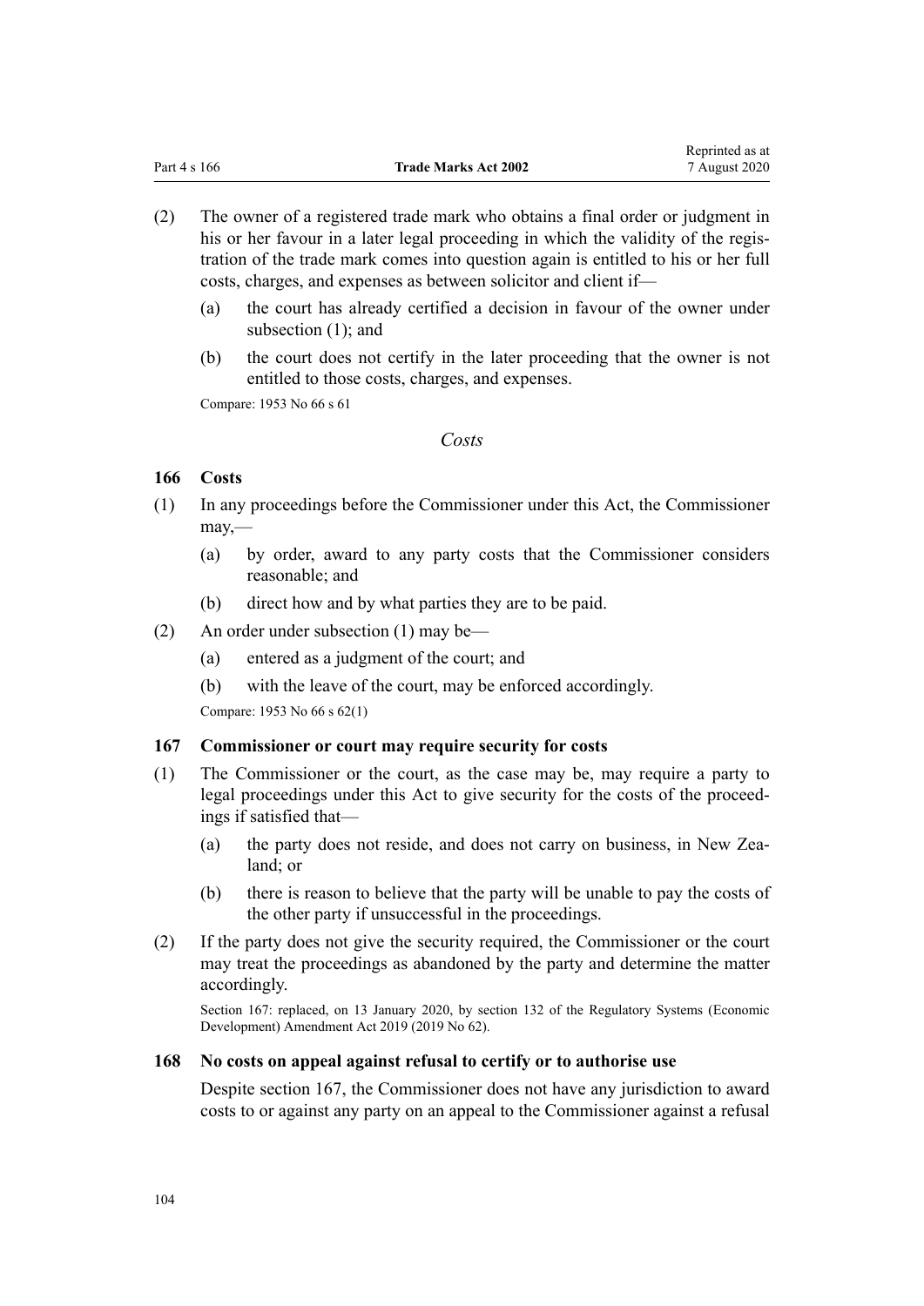(2) The owner of a registered trade mark who obtains a final order or judgment in his or her favour in a later legal proceeding in which the validity of the registration of the trade mark comes into question again is entitled to his or her full costs, charges, and expenses as between solicitor and client if—

   (a) the court has already certified a decision in favour of the owner under subsection (1); and

   (b) the court does not certify in the later proceeding that the owner is not entitled to those costs, charges, and expenses.

Compare: 1953 No 66 s 61

*Costs*

### 166 Costs

(1) In any proceedings before the Commissioner under this Act, the Commissioner may,—

   (a) by order, award to any party costs that the Commissioner considers reasonable; and

   (b) direct how and by what parties they are to be paid.

(2) An order under subsection (1) may be—

   (a) entered as a judgment of the court; and

   (b) with the leave of the court, may be enforced accordingly.

Compare: 1953 No 66 s 62(1)

### 167 Commissioner or court may require security for costs

(1) The Commissioner or the court, as the case may be, may require a party to legal proceedings under this Act to give security for the costs of the proceedings if satisfied that—

   (a) the party does not reside, and does not carry on business, in New Zealand; or

   (b) there is reason to believe that the party will be unable to pay the costs of the other party if unsuccessful in the proceedings.

(2) If the party does not give the security required, the Commissioner or the court may treat the proceedings as abandoned by the party and determine the matter accordingly.

Section 167: replaced, on 13 January 2020, by section 132 of the Regulatory Systems (Economic Development) Amendment Act 2019 (2019 No 62).

### 168 No costs on appeal against refusal to certify or to authorise use

Despite section 167, the Commissioner does not have any jurisdiction to award costs to or against any party on an appeal to the Commissioner against a refusal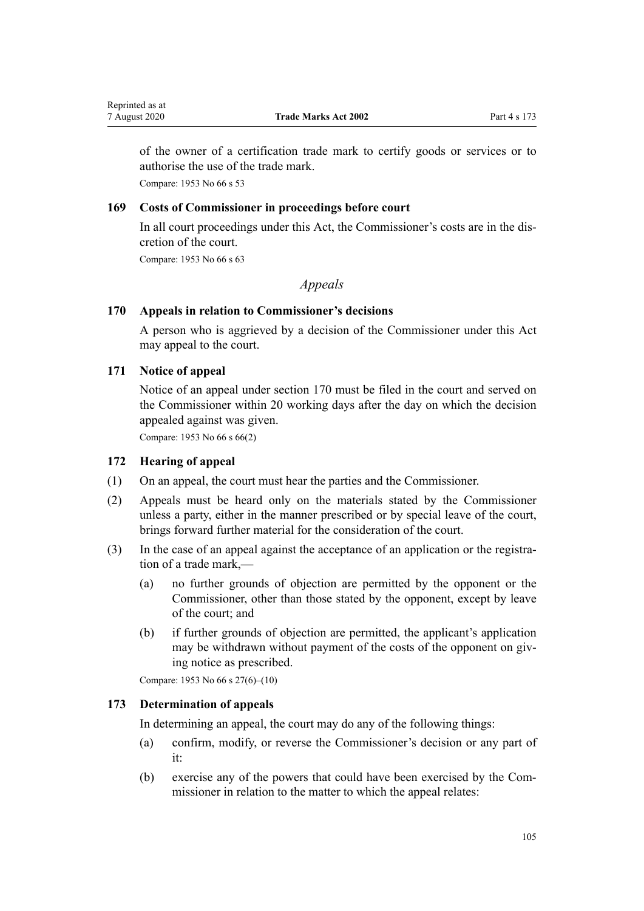of the owner of a certification trade mark to certify goods or services or to authorise the use of the trade mark.

Compare: 1953 No 66 s 53

### 169 Costs of Commissioner in proceedings before court

In all court proceedings under this Act, the Commissioner's costs are in the discretion of the court.

Compare: 1953 No 66 s 63

## *Appeals*

### 170 Appeals in relation to Commissioner's decisions

A person who is aggrieved by a decision of the Commissioner under this Act may appeal to the court.

### 171 Notice of appeal

Notice of an appeal under section 170 must be filed in the court and served on the Commissioner within 20 working days after the day on which the decision appealed against was given.

Compare: 1953 No 66 s 66(2)

### 172 Hearing of appeal

(1) On an appeal, the court must hear the parties and the Commissioner.

(2) Appeals must be heard only on the materials stated by the Commissioner unless a party, either in the manner prescribed or by special leave of the court, brings forward further material for the consideration of the court.

(3) In the case of an appeal against the acceptance of an application or the registration of a trade mark,—

  (a) no further grounds of objection are permitted by the opponent or the Commissioner, other than those stated by the opponent, except by leave of the court; and

  (b) if further grounds of objection are permitted, the applicant's application may be withdrawn without payment of the costs of the opponent on giving notice as prescribed.

Compare: 1953 No 66 s 27(6)–(10)

### 173 Determination of appeals

In determining an appeal, the court may do any of the following things:

  (a) confirm, modify, or reverse the Commissioner's decision or any part of it:

  (b) exercise any of the powers that could have been exercised by the Commissioner in relation to the matter to which the appeal relates: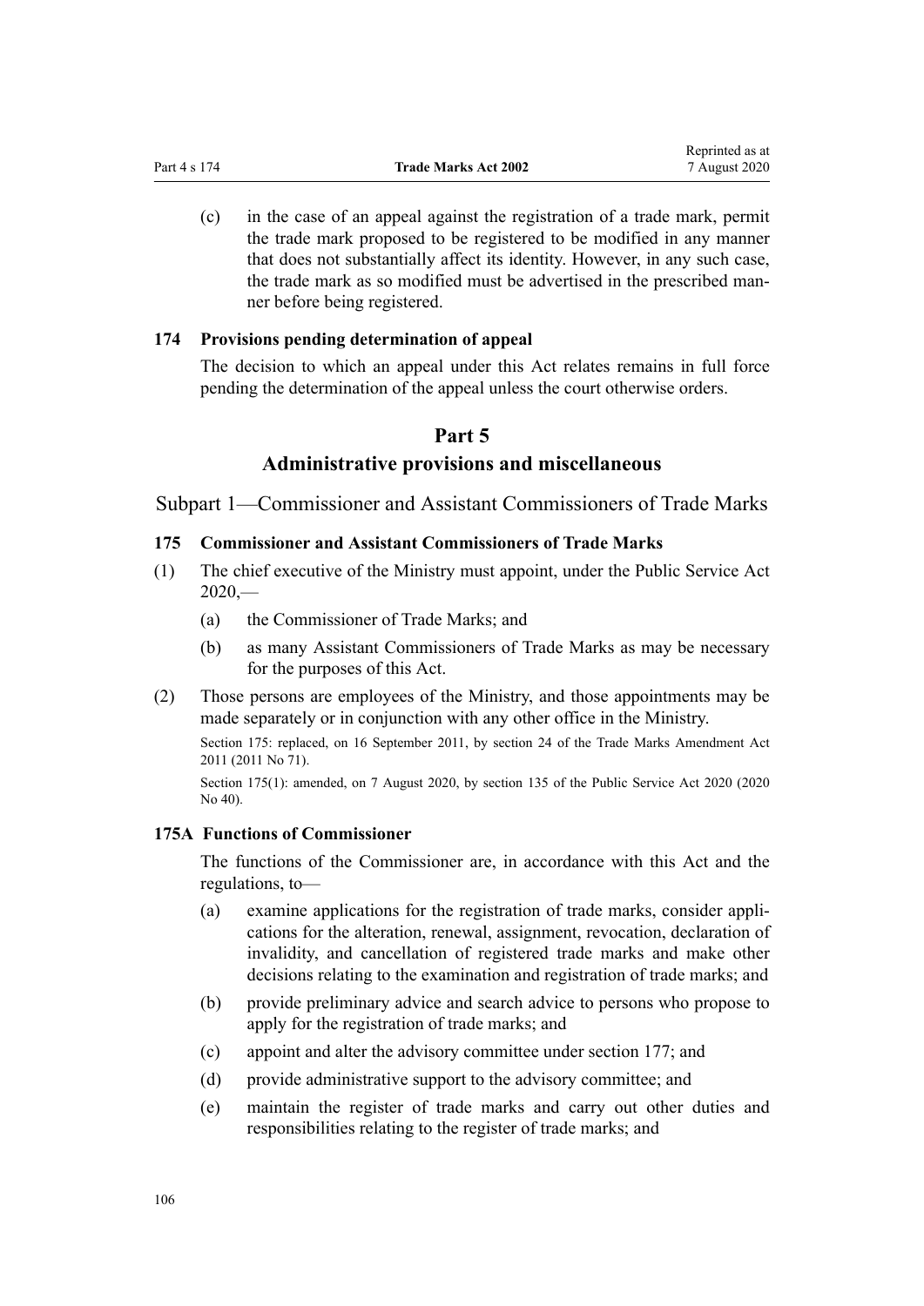(c) in the case of an appeal against the registration of a trade mark, permit the trade mark proposed to be registered to be modified in any manner that does not substantially affect its identity. However, in any such case, the trade mark as so modified must be advertised in the prescribed manner before being registered.

### 174 Provisions pending determination of appeal

The decision to which an appeal under this Act relates remains in full force pending the determination of the appeal unless the court otherwise orders.

# Part 5
# Administrative provisions and miscellaneous

## Subpart 1—Commissioner and Assistant Commissioners of Trade Marks

### 175 Commissioner and Assistant Commissioners of Trade Marks

(1) The chief executive of the Ministry must appoint, under the Public Service Act 2020,—

- (a) the Commissioner of Trade Marks; and
- (b) as many Assistant Commissioners of Trade Marks as may be necessary for the purposes of this Act.

(2) Those persons are employees of the Ministry, and those appointments may be made separately or in conjunction with any other office in the Ministry.

Section 175: replaced, on 16 September 2011, by section 24 of the Trade Marks Amendment Act 2011 (2011 No 71).

Section 175(1): amended, on 7 August 2020, by section 135 of the Public Service Act 2020 (2020 No 40).

### 175A Functions of Commissioner

The functions of the Commissioner are, in accordance with this Act and the regulations, to—

- (a) examine applications for the registration of trade marks, consider applications for the alteration, renewal, assignment, revocation, declaration of invalidity, and cancellation of registered trade marks and make other decisions relating to the examination and registration of trade marks; and
- (b) provide preliminary advice and search advice to persons who propose to apply for the registration of trade marks; and
- (c) appoint and alter the advisory committee under section 177; and
- (d) provide administrative support to the advisory committee; and
- (e) maintain the register of trade marks and carry out other duties and responsibilities relating to the register of trade marks; and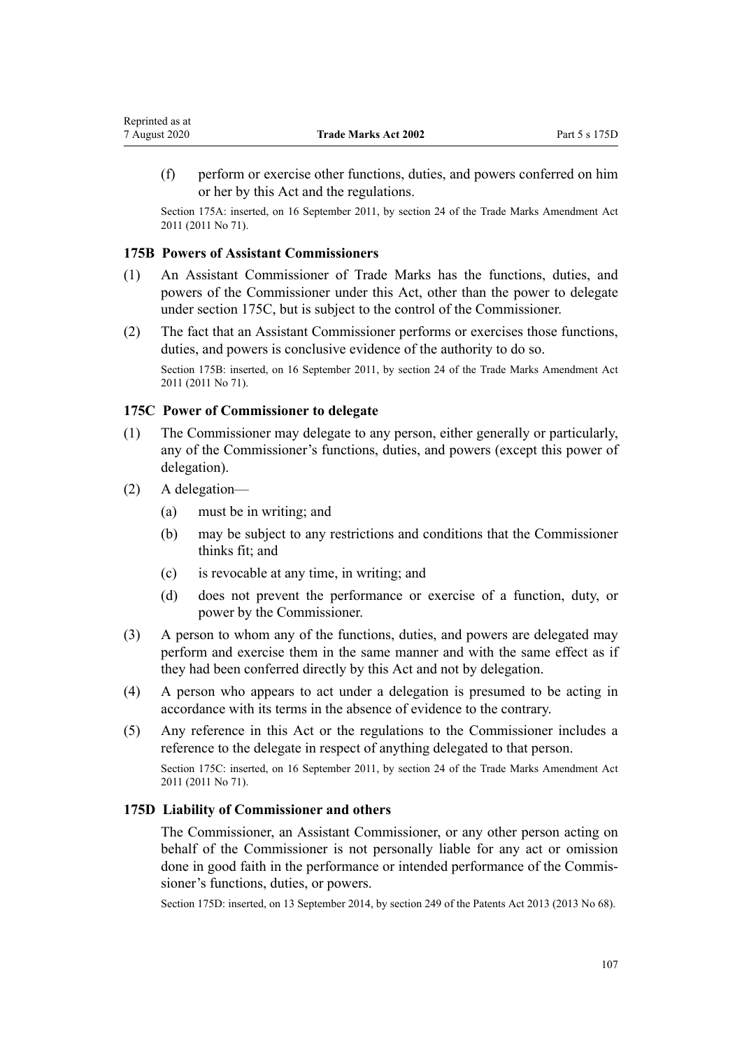(f) perform or exercise other functions, duties, and powers conferred on him or her by this Act and the regulations.

Section 175A: inserted, on 16 September 2011, by section 24 of the Trade Marks Amendment Act 2011 (2011 No 71).

### 175B Powers of Assistant Commissioners

(1) An Assistant Commissioner of Trade Marks has the functions, duties, and powers of the Commissioner under this Act, other than the power to delegate under section 175C, but is subject to the control of the Commissioner.

(2) The fact that an Assistant Commissioner performs or exercises those functions, duties, and powers is conclusive evidence of the authority to do so.

Section 175B: inserted, on 16 September 2011, by section 24 of the Trade Marks Amendment Act 2011 (2011 No 71).

### 175C Power of Commissioner to delegate

(1) The Commissioner may delegate to any person, either generally or particularly, any of the Commissioner's functions, duties, and powers (except this power of delegation).

(2) A delegation—

(a) must be in writing; and

(b) may be subject to any restrictions and conditions that the Commissioner thinks fit; and

(c) is revocable at any time, in writing; and

(d) does not prevent the performance or exercise of a function, duty, or power by the Commissioner.

(3) A person to whom any of the functions, duties, and powers are delegated may perform and exercise them in the same manner and with the same effect as if they had been conferred directly by this Act and not by delegation.

(4) A person who appears to act under a delegation is presumed to be acting in accordance with its terms in the absence of evidence to the contrary.

(5) Any reference in this Act or the regulations to the Commissioner includes a reference to the delegate in respect of anything delegated to that person.

Section 175C: inserted, on 16 September 2011, by section 24 of the Trade Marks Amendment Act 2011 (2011 No 71).

### 175D Liability of Commissioner and others

The Commissioner, an Assistant Commissioner, or any other person acting on behalf of the Commissioner is not personally liable for any act or omission done in good faith in the performance or intended performance of the Commissioner's functions, duties, or powers.

Section 175D: inserted, on 13 September 2014, by section 249 of the Patents Act 2013 (2013 No 68).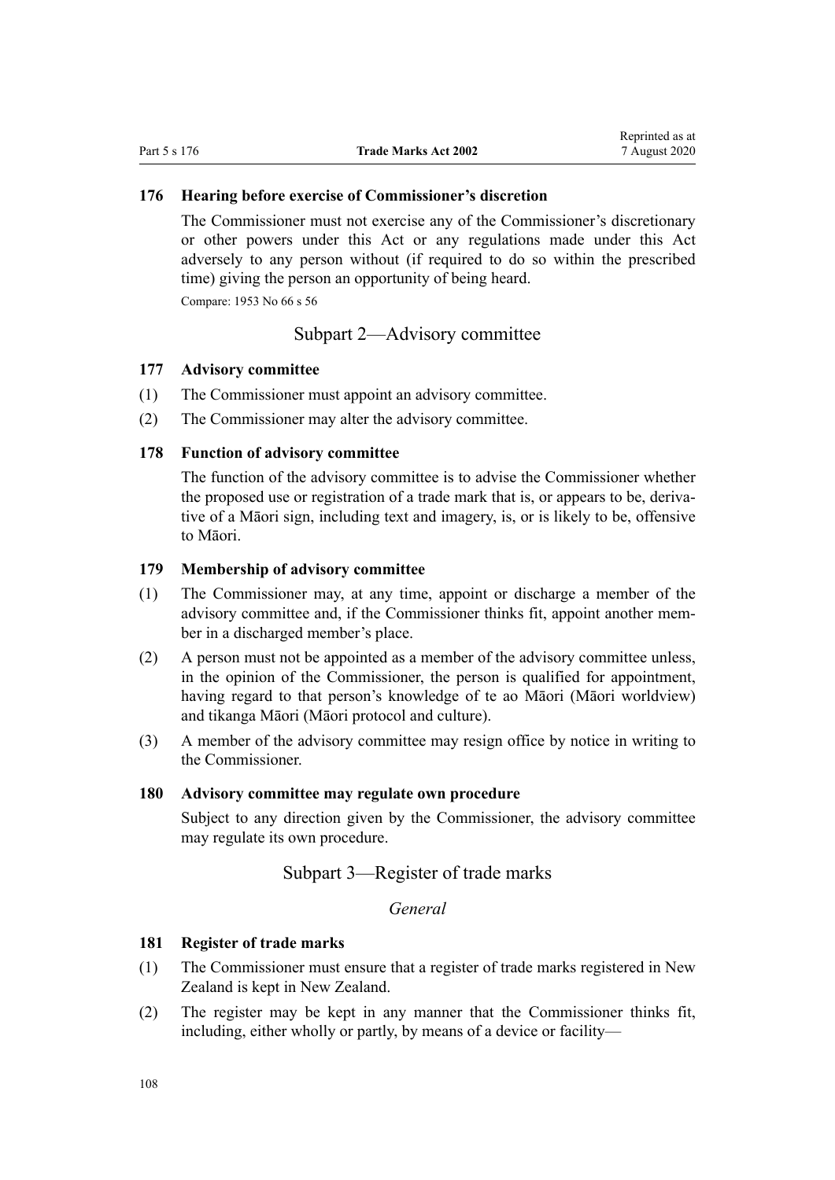### 176 Hearing before exercise of Commissioner's discretion

The Commissioner must not exercise any of the Commissioner's discretionary or other powers under this Act or any regulations made under this Act adversely to any person without (if required to do so within the prescribed time) giving the person an opportunity of being heard.

Compare: 1953 No 66 s 56

## Subpart 2—Advisory committee

### 177 Advisory committee

(1) The Commissioner must appoint an advisory committee.

(2) The Commissioner may alter the advisory committee.

### 178 Function of advisory committee

The function of the advisory committee is to advise the Commissioner whether the proposed use or registration of a trade mark that is, or appears to be, derivative of a Māori sign, including text and imagery, is, or is likely to be, offensive to Māori.

### 179 Membership of advisory committee

(1) The Commissioner may, at any time, appoint or discharge a member of the advisory committee and, if the Commissioner thinks fit, appoint another member in a discharged member's place.

(2) A person must not be appointed as a member of the advisory committee unless, in the opinion of the Commissioner, the person is qualified for appointment, having regard to that person's knowledge of te ao Māori (Māori worldview) and tikanga Māori (Māori protocol and culture).

(3) A member of the advisory committee may resign office by notice in writing to the Commissioner.

### 180 Advisory committee may regulate own procedure

Subject to any direction given by the Commissioner, the advisory committee may regulate its own procedure.

## Subpart 3—Register of trade marks

*General*

### 181 Register of trade marks

(1) The Commissioner must ensure that a register of trade marks registered in New Zealand is kept in New Zealand.

(2) The register may be kept in any manner that the Commissioner thinks fit, including, either wholly or partly, by means of a device or facility—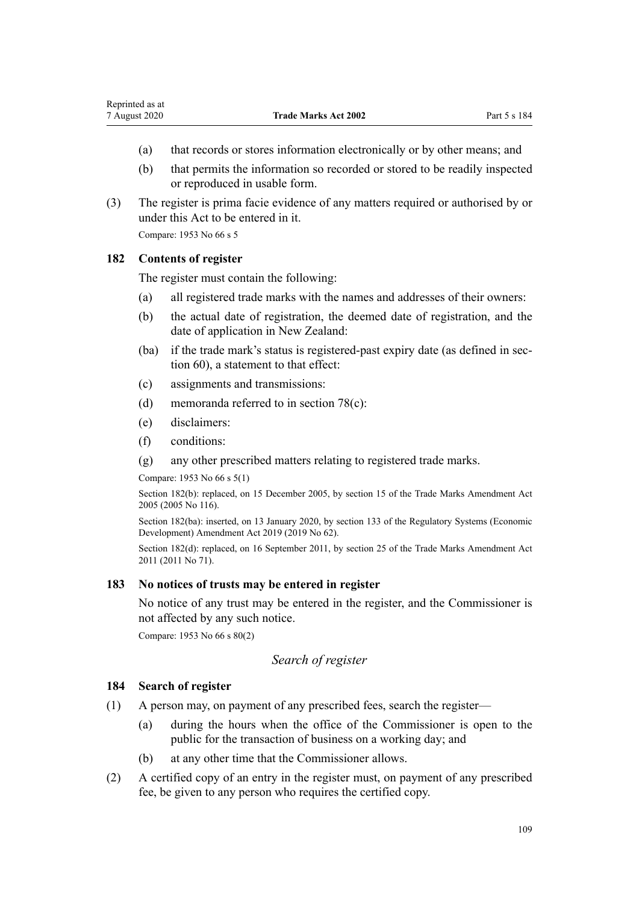- (a) that records or stores information electronically or by other means; and
- (b) that permits the information so recorded or stored to be readily inspected or reproduced in usable form.

(3) The register is prima facie evidence of any matters required or authorised by or under this Act to be entered in it.

Compare: 1953 No 66 s 5

### 182 Contents of register

The register must contain the following:

- (a) all registered trade marks with the names and addresses of their owners:
- (b) the actual date of registration, the deemed date of registration, and the date of application in New Zealand:
- (ba) if the trade mark's status is registered-past expiry date (as defined in section 60), a statement to that effect:
- (c) assignments and transmissions:
- (d) memoranda referred to in section 78(c):
- (e) disclaimers:
- (f) conditions:
- (g) any other prescribed matters relating to registered trade marks.

Compare: 1953 No 66 s 5(1)

Section 182(b): replaced, on 15 December 2005, by section 15 of the Trade Marks Amendment Act 2005 (2005 No 116).

Section 182(ba): inserted, on 13 January 2020, by section 133 of the Regulatory Systems (Economic Development) Amendment Act 2019 (2019 No 62).

Section 182(d): replaced, on 16 September 2011, by section 25 of the Trade Marks Amendment Act 2011 (2011 No 71).

### 183 No notices of trusts may be entered in register

No notice of any trust may be entered in the register, and the Commissioner is not affected by any such notice.

Compare: 1953 No 66 s 80(2)

## *Search of register*

### 184 Search of register

(1) A person may, on payment of any prescribed fees, search the register—

- (a) during the hours when the office of the Commissioner is open to the public for the transaction of business on a working day; and
- (b) at any other time that the Commissioner allows.

(2) A certified copy of an entry in the register must, on payment of any prescribed fee, be given to any person who requires the certified copy.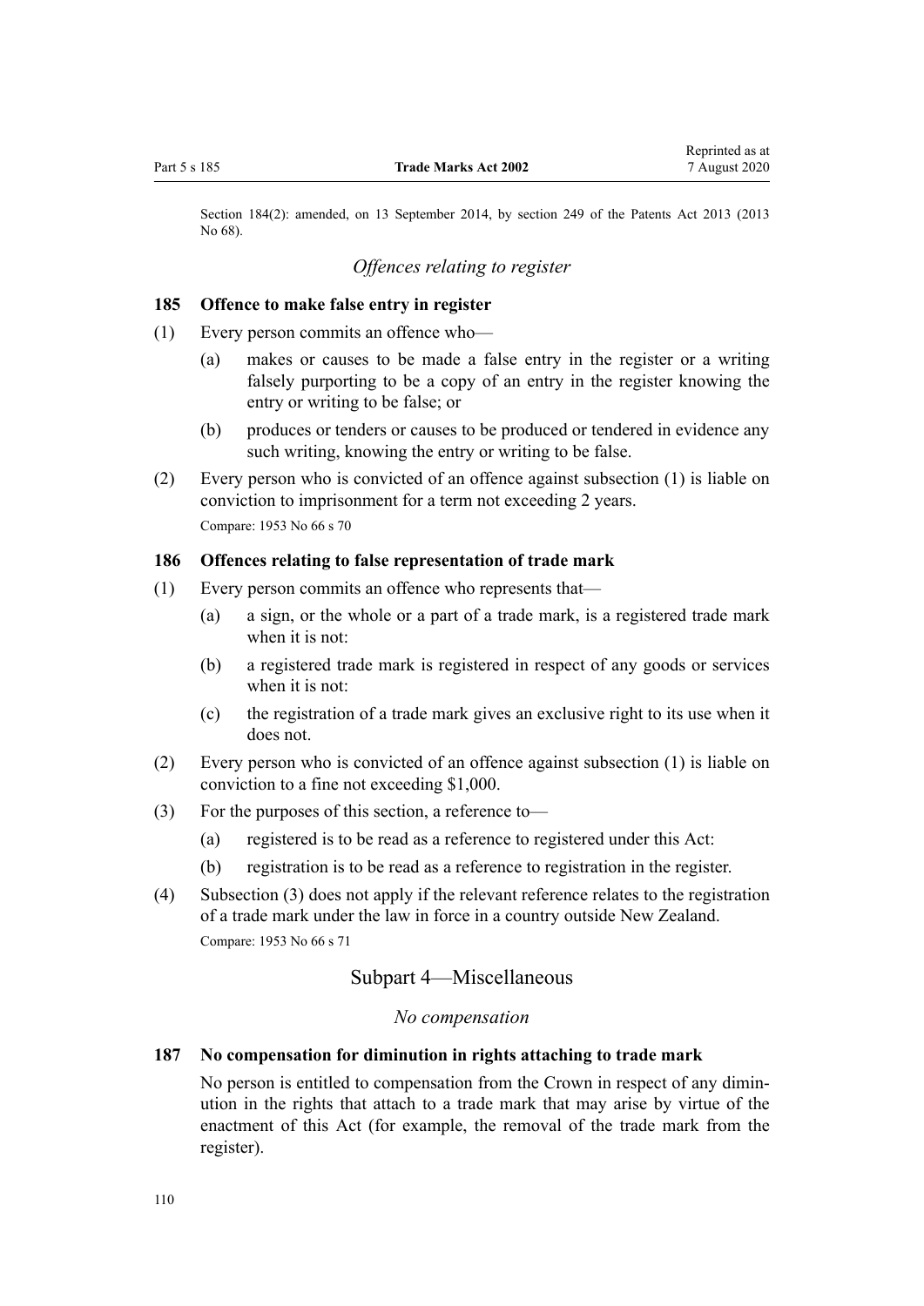Section 184(2): amended, on 13 September 2014, by section 249 of the Patents Act 2013 (2013 No 68).

### *Offences relating to register*

### 185 Offence to make false entry in register

(1) Every person commits an offence who—

(a) makes or causes to be made a false entry in the register or a writing falsely purporting to be a copy of an entry in the register knowing the entry or writing to be false; or

(b) produces or tenders or causes to be produced or tendered in evidence any such writing, knowing the entry or writing to be false.

(2) Every person who is convicted of an offence against subsection (1) is liable on conviction to imprisonment for a term not exceeding 2 years.

Compare: 1953 No 66 s 70

### 186 Offences relating to false representation of trade mark

(1) Every person commits an offence who represents that—

(a) a sign, or the whole or a part of a trade mark, is a registered trade mark when it is not:

(b) a registered trade mark is registered in respect of any goods or services when it is not:

(c) the registration of a trade mark gives an exclusive right to its use when it does not.

(2) Every person who is convicted of an offence against subsection (1) is liable on conviction to a fine not exceeding $1,000.

(3) For the purposes of this section, a reference to—

(a) registered is to be read as a reference to registered under this Act:

(b) registration is to be read as a reference to registration in the register.

(4) Subsection (3) does not apply if the relevant reference relates to the registration of a trade mark under the law in force in a country outside New Zealand.

Compare: 1953 No 66 s 71

## Subpart 4—Miscellaneous

### *No compensation*

### 187 No compensation for diminution in rights attaching to trade mark

No person is entitled to compensation from the Crown in respect of any diminution in the rights that attach to a trade mark that may arise by virtue of the enactment of this Act (for example, the removal of the trade mark from the register).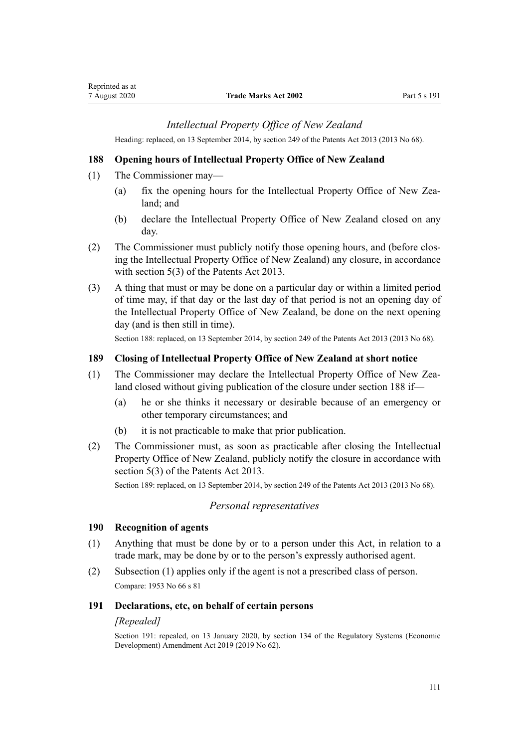### *Intellectual Property Office of New Zealand*

Heading: replaced, on 13 September 2014, by section 249 of the Patents Act 2013 (2013 No 68).

### 188 Opening hours of Intellectual Property Office of New Zealand

(1) The Commissioner may—

(a) fix the opening hours for the Intellectual Property Office of New Zealand; and

(b) declare the Intellectual Property Office of New Zealand closed on any day.

(2) The Commissioner must publicly notify those opening hours, and (before closing the Intellectual Property Office of New Zealand) any closure, in accordance with section 5(3) of the Patents Act 2013.

(3) A thing that must or may be done on a particular day or within a limited period of time may, if that day or the last day of that period is not an opening day of the Intellectual Property Office of New Zealand, be done on the next opening day (and is then still in time).

Section 188: replaced, on 13 September 2014, by section 249 of the Patents Act 2013 (2013 No 68).

### 189 Closing of Intellectual Property Office of New Zealand at short notice

(1) The Commissioner may declare the Intellectual Property Office of New Zealand closed without giving publication of the closure under section 188 if—

(a) he or she thinks it necessary or desirable because of an emergency or other temporary circumstances; and

(b) it is not practicable to make that prior publication.

(2) The Commissioner must, as soon as practicable after closing the Intellectual Property Office of New Zealand, publicly notify the closure in accordance with section 5(3) of the Patents Act 2013.

Section 189: replaced, on 13 September 2014, by section 249 of the Patents Act 2013 (2013 No 68).

### *Personal representatives*

### 190 Recognition of agents

(1) Anything that must be done by or to a person under this Act, in relation to a trade mark, may be done by or to the person's expressly authorised agent.

(2) Subsection (1) applies only if the agent is not a prescribed class of person.

Compare: 1953 No 66 s 81

### 191 Declarations, etc, on behalf of certain persons

*[Repealed]*

Section 191: repealed, on 13 January 2020, by section 134 of the Regulatory Systems (Economic Development) Amendment Act 2019 (2019 No 62).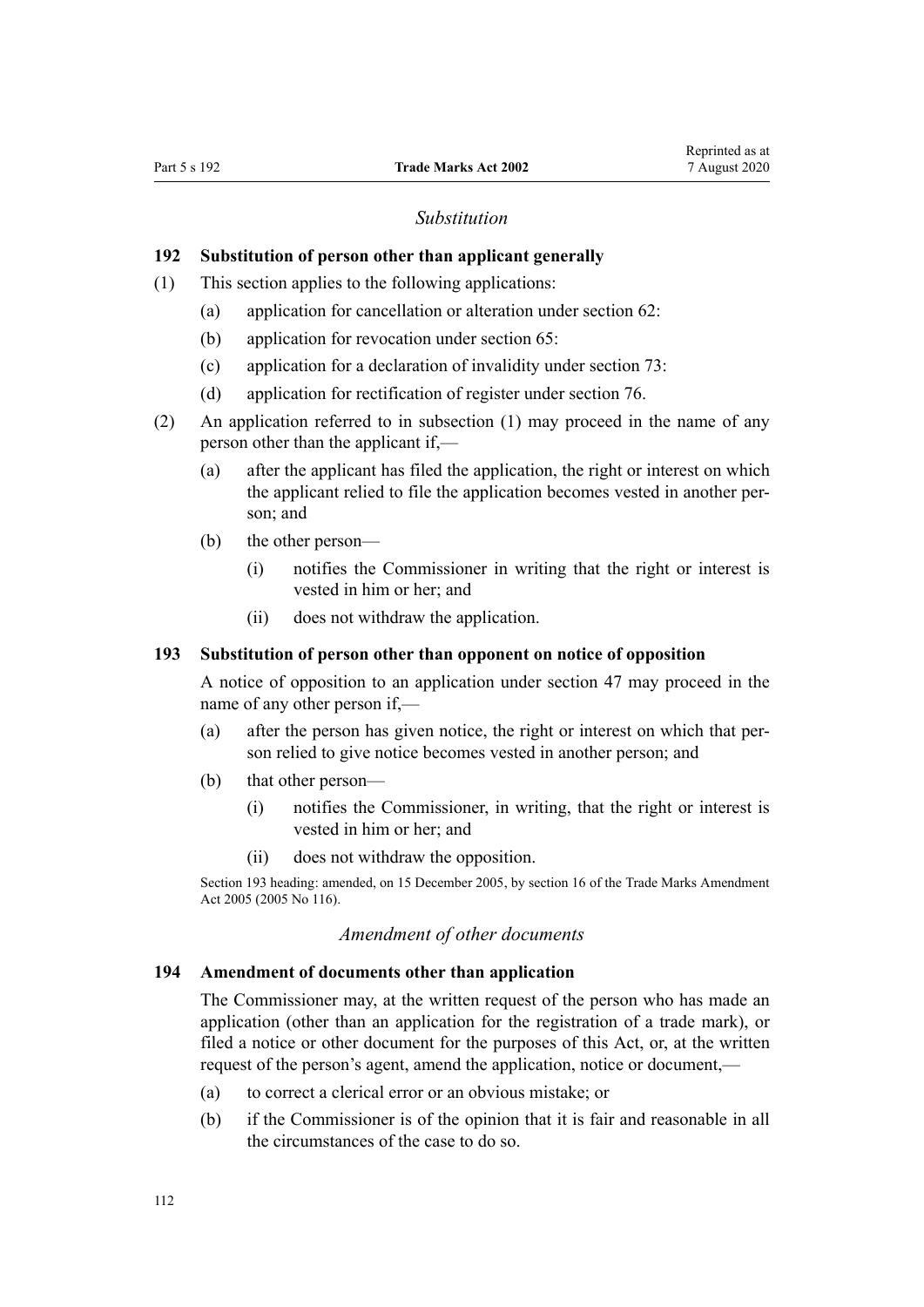*Substitution*

### 192 Substitution of person other than applicant generally

(1) This section applies to the following applications:

  (a) application for cancellation or alteration under section 62:

  (b) application for revocation under section 65:

  (c) application for a declaration of invalidity under section 73:

  (d) application for rectification of register under section 76.

(2) An application referred to in subsection (1) may proceed in the name of any person other than the applicant if,—

  (a) after the applicant has filed the application, the right or interest on which the applicant relied to file the application becomes vested in another person; and

  (b) the other person—

    (i) notifies the Commissioner in writing that the right or interest is vested in him or her; and

    (ii) does not withdraw the application.

### 193 Substitution of person other than opponent on notice of opposition

A notice of opposition to an application under section 47 may proceed in the name of any other person if,—

  (a) after the person has given notice, the right or interest on which that person relied to give notice becomes vested in another person; and

  (b) that other person—

    (i) notifies the Commissioner, in writing, that the right or interest is vested in him or her; and

    (ii) does not withdraw the opposition.

Section 193 heading: amended, on 15 December 2005, by section 16 of the Trade Marks Amendment Act 2005 (2005 No 116).

*Amendment of other documents*

### 194 Amendment of documents other than application

The Commissioner may, at the written request of the person who has made an application (other than an application for the registration of a trade mark), or filed a notice or other document for the purposes of this Act, or, at the written request of the person's agent, amend the application, notice or document,—

  (a) to correct a clerical error or an obvious mistake; or

  (b) if the Commissioner is of the opinion that it is fair and reasonable in all the circumstances of the case to do so.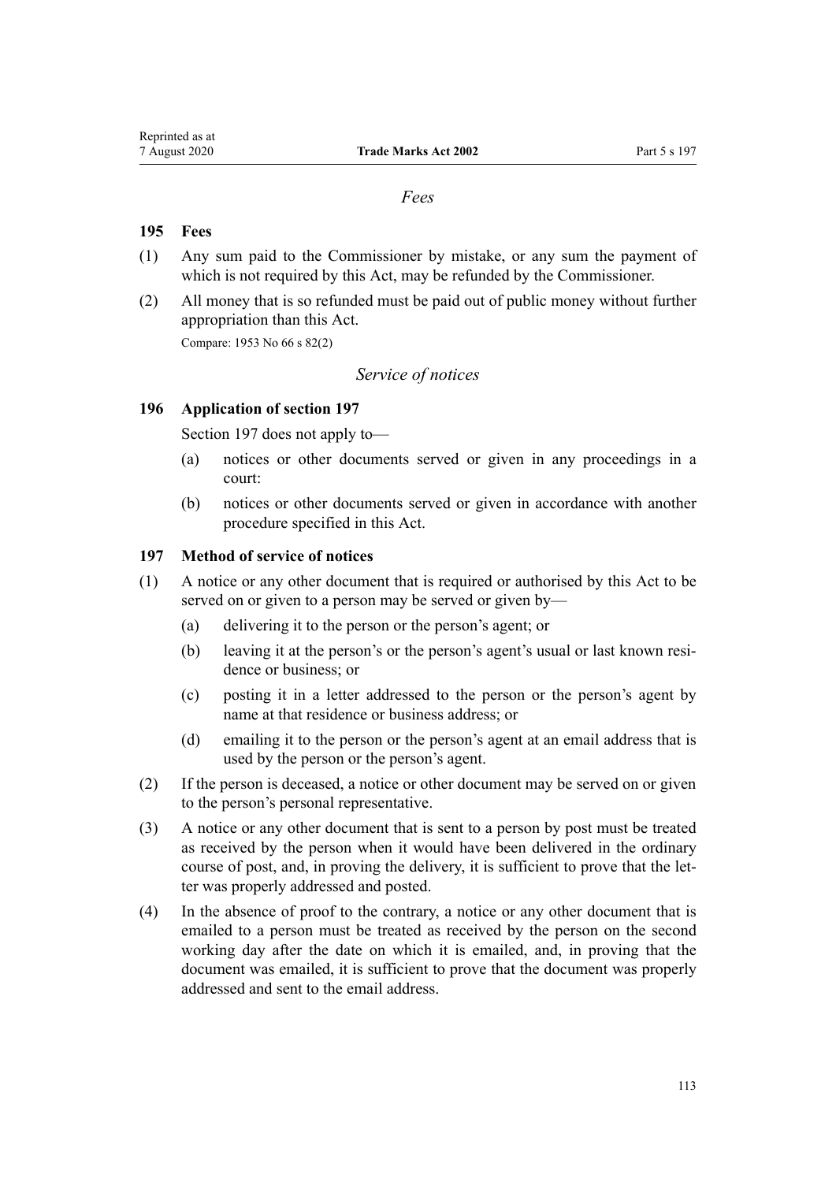*Fees*

**195 Fees**

(1) Any sum paid to the Commissioner by mistake, or any sum the payment of which is not required by this Act, may be refunded by the Commissioner.

(2) All money that is so refunded must be paid out of public money without further appropriation than this Act.

Compare: 1953 No 66 s 82(2)

*Service of notices*

**196 Application of section 197**

Section 197 does not apply to—

(a) notices or other documents served or given in any proceedings in a court:

(b) notices or other documents served or given in accordance with another procedure specified in this Act.

**197 Method of service of notices**

(1) A notice or any other document that is required or authorised by this Act to be served on or given to a person may be served or given by—

(a) delivering it to the person or the person's agent; or

(b) leaving it at the person's or the person's agent's usual or last known residence or business; or

(c) posting it in a letter addressed to the person or the person's agent by name at that residence or business address; or

(d) emailing it to the person or the person's agent at an email address that is used by the person or the person's agent.

(2) If the person is deceased, a notice or other document may be served on or given to the person's personal representative.

(3) A notice or any other document that is sent to a person by post must be treated as received by the person when it would have been delivered in the ordinary course of post, and, in proving the delivery, it is sufficient to prove that the letter was properly addressed and posted.

(4) In the absence of proof to the contrary, a notice or any other document that is emailed to a person must be treated as received by the person on the second working day after the date on which it is emailed, and, in proving that the document was emailed, it is sufficient to prove that the document was properly addressed and sent to the email address.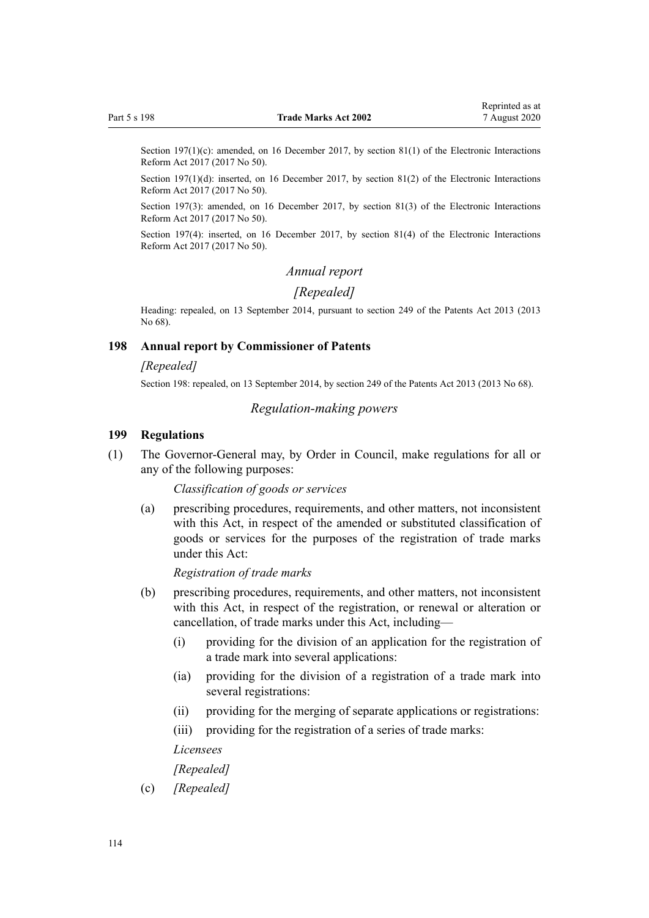Section 197(1)(c): amended, on 16 December 2017, by section 81(1) of the Electronic Interactions Reform Act 2017 (2017 No 50).

Section 197(1)(d): inserted, on 16 December 2017, by section 81(2) of the Electronic Interactions Reform Act 2017 (2017 No 50).

Section 197(3): amended, on 16 December 2017, by section 81(3) of the Electronic Interactions Reform Act 2017 (2017 No 50).

Section 197(4): inserted, on 16 December 2017, by section 81(4) of the Electronic Interactions Reform Act 2017 (2017 No 50).

### *Annual report*

### *[Repealed]*

Heading: repealed, on 13 September 2014, pursuant to section 249 of the Patents Act 2013 (2013 No 68).

#### 198 Annual report by Commissioner of Patents

*[Repealed]*

Section 198: repealed, on 13 September 2014, by section 249 of the Patents Act 2013 (2013 No 68).

### *Regulation-making powers*

#### 199 Regulations

(1) The Governor-General may, by Order in Council, make regulations for all or any of the following purposes:

*Classification of goods or services*

(a) prescribing procedures, requirements, and other matters, not inconsistent with this Act, in respect of the amended or substituted classification of goods or services for the purposes of the registration of trade marks under this Act:

*Registration of trade marks*

(b) prescribing procedures, requirements, and other matters, not inconsistent with this Act, in respect of the registration, or renewal or alteration or cancellation, of trade marks under this Act, including—

   (i) providing for the division of an application for the registration of a trade mark into several applications:

   (ia) providing for the division of a registration of a trade mark into several registrations:

   (ii) providing for the merging of separate applications or registrations:

   (iii) providing for the registration of a series of trade marks:

*Licensees*

*[Repealed]*

(c) *[Repealed]*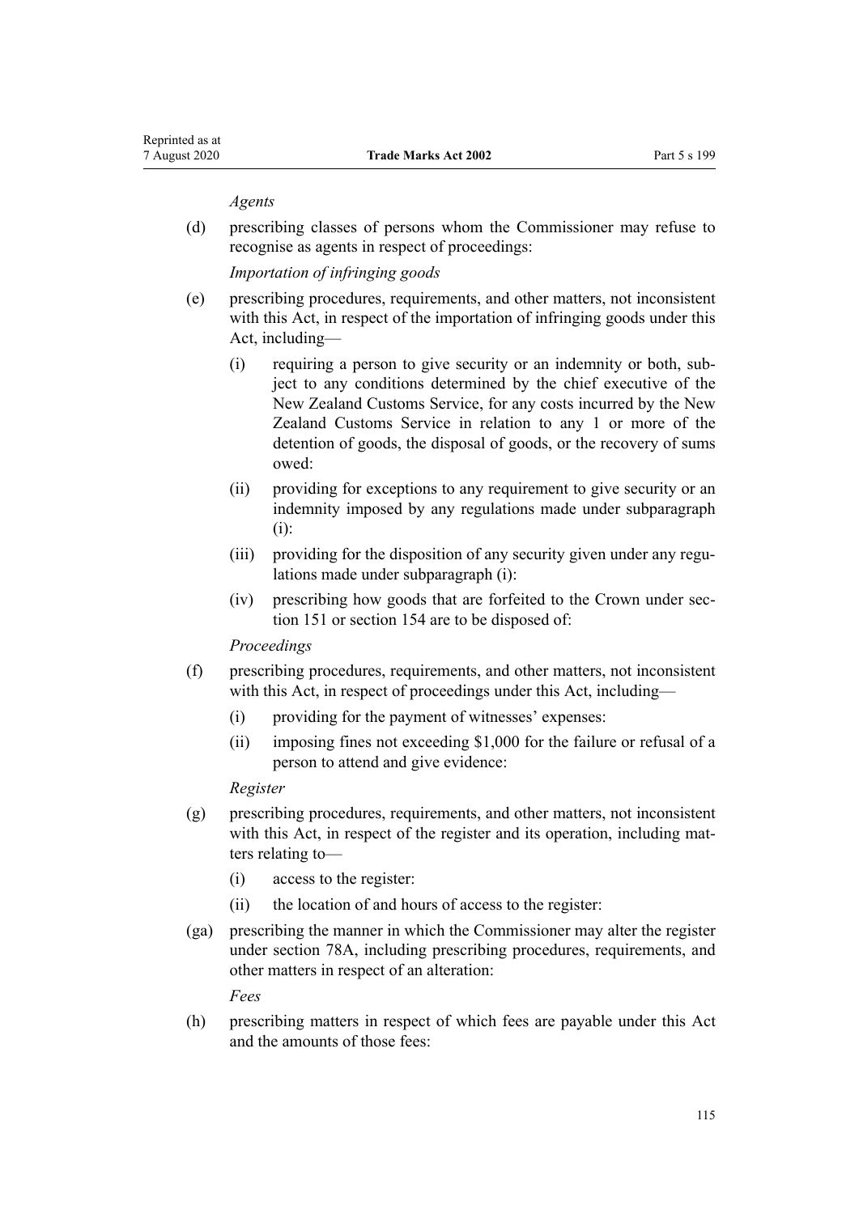*Agents*

(d) prescribing classes of persons whom the Commissioner may refuse to recognise as agents in respect of proceedings:

*Importation of infringing goods*

(e) prescribing procedures, requirements, and other matters, not inconsistent with this Act, in respect of the importation of infringing goods under this Act, including—

  (i) requiring a person to give security or an indemnity or both, subject to any conditions determined by the chief executive of the New Zealand Customs Service, for any costs incurred by the New Zealand Customs Service in relation to any 1 or more of the detention of goods, the disposal of goods, or the recovery of sums owed:

  (ii) providing for exceptions to any requirement to give security or an indemnity imposed by any regulations made under subparagraph (i):

  (iii) providing for the disposition of any security given under any regulations made under subparagraph (i):

  (iv) prescribing how goods that are forfeited to the Crown under section 151 or section 154 are to be disposed of:

*Proceedings*

(f) prescribing procedures, requirements, and other matters, not inconsistent with this Act, in respect of proceedings under this Act, including—

  (i) providing for the payment of witnesses' expenses:

  (ii) imposing fines not exceeding $1,000 for the failure or refusal of a person to attend and give evidence:

*Register*

(g) prescribing procedures, requirements, and other matters, not inconsistent with this Act, in respect of the register and its operation, including matters relating to—

  (i) access to the register:

  (ii) the location of and hours of access to the register:

(ga) prescribing the manner in which the Commissioner may alter the register under section 78A, including prescribing procedures, requirements, and other matters in respect of an alteration:

*Fees*

(h) prescribing matters in respect of which fees are payable under this Act and the amounts of those fees: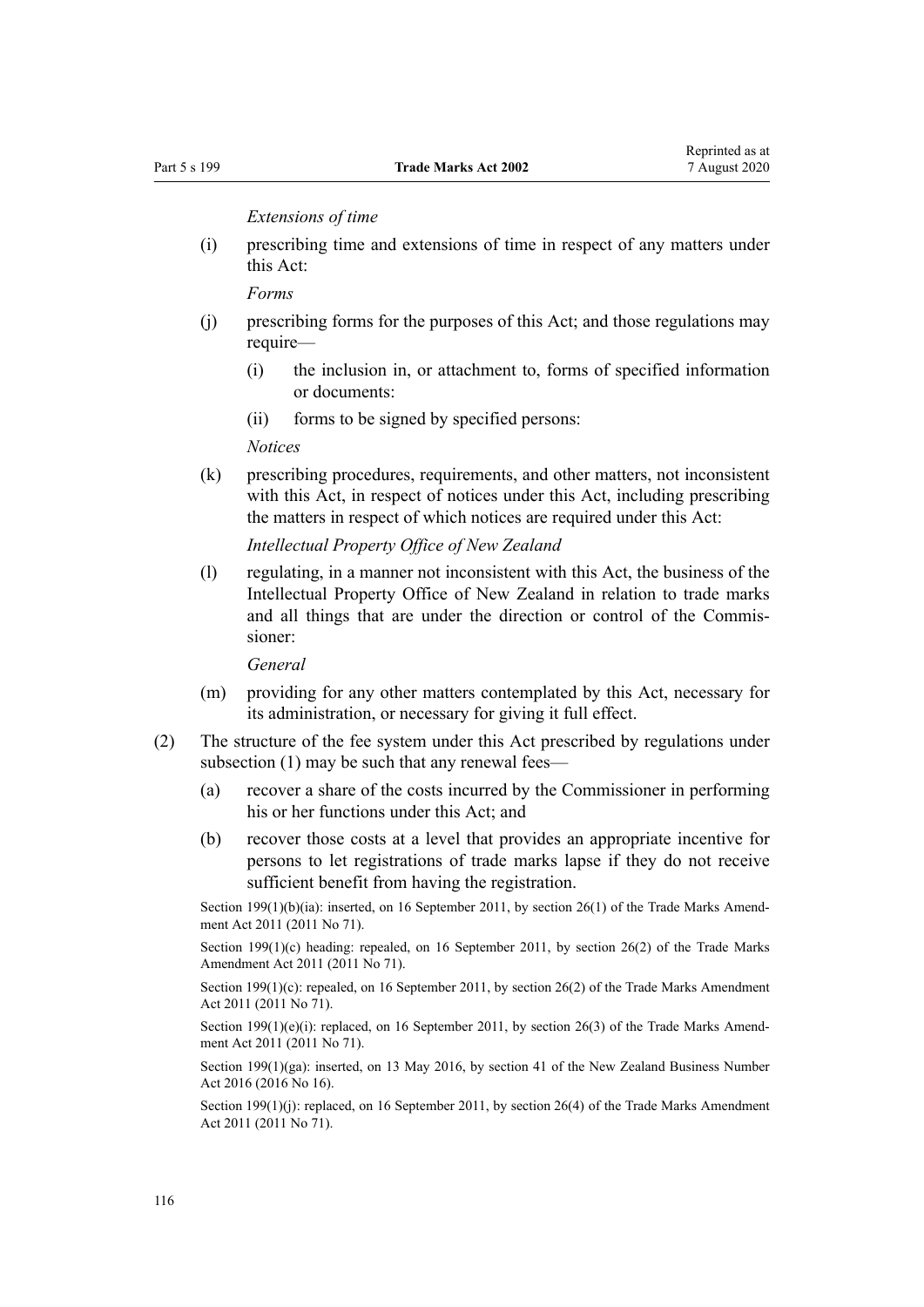*Extensions of time*

(i) prescribing time and extensions of time in respect of any matters under this Act:

*Forms*

(j) prescribing forms for the purposes of this Act; and those regulations may require—

 (i) the inclusion in, or attachment to, forms of specified information or documents:

 (ii) forms to be signed by specified persons:

*Notices*

(k) prescribing procedures, requirements, and other matters, not inconsistent with this Act, in respect of notices under this Act, including prescribing the matters in respect of which notices are required under this Act:

*Intellectual Property Office of New Zealand*

(l) regulating, in a manner not inconsistent with this Act, the business of the Intellectual Property Office of New Zealand in relation to trade marks and all things that are under the direction or control of the Commissioner:

*General*

(m) providing for any other matters contemplated by this Act, necessary for its administration, or necessary for giving it full effect.

(2) The structure of the fee system under this Act prescribed by regulations under subsection (1) may be such that any renewal fees—

 (a) recover a share of the costs incurred by the Commissioner in performing his or her functions under this Act; and

 (b) recover those costs at a level that provides an appropriate incentive for persons to let registrations of trade marks lapse if they do not receive sufficient benefit from having the registration.

Section 199(1)(b)(ia): inserted, on 16 September 2011, by section 26(1) of the Trade Marks Amendment Act 2011 (2011 No 71).

Section 199(1)(c) heading: repealed, on 16 September 2011, by section 26(2) of the Trade Marks Amendment Act 2011 (2011 No 71).

Section 199(1)(c): repealed, on 16 September 2011, by section 26(2) of the Trade Marks Amendment Act 2011 (2011 No 71).

Section 199(1)(e)(i): replaced, on 16 September 2011, by section 26(3) of the Trade Marks Amendment Act 2011 (2011 No 71).

Section 199(1)(ga): inserted, on 13 May 2016, by section 41 of the New Zealand Business Number Act 2016 (2016 No 16).

Section 199(1)(j): replaced, on 16 September 2011, by section 26(4) of the Trade Marks Amendment Act 2011 (2011 No 71).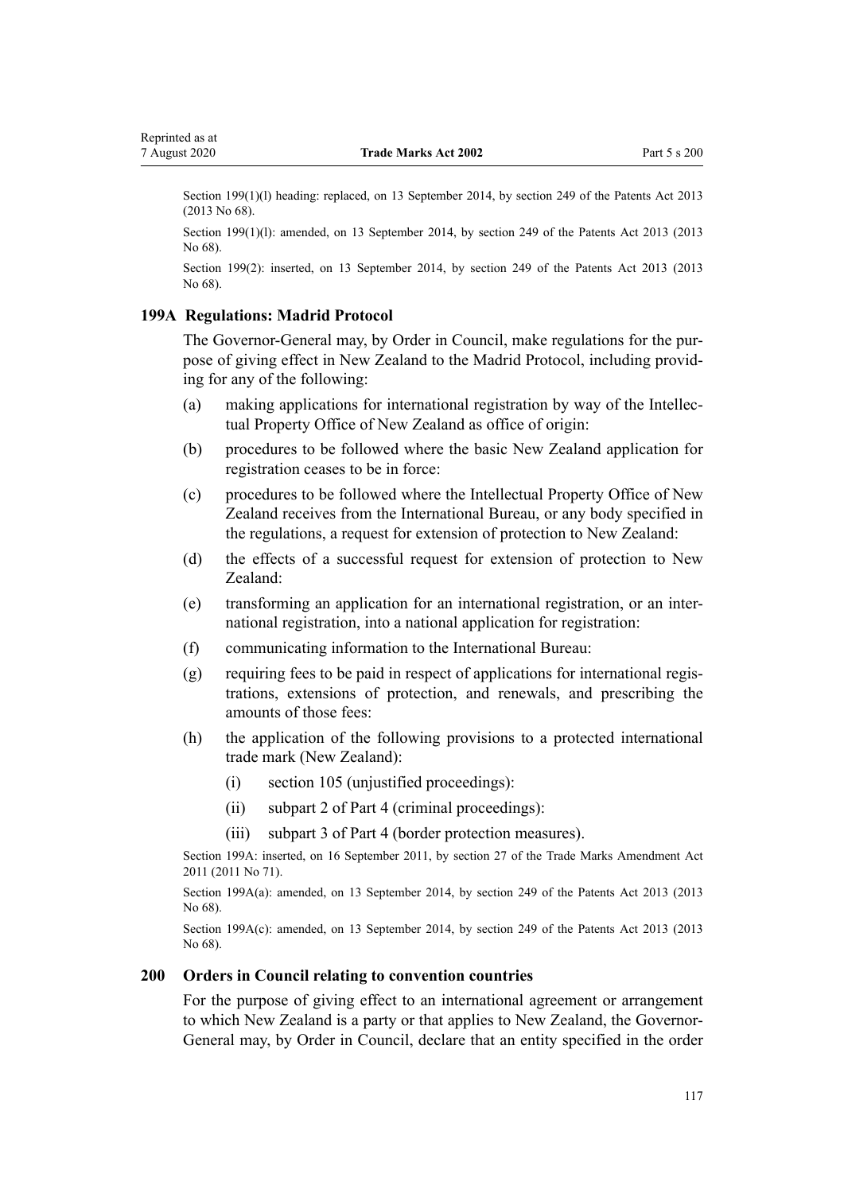Section 199(1)(l) heading: replaced, on 13 September 2014, by section 249 of the Patents Act 2013 (2013 No 68).

Section 199(1)(l): amended, on 13 September 2014, by section 249 of the Patents Act 2013 (2013 No 68).

Section 199(2): inserted, on 13 September 2014, by section 249 of the Patents Act 2013 (2013 No 68).

### 199A Regulations: Madrid Protocol

The Governor-General may, by Order in Council, make regulations for the purpose of giving effect in New Zealand to the Madrid Protocol, including providing for any of the following:

(a) making applications for international registration by way of the Intellectual Property Office of New Zealand as office of origin:

(b) procedures to be followed where the basic New Zealand application for registration ceases to be in force:

(c) procedures to be followed where the Intellectual Property Office of New Zealand receives from the International Bureau, or any body specified in the regulations, a request for extension of protection to New Zealand:

(d) the effects of a successful request for extension of protection to New Zealand:

(e) transforming an application for an international registration, or an international registration, into a national application for registration:

(f) communicating information to the International Bureau:

(g) requiring fees to be paid in respect of applications for international registrations, extensions of protection, and renewals, and prescribing the amounts of those fees:

(h) the application of the following provisions to a protected international trade mark (New Zealand):

 (i) section 105 (unjustified proceedings):

 (ii) subpart 2 of Part 4 (criminal proceedings):

 (iii) subpart 3 of Part 4 (border protection measures).

Section 199A: inserted, on 16 September 2011, by section 27 of the Trade Marks Amendment Act 2011 (2011 No 71).

Section 199A(a): amended, on 13 September 2014, by section 249 of the Patents Act 2013 (2013 No 68).

Section 199A(c): amended, on 13 September 2014, by section 249 of the Patents Act 2013 (2013 No 68).

### 200 Orders in Council relating to convention countries

For the purpose of giving effect to an international agreement or arrangement to which New Zealand is a party or that applies to New Zealand, the Governor-General may, by Order in Council, declare that an entity specified in the order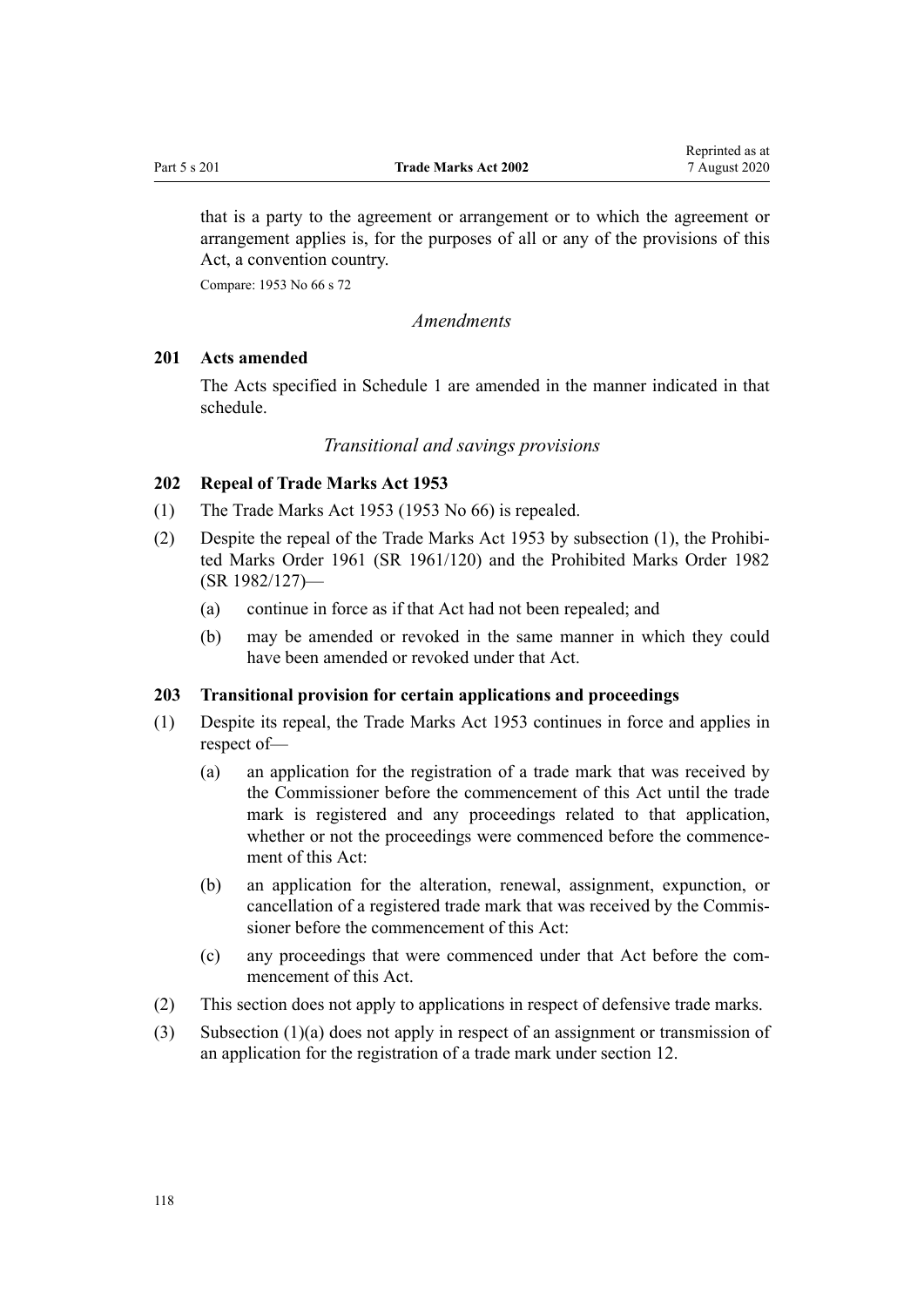that is a party to the agreement or arrangement or to which the agreement or arrangement applies is, for the purposes of all or any of the provisions of this Act, a convention country.

Compare: 1953 No 66 s 72

*Amendments*

### 201 Acts amended

The Acts specified in Schedule 1 are amended in the manner indicated in that schedule.

*Transitional and savings provisions*

### 202 Repeal of Trade Marks Act 1953

(1) The Trade Marks Act 1953 (1953 No 66) is repealed.

(2) Despite the repeal of the Trade Marks Act 1953 by subsection (1), the Prohibited Marks Order 1961 (SR 1961/120) and the Prohibited Marks Order 1982 (SR 1982/127)—

  (a) continue in force as if that Act had not been repealed; and

  (b) may be amended or revoked in the same manner in which they could have been amended or revoked under that Act.

### 203 Transitional provision for certain applications and proceedings

(1) Despite its repeal, the Trade Marks Act 1953 continues in force and applies in respect of—

  (a) an application for the registration of a trade mark that was received by the Commissioner before the commencement of this Act until the trade mark is registered and any proceedings related to that application, whether or not the proceedings were commenced before the commencement of this Act:

  (b) an application for the alteration, renewal, assignment, expunction, or cancellation of a registered trade mark that was received by the Commissioner before the commencement of this Act:

  (c) any proceedings that were commenced under that Act before the commencement of this Act.

(2) This section does not apply to applications in respect of defensive trade marks.

(3) Subsection (1)(a) does not apply in respect of an assignment or transmission of an application for the registration of a trade mark under section 12.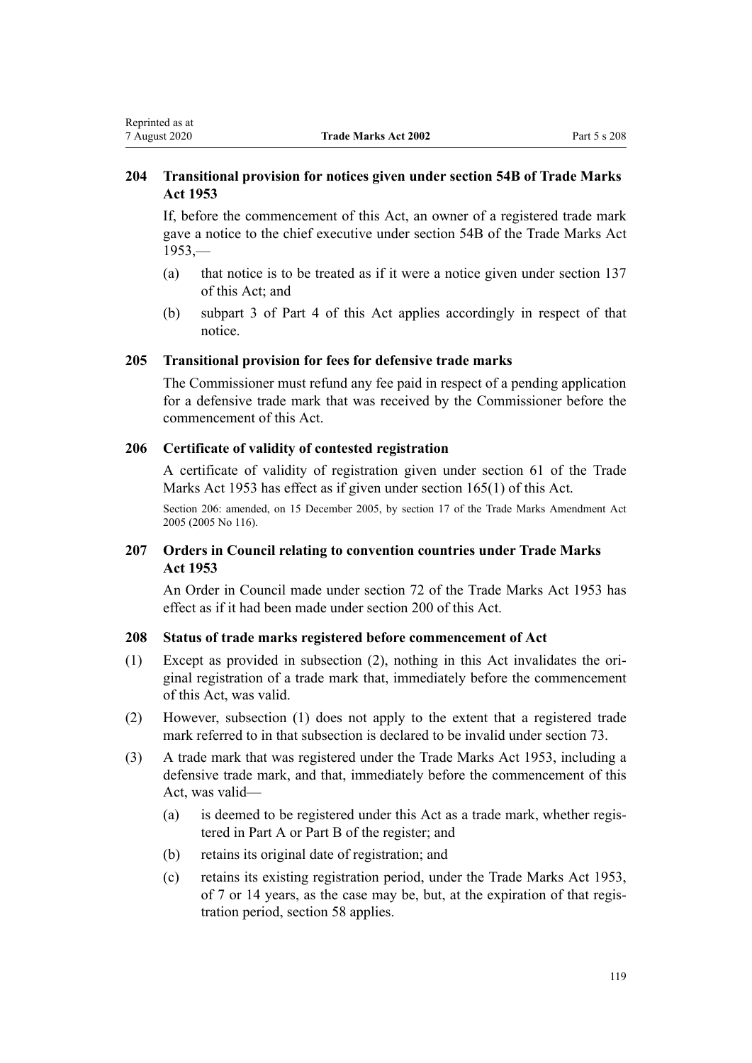### 204 Transitional provision for notices given under section 54B of Trade Marks Act 1953

If, before the commencement of this Act, an owner of a registered trade mark gave a notice to the chief executive under section 54B of the Trade Marks Act 1953,—

(a) that notice is to be treated as if it were a notice given under section 137 of this Act; and

(b) subpart 3 of Part 4 of this Act applies accordingly in respect of that notice.

### 205 Transitional provision for fees for defensive trade marks

The Commissioner must refund any fee paid in respect of a pending application for a defensive trade mark that was received by the Commissioner before the commencement of this Act.

### 206 Certificate of validity of contested registration

A certificate of validity of registration given under section 61 of the Trade Marks Act 1953 has effect as if given under section 165(1) of this Act.

Section 206: amended, on 15 December 2005, by section 17 of the Trade Marks Amendment Act 2005 (2005 No 116).

### 207 Orders in Council relating to convention countries under Trade Marks Act 1953

An Order in Council made under section 72 of the Trade Marks Act 1953 has effect as if it had been made under section 200 of this Act.

### 208 Status of trade marks registered before commencement of Act

(1) Except as provided in subsection (2), nothing in this Act invalidates the original registration of a trade mark that, immediately before the commencement of this Act, was valid.

(2) However, subsection (1) does not apply to the extent that a registered trade mark referred to in that subsection is declared to be invalid under section 73.

(3) A trade mark that was registered under the Trade Marks Act 1953, including a defensive trade mark, and that, immediately before the commencement of this Act, was valid—

(a) is deemed to be registered under this Act as a trade mark, whether registered in Part A or Part B of the register; and

(b) retains its original date of registration; and

(c) retains its existing registration period, under the Trade Marks Act 1953, of 7 or 14 years, as the case may be, but, at the expiration of that registration period, section 58 applies.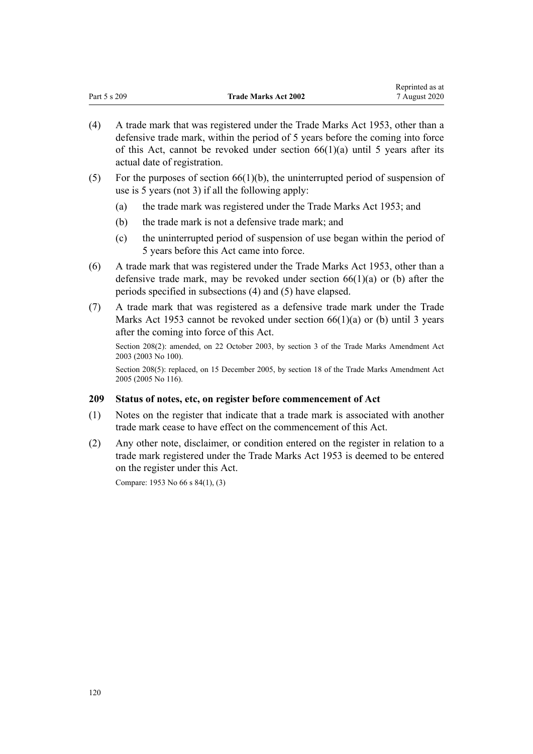(4) A trade mark that was registered under the Trade Marks Act 1953, other than a defensive trade mark, within the period of 5 years before the coming into force of this Act, cannot be revoked under section 66(1)(a) until 5 years after its actual date of registration.

(5) For the purposes of section 66(1)(b), the uninterrupted period of suspension of use is 5 years (not 3) if all the following apply:

  (a) the trade mark was registered under the Trade Marks Act 1953; and

  (b) the trade mark is not a defensive trade mark; and

  (c) the uninterrupted period of suspension of use began within the period of 5 years before this Act came into force.

(6) A trade mark that was registered under the Trade Marks Act 1953, other than a defensive trade mark, may be revoked under section 66(1)(a) or (b) after the periods specified in subsections (4) and (5) have elapsed.

(7) A trade mark that was registered as a defensive trade mark under the Trade Marks Act 1953 cannot be revoked under section 66(1)(a) or (b) until 3 years after the coming into force of this Act.

Section 208(2): amended, on 22 October 2003, by section 3 of the Trade Marks Amendment Act 2003 (2003 No 100).

Section 208(5): replaced, on 15 December 2005, by section 18 of the Trade Marks Amendment Act 2005 (2005 No 116).

### 209 Status of notes, etc, on register before commencement of Act

(1) Notes on the register that indicate that a trade mark is associated with another trade mark cease to have effect on the commencement of this Act.

(2) Any other note, disclaimer, or condition entered on the register in relation to a trade mark registered under the Trade Marks Act 1953 is deemed to be entered on the register under this Act.

Compare: 1953 No 66 s 84(1), (3)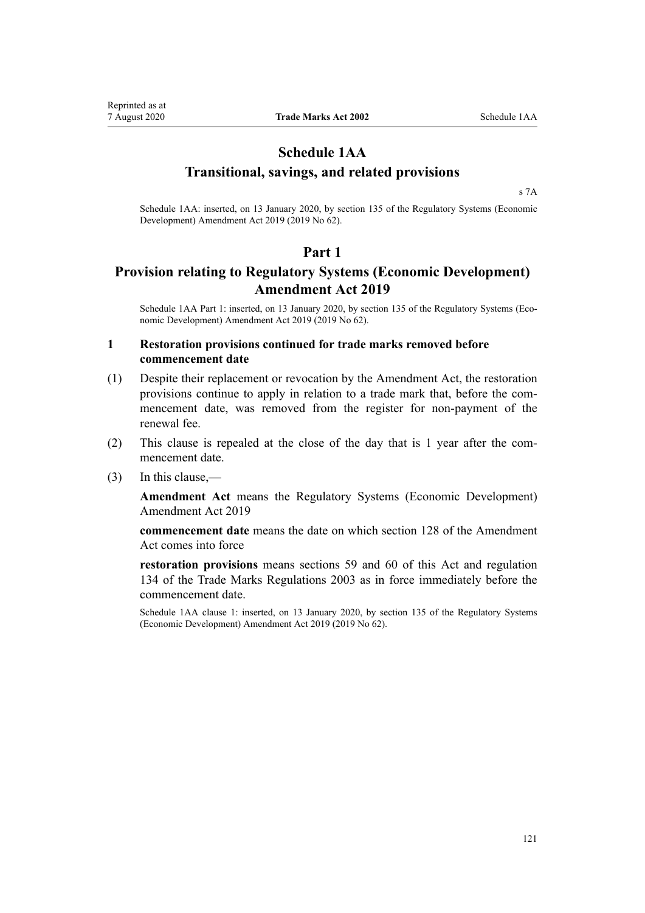# Schedule 1AA
## Transitional, savings, and related provisions

s 7A

Schedule 1AA: inserted, on 13 January 2020, by section 135 of the Regulatory Systems (Economic Development) Amendment Act 2019 (2019 No 62).

## Part 1
## Provision relating to Regulatory Systems (Economic Development) Amendment Act 2019

Schedule 1AA Part 1: inserted, on 13 January 2020, by section 135 of the Regulatory Systems (Economic Development) Amendment Act 2019 (2019 No 62).

### 1 Restoration provisions continued for trade marks removed before commencement date

(1) Despite their replacement or revocation by the Amendment Act, the restoration provisions continue to apply in relation to a trade mark that, before the commencement date, was removed from the register for non-payment of the renewal fee.

(2) This clause is repealed at the close of the day that is 1 year after the commencement date.

(3) In this clause,—

**Amendment Act** means the Regulatory Systems (Economic Development) Amendment Act 2019

**commencement date** means the date on which section 128 of the Amendment Act comes into force

**restoration provisions** means sections 59 and 60 of this Act and regulation 134 of the Trade Marks Regulations 2003 as in force immediately before the commencement date.

Schedule 1AA clause 1: inserted, on 13 January 2020, by section 135 of the Regulatory Systems (Economic Development) Amendment Act 2019 (2019 No 62).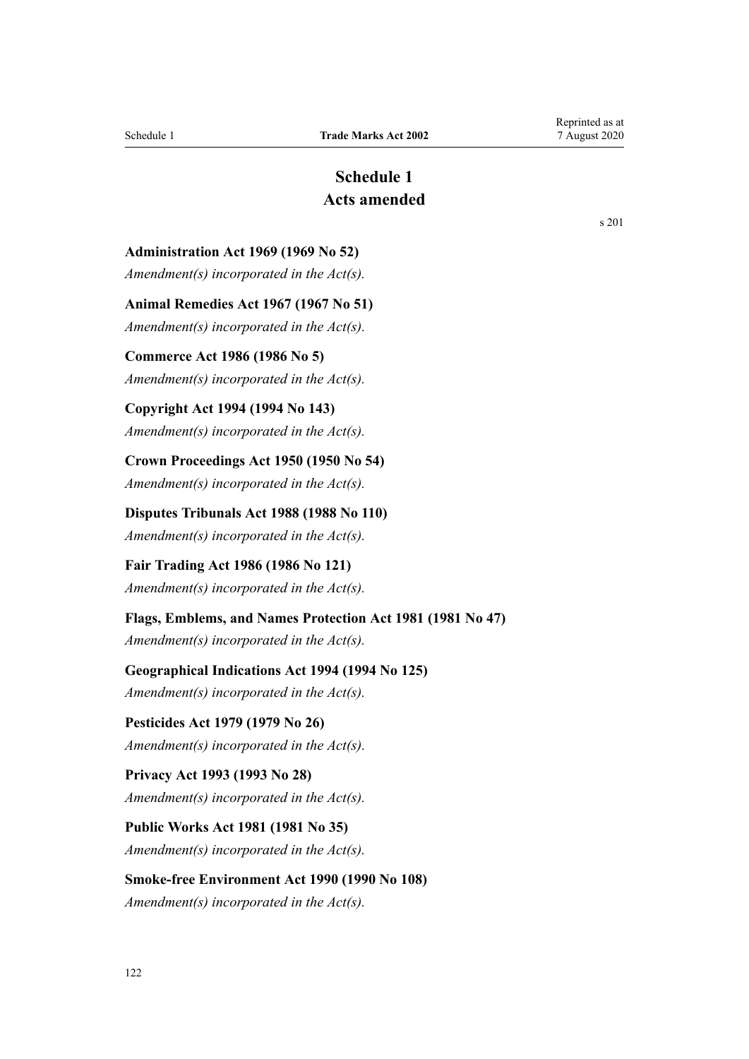# Schedule 1
# Acts amended

s 201

**Administration Act 1969 (1969 No 52)**

*Amendment(s) incorporated in the Act(s).*

**Animal Remedies Act 1967 (1967 No 51)**

*Amendment(s) incorporated in the Act(s).*

**Commerce Act 1986 (1986 No 5)**

*Amendment(s) incorporated in the Act(s).*

**Copyright Act 1994 (1994 No 143)**

*Amendment(s) incorporated in the Act(s).*

**Crown Proceedings Act 1950 (1950 No 54)**

*Amendment(s) incorporated in the Act(s).*

**Disputes Tribunals Act 1988 (1988 No 110)**

*Amendment(s) incorporated in the Act(s).*

**Fair Trading Act 1986 (1986 No 121)**

*Amendment(s) incorporated in the Act(s).*

**Flags, Emblems, and Names Protection Act 1981 (1981 No 47)**

*Amendment(s) incorporated in the Act(s).*

**Geographical Indications Act 1994 (1994 No 125)**

*Amendment(s) incorporated in the Act(s).*

**Pesticides Act 1979 (1979 No 26)**

*Amendment(s) incorporated in the Act(s).*

**Privacy Act 1993 (1993 No 28)**

*Amendment(s) incorporated in the Act(s).*

**Public Works Act 1981 (1981 No 35)**

*Amendment(s) incorporated in the Act(s).*

**Smoke-free Environment Act 1990 (1990 No 108)**

*Amendment(s) incorporated in the Act(s).*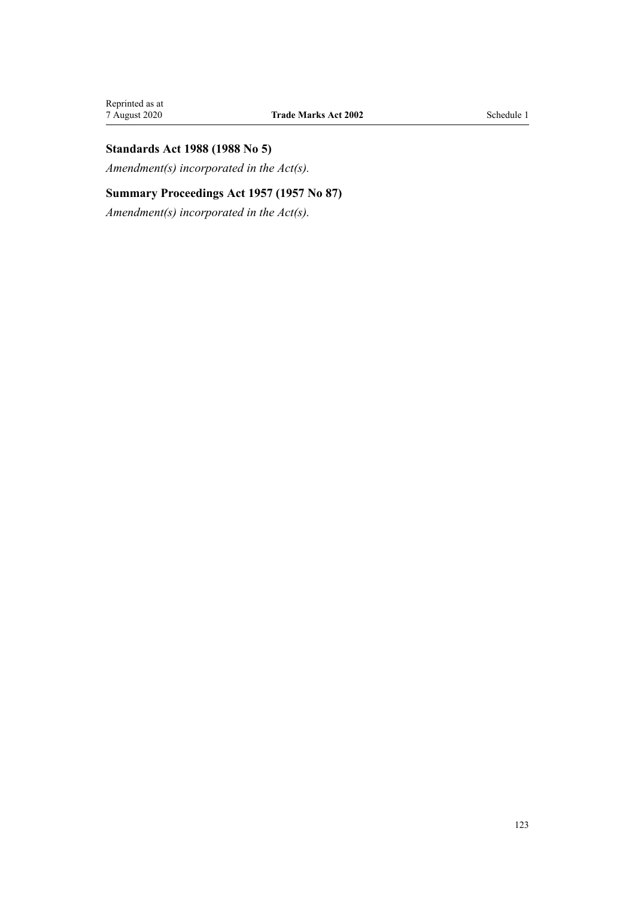### Standards Act 1988 (1988 No 5)

*Amendment(s) incorporated in the Act(s).*

### Summary Proceedings Act 1957 (1957 No 87)

*Amendment(s) incorporated in the Act(s).*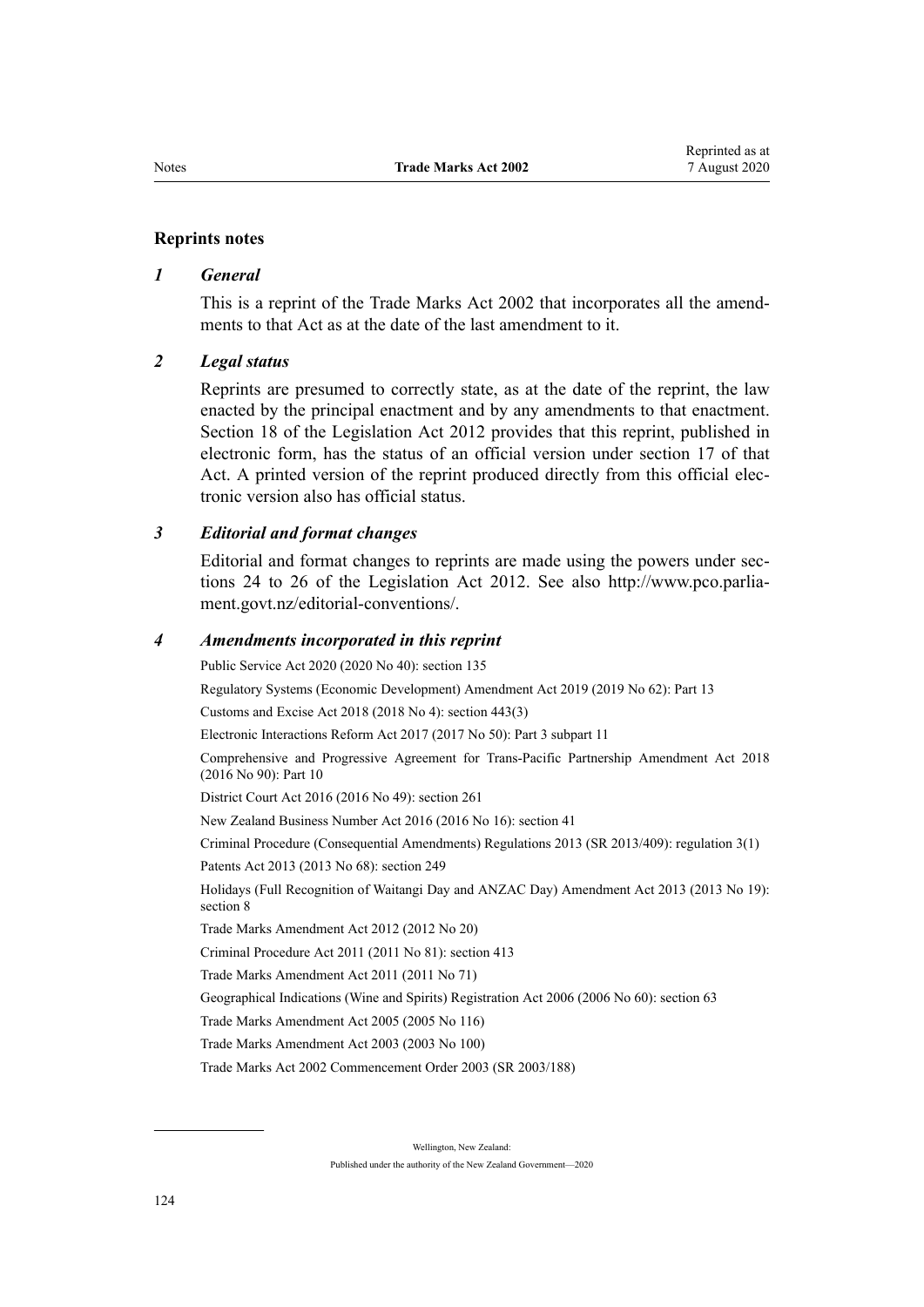## Reprints notes

### *1 General*

This is a reprint of the Trade Marks Act 2002 that incorporates all the amendments to that Act as at the date of the last amendment to it.

### *2 Legal status*

Reprints are presumed to correctly state, as at the date of the reprint, the law enacted by the principal enactment and by any amendments to that enactment. Section 18 of the Legislation Act 2012 provides that this reprint, published in electronic form, has the status of an official version under section 17 of that Act. A printed version of the reprint produced directly from this official electronic version also has official status.

### *3 Editorial and format changes*

Editorial and format changes to reprints are made using the powers under sections 24 to 26 of the Legislation Act 2012. See also http://www.pco.parliament.govt.nz/editorial-conventions/.

### *4 Amendments incorporated in this reprint*

Public Service Act 2020 (2020 No 40): section 135

Regulatory Systems (Economic Development) Amendment Act 2019 (2019 No 62): Part 13

Customs and Excise Act 2018 (2018 No 4): section 443(3)

Electronic Interactions Reform Act 2017 (2017 No 50): Part 3 subpart 11

Comprehensive and Progressive Agreement for Trans-Pacific Partnership Amendment Act 2018 (2016 No 90): Part 10

District Court Act 2016 (2016 No 49): section 261

New Zealand Business Number Act 2016 (2016 No 16): section 41

Criminal Procedure (Consequential Amendments) Regulations 2013 (SR 2013/409): regulation 3(1)

Patents Act 2013 (2013 No 68): section 249

Holidays (Full Recognition of Waitangi Day and ANZAC Day) Amendment Act 2013 (2013 No 19): section 8

Trade Marks Amendment Act 2012 (2012 No 20)

Criminal Procedure Act 2011 (2011 No 81): section 413

Trade Marks Amendment Act 2011 (2011 No 71)

Geographical Indications (Wine and Spirits) Registration Act 2006 (2006 No 60): section 63

Trade Marks Amendment Act 2005 (2005 No 116)

Trade Marks Amendment Act 2003 (2003 No 100)

Trade Marks Act 2002 Commencement Order 2003 (SR 2003/188)

Wellington, New Zealand:

Published under the authority of the New Zealand Government—2020